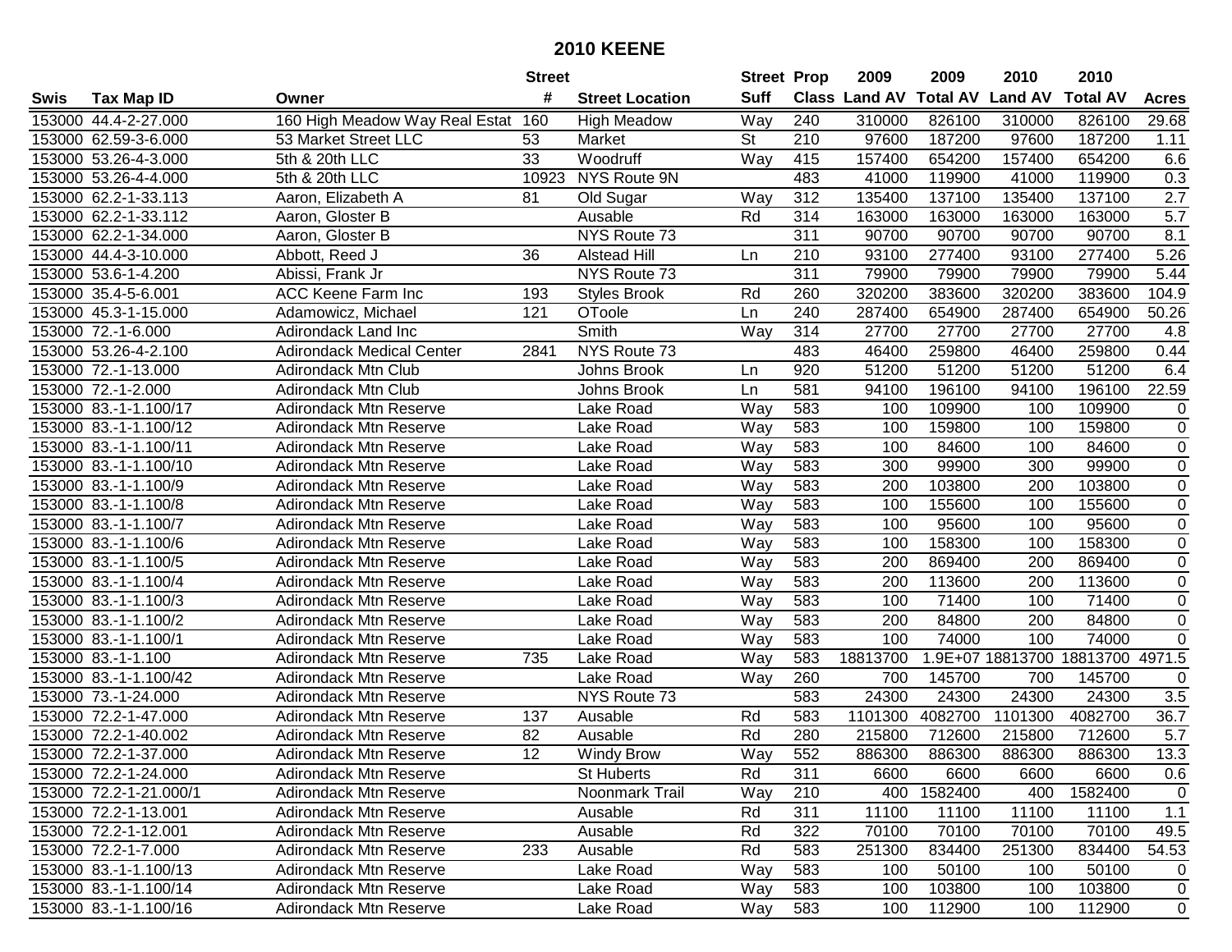# 2010 KEENE

| Swis | Tax Map ID | Owner | Street # | Street Location | Street Suff | Prop Class | 2009 Land AV | 2009 Total AV | 2010 Land AV | 2010 Total AV | Acres |
|---|---|---|---|---|---|---|---|---|---|---|---|
| 153000 | 44.4-2-27.000 | 160 High Meadow Way Real Estat | 160 | High Meadow | Way | 240 | 310000 | 826100 | 310000 | 826100 | 29.68 |
| 153000 | 62.59-3-6.000 | 53 Market Street LLC | 53 | Market | St | 210 | 97600 | 187200 | 97600 | 187200 | 1.11 |
| 153000 | 53.26-4-3.000 | 5th & 20th LLC | 33 | Woodruff | Way | 415 | 157400 | 654200 | 157400 | 654200 | 6.6 |
| 153000 | 53.26-4-4.000 | 5th & 20th LLC | 10923 | NYS Route 9N | | 483 | 41000 | 119900 | 41000 | 119900 | 0.3 |
| 153000 | 62.2-1-33.113 | Aaron, Elizabeth A | 81 | Old Sugar | Way | 312 | 135400 | 137100 | 135400 | 137100 | 2.7 |
| 153000 | 62.2-1-33.112 | Aaron, Gloster B | | Ausable | Rd | 314 | 163000 | 163000 | 163000 | 163000 | 5.7 |
| 153000 | 62.2-1-34.000 | Aaron, Gloster B | | NYS Route 73 | | 311 | 90700 | 90700 | 90700 | 90700 | 8.1 |
| 153000 | 44.4-3-10.000 | Abbott, Reed J | 36 | Alstead Hill | Ln | 210 | 93100 | 277400 | 93100 | 277400 | 5.26 |
| 153000 | 53.6-1-4.200 | Abissi, Frank Jr | | NYS Route 73 | | 311 | 79900 | 79900 | 79900 | 79900 | 5.44 |
| 153000 | 35.4-5-6.001 | ACC Keene Farm Inc | 193 | Styles Brook | Rd | 260 | 320200 | 383600 | 320200 | 383600 | 104.9 |
| 153000 | 45.3-1-15.000 | Adamowicz, Michael | 121 | OToole | Ln | 240 | 287400 | 654900 | 287400 | 654900 | 50.26 |
| 153000 | 72.-1-6.000 | Adirondack Land Inc | | Smith | Way | 314 | 27700 | 27700 | 27700 | 27700 | 4.8 |
| 153000 | 53.26-4-2.100 | Adirondack Medical Center | 2841 | NYS Route 73 | | 483 | 46400 | 259800 | 46400 | 259800 | 0.44 |
| 153000 | 72.-1-13.000 | Adirondack Mtn Club | | Johns Brook | Ln | 920 | 51200 | 51200 | 51200 | 51200 | 6.4 |
| 153000 | 72.-1-2.000 | Adirondack Mtn Club | | Johns Brook | Ln | 581 | 94100 | 196100 | 94100 | 196100 | 22.59 |
| 153000 | 83.-1-1.100/17 | Adirondack Mtn Reserve | | Lake Road | Way | 583 | 100 | 109900 | 100 | 109900 | 0 |
| 153000 | 83.-1-1.100/12 | Adirondack Mtn Reserve | | Lake Road | Way | 583 | 100 | 159800 | 100 | 159800 | 0 |
| 153000 | 83.-1-1.100/11 | Adirondack Mtn Reserve | | Lake Road | Way | 583 | 100 | 84600 | 100 | 84600 | 0 |
| 153000 | 83.-1-1.100/10 | Adirondack Mtn Reserve | | Lake Road | Way | 583 | 300 | 99900 | 300 | 99900 | 0 |
| 153000 | 83.-1-1.100/9 | Adirondack Mtn Reserve | | Lake Road | Way | 583 | 200 | 103800 | 200 | 103800 | 0 |
| 153000 | 83.-1-1.100/8 | Adirondack Mtn Reserve | | Lake Road | Way | 583 | 100 | 155600 | 100 | 155600 | 0 |
| 153000 | 83.-1-1.100/7 | Adirondack Mtn Reserve | | Lake Road | Way | 583 | 100 | 95600 | 100 | 95600 | 0 |
| 153000 | 83.-1-1.100/6 | Adirondack Mtn Reserve | | Lake Road | Way | 583 | 100 | 158300 | 100 | 158300 | 0 |
| 153000 | 83.-1-1.100/5 | Adirondack Mtn Reserve | | Lake Road | Way | 583 | 200 | 869400 | 200 | 869400 | 0 |
| 153000 | 83.-1-1.100/4 | Adirondack Mtn Reserve | | Lake Road | Way | 583 | 200 | 113600 | 200 | 113600 | 0 |
| 153000 | 83.-1-1.100/3 | Adirondack Mtn Reserve | | Lake Road | Way | 583 | 100 | 71400 | 100 | 71400 | 0 |
| 153000 | 83.-1-1.100/2 | Adirondack Mtn Reserve | | Lake Road | Way | 583 | 200 | 84800 | 200 | 84800 | 0 |
| 153000 | 83.-1-1.100/1 | Adirondack Mtn Reserve | | Lake Road | Way | 583 | 100 | 74000 | 100 | 74000 | 0 |
| 153000 | 83.-1-1.100 | Adirondack Mtn Reserve | 735 | Lake Road | Way | 583 | 18813700 | 1.9E+07 | 18813700 | 18813700 | 4971.5 |
| 153000 | 83.-1-1.100/42 | Adirondack Mtn Reserve | | Lake Road | Way | 260 | 700 | 145700 | 700 | 145700 | 0 |
| 153000 | 73.-1-24.000 | Adirondack Mtn Reserve | | NYS Route 73 | | 583 | 24300 | 24300 | 24300 | 24300 | 3.5 |
| 153000 | 72.2-1-47.000 | Adirondack Mtn Reserve | 137 | Ausable | Rd | 583 | 1101300 | 4082700 | 1101300 | 4082700 | 36.7 |
| 153000 | 72.2-1-40.002 | Adirondack Mtn Reserve | 82 | Ausable | Rd | 280 | 215800 | 712600 | 215800 | 712600 | 5.7 |
| 153000 | 72.2-1-37.000 | Adirondack Mtn Reserve | 12 | Windy Brow | Way | 552 | 886300 | 886300 | 886300 | 886300 | 13.3 |
| 153000 | 72.2-1-24.000 | Adirondack Mtn Reserve | | St Huberts | Rd | 311 | 6600 | 6600 | 6600 | 6600 | 0.6 |
| 153000 | 72.2-1-21.000/1 | Adirondack Mtn Reserve | | Noonmark Trail | Way | 210 | 400 | 1582400 | 400 | 1582400 | 0 |
| 153000 | 72.2-1-13.001 | Adirondack Mtn Reserve | | Ausable | Rd | 311 | 11100 | 11100 | 11100 | 11100 | 1.1 |
| 153000 | 72.2-1-12.001 | Adirondack Mtn Reserve | | Ausable | Rd | 322 | 70100 | 70100 | 70100 | 70100 | 49.5 |
| 153000 | 72.2-1-7.000 | Adirondack Mtn Reserve | 233 | Ausable | Rd | 583 | 251300 | 834400 | 251300 | 834400 | 54.53 |
| 153000 | 83.-1-1.100/13 | Adirondack Mtn Reserve | | Lake Road | Way | 583 | 100 | 50100 | 100 | 50100 | 0 |
| 153000 | 83.-1-1.100/14 | Adirondack Mtn Reserve | | Lake Road | Way | 583 | 100 | 103800 | 100 | 103800 | 0 |
| 153000 | 83.-1-1.100/16 | Adirondack Mtn Reserve | | Lake Road | Way | 583 | 100 | 112900 | 100 | 112900 | 0 |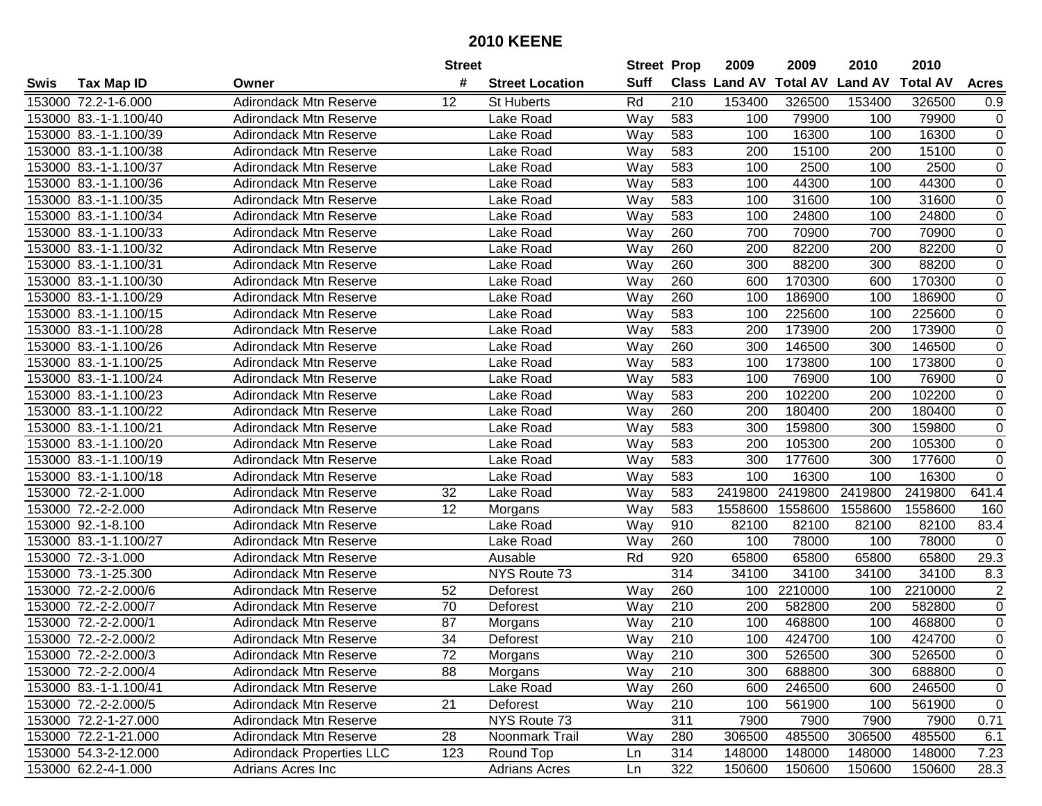# 2010 KEENE

| Swis | Tax Map ID | Owner | Street # | Street Location | Street Suff | Prop Class | 2009 Land AV | 2009 Total AV | 2010 Land AV | 2010 Total AV | Acres |
|---|---|---|---|---|---|---|---|---|---|---|---|
| 153000 | 72.2-1-6.000 | Adirondack Mtn Reserve | 12 | St Huberts | Rd | 210 | 153400 | 326500 | 153400 | 326500 | 0.9 |
| 153000 | 83.-1-1.100/40 | Adirondack Mtn Reserve | | Lake Road | Way | 583 | 100 | 79900 | 100 | 79900 | 0 |
| 153000 | 83.-1-1.100/39 | Adirondack Mtn Reserve | | Lake Road | Way | 583 | 100 | 16300 | 100 | 16300 | 0 |
| 153000 | 83.-1-1.100/38 | Adirondack Mtn Reserve | | Lake Road | Way | 583 | 200 | 15100 | 200 | 15100 | 0 |
| 153000 | 83.-1-1.100/37 | Adirondack Mtn Reserve | | Lake Road | Way | 583 | 100 | 2500 | 100 | 2500 | 0 |
| 153000 | 83.-1-1.100/36 | Adirondack Mtn Reserve | | Lake Road | Way | 583 | 100 | 44300 | 100 | 44300 | 0 |
| 153000 | 83.-1-1.100/35 | Adirondack Mtn Reserve | | Lake Road | Way | 583 | 100 | 31600 | 100 | 31600 | 0 |
| 153000 | 83.-1-1.100/34 | Adirondack Mtn Reserve | | Lake Road | Way | 583 | 100 | 24800 | 100 | 24800 | 0 |
| 153000 | 83.-1-1.100/33 | Adirondack Mtn Reserve | | Lake Road | Way | 260 | 700 | 70900 | 700 | 70900 | 0 |
| 153000 | 83.-1-1.100/32 | Adirondack Mtn Reserve | | Lake Road | Way | 260 | 200 | 82200 | 200 | 82200 | 0 |
| 153000 | 83.-1-1.100/31 | Adirondack Mtn Reserve | | Lake Road | Way | 260 | 300 | 88200 | 300 | 88200 | 0 |
| 153000 | 83.-1-1.100/30 | Adirondack Mtn Reserve | | Lake Road | Way | 260 | 600 | 170300 | 600 | 170300 | 0 |
| 153000 | 83.-1-1.100/29 | Adirondack Mtn Reserve | | Lake Road | Way | 260 | 100 | 186900 | 100 | 186900 | 0 |
| 153000 | 83.-1-1.100/15 | Adirondack Mtn Reserve | | Lake Road | Way | 583 | 100 | 225600 | 100 | 225600 | 0 |
| 153000 | 83.-1-1.100/28 | Adirondack Mtn Reserve | | Lake Road | Way | 583 | 200 | 173900 | 200 | 173900 | 0 |
| 153000 | 83.-1-1.100/26 | Adirondack Mtn Reserve | | Lake Road | Way | 260 | 300 | 146500 | 300 | 146500 | 0 |
| 153000 | 83.-1-1.100/25 | Adirondack Mtn Reserve | | Lake Road | Way | 583 | 100 | 173800 | 100 | 173800 | 0 |
| 153000 | 83.-1-1.100/24 | Adirondack Mtn Reserve | | Lake Road | Way | 583 | 100 | 76900 | 100 | 76900 | 0 |
| 153000 | 83.-1-1.100/23 | Adirondack Mtn Reserve | | Lake Road | Way | 583 | 200 | 102200 | 200 | 102200 | 0 |
| 153000 | 83.-1-1.100/22 | Adirondack Mtn Reserve | | Lake Road | Way | 260 | 200 | 180400 | 200 | 180400 | 0 |
| 153000 | 83.-1-1.100/21 | Adirondack Mtn Reserve | | Lake Road | Way | 583 | 300 | 159800 | 300 | 159800 | 0 |
| 153000 | 83.-1-1.100/20 | Adirondack Mtn Reserve | | Lake Road | Way | 583 | 200 | 105300 | 200 | 105300 | 0 |
| 153000 | 83.-1-1.100/19 | Adirondack Mtn Reserve | | Lake Road | Way | 583 | 300 | 177600 | 300 | 177600 | 0 |
| 153000 | 83.-1-1.100/18 | Adirondack Mtn Reserve | | Lake Road | Way | 583 | 100 | 16300 | 100 | 16300 | 0 |
| 153000 | 72.-2-1.000 | Adirondack Mtn Reserve | 32 | Lake Road | Way | 583 | 2419800 | 2419800 | 2419800 | 2419800 | 641.4 |
| 153000 | 72.-2-2.000 | Adirondack Mtn Reserve | 12 | Morgans | Way | 583 | 1558600 | 1558600 | 1558600 | 1558600 | 160 |
| 153000 | 92.-1-8.100 | Adirondack Mtn Reserve | | Lake Road | Way | 910 | 82100 | 82100 | 82100 | 82100 | 83.4 |
| 153000 | 83.-1-1.100/27 | Adirondack Mtn Reserve | | Lake Road | Way | 260 | 100 | 78000 | 100 | 78000 | 0 |
| 153000 | 72.-3-1.000 | Adirondack Mtn Reserve | | Ausable | Rd | 920 | 65800 | 65800 | 65800 | 65800 | 29.3 |
| 153000 | 73.-1-25.300 | Adirondack Mtn Reserve | | NYS Route 73 | | 314 | 34100 | 34100 | 34100 | 34100 | 8.3 |
| 153000 | 72.-2-2.000/6 | Adirondack Mtn Reserve | 52 | Deforest | Way | 260 | 100 | 2210000 | 100 | 2210000 | 2 |
| 153000 | 72.-2-2.000/7 | Adirondack Mtn Reserve | 70 | Deforest | Way | 210 | 200 | 582800 | 200 | 582800 | 0 |
| 153000 | 72.-2-2.000/1 | Adirondack Mtn Reserve | 87 | Morgans | Way | 210 | 100 | 468800 | 100 | 468800 | 0 |
| 153000 | 72.-2-2.000/2 | Adirondack Mtn Reserve | 34 | Deforest | Way | 210 | 100 | 424700 | 100 | 424700 | 0 |
| 153000 | 72.-2-2.000/3 | Adirondack Mtn Reserve | 72 | Morgans | Way | 210 | 300 | 526500 | 300 | 526500 | 0 |
| 153000 | 72.-2-2.000/4 | Adirondack Mtn Reserve | 88 | Morgans | Way | 210 | 300 | 688800 | 300 | 688800 | 0 |
| 153000 | 83.-1-1.100/41 | Adirondack Mtn Reserve | | Lake Road | Way | 260 | 600 | 246500 | 600 | 246500 | 0 |
| 153000 | 72.-2-2.000/5 | Adirondack Mtn Reserve | 21 | Deforest | Way | 210 | 100 | 561900 | 100 | 561900 | 0 |
| 153000 | 72.2-1-27.000 | Adirondack Mtn Reserve | | NYS Route 73 | | 311 | 7900 | 7900 | 7900 | 7900 | 0.71 |
| 153000 | 72.2-1-21.000 | Adirondack Mtn Reserve | 28 | Noonmark Trail | Way | 280 | 306500 | 485500 | 306500 | 485500 | 6.1 |
| 153000 | 54.3-2-12.000 | Adirondack Properties LLC | 123 | Round Top | Ln | 314 | 148000 | 148000 | 148000 | 148000 | 7.23 |
| 153000 | 62.2-4-1.000 | Adrians Acres Inc | | Adrians Acres | Ln | 322 | 150600 | 150600 | 150600 | 150600 | 28.3 |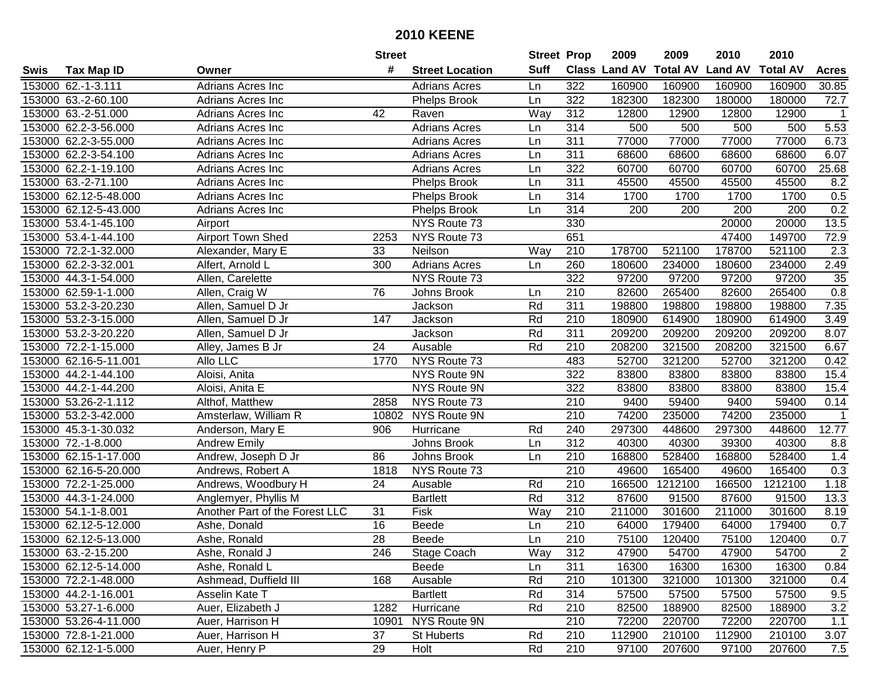# 2010 KEENE

| Swis | Tax Map ID | Owner | Street # | Street Location | Street Suff | Prop Class | 2009 Land AV | 2009 Total AV | 2010 Land AV | 2010 Total AV | Acres |
|---|---|---|---|---|---|---|---|---|---|---|---|
| 153000 | 62.-1-3.111 | Adrians Acres Inc | | Adrians Acres | Ln | 322 | 160900 | 160900 | 160900 | 160900 | 30.85 |
| 153000 | 63.-2-60.100 | Adrians Acres Inc | | Phelps Brook | Ln | 322 | 182300 | 182300 | 180000 | 180000 | 72.7 |
| 153000 | 63.-2-51.000 | Adrians Acres Inc | 42 | Raven | Way | 312 | 12800 | 12900 | 12800 | 12900 | 1 |
| 153000 | 62.2-3-56.000 | Adrians Acres Inc | | Adrians Acres | Ln | 314 | 500 | 500 | 500 | 500 | 5.53 |
| 153000 | 62.2-3-55.000 | Adrians Acres Inc | | Adrians Acres | Ln | 311 | 77000 | 77000 | 77000 | 77000 | 6.73 |
| 153000 | 62.2-3-54.100 | Adrians Acres Inc | | Adrians Acres | Ln | 311 | 68600 | 68600 | 68600 | 68600 | 6.07 |
| 153000 | 62.2-1-19.100 | Adrians Acres Inc | | Adrians Acres | Ln | 322 | 60700 | 60700 | 60700 | 60700 | 25.68 |
| 153000 | 63.-2-71.100 | Adrians Acres Inc | | Phelps Brook | Ln | 311 | 45500 | 45500 | 45500 | 45500 | 8.2 |
| 153000 | 62.12-5-48.000 | Adrians Acres Inc | | Phelps Brook | Ln | 314 | 1700 | 1700 | 1700 | 1700 | 0.5 |
| 153000 | 62.12-5-43.000 | Adrians Acres Inc | | Phelps Brook | Ln | 314 | 200 | 200 | 200 | 200 | 0.2 |
| 153000 | 53.4-1-45.100 | Airport | | NYS Route 73 | | 330 | | | 20000 | 20000 | 13.5 |
| 153000 | 53.4-1-44.100 | Airport Town Shed | 2253 | NYS Route 73 | | 651 | | | 47400 | 149700 | 72.9 |
| 153000 | 72.2-1-32.000 | Alexander, Mary E | 33 | Neilson | Way | 210 | 178700 | 521100 | 178700 | 521100 | 2.3 |
| 153000 | 62.2-3-32.001 | Alfert, Arnold L | 300 | Adrians Acres | Ln | 260 | 180600 | 234000 | 180600 | 234000 | 2.49 |
| 153000 | 44.3-1-54.000 | Allen, Carelette | | NYS Route 73 | | 322 | 97200 | 97200 | 97200 | 97200 | 35 |
| 153000 | 62.59-1-1.000 | Allen, Craig W | 76 | Johns Brook | Ln | 210 | 82600 | 265400 | 82600 | 265400 | 0.8 |
| 153000 | 53.2-3-20.230 | Allen, Samuel D Jr | | Jackson | Rd | 311 | 198800 | 198800 | 198800 | 198800 | 7.35 |
| 153000 | 53.2-3-15.000 | Allen, Samuel D Jr | 147 | Jackson | Rd | 210 | 180900 | 614900 | 180900 | 614900 | 3.49 |
| 153000 | 53.2-3-20.220 | Allen, Samuel D Jr | | Jackson | Rd | 311 | 209200 | 209200 | 209200 | 209200 | 8.07 |
| 153000 | 72.2-1-15.000 | Alley, James B Jr | 24 | Ausable | Rd | 210 | 208200 | 321500 | 208200 | 321500 | 6.67 |
| 153000 | 62.16-5-11.001 | Allo LLC | 1770 | NYS Route 73 | | 483 | 52700 | 321200 | 52700 | 321200 | 0.42 |
| 153000 | 44.2-1-44.100 | Aloisi, Anita | | NYS Route 9N | | 322 | 83800 | 83800 | 83800 | 83800 | 15.4 |
| 153000 | 44.2-1-44.200 | Aloisi, Anita E | | NYS Route 9N | | 322 | 83800 | 83800 | 83800 | 83800 | 15.4 |
| 153000 | 53.26-2-1.112 | Althof, Matthew | 2858 | NYS Route 73 | | 210 | 9400 | 59400 | 9400 | 59400 | 0.14 |
| 153000 | 53.2-3-42.000 | Amsterlaw, William R | 10802 | NYS Route 9N | | 210 | 74200 | 235000 | 74200 | 235000 | 1 |
| 153000 | 45.3-1-30.032 | Anderson, Mary E | 906 | Hurricane | Rd | 240 | 297300 | 448600 | 297300 | 448600 | 12.77 |
| 153000 | 72.-1-8.000 | Andrew Emily | | Johns Brook | Ln | 312 | 40300 | 40300 | 39300 | 40300 | 8.8 |
| 153000 | 62.15-1-17.000 | Andrew, Joseph D Jr | 86 | Johns Brook | Ln | 210 | 168800 | 528400 | 168800 | 528400 | 1.4 |
| 153000 | 62.16-5-20.000 | Andrews, Robert A | 1818 | NYS Route 73 | | 210 | 49600 | 165400 | 49600 | 165400 | 0.3 |
| 153000 | 72.2-1-25.000 | Andrews, Woodbury H | 24 | Ausable | Rd | 210 | 166500 | 1212100 | 166500 | 1212100 | 1.18 |
| 153000 | 44.3-1-24.000 | Anglemyer, Phyllis M | | Bartlett | Rd | 312 | 87600 | 91500 | 87600 | 91500 | 13.3 |
| 153000 | 54.1-1-8.001 | Another Part of the Forest LLC | 31 | Fisk | Way | 210 | 211000 | 301600 | 211000 | 301600 | 8.19 |
| 153000 | 62.12-5-12.000 | Ashe, Donald | 16 | Beede | Ln | 210 | 64000 | 179400 | 64000 | 179400 | 0.7 |
| 153000 | 62.12-5-13.000 | Ashe, Ronald | 28 | Beede | Ln | 210 | 75100 | 120400 | 75100 | 120400 | 0.7 |
| 153000 | 63.-2-15.200 | Ashe, Ronald J | 246 | Stage Coach | Way | 312 | 47900 | 54700 | 47900 | 54700 | 2 |
| 153000 | 62.12-5-14.000 | Ashe, Ronald L | | Beede | Ln | 311 | 16300 | 16300 | 16300 | 16300 | 0.84 |
| 153000 | 72.2-1-48.000 | Ashmead, Duffield III | 168 | Ausable | Rd | 210 | 101300 | 321000 | 101300 | 321000 | 0.4 |
| 153000 | 44.2-1-16.001 | Asselin Kate T | | Bartlett | Rd | 314 | 57500 | 57500 | 57500 | 57500 | 9.5 |
| 153000 | 53.27-1-6.000 | Auer, Elizabeth J | 1282 | Hurricane | Rd | 210 | 82500 | 188900 | 82500 | 188900 | 3.2 |
| 153000 | 53.26-4-11.000 | Auer, Harrison H | 10901 | NYS Route 9N | | 210 | 72200 | 220700 | 72200 | 220700 | 1.1 |
| 153000 | 72.8-1-21.000 | Auer, Harrison H | 37 | St Huberts | Rd | 210 | 112900 | 210100 | 112900 | 210100 | 3.07 |
| 153000 | 62.12-1-5.000 | Auer, Henry P | 29 | Holt | Rd | 210 | 97100 | 207600 | 97100 | 207600 | 7.5 |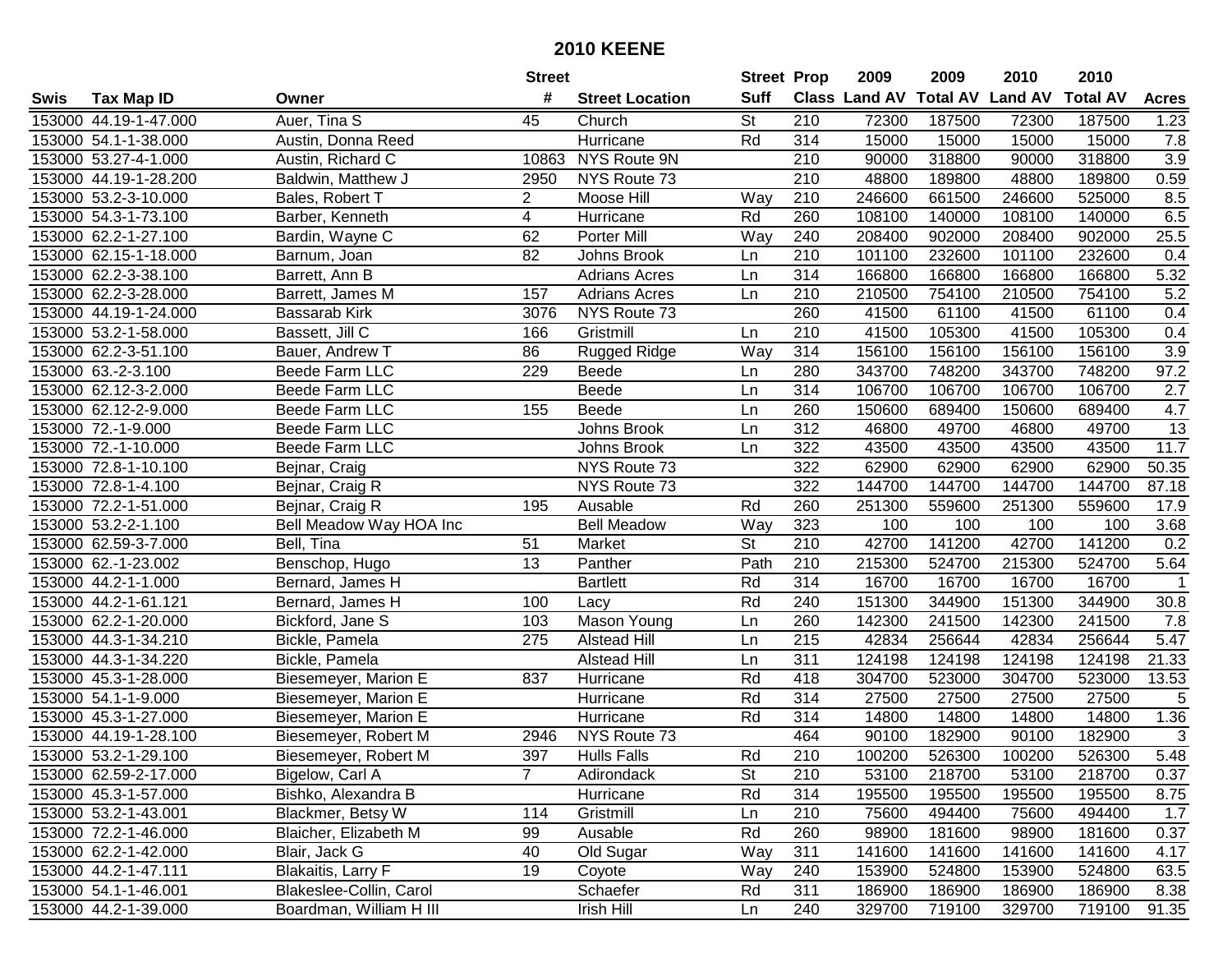# 2010 KEENE

| Swis | Tax Map ID | Owner | Street # | Street Location | Street Suff | Prop Class | 2009 Land AV | 2009 Total AV | 2010 Land AV | 2010 Total AV | Acres |
|---|---|---|---|---|---|---|---|---|---|---|---|
| 153000 | 44.19-1-47.000 | Auer, Tina S | 45 | Church | St | 210 | 72300 | 187500 | 72300 | 187500 | 1.23 |
| 153000 | 54.1-1-38.000 | Austin, Donna Reed | | Hurricane | Rd | 314 | 15000 | 15000 | 15000 | 15000 | 7.8 |
| 153000 | 53.27-4-1.000 | Austin, Richard C | 10863 | NYS Route 9N | | 210 | 90000 | 318800 | 90000 | 318800 | 3.9 |
| 153000 | 44.19-1-28.200 | Baldwin, Matthew J | 2950 | NYS Route 73 | | 210 | 48800 | 189800 | 48800 | 189800 | 0.59 |
| 153000 | 53.2-3-10.000 | Bales, Robert T | 2 | Moose Hill | Way | 210 | 246600 | 661500 | 246600 | 525000 | 8.5 |
| 153000 | 54.3-1-73.100 | Barber, Kenneth | 4 | Hurricane | Rd | 260 | 108100 | 140000 | 108100 | 140000 | 6.5 |
| 153000 | 62.2-1-27.100 | Bardin, Wayne C | 62 | Porter Mill | Way | 240 | 208400 | 902000 | 208400 | 902000 | 25.5 |
| 153000 | 62.15-1-18.000 | Barnum, Joan | 82 | Johns Brook | Ln | 210 | 101100 | 232600 | 101100 | 232600 | 0.4 |
| 153000 | 62.2-3-38.100 | Barrett, Ann B | | Adrians Acres | Ln | 314 | 166800 | 166800 | 166800 | 166800 | 5.32 |
| 153000 | 62.2-3-28.000 | Barrett, James M | 157 | Adrians Acres | Ln | 210 | 210500 | 754100 | 210500 | 754100 | 5.2 |
| 153000 | 44.19-1-24.000 | Bassarab Kirk | 3076 | NYS Route 73 | | 260 | 41500 | 61100 | 41500 | 61100 | 0.4 |
| 153000 | 53.2-1-58.000 | Bassett, Jill C | 166 | Gristmill | Ln | 210 | 41500 | 105300 | 41500 | 105300 | 0.4 |
| 153000 | 62.2-3-51.100 | Bauer, Andrew T | 86 | Rugged Ridge | Way | 314 | 156100 | 156100 | 156100 | 156100 | 3.9 |
| 153000 | 63.-2-3.100 | Beede Farm LLC | 229 | Beede | Ln | 280 | 343700 | 748200 | 343700 | 748200 | 97.2 |
| 153000 | 62.12-3-2.000 | Beede Farm LLC | | Beede | Ln | 314 | 106700 | 106700 | 106700 | 106700 | 2.7 |
| 153000 | 62.12-2-9.000 | Beede Farm LLC | 155 | Beede | Ln | 260 | 150600 | 689400 | 150600 | 689400 | 4.7 |
| 153000 | 72.-1-9.000 | Beede Farm LLC | | Johns Brook | Ln | 312 | 46800 | 49700 | 46800 | 49700 | 13 |
| 153000 | 72.-1-10.000 | Beede Farm LLC | | Johns Brook | Ln | 322 | 43500 | 43500 | 43500 | 43500 | 11.7 |
| 153000 | 72.8-1-10.100 | Bejnar, Craig | | NYS Route 73 | | 322 | 62900 | 62900 | 62900 | 62900 | 50.35 |
| 153000 | 72.8-1-4.100 | Bejnar, Craig R | | NYS Route 73 | | 322 | 144700 | 144700 | 144700 | 144700 | 87.18 |
| 153000 | 72.2-1-51.000 | Bejnar, Craig R | 195 | Ausable | Rd | 260 | 251300 | 559600 | 251300 | 559600 | 17.9 |
| 153000 | 53.2-2-1.100 | Bell Meadow Way HOA Inc | | Bell Meadow | Way | 323 | 100 | 100 | 100 | 100 | 3.68 |
| 153000 | 62.59-3-7.000 | Bell, Tina | 51 | Market | St | 210 | 42700 | 141200 | 42700 | 141200 | 0.2 |
| 153000 | 62.-1-23.002 | Benschop, Hugo | 13 | Panther | Path | 210 | 215300 | 524700 | 215300 | 524700 | 5.64 |
| 153000 | 44.2-1-1.000 | Bernard, James H | | Bartlett | Rd | 314 | 16700 | 16700 | 16700 | 16700 | 1 |
| 153000 | 44.2-1-61.121 | Bernard, James H | 100 | Lacy | Rd | 240 | 151300 | 344900 | 151300 | 344900 | 30.8 |
| 153000 | 62.2-1-20.000 | Bickford, Jane S | 103 | Mason Young | Ln | 260 | 142300 | 241500 | 142300 | 241500 | 7.8 |
| 153000 | 44.3-1-34.210 | Bickle, Pamela | 275 | Alstead Hill | Ln | 215 | 42834 | 256644 | 42834 | 256644 | 5.47 |
| 153000 | 44.3-1-34.220 | Bickle, Pamela | | Alstead Hill | Ln | 311 | 124198 | 124198 | 124198 | 124198 | 21.33 |
| 153000 | 45.3-1-28.000 | Biesemeyer, Marion E | 837 | Hurricane | Rd | 418 | 304700 | 523000 | 304700 | 523000 | 13.53 |
| 153000 | 54.1-1-9.000 | Biesemeyer, Marion E | | Hurricane | Rd | 314 | 27500 | 27500 | 27500 | 27500 | 5 |
| 153000 | 45.3-1-27.000 | Biesemeyer, Marion E | | Hurricane | Rd | 314 | 14800 | 14800 | 14800 | 14800 | 1.36 |
| 153000 | 44.19-1-28.100 | Biesemeyer, Robert M | 2946 | NYS Route 73 | | 464 | 90100 | 182900 | 90100 | 182900 | 3 |
| 153000 | 53.2-1-29.100 | Biesemeyer, Robert M | 397 | Hulls Falls | Rd | 210 | 100200 | 526300 | 100200 | 526300 | 5.48 |
| 153000 | 62.59-2-17.000 | Bigelow, Carl A | 7 | Adirondack | St | 210 | 53100 | 218700 | 53100 | 218700 | 0.37 |
| 153000 | 45.3-1-57.000 | Bishko, Alexandra B | | Hurricane | Rd | 314 | 195500 | 195500 | 195500 | 195500 | 8.75 |
| 153000 | 53.2-1-43.001 | Blackmer, Betsy W | 114 | Gristmill | Ln | 210 | 75600 | 494400 | 75600 | 494400 | 1.7 |
| 153000 | 72.2-1-46.000 | Blaicher, Elizabeth M | 99 | Ausable | Rd | 260 | 98900 | 181600 | 98900 | 181600 | 0.37 |
| 153000 | 62.2-1-42.000 | Blair, Jack G | 40 | Old Sugar | Way | 311 | 141600 | 141600 | 141600 | 141600 | 4.17 |
| 153000 | 44.2-1-47.111 | Blakaitis, Larry F | 19 | Coyote | Way | 240 | 153900 | 524800 | 153900 | 524800 | 63.5 |
| 153000 | 54.1-1-46.001 | Blakeslee-Collin, Carol | | Schaefer | Rd | 311 | 186900 | 186900 | 186900 | 186900 | 8.38 |
| 153000 | 44.2-1-39.000 | Boardman, William H III | | Irish Hill | Ln | 240 | 329700 | 719100 | 329700 | 719100 | 91.35 |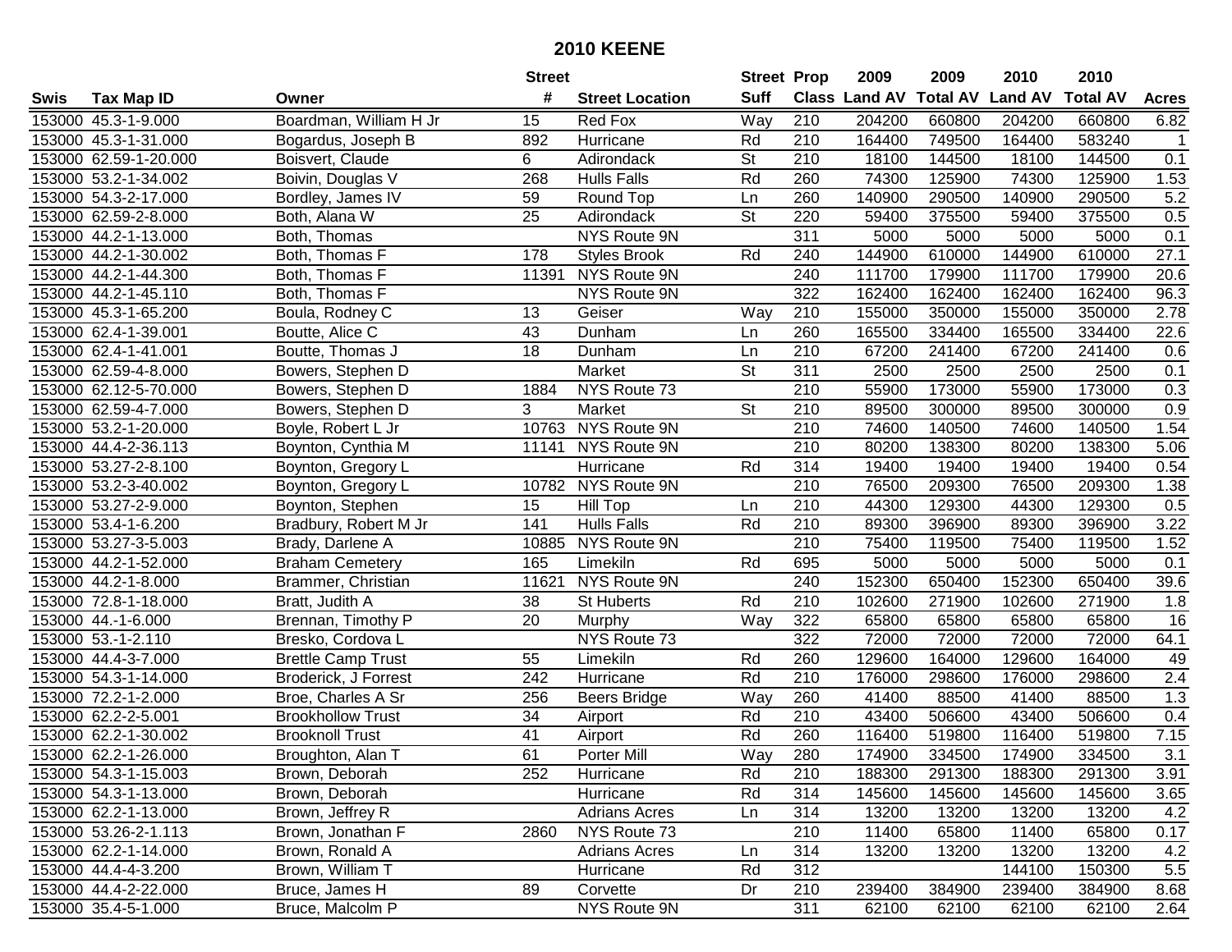# 2010 KEENE

| Swis | Tax Map ID | Owner | Street # | Street Location | Street Suff | Prop Class | 2009 Land AV | 2009 Total AV | 2010 Land AV | 2010 Total AV | Acres |
|---|---|---|---|---|---|---|---|---|---|---|---|
| 153000 | 45.3-1-9.000 | Boardman, William H Jr | 15 | Red Fox | Way | 210 | 204200 | 660800 | 204200 | 660800 | 6.82 |
| 153000 | 45.3-1-31.000 | Bogardus, Joseph B | 892 | Hurricane | Rd | 210 | 164400 | 749500 | 164400 | 583240 | 1 |
| 153000 | 62.59-1-20.000 | Boisvert, Claude | 6 | Adirondack | St | 210 | 18100 | 144500 | 18100 | 144500 | 0.1 |
| 153000 | 53.2-1-34.002 | Boivin, Douglas V | 268 | Hulls Falls | Rd | 260 | 74300 | 125900 | 74300 | 125900 | 1.53 |
| 153000 | 54.3-2-17.000 | Bordley, James IV | 59 | Round Top | Ln | 260 | 140900 | 290500 | 140900 | 290500 | 5.2 |
| 153000 | 62.59-2-8.000 | Both, Alana W | 25 | Adirondack | St | 220 | 59400 | 375500 | 59400 | 375500 | 0.5 |
| 153000 | 44.2-1-13.000 | Both, Thomas | | NYS Route 9N | | 311 | 5000 | 5000 | 5000 | 5000 | 0.1 |
| 153000 | 44.2-1-30.002 | Both, Thomas F | 178 | Styles Brook | Rd | 240 | 144900 | 610000 | 144900 | 610000 | 27.1 |
| 153000 | 44.2-1-44.300 | Both, Thomas F | 11391 | NYS Route 9N | | 240 | 111700 | 179900 | 111700 | 179900 | 20.6 |
| 153000 | 44.2-1-45.110 | Both, Thomas F | | NYS Route 9N | | 322 | 162400 | 162400 | 162400 | 162400 | 96.3 |
| 153000 | 45.3-1-65.200 | Boula, Rodney C | 13 | Geiser | Way | 210 | 155000 | 350000 | 155000 | 350000 | 2.78 |
| 153000 | 62.4-1-39.001 | Boutte, Alice C | 43 | Dunham | Ln | 260 | 165500 | 334400 | 165500 | 334400 | 22.6 |
| 153000 | 62.4-1-41.001 | Boutte, Thomas J | 18 | Dunham | Ln | 210 | 67200 | 241400 | 67200 | 241400 | 0.6 |
| 153000 | 62.59-4-8.000 | Bowers, Stephen D | | Market | St | 311 | 2500 | 2500 | 2500 | 2500 | 0.1 |
| 153000 | 62.12-5-70.000 | Bowers, Stephen D | 1884 | NYS Route 73 | | 210 | 55900 | 173000 | 55900 | 173000 | 0.3 |
| 153000 | 62.59-4-7.000 | Bowers, Stephen D | 3 | Market | St | 210 | 89500 | 300000 | 89500 | 300000 | 0.9 |
| 153000 | 53.2-1-20.000 | Boyle, Robert L Jr | 10763 | NYS Route 9N | | 210 | 74600 | 140500 | 74600 | 140500 | 1.54 |
| 153000 | 44.4-2-36.113 | Boynton, Cynthia M | 11141 | NYS Route 9N | | 210 | 80200 | 138300 | 80200 | 138300 | 5.06 |
| 153000 | 53.27-2-8.100 | Boynton, Gregory L | | Hurricane | Rd | 314 | 19400 | 19400 | 19400 | 19400 | 0.54 |
| 153000 | 53.2-3-40.002 | Boynton, Gregory L | 10782 | NYS Route 9N | | 210 | 76500 | 209300 | 76500 | 209300 | 1.38 |
| 153000 | 53.27-2-9.000 | Boynton, Stephen | 15 | Hill Top | Ln | 210 | 44300 | 129300 | 44300 | 129300 | 0.5 |
| 153000 | 53.4-1-6.200 | Bradbury, Robert M Jr | 141 | Hulls Falls | Rd | 210 | 89300 | 396900 | 89300 | 396900 | 3.22 |
| 153000 | 53.27-3-5.003 | Brady, Darlene A | 10885 | NYS Route 9N | | 210 | 75400 | 119500 | 75400 | 119500 | 1.52 |
| 153000 | 44.2-1-52.000 | Braham Cemetery | 165 | Limekiln | Rd | 695 | 5000 | 5000 | 5000 | 5000 | 0.1 |
| 153000 | 44.2-1-8.000 | Brammer, Christian | 11621 | NYS Route 9N | | 240 | 152300 | 650400 | 152300 | 650400 | 39.6 |
| 153000 | 72.8-1-18.000 | Bratt, Judith A | 38 | St Huberts | Rd | 210 | 102600 | 271900 | 102600 | 271900 | 1.8 |
| 153000 | 44.-1-6.000 | Brennan, Timothy P | 20 | Murphy | Way | 322 | 65800 | 65800 | 65800 | 65800 | 16 |
| 153000 | 53.-1-2.110 | Bresko, Cordova L | | NYS Route 73 | | 322 | 72000 | 72000 | 72000 | 72000 | 64.1 |
| 153000 | 44.4-3-7.000 | Brettle Camp Trust | 55 | Limekiln | Rd | 260 | 129600 | 164000 | 129600 | 164000 | 49 |
| 153000 | 54.3-1-14.000 | Broderick, J Forrest | 242 | Hurricane | Rd | 210 | 176000 | 298600 | 176000 | 298600 | 2.4 |
| 153000 | 72.2-1-2.000 | Broe, Charles A Sr | 256 | Beers Bridge | Way | 260 | 41400 | 88500 | 41400 | 88500 | 1.3 |
| 153000 | 62.2-2-5.001 | Brookhollow Trust | 34 | Airport | Rd | 210 | 43400 | 506600 | 43400 | 506600 | 0.4 |
| 153000 | 62.2-1-30.002 | Brooknoll Trust | 41 | Airport | Rd | 260 | 116400 | 519800 | 116400 | 519800 | 7.15 |
| 153000 | 62.2-1-26.000 | Broughton, Alan T | 61 | Porter Mill | Way | 280 | 174900 | 334500 | 174900 | 334500 | 3.1 |
| 153000 | 54.3-1-15.003 | Brown, Deborah | 252 | Hurricane | Rd | 210 | 188300 | 291300 | 188300 | 291300 | 3.91 |
| 153000 | 54.3-1-13.000 | Brown, Deborah | | Hurricane | Rd | 314 | 145600 | 145600 | 145600 | 145600 | 3.65 |
| 153000 | 62.2-1-13.000 | Brown, Jeffrey R | | Adrians Acres | Ln | 314 | 13200 | 13200 | 13200 | 13200 | 4.2 |
| 153000 | 53.26-2-1.113 | Brown, Jonathan F | 2860 | NYS Route 73 | | 210 | 11400 | 65800 | 11400 | 65800 | 0.17 |
| 153000 | 62.2-1-14.000 | Brown, Ronald A | | Adrians Acres | Ln | 314 | 13200 | 13200 | 13200 | 13200 | 4.2 |
| 153000 | 44.4-4-3.200 | Brown, William T | | Hurricane | Rd | 312 | | | 144100 | 150300 | 5.5 |
| 153000 | 44.4-2-22.000 | Bruce, James H | 89 | Corvette | Dr | 210 | 239400 | 384900 | 239400 | 384900 | 8.68 |
| 153000 | 35.4-5-1.000 | Bruce, Malcolm P | | NYS Route 9N | | 311 | 62100 | 62100 | 62100 | 62100 | 2.64 |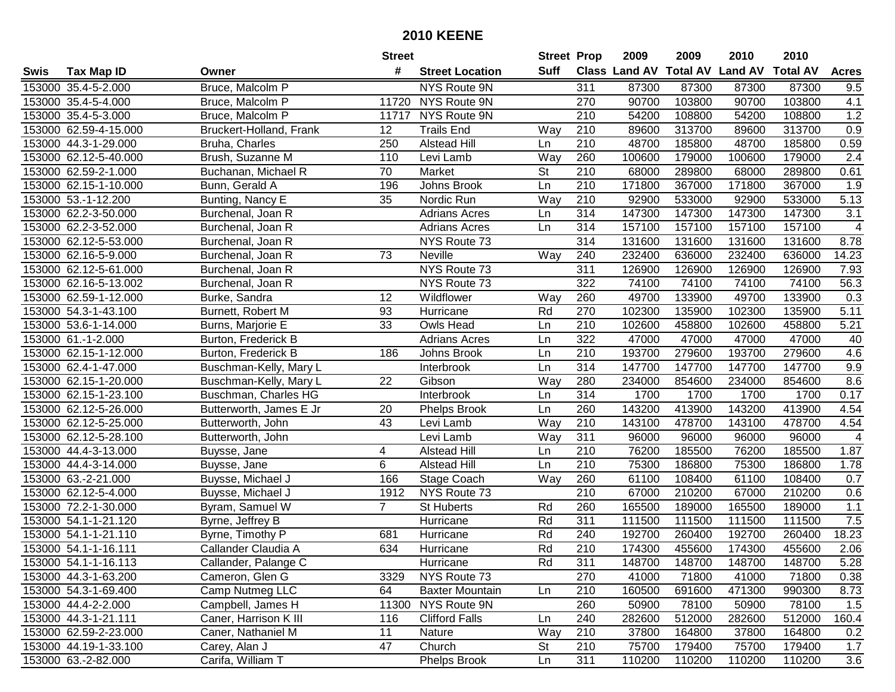# 2010 KEENE

| Swis | Tax Map ID | Owner | Street # | Street Location | Street Suff | Prop Class | 2009 Land AV | 2009 Total AV | 2010 Land AV | 2010 Total AV | Acres |
|---|---|---|---|---|---|---|---|---|---|---|---|
| 153000 | 35.4-5-2.000 | Bruce, Malcolm P | | NYS Route 9N | | 311 | 87300 | 87300 | 87300 | 87300 | 9.5 |
| 153000 | 35.4-5-4.000 | Bruce, Malcolm P | 11720 | NYS Route 9N | | 270 | 90700 | 103800 | 90700 | 103800 | 4.1 |
| 153000 | 35.4-5-3.000 | Bruce, Malcolm P | 11717 | NYS Route 9N | | 210 | 54200 | 108800 | 54200 | 108800 | 1.2 |
| 153000 | 62.59-4-15.000 | Bruckert-Holland, Frank | 12 | Trails End | Way | 210 | 89600 | 313700 | 89600 | 313700 | 0.9 |
| 153000 | 44.3-1-29.000 | Bruha, Charles | 250 | Alstead Hill | Ln | 210 | 48700 | 185800 | 48700 | 185800 | 0.59 |
| 153000 | 62.12-5-40.000 | Brush, Suzanne M | 110 | Levi Lamb | Way | 260 | 100600 | 179000 | 100600 | 179000 | 2.4 |
| 153000 | 62.59-2-1.000 | Buchanan, Michael R | 70 | Market | St | 210 | 68000 | 289800 | 68000 | 289800 | 0.61 |
| 153000 | 62.15-1-10.000 | Bunn, Gerald A | 196 | Johns Brook | Ln | 210 | 171800 | 367000 | 171800 | 367000 | 1.9 |
| 153000 | 53.-1-12.200 | Bunting, Nancy E | 35 | Nordic Run | Way | 210 | 92900 | 533000 | 92900 | 533000 | 5.13 |
| 153000 | 62.2-3-50.000 | Burchenal, Joan R | | Adrians Acres | Ln | 314 | 147300 | 147300 | 147300 | 147300 | 3.1 |
| 153000 | 62.2-3-52.000 | Burchenal, Joan R | | Adrians Acres | Ln | 314 | 157100 | 157100 | 157100 | 157100 | 4 |
| 153000 | 62.12-5-53.000 | Burchenal, Joan R | | NYS Route 73 | | 314 | 131600 | 131600 | 131600 | 131600 | 8.78 |
| 153000 | 62.16-5-9.000 | Burchenal, Joan R | 73 | Neville | Way | 240 | 232400 | 636000 | 232400 | 636000 | 14.23 |
| 153000 | 62.12-5-61.000 | Burchenal, Joan R | | NYS Route 73 | | 311 | 126900 | 126900 | 126900 | 126900 | 7.93 |
| 153000 | 62.16-5-13.002 | Burchenal, Joan R | | NYS Route 73 | | 322 | 74100 | 74100 | 74100 | 74100 | 56.3 |
| 153000 | 62.59-1-12.000 | Burke, Sandra | 12 | Wildflower | Way | 260 | 49700 | 133900 | 49700 | 133900 | 0.3 |
| 153000 | 54.3-1-43.100 | Burnett, Robert M | 93 | Hurricane | Rd | 270 | 102300 | 135900 | 102300 | 135900 | 5.11 |
| 153000 | 53.6-1-14.000 | Burns, Marjorie E | 33 | Owls Head | Ln | 210 | 102600 | 458800 | 102600 | 458800 | 5.21 |
| 153000 | 61.-1-2.000 | Burton, Frederick B | | Adrians Acres | Ln | 322 | 47000 | 47000 | 47000 | 47000 | 40 |
| 153000 | 62.15-1-12.000 | Burton, Frederick B | 186 | Johns Brook | Ln | 210 | 193700 | 279600 | 193700 | 279600 | 4.6 |
| 153000 | 62.4-1-47.000 | Buschman-Kelly, Mary L | | Interbrook | Ln | 314 | 147700 | 147700 | 147700 | 147700 | 9.9 |
| 153000 | 62.15-1-20.000 | Buschman-Kelly, Mary L | 22 | Gibson | Way | 280 | 234000 | 854600 | 234000 | 854600 | 8.6 |
| 153000 | 62.15-1-23.100 | Buschman, Charles HG | | Interbrook | Ln | 314 | 1700 | 1700 | 1700 | 1700 | 0.17 |
| 153000 | 62.12-5-26.000 | Butterworth, James E Jr | 20 | Phelps Brook | Ln | 260 | 143200 | 413900 | 143200 | 413900 | 4.54 |
| 153000 | 62.12-5-25.000 | Butterworth, John | 43 | Levi Lamb | Way | 210 | 143100 | 478700 | 143100 | 478700 | 4.54 |
| 153000 | 62.12-5-28.100 | Butterworth, John | | Levi Lamb | Way | 311 | 96000 | 96000 | 96000 | 96000 | 4 |
| 153000 | 44.4-3-13.000 | Buysse, Jane | 4 | Alstead Hill | Ln | 210 | 76200 | 185500 | 76200 | 185500 | 1.87 |
| 153000 | 44.4-3-14.000 | Buysse, Jane | 6 | Alstead Hill | Ln | 210 | 75300 | 186800 | 75300 | 186800 | 1.78 |
| 153000 | 63.-2-21.000 | Buysse, Michael J | 166 | Stage Coach | Way | 260 | 61100 | 108400 | 61100 | 108400 | 0.7 |
| 153000 | 62.12-5-4.000 | Buysse, Michael J | 1912 | NYS Route 73 | | 210 | 67000 | 210200 | 67000 | 210200 | 0.6 |
| 153000 | 72.2-1-30.000 | Byram, Samuel W | 7 | St Huberts | Rd | 260 | 165500 | 189000 | 165500 | 189000 | 1.1 |
| 153000 | 54.1-1-21.120 | Byrne, Jeffrey B | | Hurricane | Rd | 311 | 111500 | 111500 | 111500 | 111500 | 7.5 |
| 153000 | 54.1-1-21.110 | Byrne, Timothy P | 681 | Hurricane | Rd | 240 | 192700 | 260400 | 192700 | 260400 | 18.23 |
| 153000 | 54.1-1-16.111 | Callander Claudia A | 634 | Hurricane | Rd | 210 | 174300 | 455600 | 174300 | 455600 | 2.06 |
| 153000 | 54.1-1-16.113 | Callander, Palange C | | Hurricane | Rd | 311 | 148700 | 148700 | 148700 | 148700 | 5.28 |
| 153000 | 44.3-1-63.200 | Cameron, Glen G | 3329 | NYS Route 73 | | 270 | 41000 | 71800 | 41000 | 71800 | 0.38 |
| 153000 | 54.3-1-69.400 | Camp Nutmeg LLC | 64 | Baxter Mountain | Ln | 210 | 160500 | 691600 | 471300 | 990300 | 8.73 |
| 153000 | 44.4-2-2.000 | Campbell, James H | 11300 | NYS Route 9N | | 260 | 50900 | 78100 | 50900 | 78100 | 1.5 |
| 153000 | 44.3-1-21.111 | Caner, Harrison K III | 116 | Clifford Falls | Ln | 240 | 282600 | 512000 | 282600 | 512000 | 160.4 |
| 153000 | 62.59-2-23.000 | Caner, Nathaniel M | 11 | Nature | Way | 210 | 37800 | 164800 | 37800 | 164800 | 0.2 |
| 153000 | 44.19-1-33.100 | Carey, Alan J | 47 | Church | St | 210 | 75700 | 179400 | 75700 | 179400 | 1.7 |
| 153000 | 63.-2-82.000 | Carifa, William T | | Phelps Brook | Ln | 311 | 110200 | 110200 | 110200 | 110200 | 3.6 |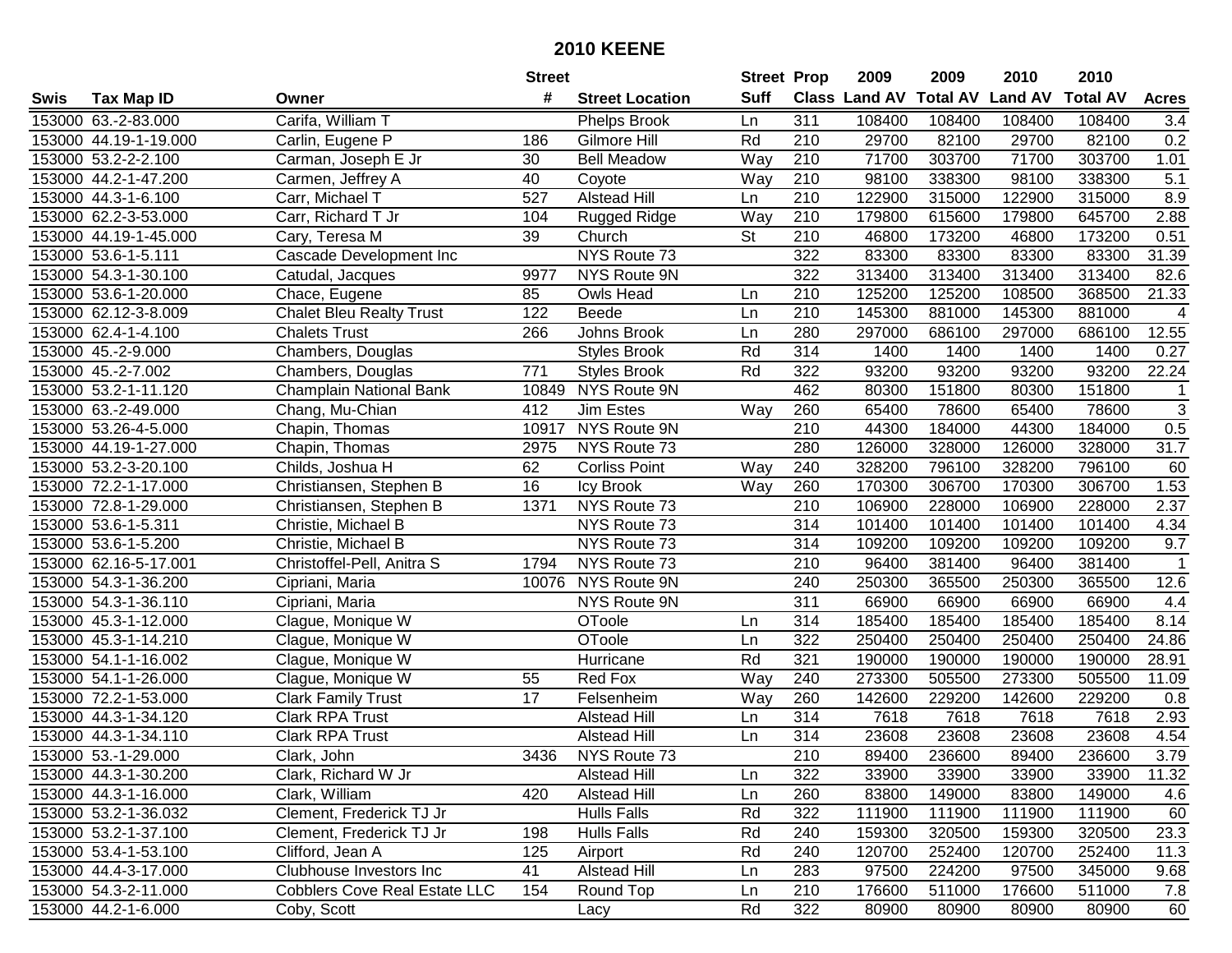# 2010 KEENE

| Swis | Tax Map ID | Owner | Street # | Street Location | Street Suff | Prop Class | 2009 Land AV | 2009 Total AV | 2010 Land AV | 2010 Total AV | Acres |
|---|---|---|---|---|---|---|---|---|---|---|---|
| 153000 | 63.-2-83.000 | Carifa, William T | | Phelps Brook | Ln | 311 | 108400 | 108400 | 108400 | 108400 | 3.4 |
| 153000 | 44.19-1-19.000 | Carlin, Eugene P | 186 | Gilmore Hill | Rd | 210 | 29700 | 82100 | 29700 | 82100 | 0.2 |
| 153000 | 53.2-2-2.100 | Carman, Joseph E Jr | 30 | Bell Meadow | Way | 210 | 71700 | 303700 | 71700 | 303700 | 1.01 |
| 153000 | 44.2-1-47.200 | Carmen, Jeffrey A | 40 | Coyote | Way | 210 | 98100 | 338300 | 98100 | 338300 | 5.1 |
| 153000 | 44.3-1-6.100 | Carr, Michael T | 527 | Alstead Hill | Ln | 210 | 122900 | 315000 | 122900 | 315000 | 8.9 |
| 153000 | 62.2-3-53.000 | Carr, Richard T Jr | 104 | Rugged Ridge | Way | 210 | 179800 | 615600 | 179800 | 645700 | 2.88 |
| 153000 | 44.19-1-45.000 | Cary, Teresa M | 39 | Church | St | 210 | 46800 | 173200 | 46800 | 173200 | 0.51 |
| 153000 | 53.6-1-5.111 | Cascade Development Inc | | NYS Route 73 | | 322 | 83300 | 83300 | 83300 | 83300 | 31.39 |
| 153000 | 54.3-1-30.100 | Catudal, Jacques | 9977 | NYS Route 9N | | 322 | 313400 | 313400 | 313400 | 313400 | 82.6 |
| 153000 | 53.6-1-20.000 | Chace, Eugene | 85 | Owls Head | Ln | 210 | 125200 | 125200 | 108500 | 368500 | 21.33 |
| 153000 | 62.12-3-8.009 | Chalet Bleu Realty Trust | 122 | Beede | Ln | 210 | 145300 | 881000 | 145300 | 881000 | 4 |
| 153000 | 62.4-1-4.100 | Chalets Trust | 266 | Johns Brook | Ln | 280 | 297000 | 686100 | 297000 | 686100 | 12.55 |
| 153000 | 45.-2-9.000 | Chambers, Douglas | | Styles Brook | Rd | 314 | 1400 | 1400 | 1400 | 1400 | 0.27 |
| 153000 | 45.-2-7.002 | Chambers, Douglas | 771 | Styles Brook | Rd | 322 | 93200 | 93200 | 93200 | 93200 | 22.24 |
| 153000 | 53.2-1-11.120 | Champlain National Bank | 10849 | NYS Route 9N | | 462 | 80300 | 151800 | 80300 | 151800 | 1 |
| 153000 | 63.-2-49.000 | Chang, Mu-Chian | 412 | Jim Estes | Way | 260 | 65400 | 78600 | 65400 | 78600 | 3 |
| 153000 | 53.26-4-5.000 | Chapin, Thomas | 10917 | NYS Route 9N | | 210 | 44300 | 184000 | 44300 | 184000 | 0.5 |
| 153000 | 44.19-1-27.000 | Chapin, Thomas | 2975 | NYS Route 73 | | 280 | 126000 | 328000 | 126000 | 328000 | 31.7 |
| 153000 | 53.2-3-20.100 | Childs, Joshua H | 62 | Corliss Point | Way | 240 | 328200 | 796100 | 328200 | 796100 | 60 |
| 153000 | 72.2-1-17.000 | Christiansen, Stephen B | 16 | Icy Brook | Way | 260 | 170300 | 306700 | 170300 | 306700 | 1.53 |
| 153000 | 72.8-1-29.000 | Christiansen, Stephen B | 1371 | NYS Route 73 | | 210 | 106900 | 228000 | 106900 | 228000 | 2.37 |
| 153000 | 53.6-1-5.311 | Christie, Michael B | | NYS Route 73 | | 314 | 101400 | 101400 | 101400 | 101400 | 4.34 |
| 153000 | 53.6-1-5.200 | Christie, Michael B | | NYS Route 73 | | 314 | 109200 | 109200 | 109200 | 109200 | 9.7 |
| 153000 | 62.16-5-17.001 | Christoffel-Pell, Anitra S | 1794 | NYS Route 73 | | 210 | 96400 | 381400 | 96400 | 381400 | 1 |
| 153000 | 54.3-1-36.200 | Cipriani, Maria | 10076 | NYS Route 9N | | 240 | 250300 | 365500 | 250300 | 365500 | 12.6 |
| 153000 | 54.3-1-36.110 | Cipriani, Maria | | NYS Route 9N | | 311 | 66900 | 66900 | 66900 | 66900 | 4.4 |
| 153000 | 45.3-1-12.000 | Clague, Monique W | | OToole | Ln | 314 | 185400 | 185400 | 185400 | 185400 | 8.14 |
| 153000 | 45.3-1-14.210 | Clague, Monique W | | OToole | Ln | 322 | 250400 | 250400 | 250400 | 250400 | 24.86 |
| 153000 | 54.1-1-16.002 | Clague, Monique W | | Hurricane | Rd | 321 | 190000 | 190000 | 190000 | 190000 | 28.91 |
| 153000 | 54.1-1-26.000 | Clague, Monique W | 55 | Red Fox | Way | 240 | 273300 | 505500 | 273300 | 505500 | 11.09 |
| 153000 | 72.2-1-53.000 | Clark Family Trust | 17 | Felsenheim | Way | 260 | 142600 | 229200 | 142600 | 229200 | 0.8 |
| 153000 | 44.3-1-34.120 | Clark RPA Trust | | Alstead Hill | Ln | 314 | 7618 | 7618 | 7618 | 7618 | 2.93 |
| 153000 | 44.3-1-34.110 | Clark RPA Trust | | Alstead Hill | Ln | 314 | 23608 | 23608 | 23608 | 23608 | 4.54 |
| 153000 | 53.-1-29.000 | Clark, John | 3436 | NYS Route 73 | | 210 | 89400 | 236600 | 89400 | 236600 | 3.79 |
| 153000 | 44.3-1-30.200 | Clark, Richard W Jr | | Alstead Hill | Ln | 322 | 33900 | 33900 | 33900 | 33900 | 11.32 |
| 153000 | 44.3-1-16.000 | Clark, William | 420 | Alstead Hill | Ln | 260 | 83800 | 149000 | 83800 | 149000 | 4.6 |
| 153000 | 53.2-1-36.032 | Clement, Frederick TJ Jr | | Hulls Falls | Rd | 322 | 111900 | 111900 | 111900 | 111900 | 60 |
| 153000 | 53.2-1-37.100 | Clement, Frederick TJ Jr | 198 | Hulls Falls | Rd | 240 | 159300 | 320500 | 159300 | 320500 | 23.3 |
| 153000 | 53.4-1-53.100 | Clifford, Jean A | 125 | Airport | Rd | 240 | 120700 | 252400 | 120700 | 252400 | 11.3 |
| 153000 | 44.4-3-17.000 | Clubhouse Investors Inc | 41 | Alstead Hill | Ln | 283 | 97500 | 224200 | 97500 | 345000 | 9.68 |
| 153000 | 54.3-2-11.000 | Cobblers Cove Real Estate LLC | 154 | Round Top | Ln | 210 | 176600 | 511000 | 176600 | 511000 | 7.8 |
| 153000 | 44.2-1-6.000 | Coby, Scott | | Lacy | Rd | 322 | 80900 | 80900 | 80900 | 80900 | 60 |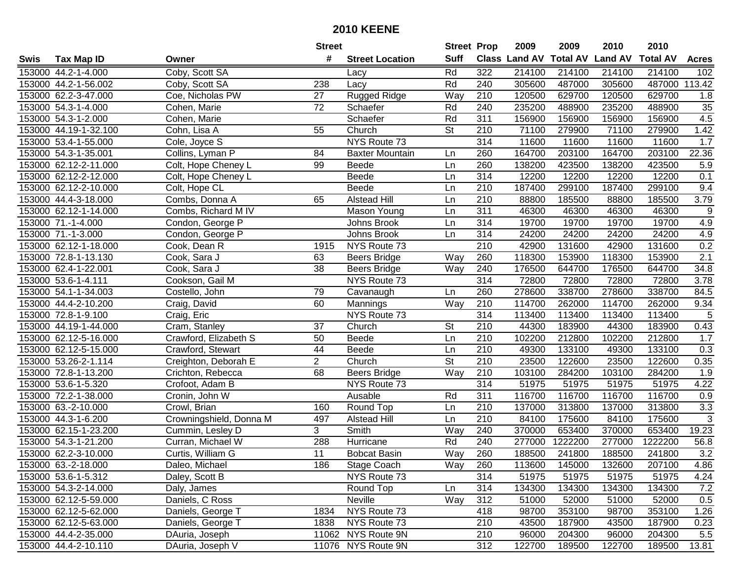# 2010 KEENE

| Swis | Tax Map ID | Owner | Street # | Street Location | Street Suff | Prop Class | 2009 Land AV | 2009 Total AV | 2010 Land AV | 2010 Total AV | Acres |
|---|---|---|---|---|---|---|---|---|---|---|---|
| 153000 | 44.2-1-4.000 | Coby, Scott SA | | Lacy | Rd | 322 | 214100 | 214100 | 214100 | 214100 | 102 |
| 153000 | 44.2-1-56.002 | Coby, Scott SA | 238 | Lacy | Rd | 240 | 305600 | 487000 | 305600 | 487000 | 113.42 |
| 153000 | 62.2-3-47.000 | Coe, Nicholas PW | 27 | Rugged Ridge | Way | 210 | 120500 | 629700 | 120500 | 629700 | 1.8 |
| 153000 | 54.3-1-4.000 | Cohen, Marie | 72 | Schaefer | Rd | 240 | 235200 | 488900 | 235200 | 488900 | 35 |
| 153000 | 54.3-1-2.000 | Cohen, Marie | | Schaefer | Rd | 311 | 156900 | 156900 | 156900 | 156900 | 4.5 |
| 153000 | 44.19-1-32.100 | Cohn, Lisa A | 55 | Church | St | 210 | 71100 | 279900 | 71100 | 279900 | 1.42 |
| 153000 | 53.4-1-55.000 | Cole, Joyce S | | NYS Route 73 | | 314 | 11600 | 11600 | 11600 | 11600 | 1.7 |
| 153000 | 54.3-1-35.001 | Collins, Lyman P | 84 | Baxter Mountain | Ln | 260 | 164700 | 203100 | 164700 | 203100 | 22.36 |
| 153000 | 62.12-2-11.000 | Colt, Hope Cheney L | 99 | Beede | Ln | 260 | 138200 | 423500 | 138200 | 423500 | 5.9 |
| 153000 | 62.12-2-12.000 | Colt, Hope Cheney L | | Beede | Ln | 314 | 12200 | 12200 | 12200 | 12200 | 0.1 |
| 153000 | 62.12-2-10.000 | Colt, Hope CL | | Beede | Ln | 210 | 187400 | 299100 | 187400 | 299100 | 9.4 |
| 153000 | 44.4-3-18.000 | Combs, Donna A | 65 | Alstead Hill | Ln | 210 | 88800 | 185500 | 88800 | 185500 | 3.79 |
| 153000 | 62.12-1-14.000 | Combs, Richard M IV | | Mason Young | Ln | 311 | 46300 | 46300 | 46300 | 46300 | 9 |
| 153000 | 71.-1-4.000 | Condon, George P | | Johns Brook | Ln | 314 | 19700 | 19700 | 19700 | 19700 | 4.9 |
| 153000 | 71.-1-3.000 | Condon, George P | | Johns Brook | Ln | 314 | 24200 | 24200 | 24200 | 24200 | 4.9 |
| 153000 | 62.12-1-18.000 | Cook, Dean R | 1915 | NYS Route 73 | | 210 | 42900 | 131600 | 42900 | 131600 | 0.2 |
| 153000 | 72.8-1-13.130 | Cook, Sara J | 63 | Beers Bridge | Way | 260 | 118300 | 153900 | 118300 | 153900 | 2.1 |
| 153000 | 62.4-1-22.001 | Cook, Sara J | 38 | Beers Bridge | Way | 240 | 176500 | 644700 | 176500 | 644700 | 34.8 |
| 153000 | 53.6-1-4.111 | Cookson, Gail M | | NYS Route 73 | | 314 | 72800 | 72800 | 72800 | 72800 | 3.78 |
| 153000 | 54.1-1-34.003 | Costello, John | 79 | Cavanaugh | Ln | 260 | 278600 | 338700 | 278600 | 338700 | 84.5 |
| 153000 | 44.4-2-10.200 | Craig, David | 60 | Mannings | Way | 210 | 114700 | 262000 | 114700 | 262000 | 9.34 |
| 153000 | 72.8-1-9.100 | Craig, Eric | | NYS Route 73 | | 314 | 113400 | 113400 | 113400 | 113400 | 5 |
| 153000 | 44.19-1-44.000 | Cram, Stanley | 37 | Church | St | 210 | 44300 | 183900 | 44300 | 183900 | 0.43 |
| 153000 | 62.12-5-16.000 | Crawford, Elizabeth S | 50 | Beede | Ln | 210 | 102200 | 212800 | 102200 | 212800 | 1.7 |
| 153000 | 62.12-5-15.000 | Crawford, Stewart | 44 | Beede | Ln | 210 | 49300 | 133100 | 49300 | 133100 | 0.3 |
| 153000 | 53.26-2-1.114 | Creighton, Deborah E | 2 | Church | St | 210 | 23500 | 122600 | 23500 | 122600 | 0.35 |
| 153000 | 72.8-1-13.200 | Crichton, Rebecca | 68 | Beers Bridge | Way | 210 | 103100 | 284200 | 103100 | 284200 | 1.9 |
| 153000 | 53.6-1-5.320 | Crofoot, Adam B | | NYS Route 73 | | 314 | 51975 | 51975 | 51975 | 51975 | 4.22 |
| 153000 | 72.2-1-38.000 | Cronin, John W | | Ausable | Rd | 311 | 116700 | 116700 | 116700 | 116700 | 0.9 |
| 153000 | 63.-2-10.000 | Crowl, Brian | 160 | Round Top | Ln | 210 | 137000 | 313800 | 137000 | 313800 | 3.3 |
| 153000 | 44.3-1-6.200 | Crowningshield, Donna M | 497 | Alstead Hill | Ln | 210 | 84100 | 175600 | 84100 | 175600 | 3 |
| 153000 | 62.15-1-23.200 | Cummin, Lesley D | 3 | Smith | Way | 240 | 370000 | 653400 | 370000 | 653400 | 19.23 |
| 153000 | 54.3-1-21.200 | Curran, Michael W | 288 | Hurricane | Rd | 240 | 277000 | 1222200 | 277000 | 1222200 | 56.8 |
| 153000 | 62.2-3-10.000 | Curtis, William G | 11 | Bobcat Basin | Way | 260 | 188500 | 241800 | 188500 | 241800 | 3.2 |
| 153000 | 63.-2-18.000 | Daleo, Michael | 186 | Stage Coach | Way | 260 | 113600 | 145000 | 132600 | 207100 | 4.86 |
| 153000 | 53.6-1-5.312 | Daley, Scott B | | NYS Route 73 | | 314 | 51975 | 51975 | 51975 | 51975 | 4.24 |
| 153000 | 54.3-2-14.000 | Daly, James | | Round Top | Ln | 314 | 134300 | 134300 | 134300 | 134300 | 7.2 |
| 153000 | 62.12-5-59.000 | Daniels, C Ross | | Neville | Way | 312 | 51000 | 52000 | 51000 | 52000 | 0.5 |
| 153000 | 62.12-5-62.000 | Daniels, George T | 1834 | NYS Route 73 | | 418 | 98700 | 353100 | 98700 | 353100 | 1.26 |
| 153000 | 62.12-5-63.000 | Daniels, George T | 1838 | NYS Route 73 | | 210 | 43500 | 187900 | 43500 | 187900 | 0.23 |
| 153000 | 44.4-2-35.000 | DAuria, Joseph | 11062 | NYS Route 9N | | 210 | 96000 | 204300 | 96000 | 204300 | 5.5 |
| 153000 | 44.4-2-10.110 | DAuria, Joseph V | 11076 | NYS Route 9N | | 312 | 122700 | 189500 | 122700 | 189500 | 13.81 |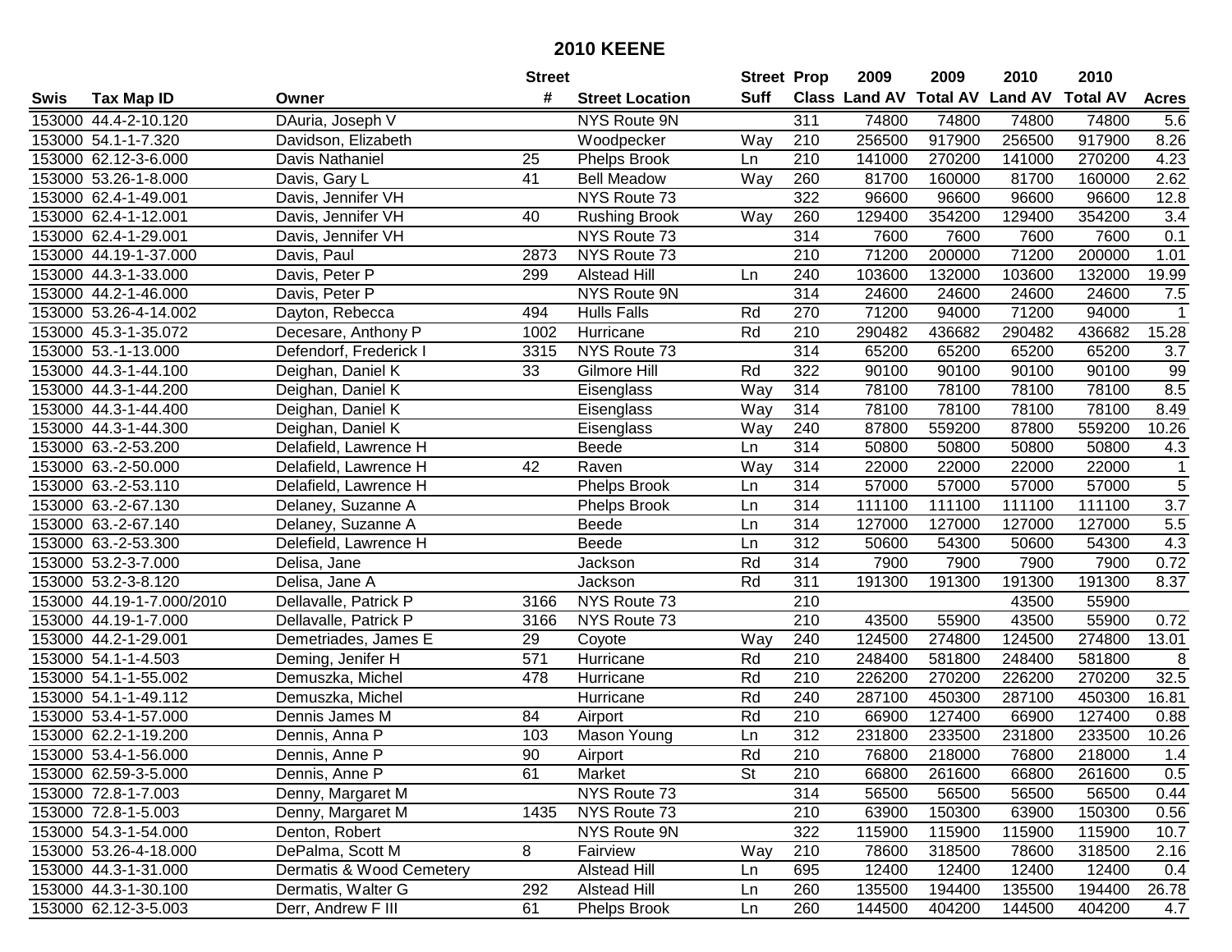# 2010 KEENE

| Swis | Tax Map ID | Owner | Street # | Street Location | Street Suff | Prop Class | 2009 Land AV | 2009 Total AV | 2010 Land AV | 2010 Total AV | Acres |
|---|---|---|---|---|---|---|---|---|---|---|---|
| 153000 | 44.4-2-10.120 | DAuria, Joseph V | | NYS Route 9N | | 311 | 74800 | 74800 | 74800 | 74800 | 5.6 |
| 153000 | 54.1-1-7.320 | Davidson, Elizabeth | | Woodpecker | Way | 210 | 256500 | 917900 | 256500 | 917900 | 8.26 |
| 153000 | 62.12-3-6.000 | Davis Nathaniel | 25 | Phelps Brook | Ln | 210 | 141000 | 270200 | 141000 | 270200 | 4.23 |
| 153000 | 53.26-1-8.000 | Davis, Gary L | 41 | Bell Meadow | Way | 260 | 81700 | 160000 | 81700 | 160000 | 2.62 |
| 153000 | 62.4-1-49.001 | Davis, Jennifer VH | | NYS Route 73 | | 322 | 96600 | 96600 | 96600 | 96600 | 12.8 |
| 153000 | 62.4-1-12.001 | Davis, Jennifer VH | 40 | Rushing Brook | Way | 260 | 129400 | 354200 | 129400 | 354200 | 3.4 |
| 153000 | 62.4-1-29.001 | Davis, Jennifer VH | | NYS Route 73 | | 314 | 7600 | 7600 | 7600 | 7600 | 0.1 |
| 153000 | 44.19-1-37.000 | Davis, Paul | 2873 | NYS Route 73 | | 210 | 71200 | 200000 | 71200 | 200000 | 1.01 |
| 153000 | 44.3-1-33.000 | Davis, Peter P | 299 | Alstead Hill | Ln | 240 | 103600 | 132000 | 103600 | 132000 | 19.99 |
| 153000 | 44.2-1-46.000 | Davis, Peter P | | NYS Route 9N | | 314 | 24600 | 24600 | 24600 | 24600 | 7.5 |
| 153000 | 53.26-4-14.002 | Dayton, Rebecca | 494 | Hulls Falls | Rd | 270 | 71200 | 94000 | 71200 | 94000 | 1 |
| 153000 | 45.3-1-35.072 | Decesare, Anthony P | 1002 | Hurricane | Rd | 210 | 290482 | 436682 | 290482 | 436682 | 15.28 |
| 153000 | 53.-1-13.000 | Defendorf, Frederick I | 3315 | NYS Route 73 | | 314 | 65200 | 65200 | 65200 | 65200 | 3.7 |
| 153000 | 44.3-1-44.100 | Deighan, Daniel K | 33 | Gilmore Hill | Rd | 322 | 90100 | 90100 | 90100 | 90100 | 99 |
| 153000 | 44.3-1-44.200 | Deighan, Daniel K | | Eisenglass | Way | 314 | 78100 | 78100 | 78100 | 78100 | 8.5 |
| 153000 | 44.3-1-44.400 | Deighan, Daniel K | | Eisenglass | Way | 314 | 78100 | 78100 | 78100 | 78100 | 8.49 |
| 153000 | 44.3-1-44.300 | Deighan, Daniel K | | Eisenglass | Way | 240 | 87800 | 559200 | 87800 | 559200 | 10.26 |
| 153000 | 63.-2-53.200 | Delafield, Lawrence H | | Beede | Ln | 314 | 50800 | 50800 | 50800 | 50800 | 4.3 |
| 153000 | 63.-2-50.000 | Delafield, Lawrence H | 42 | Raven | Way | 314 | 22000 | 22000 | 22000 | 22000 | 1 |
| 153000 | 63.-2-53.110 | Delafield, Lawrence H | | Phelps Brook | Ln | 314 | 57000 | 57000 | 57000 | 57000 | 5 |
| 153000 | 63.-2-67.130 | Delaney, Suzanne A | | Phelps Brook | Ln | 314 | 111100 | 111100 | 111100 | 111100 | 3.7 |
| 153000 | 63.-2-67.140 | Delaney, Suzanne A | | Beede | Ln | 314 | 127000 | 127000 | 127000 | 127000 | 5.5 |
| 153000 | 63.-2-53.300 | Delefield, Lawrence H | | Beede | Ln | 312 | 50600 | 54300 | 50600 | 54300 | 4.3 |
| 153000 | 53.2-3-7.000 | Delisa, Jane | | Jackson | Rd | 314 | 7900 | 7900 | 7900 | 7900 | 0.72 |
| 153000 | 53.2-3-8.120 | Delisa, Jane A | | Jackson | Rd | 311 | 191300 | 191300 | 191300 | 191300 | 8.37 |
| 153000 | 44.19-1-7.000/2010 | Dellavalle, Patrick P | 3166 | NYS Route 73 | | 210 | | | 43500 | 55900 | |
| 153000 | 44.19-1-7.000 | Dellavalle, Patrick P | 3166 | NYS Route 73 | | 210 | 43500 | 55900 | 43500 | 55900 | 0.72 |
| 153000 | 44.2-1-29.001 | Demetriades, James E | 29 | Coyote | Way | 240 | 124500 | 274800 | 124500 | 274800 | 13.01 |
| 153000 | 54.1-1-4.503 | Deming, Jenifer H | 571 | Hurricane | Rd | 210 | 248400 | 581800 | 248400 | 581800 | 8 |
| 153000 | 54.1-1-55.002 | Demuszka, Michel | 478 | Hurricane | Rd | 210 | 226200 | 270200 | 226200 | 270200 | 32.5 |
| 153000 | 54.1-1-49.112 | Demuszka, Michel | | Hurricane | Rd | 240 | 287100 | 450300 | 287100 | 450300 | 16.81 |
| 153000 | 53.4-1-57.000 | Dennis James M | 84 | Airport | Rd | 210 | 66900 | 127400 | 66900 | 127400 | 0.88 |
| 153000 | 62.2-1-19.200 | Dennis, Anna P | 103 | Mason Young | Ln | 312 | 231800 | 233500 | 231800 | 233500 | 10.26 |
| 153000 | 53.4-1-56.000 | Dennis, Anne P | 90 | Airport | Rd | 210 | 76800 | 218000 | 76800 | 218000 | 1.4 |
| 153000 | 62.59-3-5.000 | Dennis, Anne P | 61 | Market | St | 210 | 66800 | 261600 | 66800 | 261600 | 0.5 |
| 153000 | 72.8-1-7.003 | Denny, Margaret M | | NYS Route 73 | | 314 | 56500 | 56500 | 56500 | 56500 | 0.44 |
| 153000 | 72.8-1-5.003 | Denny, Margaret M | 1435 | NYS Route 73 | | 210 | 63900 | 150300 | 63900 | 150300 | 0.56 |
| 153000 | 54.3-1-54.000 | Denton, Robert | | NYS Route 9N | | 322 | 115900 | 115900 | 115900 | 115900 | 10.7 |
| 153000 | 53.26-4-18.000 | DePalma, Scott M | 8 | Fairview | Way | 210 | 78600 | 318500 | 78600 | 318500 | 2.16 |
| 153000 | 44.3-1-31.000 | Dermatis & Wood Cemetery | | Alstead Hill | Ln | 695 | 12400 | 12400 | 12400 | 12400 | 0.4 |
| 153000 | 44.3-1-30.100 | Dermatis, Walter G | 292 | Alstead Hill | Ln | 260 | 135500 | 194400 | 135500 | 194400 | 26.78 |
| 153000 | 62.12-3-5.003 | Derr, Andrew F III | 61 | Phelps Brook | Ln | 260 | 144500 | 404200 | 144500 | 404200 | 4.7 |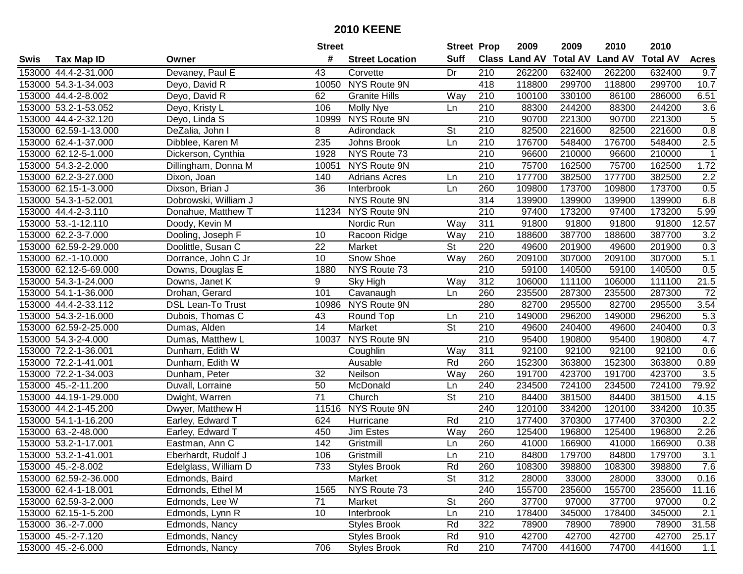# 2010 KEENE

| Swis | Tax Map ID | Owner | Street # | Street Location | Street Suff | Prop Class | 2009 Land AV | 2009 Total AV | 2010 Land AV | 2010 Total AV | Acres |
|---|---|---|---|---|---|---|---|---|---|---|---|
| 153000 | 44.4-2-31.000 | Devaney, Paul E | 43 | Corvette | Dr | 210 | 262200 | 632400 | 262200 | 632400 | 9.7 |
| 153000 | 54.3-1-34.003 | Deyo, David R | 10050 | NYS Route 9N | | 418 | 118800 | 299700 | 118800 | 299700 | 10.7 |
| 153000 | 44.4-2-8.002 | Deyo, David R | 62 | Granite Hills | Way | 210 | 100100 | 330100 | 86100 | 286000 | 6.51 |
| 153000 | 53.2-1-53.052 | Deyo, Kristy L | 106 | Molly Nye | Ln | 210 | 88300 | 244200 | 88300 | 244200 | 3.6 |
| 153000 | 44.4-2-32.120 | Deyo, Linda S | 10999 | NYS Route 9N | | 210 | 90700 | 221300 | 90700 | 221300 | 5 |
| 153000 | 62.59-1-13.000 | DeZalia, John I | 8 | Adirondack | St | 210 | 82500 | 221600 | 82500 | 221600 | 0.8 |
| 153000 | 62.4-1-37.000 | Dibblee, Karen M | 235 | Johns Brook | Ln | 210 | 176700 | 548400 | 176700 | 548400 | 2.5 |
| 153000 | 62.12-5-1.000 | Dickerson, Cynthia | 1928 | NYS Route 73 | | 210 | 96600 | 210000 | 96600 | 210000 | 1 |
| 153000 | 54.3-2-2.000 | Dillingham, Donna M | 10051 | NYS Route 9N | | 210 | 75700 | 162500 | 75700 | 162500 | 1.72 |
| 153000 | 62.2-3-27.000 | Dixon, Joan | 140 | Adrians Acres | Ln | 210 | 177700 | 382500 | 177700 | 382500 | 2.2 |
| 153000 | 62.15-1-3.000 | Dixson, Brian J | 36 | Interbrook | Ln | 260 | 109800 | 173700 | 109800 | 173700 | 0.5 |
| 153000 | 54.3-1-52.001 | Dobrowski, William J | | NYS Route 9N | | 314 | 139900 | 139900 | 139900 | 139900 | 6.8 |
| 153000 | 44.4-2-3.110 | Donahue, Matthew T | 11234 | NYS Route 9N | | 210 | 97400 | 173200 | 97400 | 173200 | 5.99 |
| 153000 | 53.-1-12.110 | Doody, Kevin M | | Nordic Run | Way | 311 | 91800 | 91800 | 91800 | 91800 | 12.57 |
| 153000 | 62.2-3-7.000 | Dooling, Joseph F | 10 | Racoon Ridge | Way | 210 | 188600 | 387700 | 188600 | 387700 | 3.2 |
| 153000 | 62.59-2-29.000 | Doolittle, Susan C | 22 | Market | St | 220 | 49600 | 201900 | 49600 | 201900 | 0.3 |
| 153000 | 62.-1-10.000 | Dorrance, John C Jr | 10 | Snow Shoe | Way | 260 | 209100 | 307000 | 209100 | 307000 | 5.1 |
| 153000 | 62.12-5-69.000 | Downs, Douglas E | 1880 | NYS Route 73 | | 210 | 59100 | 140500 | 59100 | 140500 | 0.5 |
| 153000 | 54.3-1-24.000 | Downs, Janet K | 9 | Sky High | Way | 312 | 106000 | 111100 | 106000 | 111100 | 21.5 |
| 153000 | 54.1-1-36.000 | Drohan, Gerard | 101 | Cavanaugh | Ln | 260 | 235500 | 287300 | 235500 | 287300 | 72 |
| 153000 | 44.4-2-33.112 | DSL Lean-To Trust | 10986 | NYS Route 9N | | 280 | 82700 | 295500 | 82700 | 295500 | 3.54 |
| 153000 | 54.3-2-16.000 | Dubois, Thomas C | 43 | Round Top | Ln | 210 | 149000 | 296200 | 149000 | 296200 | 5.3 |
| 153000 | 62.59-2-25.000 | Dumas, Alden | 14 | Market | St | 210 | 49600 | 240400 | 49600 | 240400 | 0.3 |
| 153000 | 54.3-2-4.000 | Dumas, Matthew L | 10037 | NYS Route 9N | | 210 | 95400 | 190800 | 95400 | 190800 | 4.7 |
| 153000 | 72.2-1-36.001 | Dunham, Edith W | | Coughlin | Way | 311 | 92100 | 92100 | 92100 | 92100 | 0.6 |
| 153000 | 72.2-1-41.001 | Dunham, Edith W | | Ausable | Rd | 260 | 152300 | 363800 | 152300 | 363800 | 0.89 |
| 153000 | 72.2-1-34.003 | Dunham, Peter | 32 | Neilson | Way | 260 | 191700 | 423700 | 191700 | 423700 | 3.5 |
| 153000 | 45.-2-11.200 | Duvall, Lorraine | 50 | McDonald | Ln | 240 | 234500 | 724100 | 234500 | 724100 | 79.92 |
| 153000 | 44.19-1-29.000 | Dwight, Warren | 71 | Church | St | 210 | 84400 | 381500 | 84400 | 381500 | 4.15 |
| 153000 | 44.2-1-45.200 | Dwyer, Matthew H | 11516 | NYS Route 9N | | 240 | 120100 | 334200 | 120100 | 334200 | 10.35 |
| 153000 | 54.1-1-16.200 | Earley, Edward T | 624 | Hurricane | Rd | 210 | 177400 | 370300 | 177400 | 370300 | 2.2 |
| 153000 | 63.-2-48.000 | Earley, Edward T | 450 | Jim Estes | Way | 260 | 125400 | 196800 | 125400 | 196800 | 2.26 |
| 153000 | 53.2-1-17.001 | Eastman, Ann C | 142 | Gristmill | Ln | 260 | 41000 | 166900 | 41000 | 166900 | 0.38 |
| 153000 | 53.2-1-41.001 | Eberhardt, Rudolf J | 106 | Gristmill | Ln | 210 | 84800 | 179700 | 84800 | 179700 | 3.1 |
| 153000 | 45.-2-8.002 | Edelglass, William D | 733 | Styles Brook | Rd | 260 | 108300 | 398800 | 108300 | 398800 | 7.6 |
| 153000 | 62.59-2-36.000 | Edmonds, Baird | | Market | St | 312 | 28000 | 33000 | 28000 | 33000 | 0.16 |
| 153000 | 62.4-1-18.001 | Edmonds, Ethel M | 1565 | NYS Route 73 | | 240 | 155700 | 235600 | 155700 | 235600 | 11.16 |
| 153000 | 62.59-3-2.000 | Edmonds, Lee W | 71 | Market | St | 260 | 37700 | 97000 | 37700 | 97000 | 0.2 |
| 153000 | 62.15-1-5.200 | Edmonds, Lynn R | 10 | Interbrook | Ln | 210 | 178400 | 345000 | 178400 | 345000 | 2.1 |
| 153000 | 36.-2-7.000 | Edmonds, Nancy | | Styles Brook | Rd | 322 | 78900 | 78900 | 78900 | 78900 | 31.58 |
| 153000 | 45.-2-7.120 | Edmonds, Nancy | | Styles Brook | Rd | 910 | 42700 | 42700 | 42700 | 42700 | 25.17 |
| 153000 | 45.-2-6.000 | Edmonds, Nancy | 706 | Styles Brook | Rd | 210 | 74700 | 441600 | 74700 | 441600 | 1.1 |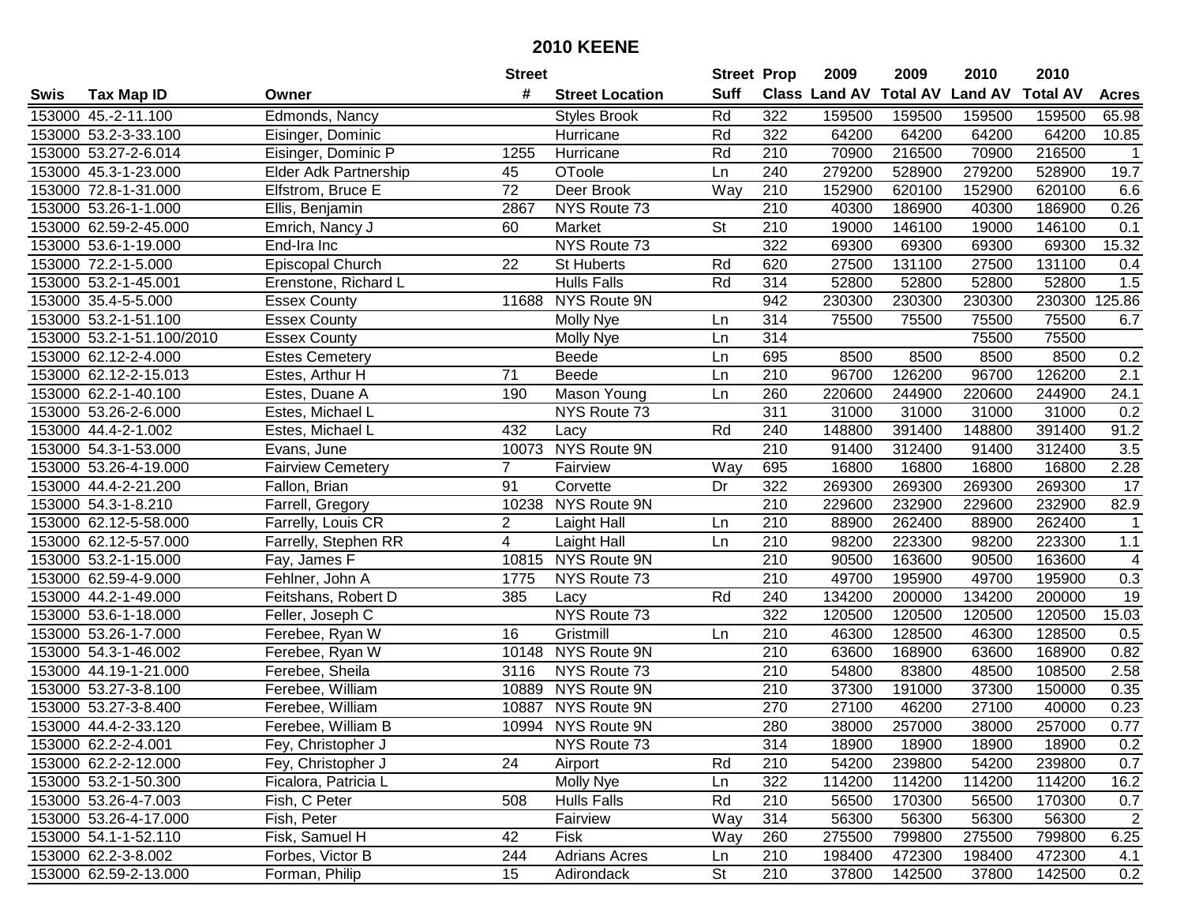# 2010 KEENE

| Swis | Tax Map ID | Owner | Street # | Street Location | Street Suff | Prop Class | 2009 Land AV | 2009 Total AV | 2010 Land AV | 2010 Total AV | Acres |
|---|---|---|---|---|---|---|---|---|---|---|---|
| 153000 | 45.-2-11.100 | Edmonds, Nancy | | Styles Brook | Rd | 322 | 159500 | 159500 | 159500 | 159500 | 65.98 |
| 153000 | 53.2-3-33.100 | Eisinger, Dominic | | Hurricane | Rd | 322 | 64200 | 64200 | 64200 | 64200 | 10.85 |
| 153000 | 53.27-2-6.014 | Eisinger, Dominic P | 1255 | Hurricane | Rd | 210 | 70900 | 216500 | 70900 | 216500 | 1 |
| 153000 | 45.3-1-23.000 | Elder Adk Partnership | 45 | OToole | Ln | 240 | 279200 | 528900 | 279200 | 528900 | 19.7 |
| 153000 | 72.8-1-31.000 | Elfstrom, Bruce E | 72 | Deer Brook | Way | 210 | 152900 | 620100 | 152900 | 620100 | 6.6 |
| 153000 | 53.26-1-1.000 | Ellis, Benjamin | 2867 | NYS Route 73 | | 210 | 40300 | 186900 | 40300 | 186900 | 0.26 |
| 153000 | 62.59-2-45.000 | Emrich, Nancy J | 60 | Market | St | 210 | 19000 | 146100 | 19000 | 146100 | 0.1 |
| 153000 | 53.6-1-19.000 | End-Ira Inc | | NYS Route 73 | | 322 | 69300 | 69300 | 69300 | 69300 | 15.32 |
| 153000 | 72.2-1-5.000 | Episcopal Church | 22 | St Huberts | Rd | 620 | 27500 | 131100 | 27500 | 131100 | 0.4 |
| 153000 | 53.2-1-45.001 | Erenstone, Richard L | | Hulls Falls | Rd | 314 | 52800 | 52800 | 52800 | 52800 | 1.5 |
| 153000 | 35.4-5-5.000 | Essex County | 11688 | NYS Route 9N | | 942 | 230300 | 230300 | 230300 | 230300 | 125.86 |
| 153000 | 53.2-1-51.100 | Essex County | | Molly Nye | Ln | 314 | 75500 | 75500 | 75500 | 75500 | 6.7 |
| 153000 | 53.2-1-51.100/2010 | Essex County | | Molly Nye | Ln | 314 | | | 75500 | 75500 | |
| 153000 | 62.12-2-4.000 | Estes Cemetery | | Beede | Ln | 695 | 8500 | 8500 | 8500 | 8500 | 0.2 |
| 153000 | 62.12-2-15.013 | Estes, Arthur H | 71 | Beede | Ln | 210 | 96700 | 126200 | 96700 | 126200 | 2.1 |
| 153000 | 62.2-1-40.100 | Estes, Duane A | 190 | Mason Young | Ln | 260 | 220600 | 244900 | 220600 | 244900 | 24.1 |
| 153000 | 53.26-2-6.000 | Estes, Michael L | | NYS Route 73 | | 311 | 31000 | 31000 | 31000 | 31000 | 0.2 |
| 153000 | 44.4-2-1.002 | Estes, Michael L | 432 | Lacy | Rd | 240 | 148800 | 391400 | 148800 | 391400 | 91.2 |
| 153000 | 54.3-1-53.000 | Evans, June | 10073 | NYS Route 9N | | 210 | 91400 | 312400 | 91400 | 312400 | 3.5 |
| 153000 | 53.26-4-19.000 | Fairview Cemetery | 7 | Fairview | Way | 695 | 16800 | 16800 | 16800 | 16800 | 2.28 |
| 153000 | 44.4-2-21.200 | Fallon, Brian | 91 | Corvette | Dr | 322 | 269300 | 269300 | 269300 | 269300 | 17 |
| 153000 | 54.3-1-8.210 | Farrell, Gregory | 10238 | NYS Route 9N | | 210 | 229600 | 232900 | 229600 | 232900 | 82.9 |
| 153000 | 62.12-5-58.000 | Farrelly, Louis CR | 2 | Laight Hall | Ln | 210 | 88900 | 262400 | 88900 | 262400 | 1 |
| 153000 | 62.12-5-57.000 | Farrelly, Stephen RR | 4 | Laight Hall | Ln | 210 | 98200 | 223300 | 98200 | 223300 | 1.1 |
| 153000 | 53.2-1-15.000 | Fay, James F | 10815 | NYS Route 9N | | 210 | 90500 | 163600 | 90500 | 163600 | 4 |
| 153000 | 62.59-4-9.000 | Fehlner, John A | 1775 | NYS Route 73 | | 210 | 49700 | 195900 | 49700 | 195900 | 0.3 |
| 153000 | 44.2-1-49.000 | Feitshans, Robert D | 385 | Lacy | Rd | 240 | 134200 | 200000 | 134200 | 200000 | 19 |
| 153000 | 53.6-1-18.000 | Feller, Joseph C | | NYS Route 73 | | 322 | 120500 | 120500 | 120500 | 120500 | 15.03 |
| 153000 | 53.26-1-7.000 | Ferebee, Ryan W | 16 | Gristmill | Ln | 210 | 46300 | 128500 | 46300 | 128500 | 0.5 |
| 153000 | 54.3-1-46.002 | Ferebee, Ryan W | 10148 | NYS Route 9N | | 210 | 63600 | 168900 | 63600 | 168900 | 0.82 |
| 153000 | 44.19-1-21.000 | Ferebee, Sheila | 3116 | NYS Route 73 | | 210 | 54800 | 83800 | 48500 | 108500 | 2.58 |
| 153000 | 53.27-3-8.100 | Ferebee, William | 10889 | NYS Route 9N | | 210 | 37300 | 191000 | 37300 | 150000 | 0.35 |
| 153000 | 53.27-3-8.400 | Ferebee, William | 10887 | NYS Route 9N | | 270 | 27100 | 46200 | 27100 | 40000 | 0.23 |
| 153000 | 44.4-2-33.120 | Ferebee, William B | 10994 | NYS Route 9N | | 280 | 38000 | 257000 | 38000 | 257000 | 0.77 |
| 153000 | 62.2-2-4.001 | Fey, Christopher J | | NYS Route 73 | | 314 | 18900 | 18900 | 18900 | 18900 | 0.2 |
| 153000 | 62.2-2-12.000 | Fey, Christopher J | 24 | Airport | Rd | 210 | 54200 | 239800 | 54200 | 239800 | 0.7 |
| 153000 | 53.2-1-50.300 | Ficalora, Patricia L | | Molly Nye | Ln | 322 | 114200 | 114200 | 114200 | 114200 | 16.2 |
| 153000 | 53.26-4-7.003 | Fish, C Peter | 508 | Hulls Falls | Rd | 210 | 56500 | 170300 | 56500 | 170300 | 0.7 |
| 153000 | 53.26-4-17.000 | Fish, Peter | | Fairview | Way | 314 | 56300 | 56300 | 56300 | 56300 | 2 |
| 153000 | 54.1-1-52.110 | Fisk, Samuel H | 42 | Fisk | Way | 260 | 275500 | 799800 | 275500 | 799800 | 6.25 |
| 153000 | 62.2-3-8.002 | Forbes, Victor B | 244 | Adrians Acres | Ln | 210 | 198400 | 472300 | 198400 | 472300 | 4.1 |
| 153000 | 62.59-2-13.000 | Forman, Philip | 15 | Adirondack | St | 210 | 37800 | 142500 | 37800 | 142500 | 0.2 |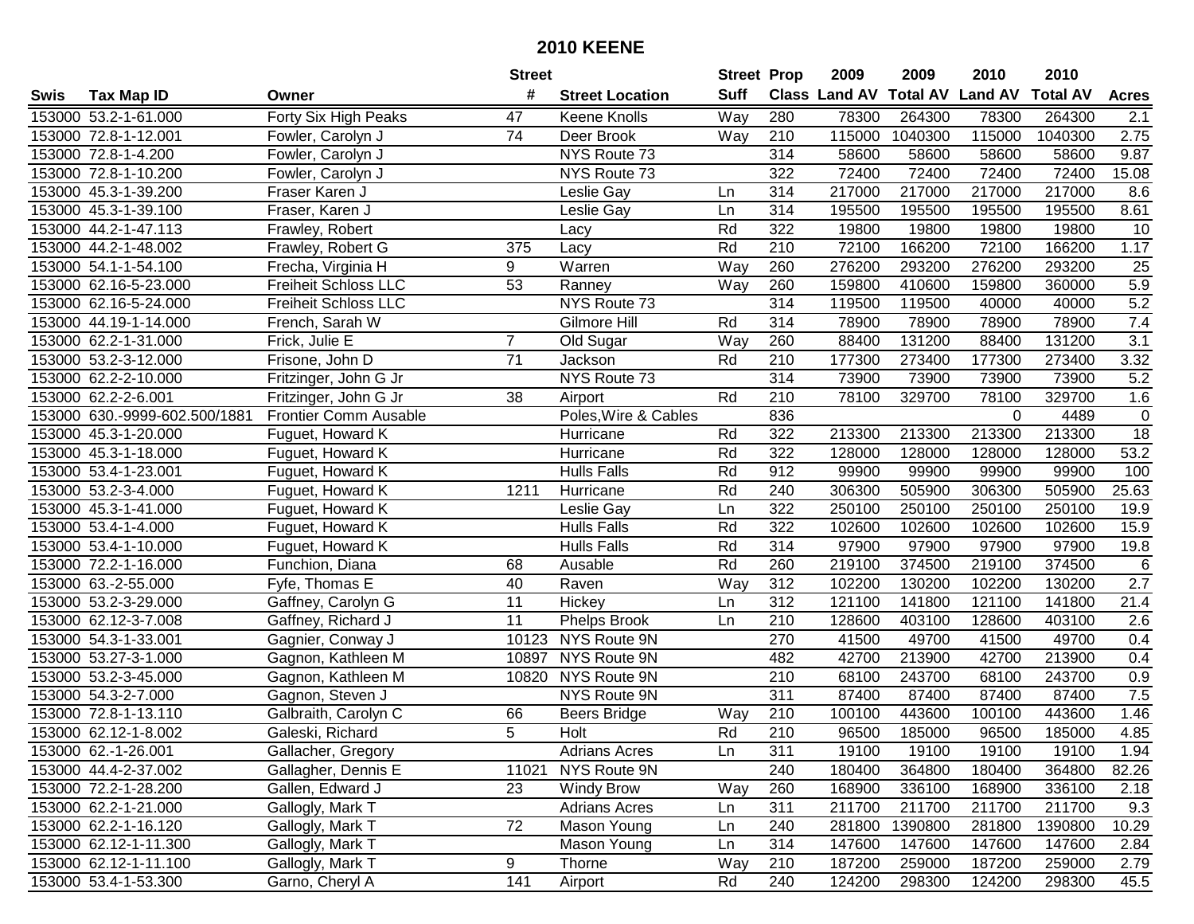# 2010 KEENE

| Swis | Tax Map ID | Owner | Street # | Street Location | Street Suff | Prop Class | 2009 Land AV | 2009 Total AV | 2010 Land AV | 2010 Total AV | Acres |
|---|---|---|---|---|---|---|---|---|---|---|---|
| 153000 | 53.2-1-61.000 | Forty Six High Peaks | 47 | Keene Knolls | Way | 280 | 78300 | 264300 | 78300 | 264300 | 2.1 |
| 153000 | 72.8-1-12.001 | Fowler, Carolyn J | 74 | Deer Brook | Way | 210 | 115000 | 1040300 | 115000 | 1040300 | 2.75 |
| 153000 | 72.8-1-4.200 | Fowler, Carolyn J | | NYS Route 73 | | 314 | 58600 | 58600 | 58600 | 58600 | 9.87 |
| 153000 | 72.8-1-10.200 | Fowler, Carolyn J | | NYS Route 73 | | 322 | 72400 | 72400 | 72400 | 72400 | 15.08 |
| 153000 | 45.3-1-39.200 | Fraser Karen J | | Leslie Gay | Ln | 314 | 217000 | 217000 | 217000 | 217000 | 8.6 |
| 153000 | 45.3-1-39.100 | Fraser, Karen J | | Leslie Gay | Ln | 314 | 195500 | 195500 | 195500 | 195500 | 8.61 |
| 153000 | 44.2-1-47.113 | Frawley, Robert | | Lacy | Rd | 322 | 19800 | 19800 | 19800 | 19800 | 10 |
| 153000 | 44.2-1-48.002 | Frawley, Robert G | 375 | Lacy | Rd | 210 | 72100 | 166200 | 72100 | 166200 | 1.17 |
| 153000 | 54.1-1-54.100 | Frecha, Virginia H | 9 | Warren | Way | 260 | 276200 | 293200 | 276200 | 293200 | 25 |
| 153000 | 62.16-5-23.000 | Freiheit Schloss LLC | 53 | Ranney | Way | 260 | 159800 | 410600 | 159800 | 360000 | 5.9 |
| 153000 | 62.16-5-24.000 | Freiheit Schloss LLC | | NYS Route 73 | | 314 | 119500 | 119500 | 40000 | 40000 | 5.2 |
| 153000 | 44.19-1-14.000 | French, Sarah W | | Gilmore Hill | Rd | 314 | 78900 | 78900 | 78900 | 78900 | 7.4 |
| 153000 | 62.2-1-31.000 | Frick, Julie E | 7 | Old Sugar | Way | 260 | 88400 | 131200 | 88400 | 131200 | 3.1 |
| 153000 | 53.2-3-12.000 | Frisone, John D | 71 | Jackson | Rd | 210 | 177300 | 273400 | 177300 | 273400 | 3.32 |
| 153000 | 62.2-2-10.000 | Fritzinger, John G Jr | | NYS Route 73 | | 314 | 73900 | 73900 | 73900 | 73900 | 5.2 |
| 153000 | 62.2-2-6.001 | Fritzinger, John G Jr | 38 | Airport | Rd | 210 | 78100 | 329700 | 78100 | 329700 | 1.6 |
| 153000 | 630.-9999-602.500/1881 | Frontier Comm Ausable | | Poles,Wire & Cables | | 836 | | | 0 | 4489 | 0 |
| 153000 | 45.3-1-20.000 | Fuguet, Howard K | | Hurricane | Rd | 322 | 213300 | 213300 | 213300 | 213300 | 18 |
| 153000 | 45.3-1-18.000 | Fuguet, Howard K | | Hurricane | Rd | 322 | 128000 | 128000 | 128000 | 128000 | 53.2 |
| 153000 | 53.4-1-23.001 | Fuguet, Howard K | | Hulls Falls | Rd | 912 | 99900 | 99900 | 99900 | 99900 | 100 |
| 153000 | 53.2-3-4.000 | Fuguet, Howard K | 1211 | Hurricane | Rd | 240 | 306300 | 505900 | 306300 | 505900 | 25.63 |
| 153000 | 45.3-1-41.000 | Fuguet, Howard K | | Leslie Gay | Ln | 322 | 250100 | 250100 | 250100 | 250100 | 19.9 |
| 153000 | 53.4-1-4.000 | Fuguet, Howard K | | Hulls Falls | Rd | 322 | 102600 | 102600 | 102600 | 102600 | 15.9 |
| 153000 | 53.4-1-10.000 | Fuguet, Howard K | | Hulls Falls | Rd | 314 | 97900 | 97900 | 97900 | 97900 | 19.8 |
| 153000 | 72.2-1-16.000 | Funchion, Diana | 68 | Ausable | Rd | 260 | 219100 | 374500 | 219100 | 374500 | 6 |
| 153000 | 63.-2-55.000 | Fyfe, Thomas E | 40 | Raven | Way | 312 | 102200 | 130200 | 102200 | 130200 | 2.7 |
| 153000 | 53.2-3-29.000 | Gaffney, Carolyn G | 11 | Hickey | Ln | 312 | 121100 | 141800 | 121100 | 141800 | 21.4 |
| 153000 | 62.12-3-7.008 | Gaffney, Richard J | 11 | Phelps Brook | Ln | 210 | 128600 | 403100 | 128600 | 403100 | 2.6 |
| 153000 | 54.3-1-33.001 | Gagnier, Conway J | 10123 | NYS Route 9N | | 270 | 41500 | 49700 | 41500 | 49700 | 0.4 |
| 153000 | 53.27-3-1.000 | Gagnon, Kathleen M | 10897 | NYS Route 9N | | 482 | 42700 | 213900 | 42700 | 213900 | 0.4 |
| 153000 | 53.2-3-45.000 | Gagnon, Kathleen M | 10820 | NYS Route 9N | | 210 | 68100 | 243700 | 68100 | 243700 | 0.9 |
| 153000 | 54.3-2-7.000 | Gagnon, Steven J | | NYS Route 9N | | 311 | 87400 | 87400 | 87400 | 87400 | 7.5 |
| 153000 | 72.8-1-13.110 | Galbraith, Carolyn C | 66 | Beers Bridge | Way | 210 | 100100 | 443600 | 100100 | 443600 | 1.46 |
| 153000 | 62.12-1-8.002 | Galeski, Richard | 5 | Holt | Rd | 210 | 96500 | 185000 | 96500 | 185000 | 4.85 |
| 153000 | 62.-1-26.001 | Gallacher, Gregory | | Adrians Acres | Ln | 311 | 19100 | 19100 | 19100 | 19100 | 1.94 |
| 153000 | 44.4-2-37.002 | Gallagher, Dennis E | 11021 | NYS Route 9N | | 240 | 180400 | 364800 | 180400 | 364800 | 82.26 |
| 153000 | 72.2-1-28.200 | Gallen, Edward J | 23 | Windy Brow | Way | 260 | 168900 | 336100 | 168900 | 336100 | 2.18 |
| 153000 | 62.2-1-21.000 | Gallogly, Mark T | | Adrians Acres | Ln | 311 | 211700 | 211700 | 211700 | 211700 | 9.3 |
| 153000 | 62.2-1-16.120 | Gallogly, Mark T | 72 | Mason Young | Ln | 240 | 281800 | 1390800 | 281800 | 1390800 | 10.29 |
| 153000 | 62.12-1-11.300 | Gallogly, Mark T | | Mason Young | Ln | 314 | 147600 | 147600 | 147600 | 147600 | 2.84 |
| 153000 | 62.12-1-11.100 | Gallogly, Mark T | 9 | Thorne | Way | 210 | 187200 | 259000 | 187200 | 259000 | 2.79 |
| 153000 | 53.4-1-53.300 | Garno, Cheryl A | 141 | Airport | Rd | 240 | 124200 | 298300 | 124200 | 298300 | 45.5 |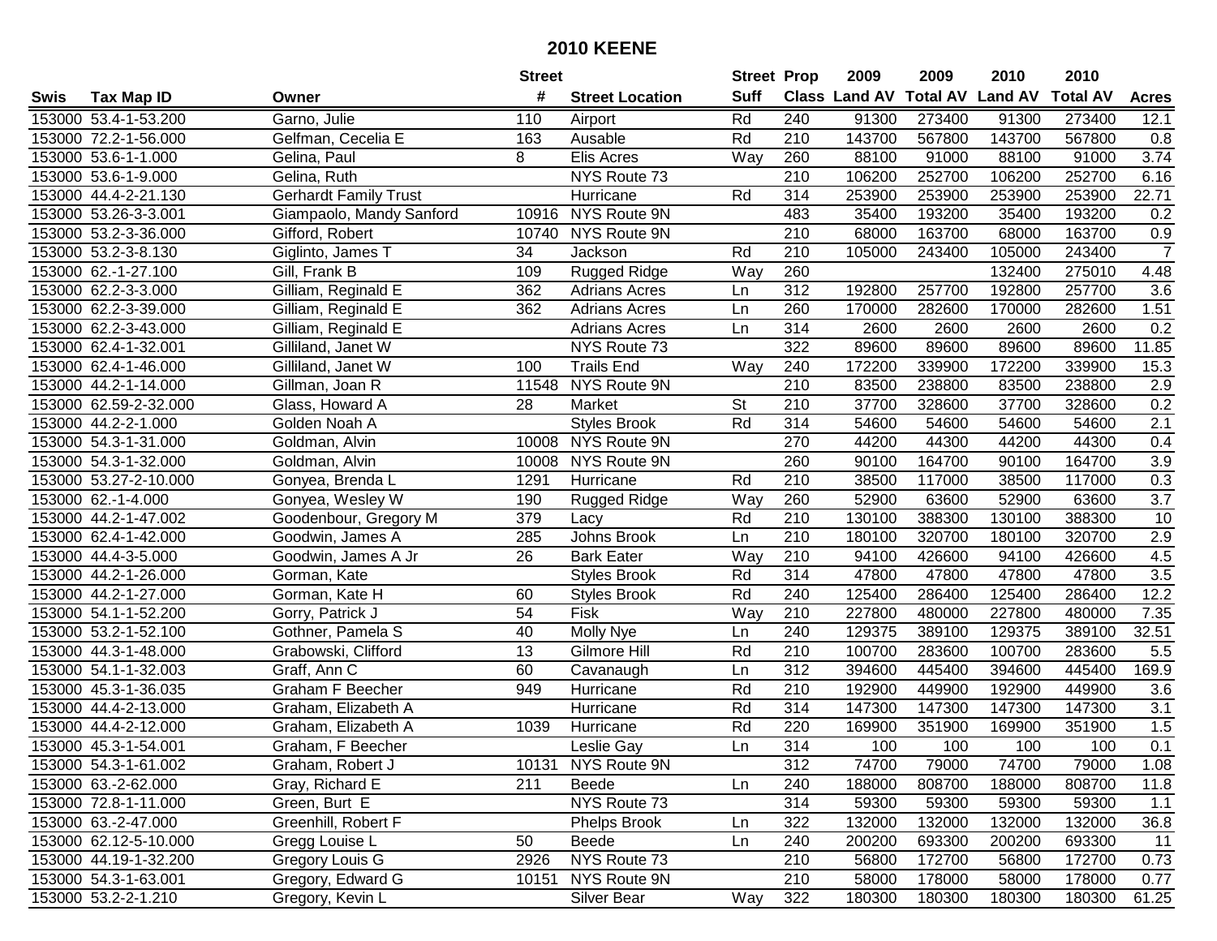# 2010 KEENE

| Swis | Tax Map ID | Owner | Street # | Street Location | Street Suff | Prop Class | 2009 Land AV | 2009 Total AV | 2010 Land AV | 2010 Total AV | Acres |
|---|---|---|---|---|---|---|---|---|---|---|---|
| 153000 | 53.4-1-53.200 | Garno, Julie | 110 | Airport | Rd | 240 | 91300 | 273400 | 91300 | 273400 | 12.1 |
| 153000 | 72.2-1-56.000 | Gelfman, Cecelia E | 163 | Ausable | Rd | 210 | 143700 | 567800 | 143700 | 567800 | 0.8 |
| 153000 | 53.6-1-1.000 | Gelina, Paul | 8 | Elis Acres | Way | 260 | 88100 | 91000 | 88100 | 91000 | 3.74 |
| 153000 | 53.6-1-9.000 | Gelina, Ruth | | NYS Route 73 | | 210 | 106200 | 252700 | 106200 | 252700 | 6.16 |
| 153000 | 44.4-2-21.130 | Gerhardt Family Trust | | Hurricane | Rd | 314 | 253900 | 253900 | 253900 | 253900 | 22.71 |
| 153000 | 53.26-3-3.001 | Giampaolo, Mandy Sanford | 10916 | NYS Route 9N | | 483 | 35400 | 193200 | 35400 | 193200 | 0.2 |
| 153000 | 53.2-3-36.000 | Gifford, Robert | 10740 | NYS Route 9N | | 210 | 68000 | 163700 | 68000 | 163700 | 0.9 |
| 153000 | 53.2-3-8.130 | Giglinto, James T | 34 | Jackson | Rd | 210 | 105000 | 243400 | 105000 | 243400 | 7 |
| 153000 | 62.-1-27.100 | Gill, Frank B | 109 | Rugged Ridge | Way | 260 | | | 132400 | 275010 | 4.48 |
| 153000 | 62.2-3-3.000 | Gilliam, Reginald E | 362 | Adrians Acres | Ln | 312 | 192800 | 257700 | 192800 | 257700 | 3.6 |
| 153000 | 62.2-3-39.000 | Gilliam, Reginald E | 362 | Adrians Acres | Ln | 260 | 170000 | 282600 | 170000 | 282600 | 1.51 |
| 153000 | 62.2-3-43.000 | Gilliam, Reginald E | | Adrians Acres | Ln | 314 | 2600 | 2600 | 2600 | 2600 | 0.2 |
| 153000 | 62.4-1-32.001 | Gilliland, Janet W | | NYS Route 73 | | 322 | 89600 | 89600 | 89600 | 89600 | 11.85 |
| 153000 | 62.4-1-46.000 | Gilliland, Janet W | 100 | Trails End | Way | 240 | 172200 | 339900 | 172200 | 339900 | 15.3 |
| 153000 | 44.2-1-14.000 | Gillman, Joan R | 11548 | NYS Route 9N | | 210 | 83500 | 238800 | 83500 | 238800 | 2.9 |
| 153000 | 62.59-2-32.000 | Glass, Howard A | 28 | Market | St | 210 | 37700 | 328600 | 37700 | 328600 | 0.2 |
| 153000 | 44.2-2-1.000 | Golden Noah A | | Styles Brook | Rd | 314 | 54600 | 54600 | 54600 | 54600 | 2.1 |
| 153000 | 54.3-1-31.000 | Goldman, Alvin | 10008 | NYS Route 9N | | 270 | 44200 | 44300 | 44200 | 44300 | 0.4 |
| 153000 | 54.3-1-32.000 | Goldman, Alvin | 10008 | NYS Route 9N | | 260 | 90100 | 164700 | 90100 | 164700 | 3.9 |
| 153000 | 53.27-2-10.000 | Gonyea, Brenda L | 1291 | Hurricane | Rd | 210 | 38500 | 117000 | 38500 | 117000 | 0.3 |
| 153000 | 62.-1-4.000 | Gonyea, Wesley W | 190 | Rugged Ridge | Way | 260 | 52900 | 63600 | 52900 | 63600 | 3.7 |
| 153000 | 44.2-1-47.002 | Goodenbour, Gregory M | 379 | Lacy | Rd | 210 | 130100 | 388300 | 130100 | 388300 | 10 |
| 153000 | 62.4-1-42.000 | Goodwin, James A | 285 | Johns Brook | Ln | 210 | 180100 | 320700 | 180100 | 320700 | 2.9 |
| 153000 | 44.4-3-5.000 | Goodwin, James A Jr | 26 | Bark Eater | Way | 210 | 94100 | 426600 | 94100 | 426600 | 4.5 |
| 153000 | 44.2-1-26.000 | Gorman, Kate | | Styles Brook | Rd | 314 | 47800 | 47800 | 47800 | 47800 | 3.5 |
| 153000 | 44.2-1-27.000 | Gorman, Kate H | 60 | Styles Brook | Rd | 240 | 125400 | 286400 | 125400 | 286400 | 12.2 |
| 153000 | 54.1-1-52.200 | Gorry, Patrick J | 54 | Fisk | Way | 210 | 227800 | 480000 | 227800 | 480000 | 7.35 |
| 153000 | 53.2-1-52.100 | Gothner, Pamela S | 40 | Molly Nye | Ln | 240 | 129375 | 389100 | 129375 | 389100 | 32.51 |
| 153000 | 44.3-1-48.000 | Grabowski, Clifford | 13 | Gilmore Hill | Rd | 210 | 100700 | 283600 | 100700 | 283600 | 5.5 |
| 153000 | 54.1-1-32.003 | Graff, Ann C | 60 | Cavanaugh | Ln | 312 | 394600 | 445400 | 394600 | 445400 | 169.9 |
| 153000 | 45.3-1-36.035 | Graham F Beecher | 949 | Hurricane | Rd | 210 | 192900 | 449900 | 192900 | 449900 | 3.6 |
| 153000 | 44.4-2-13.000 | Graham, Elizabeth A | | Hurricane | Rd | 314 | 147300 | 147300 | 147300 | 147300 | 3.1 |
| 153000 | 44.4-2-12.000 | Graham, Elizabeth A | 1039 | Hurricane | Rd | 220 | 169900 | 351900 | 169900 | 351900 | 1.5 |
| 153000 | 45.3-1-54.001 | Graham, F Beecher | | Leslie Gay | Ln | 314 | 100 | 100 | 100 | 100 | 0.1 |
| 153000 | 54.3-1-61.002 | Graham, Robert J | 10131 | NYS Route 9N | | 312 | 74700 | 79000 | 74700 | 79000 | 1.08 |
| 153000 | 63.-2-62.000 | Gray, Richard E | 211 | Beede | Ln | 240 | 188000 | 808700 | 188000 | 808700 | 11.8 |
| 153000 | 72.8-1-11.000 | Green, Burt E | | NYS Route 73 | | 314 | 59300 | 59300 | 59300 | 59300 | 1.1 |
| 153000 | 63.-2-47.000 | Greenhill, Robert F | | Phelps Brook | Ln | 322 | 132000 | 132000 | 132000 | 132000 | 36.8 |
| 153000 | 62.12-5-10.000 | Gregg Louise L | 50 | Beede | Ln | 240 | 200200 | 693300 | 200200 | 693300 | 11 |
| 153000 | 44.19-1-32.200 | Gregory Louis G | 2926 | NYS Route 73 | | 210 | 56800 | 172700 | 56800 | 172700 | 0.73 |
| 153000 | 54.3-1-63.001 | Gregory, Edward G | 10151 | NYS Route 9N | | 210 | 58000 | 178000 | 58000 | 178000 | 0.77 |
| 153000 | 53.2-2-1.210 | Gregory, Kevin L | | Silver Bear | Way | 322 | 180300 | 180300 | 180300 | 180300 | 61.25 |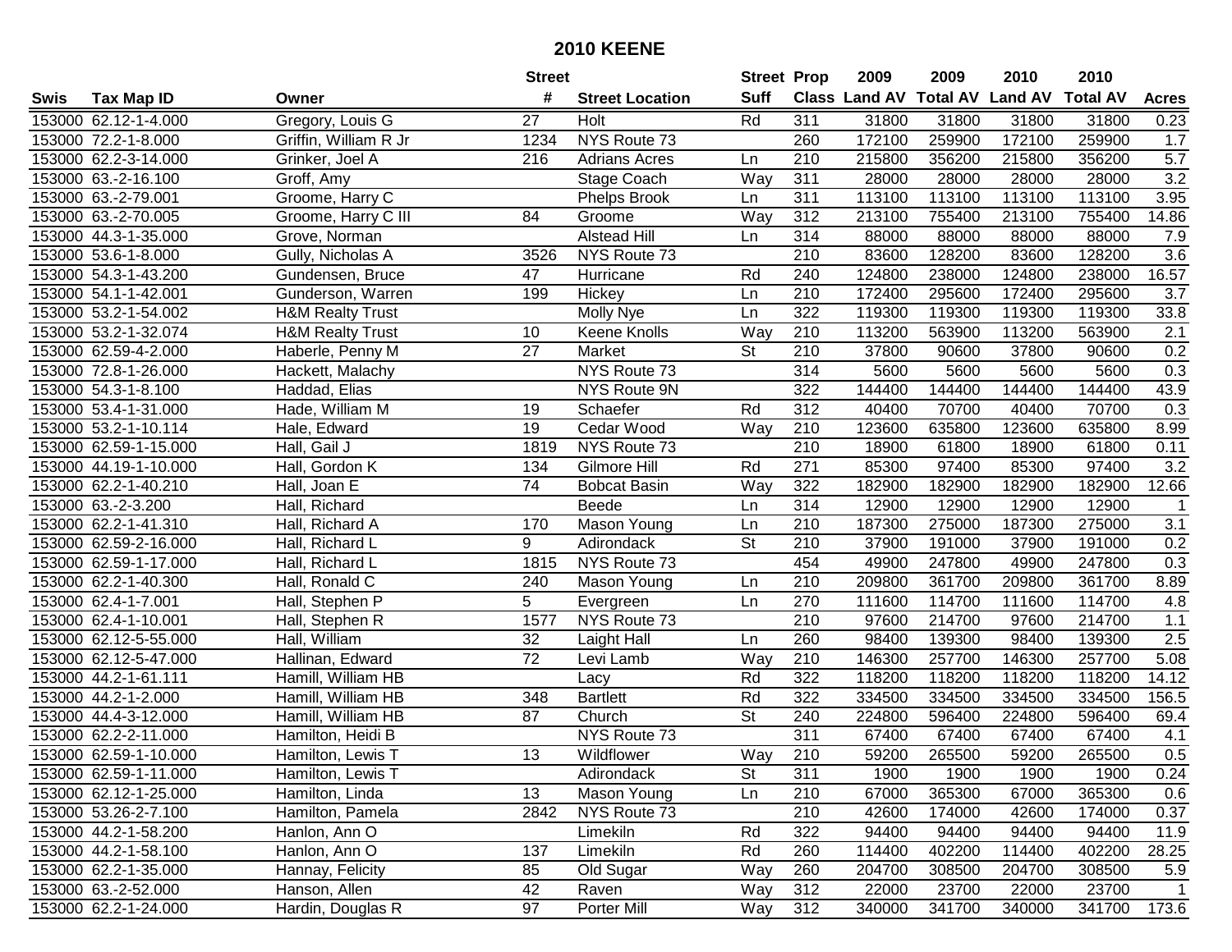# 2010 KEENE

| Swis | Tax Map ID | Owner | Street # | Street Location | Street Suff | Prop Class | 2009 Land AV | 2009 Total AV | 2010 Land AV | 2010 Total AV | Acres |
|---|---|---|---|---|---|---|---|---|---|---|---|
| 153000 | 62.12-1-4.000 | Gregory, Louis G | 27 | Holt | Rd | 311 | 31800 | 31800 | 31800 | 31800 | 0.23 |
| 153000 | 72.2-1-8.000 | Griffin, William R Jr | 1234 | NYS Route 73 | | 260 | 172100 | 259900 | 172100 | 259900 | 1.7 |
| 153000 | 62.2-3-14.000 | Grinker, Joel A | 216 | Adrians Acres | Ln | 210 | 215800 | 356200 | 215800 | 356200 | 5.7 |
| 153000 | 63.-2-16.100 | Groff, Amy | | Stage Coach | Way | 311 | 28000 | 28000 | 28000 | 28000 | 3.2 |
| 153000 | 63.-2-79.001 | Groome, Harry C | | Phelps Brook | Ln | 311 | 113100 | 113100 | 113100 | 113100 | 3.95 |
| 153000 | 63.-2-70.005 | Groome, Harry C III | 84 | Groome | Way | 312 | 213100 | 755400 | 213100 | 755400 | 14.86 |
| 153000 | 44.3-1-35.000 | Grove, Norman | | Alstead Hill | Ln | 314 | 88000 | 88000 | 88000 | 88000 | 7.9 |
| 153000 | 53.6-1-8.000 | Gully, Nicholas A | 3526 | NYS Route 73 | | 210 | 83600 | 128200 | 83600 | 128200 | 3.6 |
| 153000 | 54.3-1-43.200 | Gundensen, Bruce | 47 | Hurricane | Rd | 240 | 124800 | 238000 | 124800 | 238000 | 16.57 |
| 153000 | 54.1-1-42.001 | Gunderson, Warren | 199 | Hickey | Ln | 210 | 172400 | 295600 | 172400 | 295600 | 3.7 |
| 153000 | 53.2-1-54.002 | H&M Realty Trust | | Molly Nye | Ln | 322 | 119300 | 119300 | 119300 | 119300 | 33.8 |
| 153000 | 53.2-1-32.074 | H&M Realty Trust | 10 | Keene Knolls | Way | 210 | 113200 | 563900 | 113200 | 563900 | 2.1 |
| 153000 | 62.59-4-2.000 | Haberle, Penny M | 27 | Market | St | 210 | 37800 | 90600 | 37800 | 90600 | 0.2 |
| 153000 | 72.8-1-26.000 | Hackett, Malachy | | NYS Route 73 | | 314 | 5600 | 5600 | 5600 | 5600 | 0.3 |
| 153000 | 54.3-1-8.100 | Haddad, Elias | | NYS Route 9N | | 322 | 144400 | 144400 | 144400 | 144400 | 43.9 |
| 153000 | 53.4-1-31.000 | Hade, William M | 19 | Schaefer | Rd | 312 | 40400 | 70700 | 40400 | 70700 | 0.3 |
| 153000 | 53.2-1-10.114 | Hale, Edward | 19 | Cedar Wood | Way | 210 | 123600 | 635800 | 123600 | 635800 | 8.99 |
| 153000 | 62.59-1-15.000 | Hall, Gail J | 1819 | NYS Route 73 | | 210 | 18900 | 61800 | 18900 | 61800 | 0.11 |
| 153000 | 44.19-1-10.000 | Hall, Gordon K | 134 | Gilmore Hill | Rd | 271 | 85300 | 97400 | 85300 | 97400 | 3.2 |
| 153000 | 62.2-1-40.210 | Hall, Joan E | 74 | Bobcat Basin | Way | 322 | 182900 | 182900 | 182900 | 182900 | 12.66 |
| 153000 | 63.-2-3.200 | Hall, Richard | | Beede | Ln | 314 | 12900 | 12900 | 12900 | 12900 | 1 |
| 153000 | 62.2-1-41.310 | Hall, Richard A | 170 | Mason Young | Ln | 210 | 187300 | 275000 | 187300 | 275000 | 3.1 |
| 153000 | 62.59-2-16.000 | Hall, Richard L | 9 | Adirondack | St | 210 | 37900 | 191000 | 37900 | 191000 | 0.2 |
| 153000 | 62.59-1-17.000 | Hall, Richard L | 1815 | NYS Route 73 | | 454 | 49900 | 247800 | 49900 | 247800 | 0.3 |
| 153000 | 62.2-1-40.300 | Hall, Ronald C | 240 | Mason Young | Ln | 210 | 209800 | 361700 | 209800 | 361700 | 8.89 |
| 153000 | 62.4-1-7.001 | Hall, Stephen P | 5 | Evergreen | Ln | 270 | 111600 | 114700 | 111600 | 114700 | 4.8 |
| 153000 | 62.4-1-10.001 | Hall, Stephen R | 1577 | NYS Route 73 | | 210 | 97600 | 214700 | 97600 | 214700 | 1.1 |
| 153000 | 62.12-5-55.000 | Hall, William | 32 | Laight Hall | Ln | 260 | 98400 | 139300 | 98400 | 139300 | 2.5 |
| 153000 | 62.12-5-47.000 | Hallinan, Edward | 72 | Levi Lamb | Way | 210 | 146300 | 257700 | 146300 | 257700 | 5.08 |
| 153000 | 44.2-1-61.111 | Hamill, William HB | | Lacy | Rd | 322 | 118200 | 118200 | 118200 | 118200 | 14.12 |
| 153000 | 44.2-1-2.000 | Hamill, William HB | 348 | Bartlett | Rd | 322 | 334500 | 334500 | 334500 | 334500 | 156.5 |
| 153000 | 44.4-3-12.000 | Hamill, William HB | 87 | Church | St | 240 | 224800 | 596400 | 224800 | 596400 | 69.4 |
| 153000 | 62.2-2-11.000 | Hamilton, Heidi B | | NYS Route 73 | | 311 | 67400 | 67400 | 67400 | 67400 | 4.1 |
| 153000 | 62.59-1-10.000 | Hamilton, Lewis T | 13 | Wildflower | Way | 210 | 59200 | 265500 | 59200 | 265500 | 0.5 |
| 153000 | 62.59-1-11.000 | Hamilton, Lewis T | | Adirondack | St | 311 | 1900 | 1900 | 1900 | 1900 | 0.24 |
| 153000 | 62.12-1-25.000 | Hamilton, Linda | 13 | Mason Young | Ln | 210 | 67000 | 365300 | 67000 | 365300 | 0.6 |
| 153000 | 53.26-2-7.100 | Hamilton, Pamela | 2842 | NYS Route 73 | | 210 | 42600 | 174000 | 42600 | 174000 | 0.37 |
| 153000 | 44.2-1-58.200 | Hanlon, Ann O | | Limekiln | Rd | 322 | 94400 | 94400 | 94400 | 94400 | 11.9 |
| 153000 | 44.2-1-58.100 | Hanlon, Ann O | 137 | Limekiln | Rd | 260 | 114400 | 402200 | 114400 | 402200 | 28.25 |
| 153000 | 62.2-1-35.000 | Hannay, Felicity | 85 | Old Sugar | Way | 260 | 204700 | 308500 | 204700 | 308500 | 5.9 |
| 153000 | 63.-2-52.000 | Hanson, Allen | 42 | Raven | Way | 312 | 22000 | 23700 | 22000 | 23700 | 1 |
| 153000 | 62.2-1-24.000 | Hardin, Douglas R | 97 | Porter Mill | Way | 312 | 340000 | 341700 | 340000 | 341700 | 173.6 |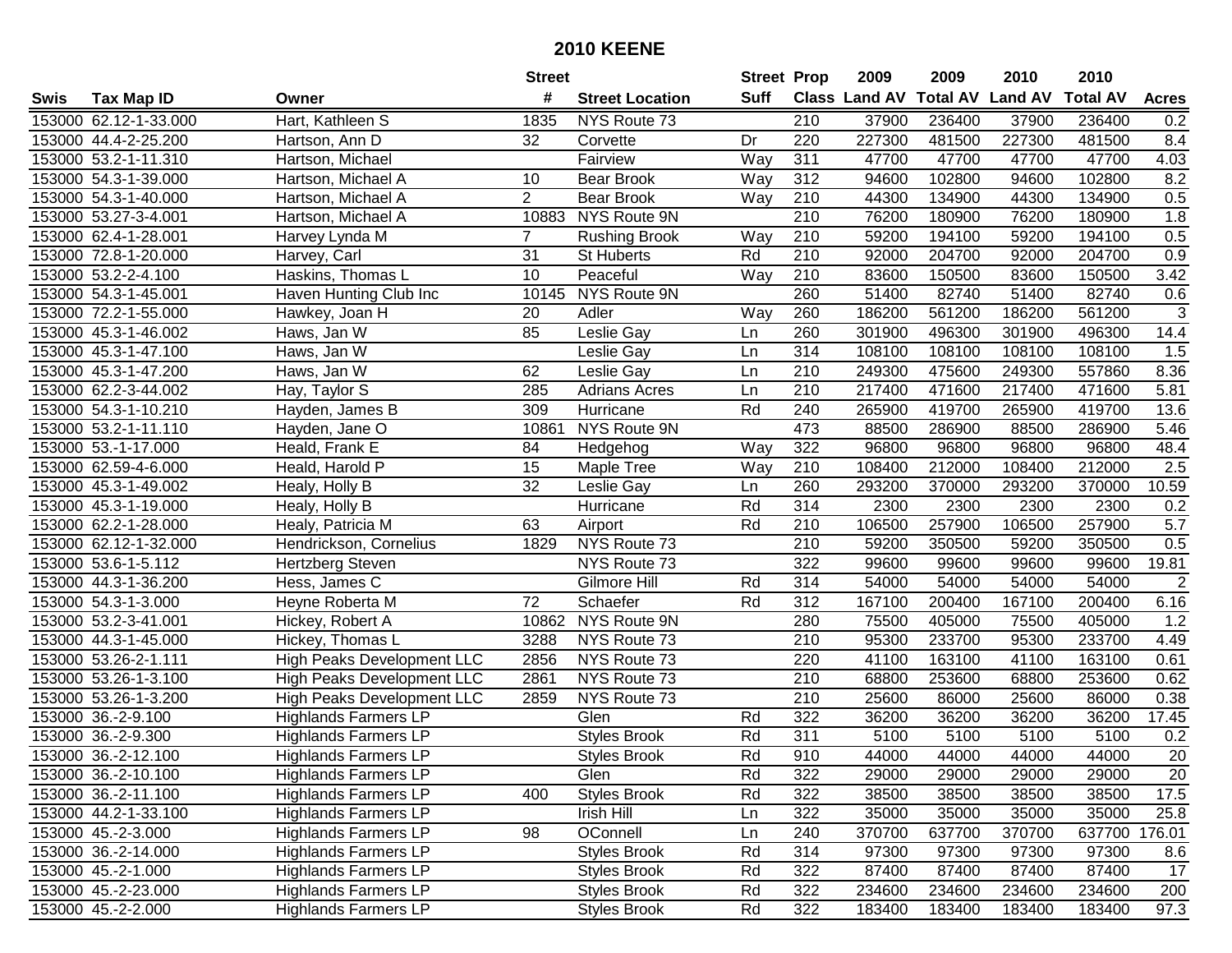# 2010 KEENE

| Swis | Tax Map ID | Owner | Street # | Street Location | Street Suff | Prop Class | 2009 Land AV | 2009 Total AV | 2010 Land AV | 2010 Total AV | Acres |
|---|---|---|---|---|---|---|---|---|---|---|---|
| 153000 | 62.12-1-33.000 | Hart, Kathleen S | 1835 | NYS Route 73 | | 210 | 37900 | 236400 | 37900 | 236400 | 0.2 |
| 153000 | 44.4-2-25.200 | Hartson, Ann D | 32 | Corvette | Dr | 220 | 227300 | 481500 | 227300 | 481500 | 8.4 |
| 153000 | 53.2-1-11.310 | Hartson, Michael | | Fairview | Way | 311 | 47700 | 47700 | 47700 | 47700 | 4.03 |
| 153000 | 54.3-1-39.000 | Hartson, Michael A | 10 | Bear Brook | Way | 312 | 94600 | 102800 | 94600 | 102800 | 8.2 |
| 153000 | 54.3-1-40.000 | Hartson, Michael A | 2 | Bear Brook | Way | 210 | 44300 | 134900 | 44300 | 134900 | 0.5 |
| 153000 | 53.27-3-4.001 | Hartson, Michael A | 10883 | NYS Route 9N | | 210 | 76200 | 180900 | 76200 | 180900 | 1.8 |
| 153000 | 62.4-1-28.001 | Harvey Lynda M | 7 | Rushing Brook | Way | 210 | 59200 | 194100 | 59200 | 194100 | 0.5 |
| 153000 | 72.8-1-20.000 | Harvey, Carl | 31 | St Huberts | Rd | 210 | 92000 | 204700 | 92000 | 204700 | 0.9 |
| 153000 | 53.2-2-4.100 | Haskins, Thomas L | 10 | Peaceful | Way | 210 | 83600 | 150500 | 83600 | 150500 | 3.42 |
| 153000 | 54.3-1-45.001 | Haven Hunting Club Inc | 10145 | NYS Route 9N | | 260 | 51400 | 82740 | 51400 | 82740 | 0.6 |
| 153000 | 72.2-1-55.000 | Hawkey, Joan H | 20 | Adler | Way | 260 | 186200 | 561200 | 186200 | 561200 | 3 |
| 153000 | 45.3-1-46.002 | Haws, Jan W | 85 | Leslie Gay | Ln | 260 | 301900 | 496300 | 301900 | 496300 | 14.4 |
| 153000 | 45.3-1-47.100 | Haws, Jan W | | Leslie Gay | Ln | 314 | 108100 | 108100 | 108100 | 108100 | 1.5 |
| 153000 | 45.3-1-47.200 | Haws, Jan W | 62 | Leslie Gay | Ln | 210 | 249300 | 475600 | 249300 | 557860 | 8.36 |
| 153000 | 62.2-3-44.002 | Hay, Taylor S | 285 | Adrians Acres | Ln | 210 | 217400 | 471600 | 217400 | 471600 | 5.81 |
| 153000 | 54.3-1-10.210 | Hayden, James B | 309 | Hurricane | Rd | 240 | 265900 | 419700 | 265900 | 419700 | 13.6 |
| 153000 | 53.2-1-11.110 | Hayden, Jane O | 10861 | NYS Route 9N | | 473 | 88500 | 286900 | 88500 | 286900 | 5.46 |
| 153000 | 53.-1-17.000 | Heald, Frank E | 84 | Hedgehog | Way | 322 | 96800 | 96800 | 96800 | 96800 | 48.4 |
| 153000 | 62.59-4-6.000 | Heald, Harold P | 15 | Maple Tree | Way | 210 | 108400 | 212000 | 108400 | 212000 | 2.5 |
| 153000 | 45.3-1-49.002 | Healy, Holly B | 32 | Leslie Gay | Ln | 260 | 293200 | 370000 | 293200 | 370000 | 10.59 |
| 153000 | 45.3-1-19.000 | Healy, Holly B | | Hurricane | Rd | 314 | 2300 | 2300 | 2300 | 2300 | 0.2 |
| 153000 | 62.2-1-28.000 | Healy, Patricia M | 63 | Airport | Rd | 210 | 106500 | 257900 | 106500 | 257900 | 5.7 |
| 153000 | 62.12-1-32.000 | Hendrickson, Cornelius | 1829 | NYS Route 73 | | 210 | 59200 | 350500 | 59200 | 350500 | 0.5 |
| 153000 | 53.6-1-5.112 | Hertzberg Steven | | NYS Route 73 | | 322 | 99600 | 99600 | 99600 | 99600 | 19.81 |
| 153000 | 44.3-1-36.200 | Hess, James C | | Gilmore Hill | Rd | 314 | 54000 | 54000 | 54000 | 54000 | 2 |
| 153000 | 54.3-1-3.000 | Heyne Roberta M | 72 | Schaefer | Rd | 312 | 167100 | 200400 | 167100 | 200400 | 6.16 |
| 153000 | 53.2-3-41.001 | Hickey, Robert A | 10862 | NYS Route 9N | | 280 | 75500 | 405000 | 75500 | 405000 | 1.2 |
| 153000 | 44.3-1-45.000 | Hickey, Thomas L | 3288 | NYS Route 73 | | 210 | 95300 | 233700 | 95300 | 233700 | 4.49 |
| 153000 | 53.26-2-1.111 | High Peaks Development LLC | 2856 | NYS Route 73 | | 220 | 41100 | 163100 | 41100 | 163100 | 0.61 |
| 153000 | 53.26-1-3.100 | High Peaks Development LLC | 2861 | NYS Route 73 | | 210 | 68800 | 253600 | 68800 | 253600 | 0.62 |
| 153000 | 53.26-1-3.200 | High Peaks Development LLC | 2859 | NYS Route 73 | | 210 | 25600 | 86000 | 25600 | 86000 | 0.38 |
| 153000 | 36.-2-9.100 | Highlands Farmers LP | | Glen | Rd | 322 | 36200 | 36200 | 36200 | 36200 | 17.45 |
| 153000 | 36.-2-9.300 | Highlands Farmers LP | | Styles Brook | Rd | 311 | 5100 | 5100 | 5100 | 5100 | 0.2 |
| 153000 | 36.-2-12.100 | Highlands Farmers LP | | Styles Brook | Rd | 910 | 44000 | 44000 | 44000 | 44000 | 20 |
| 153000 | 36.-2-10.100 | Highlands Farmers LP | | Glen | Rd | 322 | 29000 | 29000 | 29000 | 29000 | 20 |
| 153000 | 36.-2-11.100 | Highlands Farmers LP | 400 | Styles Brook | Rd | 322 | 38500 | 38500 | 38500 | 38500 | 17.5 |
| 153000 | 44.2-1-33.100 | Highlands Farmers LP | | Irish Hill | Ln | 322 | 35000 | 35000 | 35000 | 35000 | 25.8 |
| 153000 | 45.-2-3.000 | Highlands Farmers LP | 98 | OConnell | Ln | 240 | 370700 | 637700 | 370700 | 637700 | 176.01 |
| 153000 | 36.-2-14.000 | Highlands Farmers LP | | Styles Brook | Rd | 314 | 97300 | 97300 | 97300 | 97300 | 8.6 |
| 153000 | 45.-2-1.000 | Highlands Farmers LP | | Styles Brook | Rd | 322 | 87400 | 87400 | 87400 | 87400 | 17 |
| 153000 | 45.-2-23.000 | Highlands Farmers LP | | Styles Brook | Rd | 322 | 234600 | 234600 | 234600 | 234600 | 200 |
| 153000 | 45.-2-2.000 | Highlands Farmers LP | | Styles Brook | Rd | 322 | 183400 | 183400 | 183400 | 183400 | 97.3 |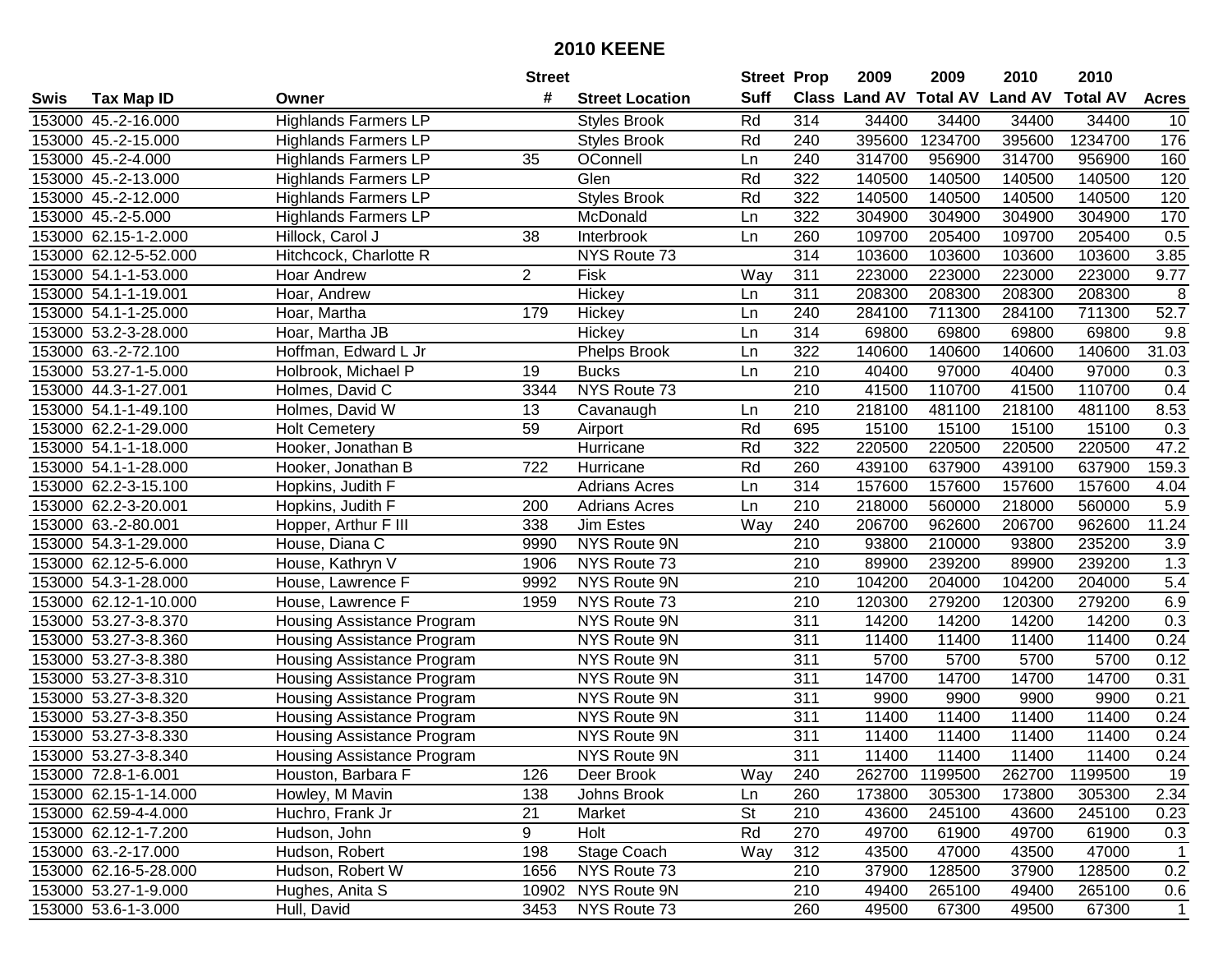# 2010 KEENE

| Swis | Tax Map ID | Owner | Street # | Street Location | Street Suff | Prop Class | 2009 Land AV | 2009 Total AV | 2010 Land AV | 2010 Total AV | Acres |
|---|---|---|---|---|---|---|---|---|---|---|---|
| 153000 | 45.-2-16.000 | Highlands Farmers LP | | Styles Brook | Rd | 314 | 34400 | 34400 | 34400 | 34400 | 10 |
| 153000 | 45.-2-15.000 | Highlands Farmers LP | | Styles Brook | Rd | 240 | 395600 | 1234700 | 395600 | 1234700 | 176 |
| 153000 | 45.-2-4.000 | Highlands Farmers LP | 35 | OConnell | Ln | 240 | 314700 | 956900 | 314700 | 956900 | 160 |
| 153000 | 45.-2-13.000 | Highlands Farmers LP | | Glen | Rd | 322 | 140500 | 140500 | 140500 | 140500 | 120 |
| 153000 | 45.-2-12.000 | Highlands Farmers LP | | Styles Brook | Rd | 322 | 140500 | 140500 | 140500 | 140500 | 120 |
| 153000 | 45.-2-5.000 | Highlands Farmers LP | | McDonald | Ln | 322 | 304900 | 304900 | 304900 | 304900 | 170 |
| 153000 | 62.15-1-2.000 | Hillock, Carol J | 38 | Interbrook | Ln | 260 | 109700 | 205400 | 109700 | 205400 | 0.5 |
| 153000 | 62.12-5-52.000 | Hitchcock, Charlotte R | | NYS Route 73 | | 314 | 103600 | 103600 | 103600 | 103600 | 3.85 |
| 153000 | 54.1-1-53.000 | Hoar Andrew | 2 | Fisk | Way | 311 | 223000 | 223000 | 223000 | 223000 | 9.77 |
| 153000 | 54.1-1-19.001 | Hoar, Andrew | | Hickey | Ln | 311 | 208300 | 208300 | 208300 | 208300 | 8 |
| 153000 | 54.1-1-25.000 | Hoar, Martha | 179 | Hickey | Ln | 240 | 284100 | 711300 | 284100 | 711300 | 52.7 |
| 153000 | 53.2-3-28.000 | Hoar, Martha JB | | Hickey | Ln | 314 | 69800 | 69800 | 69800 | 69800 | 9.8 |
| 153000 | 63.-2-72.100 | Hoffman, Edward L Jr | | Phelps Brook | Ln | 322 | 140600 | 140600 | 140600 | 140600 | 31.03 |
| 153000 | 53.27-1-5.000 | Holbrook, Michael P | 19 | Bucks | Ln | 210 | 40400 | 97000 | 40400 | 97000 | 0.3 |
| 153000 | 44.3-1-27.001 | Holmes, David C | 3344 | NYS Route 73 | | 210 | 41500 | 110700 | 41500 | 110700 | 0.4 |
| 153000 | 54.1-1-49.100 | Holmes, David W | 13 | Cavanaugh | Ln | 210 | 218100 | 481100 | 218100 | 481100 | 8.53 |
| 153000 | 62.2-1-29.000 | Holt Cemetery | 59 | Airport | Rd | 695 | 15100 | 15100 | 15100 | 15100 | 0.3 |
| 153000 | 54.1-1-18.000 | Hooker, Jonathan B | | Hurricane | Rd | 322 | 220500 | 220500 | 220500 | 220500 | 47.2 |
| 153000 | 54.1-1-28.000 | Hooker, Jonathan B | 722 | Hurricane | Rd | 260 | 439100 | 637900 | 439100 | 637900 | 159.3 |
| 153000 | 62.2-3-15.100 | Hopkins, Judith F | | Adrians Acres | Ln | 314 | 157600 | 157600 | 157600 | 157600 | 4.04 |
| 153000 | 62.2-3-20.001 | Hopkins, Judith F | 200 | Adrians Acres | Ln | 210 | 218000 | 560000 | 218000 | 560000 | 5.9 |
| 153000 | 63.-2-80.001 | Hopper, Arthur F III | 338 | Jim Estes | Way | 240 | 206700 | 962600 | 206700 | 962600 | 11.24 |
| 153000 | 54.3-1-29.000 | House, Diana C | 9990 | NYS Route 9N | | 210 | 93800 | 210000 | 93800 | 235200 | 3.9 |
| 153000 | 62.12-5-6.000 | House, Kathryn V | 1906 | NYS Route 73 | | 210 | 89900 | 239200 | 89900 | 239200 | 1.3 |
| 153000 | 54.3-1-28.000 | House, Lawrence F | 9992 | NYS Route 9N | | 210 | 104200 | 204000 | 104200 | 204000 | 5.4 |
| 153000 | 62.12-1-10.000 | House, Lawrence F | 1959 | NYS Route 73 | | 210 | 120300 | 279200 | 120300 | 279200 | 6.9 |
| 153000 | 53.27-3-8.370 | Housing Assistance Program | | NYS Route 9N | | 311 | 14200 | 14200 | 14200 | 14200 | 0.3 |
| 153000 | 53.27-3-8.360 | Housing Assistance Program | | NYS Route 9N | | 311 | 11400 | 11400 | 11400 | 11400 | 0.24 |
| 153000 | 53.27-3-8.380 | Housing Assistance Program | | NYS Route 9N | | 311 | 5700 | 5700 | 5700 | 5700 | 0.12 |
| 153000 | 53.27-3-8.310 | Housing Assistance Program | | NYS Route 9N | | 311 | 14700 | 14700 | 14700 | 14700 | 0.31 |
| 153000 | 53.27-3-8.320 | Housing Assistance Program | | NYS Route 9N | | 311 | 9900 | 9900 | 9900 | 9900 | 0.21 |
| 153000 | 53.27-3-8.350 | Housing Assistance Program | | NYS Route 9N | | 311 | 11400 | 11400 | 11400 | 11400 | 0.24 |
| 153000 | 53.27-3-8.330 | Housing Assistance Program | | NYS Route 9N | | 311 | 11400 | 11400 | 11400 | 11400 | 0.24 |
| 153000 | 53.27-3-8.340 | Housing Assistance Program | | NYS Route 9N | | 311 | 11400 | 11400 | 11400 | 11400 | 0.24 |
| 153000 | 72.8-1-6.001 | Houston, Barbara F | 126 | Deer Brook | Way | 240 | 262700 | 1199500 | 262700 | 1199500 | 19 |
| 153000 | 62.15-1-14.000 | Howley, M Mavin | 138 | Johns Brook | Ln | 260 | 173800 | 305300 | 173800 | 305300 | 2.34 |
| 153000 | 62.59-4-4.000 | Huchro, Frank Jr | 21 | Market | St | 210 | 43600 | 245100 | 43600 | 245100 | 0.23 |
| 153000 | 62.12-1-7.200 | Hudson, John | 9 | Holt | Rd | 270 | 49700 | 61900 | 49700 | 61900 | 0.3 |
| 153000 | 63.-2-17.000 | Hudson, Robert | 198 | Stage Coach | Way | 312 | 43500 | 47000 | 43500 | 47000 | 1 |
| 153000 | 62.16-5-28.000 | Hudson, Robert W | 1656 | NYS Route 73 | | 210 | 37900 | 128500 | 37900 | 128500 | 0.2 |
| 153000 | 53.27-1-9.000 | Hughes, Anita S | 10902 | NYS Route 9N | | 210 | 49400 | 265100 | 49400 | 265100 | 0.6 |
| 153000 | 53.6-1-3.000 | Hull, David | 3453 | NYS Route 73 | | 260 | 49500 | 67300 | 49500 | 67300 | 1 |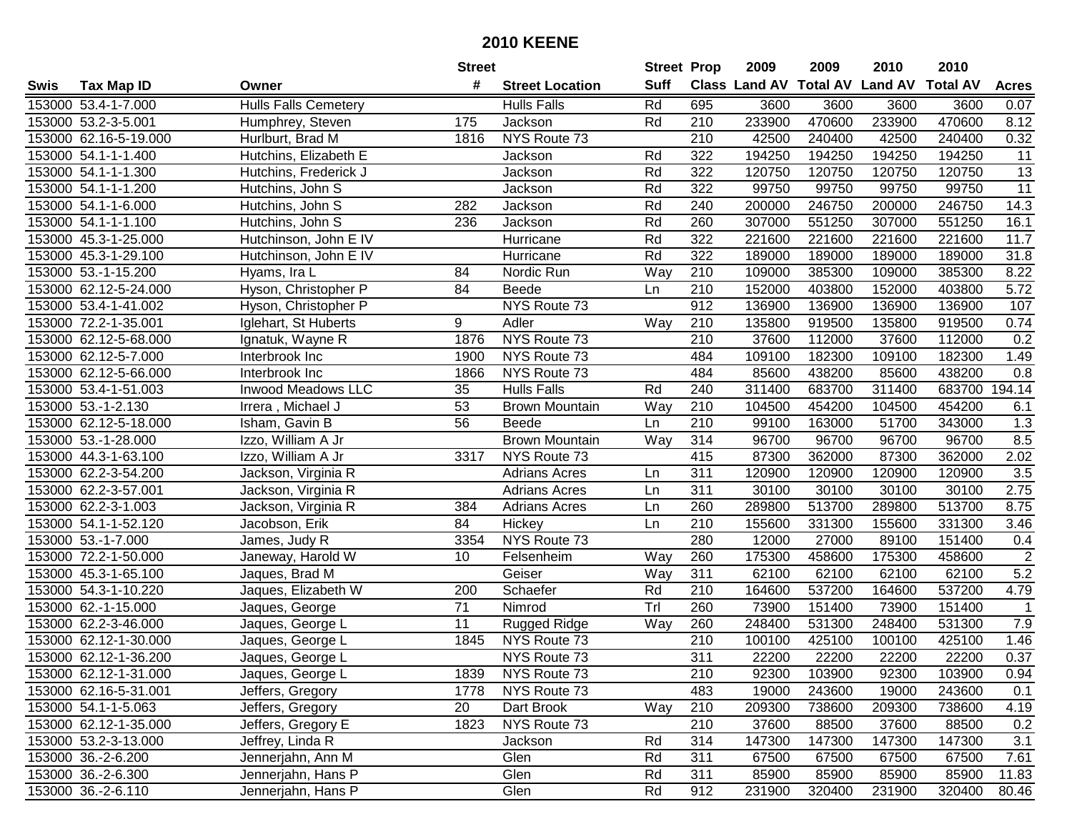# 2010 KEENE

| Swis | Tax Map ID | Owner | Street # | Street Location | Street Suff | Prop Class | 2009 Land AV | 2009 Total AV | 2010 Land AV | 2010 Total AV | Acres |
|---|---|---|---|---|---|---|---|---|---|---|---|
| 153000 | 53.4-1-7.000 | Hulls Falls Cemetery | | Hulls Falls | Rd | 695 | 3600 | 3600 | 3600 | 3600 | 0.07 |
| 153000 | 53.2-3-5.001 | Humphrey, Steven | 175 | Jackson | Rd | 210 | 233900 | 470600 | 233900 | 470600 | 8.12 |
| 153000 | 62.16-5-19.000 | Hurlburt, Brad M | 1816 | NYS Route 73 | | 210 | 42500 | 240400 | 42500 | 240400 | 0.32 |
| 153000 | 54.1-1-1.400 | Hutchins, Elizabeth E | | Jackson | Rd | 322 | 194250 | 194250 | 194250 | 194250 | 11 |
| 153000 | 54.1-1-1.300 | Hutchins, Frederick J | | Jackson | Rd | 322 | 120750 | 120750 | 120750 | 120750 | 13 |
| 153000 | 54.1-1-1.200 | Hutchins, John S | | Jackson | Rd | 322 | 99750 | 99750 | 99750 | 99750 | 11 |
| 153000 | 54.1-1-6.000 | Hutchins, John S | 282 | Jackson | Rd | 240 | 200000 | 246750 | 200000 | 246750 | 14.3 |
| 153000 | 54.1-1-1.100 | Hutchins, John S | 236 | Jackson | Rd | 260 | 307000 | 551250 | 307000 | 551250 | 16.1 |
| 153000 | 45.3-1-25.000 | Hutchinson, John E IV | | Hurricane | Rd | 322 | 221600 | 221600 | 221600 | 221600 | 11.7 |
| 153000 | 45.3-1-29.100 | Hutchinson, John E IV | | Hurricane | Rd | 322 | 189000 | 189000 | 189000 | 189000 | 31.8 |
| 153000 | 53.-1-15.200 | Hyams, Ira L | 84 | Nordic Run | Way | 210 | 109000 | 385300 | 109000 | 385300 | 8.22 |
| 153000 | 62.12-5-24.000 | Hyson, Christopher P | 84 | Beede | Ln | 210 | 152000 | 403800 | 152000 | 403800 | 5.72 |
| 153000 | 53.4-1-41.002 | Hyson, Christopher P | | NYS Route 73 | | 912 | 136900 | 136900 | 136900 | 136900 | 107 |
| 153000 | 72.2-1-35.001 | Iglehart, St Huberts | 9 | Adler | Way | 210 | 135800 | 919500 | 135800 | 919500 | 0.74 |
| 153000 | 62.12-5-68.000 | Ignatuk, Wayne R | 1876 | NYS Route 73 | | 210 | 37600 | 112000 | 37600 | 112000 | 0.2 |
| 153000 | 62.12-5-7.000 | Interbrook Inc | 1900 | NYS Route 73 | | 484 | 109100 | 182300 | 109100 | 182300 | 1.49 |
| 153000 | 62.12-5-66.000 | Interbrook Inc | 1866 | NYS Route 73 | | 484 | 85600 | 438200 | 85600 | 438200 | 0.8 |
| 153000 | 53.4-1-51.003 | Inwood Meadows LLC | 35 | Hulls Falls | Rd | 240 | 311400 | 683700 | 311400 | 683700 | 194.14 |
| 153000 | 53.-1-2.130 | Irrera , Michael J | 53 | Brown Mountain | Way | 210 | 104500 | 454200 | 104500 | 454200 | 6.1 |
| 153000 | 62.12-5-18.000 | Isham, Gavin B | 56 | Beede | Ln | 210 | 99100 | 163000 | 51700 | 343000 | 1.3 |
| 153000 | 53.-1-28.000 | Izzo, William A Jr | | Brown Mountain | Way | 314 | 96700 | 96700 | 96700 | 96700 | 8.5 |
| 153000 | 44.3-1-63.100 | Izzo, William A Jr | 3317 | NYS Route 73 | | 415 | 87300 | 362000 | 87300 | 362000 | 2.02 |
| 153000 | 62.2-3-54.200 | Jackson, Virginia R | | Adrians Acres | Ln | 311 | 120900 | 120900 | 120900 | 120900 | 3.5 |
| 153000 | 62.2-3-57.001 | Jackson, Virginia R | | Adrians Acres | Ln | 311 | 30100 | 30100 | 30100 | 30100 | 2.75 |
| 153000 | 62.2-3-1.003 | Jackson, Virginia R | 384 | Adrians Acres | Ln | 260 | 289800 | 513700 | 289800 | 513700 | 8.75 |
| 153000 | 54.1-1-52.120 | Jacobson, Erik | 84 | Hickey | Ln | 210 | 155600 | 331300 | 155600 | 331300 | 3.46 |
| 153000 | 53.-1-7.000 | James, Judy R | 3354 | NYS Route 73 | | 280 | 12000 | 27000 | 89100 | 151400 | 0.4 |
| 153000 | 72.2-1-50.000 | Janeway, Harold W | 10 | Felsenheim | Way | 260 | 175300 | 458600 | 175300 | 458600 | 2 |
| 153000 | 45.3-1-65.100 | Jaques, Brad M | | Geiser | Way | 311 | 62100 | 62100 | 62100 | 62100 | 5.2 |
| 153000 | 54.3-1-10.220 | Jaques, Elizabeth W | 200 | Schaefer | Rd | 210 | 164600 | 537200 | 164600 | 537200 | 4.79 |
| 153000 | 62.-1-15.000 | Jaques, George | 71 | Nimrod | Trl | 260 | 73900 | 151400 | 73900 | 151400 | 1 |
| 153000 | 62.2-3-46.000 | Jaques, George L | 11 | Rugged Ridge | Way | 260 | 248400 | 531300 | 248400 | 531300 | 7.9 |
| 153000 | 62.12-1-30.000 | Jaques, George L | 1845 | NYS Route 73 | | 210 | 100100 | 425100 | 100100 | 425100 | 1.46 |
| 153000 | 62.12-1-36.200 | Jaques, George L | | NYS Route 73 | | 311 | 22200 | 22200 | 22200 | 22200 | 0.37 |
| 153000 | 62.12-1-31.000 | Jaques, George L | 1839 | NYS Route 73 | | 210 | 92300 | 103900 | 92300 | 103900 | 0.94 |
| 153000 | 62.16-5-31.001 | Jeffers, Gregory | 1778 | NYS Route 73 | | 483 | 19000 | 243600 | 19000 | 243600 | 0.1 |
| 153000 | 54.1-1-5.063 | Jeffers, Gregory | 20 | Dart Brook | Way | 210 | 209300 | 738600 | 209300 | 738600 | 4.19 |
| 153000 | 62.12-1-35.000 | Jeffers, Gregory E | 1823 | NYS Route 73 | | 210 | 37600 | 88500 | 37600 | 88500 | 0.2 |
| 153000 | 53.2-3-13.000 | Jeffrey, Linda R | | Jackson | Rd | 314 | 147300 | 147300 | 147300 | 147300 | 3.1 |
| 153000 | 36.-2-6.200 | Jennerjahn, Ann M | | Glen | Rd | 311 | 67500 | 67500 | 67500 | 67500 | 7.61 |
| 153000 | 36.-2-6.300 | Jennerjahn, Hans P | | Glen | Rd | 311 | 85900 | 85900 | 85900 | 85900 | 11.83 |
| 153000 | 36.-2-6.110 | Jennerjahn, Hans P | | Glen | Rd | 912 | 231900 | 320400 | 231900 | 320400 | 80.46 |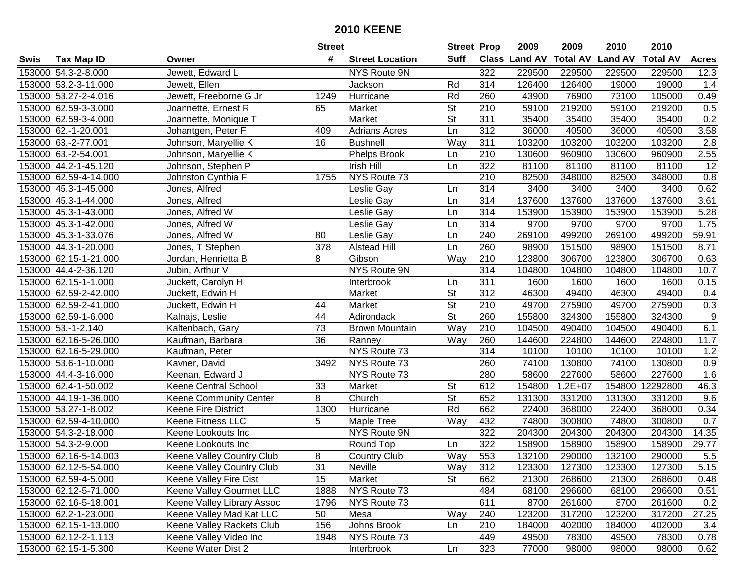## 2010 KEENE

| Swis | Tax Map ID | Owner | Street # | Street Location | Street Suff | Prop Class | 2009 Land AV | 2009 Total AV | 2010 Land AV | 2010 Total AV | Acres |
|---|---|---|---|---|---|---|---|---|---|---|---|
| 153000 | 54.3-2-8.000 | Jewett, Edward L | | NYS Route 9N | | 322 | 229500 | 229500 | 229500 | 229500 | 12.3 |
| 153000 | 53.2-3-11.000 | Jewett, Ellen | | Jackson | Rd | 314 | 126400 | 126400 | 19000 | 19000 | 1.4 |
| 153000 | 53.27-2-4.016 | Jewett, Freeborne G Jr | 1249 | Hurricane | Rd | 260 | 43900 | 76900 | 73100 | 105000 | 0.49 |
| 153000 | 62.59-3-3.000 | Joannette, Ernest R | 65 | Market | St | 210 | 59100 | 219200 | 59100 | 219200 | 0.5 |
| 153000 | 62.59-3-4.000 | Joannette, Monique T | | Market | St | 311 | 35400 | 35400 | 35400 | 35400 | 0.2 |
| 153000 | 62.-1-20.001 | Johantgen, Peter F | 409 | Adrians Acres | Ln | 312 | 36000 | 40500 | 36000 | 40500 | 3.58 |
| 153000 | 63.-2-77.001 | Johnson, Maryellie K | 16 | Bushnell | Way | 311 | 103200 | 103200 | 103200 | 103200 | 2.8 |
| 153000 | 63.-2-54.001 | Johnson, Maryellie K | | Phelps Brook | Ln | 210 | 130600 | 960900 | 130600 | 960900 | 2.55 |
| 153000 | 44.2-1-45.120 | Johnson, Stephen P | | Irish Hill | Ln | 322 | 81100 | 81100 | 81100 | 81100 | 12 |
| 153000 | 62.59-4-14.000 | Johnston Cynthia F | 1755 | NYS Route 73 | | 210 | 82500 | 348000 | 82500 | 348000 | 0.8 |
| 153000 | 45.3-1-45.000 | Jones, Alfred | | Leslie Gay | Ln | 314 | 3400 | 3400 | 3400 | 3400 | 0.62 |
| 153000 | 45.3-1-44.000 | Jones, Alfred | | Leslie Gay | Ln | 314 | 137600 | 137600 | 137600 | 137600 | 3.61 |
| 153000 | 45.3-1-43.000 | Jones, Alfred W | | Leslie Gay | Ln | 314 | 153900 | 153900 | 153900 | 153900 | 5.28 |
| 153000 | 45.3-1-42.000 | Jones, Alfred W | | Leslie Gay | Ln | 314 | 9700 | 9700 | 9700 | 9700 | 1.75 |
| 153000 | 45.3-1-33.076 | Jones, Alfred W | 80 | Leslie Gay | Ln | 240 | 269100 | 499200 | 269100 | 499200 | 59.91 |
| 153000 | 44.3-1-20.000 | Jones, T Stephen | 378 | Alstead Hill | Ln | 260 | 98900 | 151500 | 98900 | 151500 | 8.71 |
| 153000 | 62.15-1-21.000 | Jordan, Henrietta B | 8 | Gibson | Way | 210 | 123800 | 306700 | 123800 | 306700 | 0.63 |
| 153000 | 44.4-2-36.120 | Jubin, Arthur V | | NYS Route 9N | | 314 | 104800 | 104800 | 104800 | 104800 | 10.7 |
| 153000 | 62.15-1-1.000 | Juckett, Carolyn H | | Interbrook | Ln | 311 | 1600 | 1600 | 1600 | 1600 | 0.15 |
| 153000 | 62.59-2-42.000 | Juckett, Edwin H | | Market | St | 312 | 46300 | 49400 | 46300 | 49400 | 0.4 |
| 153000 | 62.59-2-41.000 | Juckett, Edwin H | 44 | Market | St | 210 | 49700 | 275900 | 49700 | 275900 | 0.3 |
| 153000 | 62.59-1-6.000 | Kalnajs, Leslie | 44 | Adirondack | St | 260 | 155800 | 324300 | 155800 | 324300 | 9 |
| 153000 | 53.-1-2.140 | Kaltenbach, Gary | 73 | Brown Mountain | Way | 210 | 104500 | 490400 | 104500 | 490400 | 6.1 |
| 153000 | 62.16-5-26.000 | Kaufman, Barbara | 36 | Ranney | Way | 260 | 144600 | 224800 | 144600 | 224800 | 11.7 |
| 153000 | 62.16-5-29.000 | Kaufman, Peter | | NYS Route 73 | | 314 | 10100 | 10100 | 10100 | 10100 | 1.2 |
| 153000 | 53.6-1-10.000 | Kavner, David | 3492 | NYS Route 73 | | 260 | 74100 | 130800 | 74100 | 130800 | 0.9 |
| 153000 | 44.4-3-16.000 | Keenan, Edward J | | NYS Route 73 | | 280 | 58600 | 227600 | 58600 | 227600 | 1.6 |
| 153000 | 62.4-1-50.002 | Keene Central School | 33 | Market | St | 612 | 154800 | 1.2E+07 | 154800 | 12292800 | 46.3 |
| 153000 | 44.19-1-36.000 | Keene Community Center | 8 | Church | St | 652 | 131300 | 331200 | 131300 | 331200 | 9.6 |
| 153000 | 53.27-1-8.002 | Keene Fire District | 1300 | Hurricane | Rd | 662 | 22400 | 368000 | 22400 | 368000 | 0.34 |
| 153000 | 62.59-4-10.000 | Keene Fitness LLC | 5 | Maple Tree | Way | 432 | 74800 | 300800 | 74800 | 300800 | 0.7 |
| 153000 | 54.3-2-18.000 | Keene Lookouts Inc | | NYS Route 9N | | 322 | 204300 | 204300 | 204300 | 204300 | 14.35 |
| 153000 | 54.3-2-9.000 | Keene Lookouts Inc | | Round Top | Ln | 322 | 158900 | 158900 | 158900 | 158900 | 29.77 |
| 153000 | 62.16-5-14.003 | Keene Valley Country Club | 8 | Country Club | Way | 553 | 132100 | 290000 | 132100 | 290000 | 5.5 |
| 153000 | 62.12-5-54.000 | Keene Valley Country Club | 31 | Neville | Way | 312 | 123300 | 127300 | 123300 | 127300 | 5.15 |
| 153000 | 62.59-4-5.000 | Keene Valley Fire Dist | 15 | Market | St | 662 | 21300 | 268600 | 21300 | 268600 | 0.48 |
| 153000 | 62.12-5-71.000 | Keene Valley Gourmet LLC | 1888 | NYS Route 73 | | 484 | 68100 | 296600 | 68100 | 296600 | 0.51 |
| 153000 | 62.16-5-18.001 | Keene Valley Library Assoc | 1796 | NYS Route 73 | | 611 | 8700 | 261600 | 8700 | 261600 | 0.2 |
| 153000 | 62.2-1-23.000 | Keene Valley Mad Kat LLC | 50 | Mesa | Way | 240 | 123200 | 317200 | 123200 | 317200 | 27.25 |
| 153000 | 62.15-1-13.000 | Keene Valley Rackets Club | 156 | Johns Brook | Ln | 210 | 184000 | 402000 | 184000 | 402000 | 3.4 |
| 153000 | 62.12-2-1.113 | Keene Valley Video Inc | 1948 | NYS Route 73 | | 449 | 49500 | 78300 | 49500 | 78300 | 0.78 |
| 153000 | 62.15-1-5.300 | Keene Water Dist 2 | | Interbrook | Ln | 323 | 77000 | 98000 | 98000 | 98000 | 0.62 |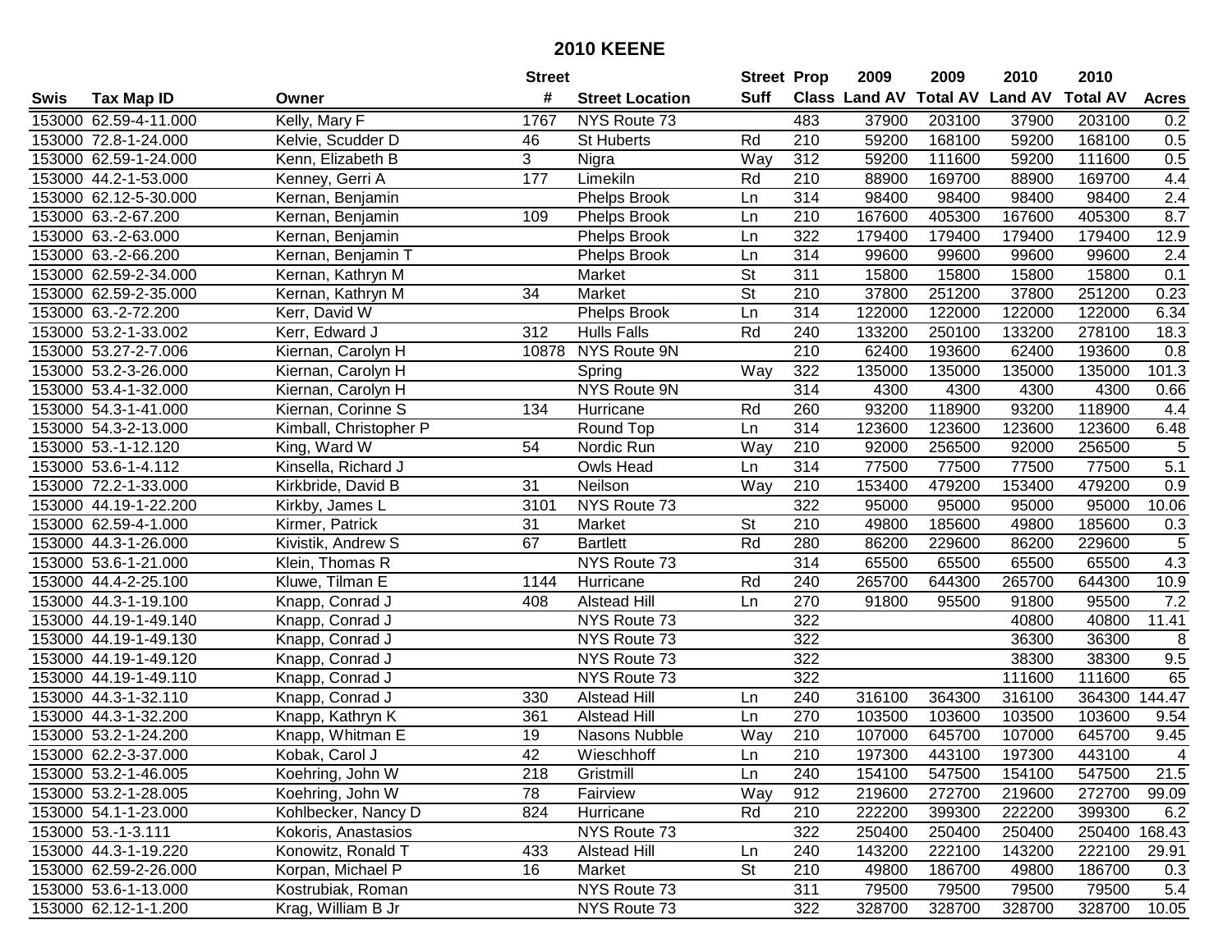# 2010 KEENE

| Swis | Tax Map ID | Owner | Street # | Street Location | Street Suff | Prop Class | 2009 Land AV | 2009 Total AV | 2010 Land AV | 2010 Total AV | Acres |
|---|---|---|---|---|---|---|---|---|---|---|---|
| 153000 | 62.59-4-11.000 | Kelly, Mary F | 1767 | NYS Route 73 | | 483 | 37900 | 203100 | 37900 | 203100 | 0.2 |
| 153000 | 72.8-1-24.000 | Kelvie, Scudder D | 46 | St Huberts | Rd | 210 | 59200 | 168100 | 59200 | 168100 | 0.5 |
| 153000 | 62.59-1-24.000 | Kenn, Elizabeth B | 3 | Nigra | Way | 312 | 59200 | 111600 | 59200 | 111600 | 0.5 |
| 153000 | 44.2-1-53.000 | Kenney, Gerri A | 177 | Limekiln | Rd | 210 | 88900 | 169700 | 88900 | 169700 | 4.4 |
| 153000 | 62.12-5-30.000 | Kernan, Benjamin | | Phelps Brook | Ln | 314 | 98400 | 98400 | 98400 | 98400 | 2.4 |
| 153000 | 63.-2-67.200 | Kernan, Benjamin | 109 | Phelps Brook | Ln | 210 | 167600 | 405300 | 167600 | 405300 | 8.7 |
| 153000 | 63.-2-63.000 | Kernan, Benjamin | | Phelps Brook | Ln | 322 | 179400 | 179400 | 179400 | 179400 | 12.9 |
| 153000 | 63.-2-66.200 | Kernan, Benjamin T | | Phelps Brook | Ln | 314 | 99600 | 99600 | 99600 | 99600 | 2.4 |
| 153000 | 62.59-2-34.000 | Kernan, Kathryn M | | Market | St | 311 | 15800 | 15800 | 15800 | 15800 | 0.1 |
| 153000 | 62.59-2-35.000 | Kernan, Kathryn M | 34 | Market | St | 210 | 37800 | 251200 | 37800 | 251200 | 0.23 |
| 153000 | 63.-2-72.200 | Kerr, David W | | Phelps Brook | Ln | 314 | 122000 | 122000 | 122000 | 122000 | 6.34 |
| 153000 | 53.2-1-33.002 | Kerr, Edward J | 312 | Hulls Falls | Rd | 240 | 133200 | 250100 | 133200 | 278100 | 18.3 |
| 153000 | 53.27-2-7.006 | Kiernan, Carolyn H | 10878 | NYS Route 9N | | 210 | 62400 | 193600 | 62400 | 193600 | 0.8 |
| 153000 | 53.2-3-26.000 | Kiernan, Carolyn H | | Spring | Way | 322 | 135000 | 135000 | 135000 | 135000 | 101.3 |
| 153000 | 53.4-1-32.000 | Kiernan, Carolyn H | | NYS Route 9N | | 314 | 4300 | 4300 | 4300 | 4300 | 0.66 |
| 153000 | 54.3-1-41.000 | Kiernan, Corinne S | 134 | Hurricane | Rd | 260 | 93200 | 118900 | 93200 | 118900 | 4.4 |
| 153000 | 54.3-2-13.000 | Kimball, Christopher P | | Round Top | Ln | 314 | 123600 | 123600 | 123600 | 123600 | 6.48 |
| 153000 | 53.-1-12.120 | King, Ward W | 54 | Nordic Run | Way | 210 | 92000 | 256500 | 92000 | 256500 | 5 |
| 153000 | 53.6-1-4.112 | Kinsella, Richard J | | Owls Head | Ln | 314 | 77500 | 77500 | 77500 | 77500 | 5.1 |
| 153000 | 72.2-1-33.000 | Kirkbride, David B | 31 | Neilson | Way | 210 | 153400 | 479200 | 153400 | 479200 | 0.9 |
| 153000 | 44.19-1-22.200 | Kirkby, James L | 3101 | NYS Route 73 | | 322 | 95000 | 95000 | 95000 | 95000 | 10.06 |
| 153000 | 62.59-4-1.000 | Kirmer, Patrick | 31 | Market | St | 210 | 49800 | 185600 | 49800 | 185600 | 0.3 |
| 153000 | 44.3-1-26.000 | Kivistik, Andrew S | 67 | Bartlett | Rd | 280 | 86200 | 229600 | 86200 | 229600 | 5 |
| 153000 | 53.6-1-21.000 | Klein, Thomas R | | NYS Route 73 | | 314 | 65500 | 65500 | 65500 | 65500 | 4.3 |
| 153000 | 44.4-2-25.100 | Kluwe, Tilman E | 1144 | Hurricane | Rd | 240 | 265700 | 644300 | 265700 | 644300 | 10.9 |
| 153000 | 44.3-1-19.100 | Knapp, Conrad J | 408 | Alstead Hill | Ln | 270 | 91800 | 95500 | 91800 | 95500 | 7.2 |
| 153000 | 44.19-1-49.140 | Knapp, Conrad J | | NYS Route 73 | | 322 | | | 40800 | 40800 | 11.41 |
| 153000 | 44.19-1-49.130 | Knapp, Conrad J | | NYS Route 73 | | 322 | | | 36300 | 36300 | 8 |
| 153000 | 44.19-1-49.120 | Knapp, Conrad J | | NYS Route 73 | | 322 | | | 38300 | 38300 | 9.5 |
| 153000 | 44.19-1-49.110 | Knapp, Conrad J | | NYS Route 73 | | 322 | | | 111600 | 111600 | 65 |
| 153000 | 44.3-1-32.110 | Knapp, Conrad J | 330 | Alstead Hill | Ln | 240 | 316100 | 364300 | 316100 | 364300 | 144.47 |
| 153000 | 44.3-1-32.200 | Knapp, Kathryn K | 361 | Alstead Hill | Ln | 270 | 103500 | 103600 | 103500 | 103600 | 9.54 |
| 153000 | 53.2-1-24.200 | Knapp, Whitman E | 19 | Nasons Nubble | Way | 210 | 107000 | 645700 | 107000 | 645700 | 9.45 |
| 153000 | 62.2-3-37.000 | Kobak, Carol J | 42 | Wieschhoff | Ln | 210 | 197300 | 443100 | 197300 | 443100 | 4 |
| 153000 | 53.2-1-46.005 | Koehring, John W | 218 | Gristmill | Ln | 240 | 154100 | 547500 | 154100 | 547500 | 21.5 |
| 153000 | 53.2-1-28.005 | Koehring, John W | 78 | Fairview | Way | 912 | 219600 | 272700 | 219600 | 272700 | 99.09 |
| 153000 | 54.1-1-23.000 | Kohlbecker, Nancy D | 824 | Hurricane | Rd | 210 | 222200 | 399300 | 222200 | 399300 | 6.2 |
| 153000 | 53.-1-3.111 | Kokoris, Anastasios | | NYS Route 73 | | 322 | 250400 | 250400 | 250400 | 250400 | 168.43 |
| 153000 | 44.3-1-19.220 | Konowitz, Ronald T | 433 | Alstead Hill | Ln | 240 | 143200 | 222100 | 143200 | 222100 | 29.91 |
| 153000 | 62.59-2-26.000 | Korpan, Michael P | 16 | Market | St | 210 | 49800 | 186700 | 49800 | 186700 | 0.3 |
| 153000 | 53.6-1-13.000 | Kostrubiak, Roman | | NYS Route 73 | | 311 | 79500 | 79500 | 79500 | 79500 | 5.4 |
| 153000 | 62.12-1-1.200 | Krag, William B Jr | | NYS Route 73 | | 322 | 328700 | 328700 | 328700 | 328700 | 10.05 |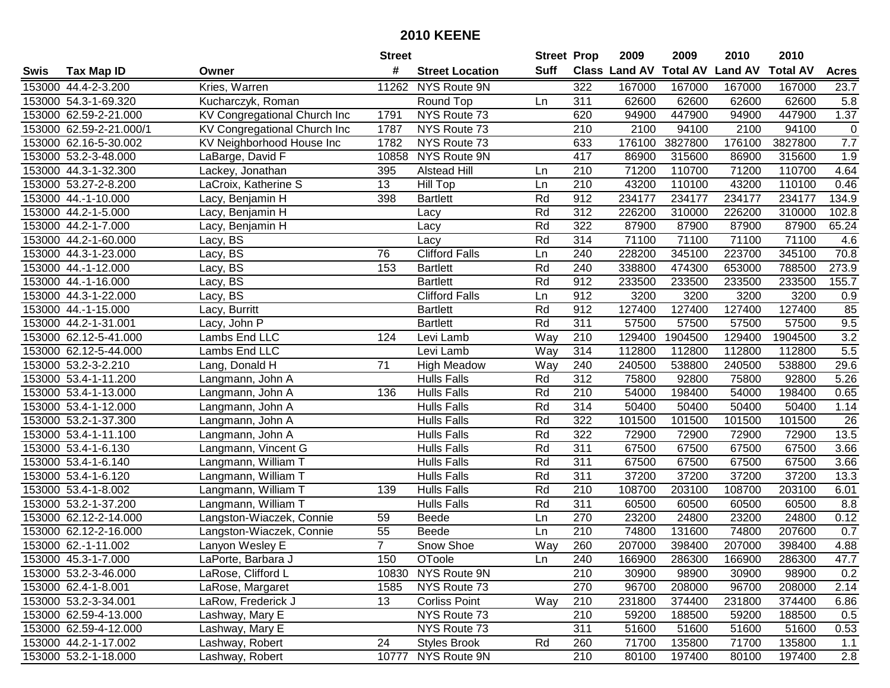# 2010 KEENE

| Swis | Tax Map ID | Owner | Street # | Street Location | Street Suff | Prop Class | 2009 Land AV | 2009 Total AV | 2010 Land AV | 2010 Total AV | Acres |
|---|---|---|---|---|---|---|---|---|---|---|---|
| 153000 | 44.4-2-3.200 | Kries, Warren | 11262 | NYS Route 9N | | 322 | 167000 | 167000 | 167000 | 167000 | 23.7 |
| 153000 | 54.3-1-69.320 | Kucharczyk, Roman | | Round Top | Ln | 311 | 62600 | 62600 | 62600 | 62600 | 5.8 |
| 153000 | 62.59-2-21.000 | KV Congregational Church Inc | 1791 | NYS Route 73 | | 620 | 94900 | 447900 | 94900 | 447900 | 1.37 |
| 153000 | 62.59-2-21.000/1 | KV Congregational Church Inc | 1787 | NYS Route 73 | | 210 | 2100 | 94100 | 2100 | 94100 | 0 |
| 153000 | 62.16-5-30.002 | KV Neighborhood House Inc | 1782 | NYS Route 73 | | 633 | 176100 | 3827800 | 176100 | 3827800 | 7.7 |
| 153000 | 53.2-3-48.000 | LaBarge, David F | 10858 | NYS Route 9N | | 417 | 86900 | 315600 | 86900 | 315600 | 1.9 |
| 153000 | 44.3-1-32.300 | Lackey, Jonathan | 395 | Alstead Hill | Ln | 210 | 71200 | 110700 | 71200 | 110700 | 4.64 |
| 153000 | 53.27-2-8.200 | LaCroix, Katherine S | 13 | Hill Top | Ln | 210 | 43200 | 110100 | 43200 | 110100 | 0.46 |
| 153000 | 44.-1-10.000 | Lacy, Benjamin H | 398 | Bartlett | Rd | 912 | 234177 | 234177 | 234177 | 234177 | 134.9 |
| 153000 | 44.2-1-5.000 | Lacy, Benjamin H | | Lacy | Rd | 312 | 226200 | 310000 | 226200 | 310000 | 102.8 |
| 153000 | 44.2-1-7.000 | Lacy, Benjamin H | | Lacy | Rd | 322 | 87900 | 87900 | 87900 | 87900 | 65.24 |
| 153000 | 44.2-1-60.000 | Lacy, BS | | Lacy | Rd | 314 | 71100 | 71100 | 71100 | 71100 | 4.6 |
| 153000 | 44.3-1-23.000 | Lacy, BS | 76 | Clifford Falls | Ln | 240 | 228200 | 345100 | 223700 | 345100 | 70.8 |
| 153000 | 44.-1-12.000 | Lacy, BS | 153 | Bartlett | Rd | 240 | 338800 | 474300 | 653000 | 788500 | 273.9 |
| 153000 | 44.-1-16.000 | Lacy, BS | | Bartlett | Rd | 912 | 233500 | 233500 | 233500 | 233500 | 155.7 |
| 153000 | 44.3-1-22.000 | Lacy, BS | | Clifford Falls | Ln | 912 | 3200 | 3200 | 3200 | 3200 | 0.9 |
| 153000 | 44.-1-15.000 | Lacy, Burritt | | Bartlett | Rd | 912 | 127400 | 127400 | 127400 | 127400 | 85 |
| 153000 | 44.2-1-31.001 | Lacy, John P | | Bartlett | Rd | 311 | 57500 | 57500 | 57500 | 57500 | 9.5 |
| 153000 | 62.12-5-41.000 | Lambs End LLC | 124 | Levi Lamb | Way | 210 | 129400 | 1904500 | 129400 | 1904500 | 3.2 |
| 153000 | 62.12-5-44.000 | Lambs End LLC | | Levi Lamb | Way | 314 | 112800 | 112800 | 112800 | 112800 | 5.5 |
| 153000 | 53.2-3-2.210 | Lang, Donald H | 71 | High Meadow | Way | 240 | 240500 | 538800 | 240500 | 538800 | 29.6 |
| 153000 | 53.4-1-11.200 | Langmann, John A | | Hulls Falls | Rd | 312 | 75800 | 92800 | 75800 | 92800 | 5.26 |
| 153000 | 53.4-1-13.000 | Langmann, John A | 136 | Hulls Falls | Rd | 210 | 54000 | 198400 | 54000 | 198400 | 0.65 |
| 153000 | 53.4-1-12.000 | Langmann, John A | | Hulls Falls | Rd | 314 | 50400 | 50400 | 50400 | 50400 | 1.14 |
| 153000 | 53.2-1-37.300 | Langmann, John A | | Hulls Falls | Rd | 322 | 101500 | 101500 | 101500 | 101500 | 26 |
| 153000 | 53.4-1-11.100 | Langmann, John A | | Hulls Falls | Rd | 322 | 72900 | 72900 | 72900 | 72900 | 13.5 |
| 153000 | 53.4-1-6.130 | Langmann, Vincent G | | Hulls Falls | Rd | 311 | 67500 | 67500 | 67500 | 67500 | 3.66 |
| 153000 | 53.4-1-6.140 | Langmann, William T | | Hulls Falls | Rd | 311 | 67500 | 67500 | 67500 | 67500 | 3.66 |
| 153000 | 53.4-1-6.120 | Langmann, William T | | Hulls Falls | Rd | 311 | 37200 | 37200 | 37200 | 37200 | 13.3 |
| 153000 | 53.4-1-8.002 | Langmann, William T | 139 | Hulls Falls | Rd | 210 | 108700 | 203100 | 108700 | 203100 | 6.01 |
| 153000 | 53.2-1-37.200 | Langmann, William T | | Hulls Falls | Rd | 311 | 60500 | 60500 | 60500 | 60500 | 8.8 |
| 153000 | 62.12-2-14.000 | Langston-Wiaczek, Connie | 59 | Beede | Ln | 270 | 23200 | 24800 | 23200 | 24800 | 0.12 |
| 153000 | 62.12-2-16.000 | Langston-Wiaczek, Connie | 55 | Beede | Ln | 210 | 74800 | 131600 | 74800 | 207600 | 0.7 |
| 153000 | 62.-1-11.002 | Lanyon Wesley E | 7 | Snow Shoe | Way | 260 | 207000 | 398400 | 207000 | 398400 | 4.88 |
| 153000 | 45.3-1-7.000 | LaPorte, Barbara J | 150 | OToole | Ln | 240 | 166900 | 286300 | 166900 | 286300 | 47.7 |
| 153000 | 53.2-3-46.000 | LaRose, Clifford L | 10830 | NYS Route 9N | | 210 | 30900 | 98900 | 30900 | 98900 | 0.2 |
| 153000 | 62.4-1-8.001 | LaRose, Margaret | 1585 | NYS Route 73 | | 270 | 96700 | 208000 | 96700 | 208000 | 2.14 |
| 153000 | 53.2-3-34.001 | LaRow, Frederick J | 13 | Corliss Point | Way | 210 | 231800 | 374400 | 231800 | 374400 | 6.86 |
| 153000 | 62.59-4-13.000 | Lashway, Mary E | | NYS Route 73 | | 210 | 59200 | 188500 | 59200 | 188500 | 0.5 |
| 153000 | 62.59-4-12.000 | Lashway, Mary E | | NYS Route 73 | | 311 | 51600 | 51600 | 51600 | 51600 | 0.53 |
| 153000 | 44.2-1-17.002 | Lashway, Robert | 24 | Styles Brook | Rd | 260 | 71700 | 135800 | 71700 | 135800 | 1.1 |
| 153000 | 53.2-1-18.000 | Lashway, Robert | 10777 | NYS Route 9N | | 210 | 80100 | 197400 | 80100 | 197400 | 2.8 |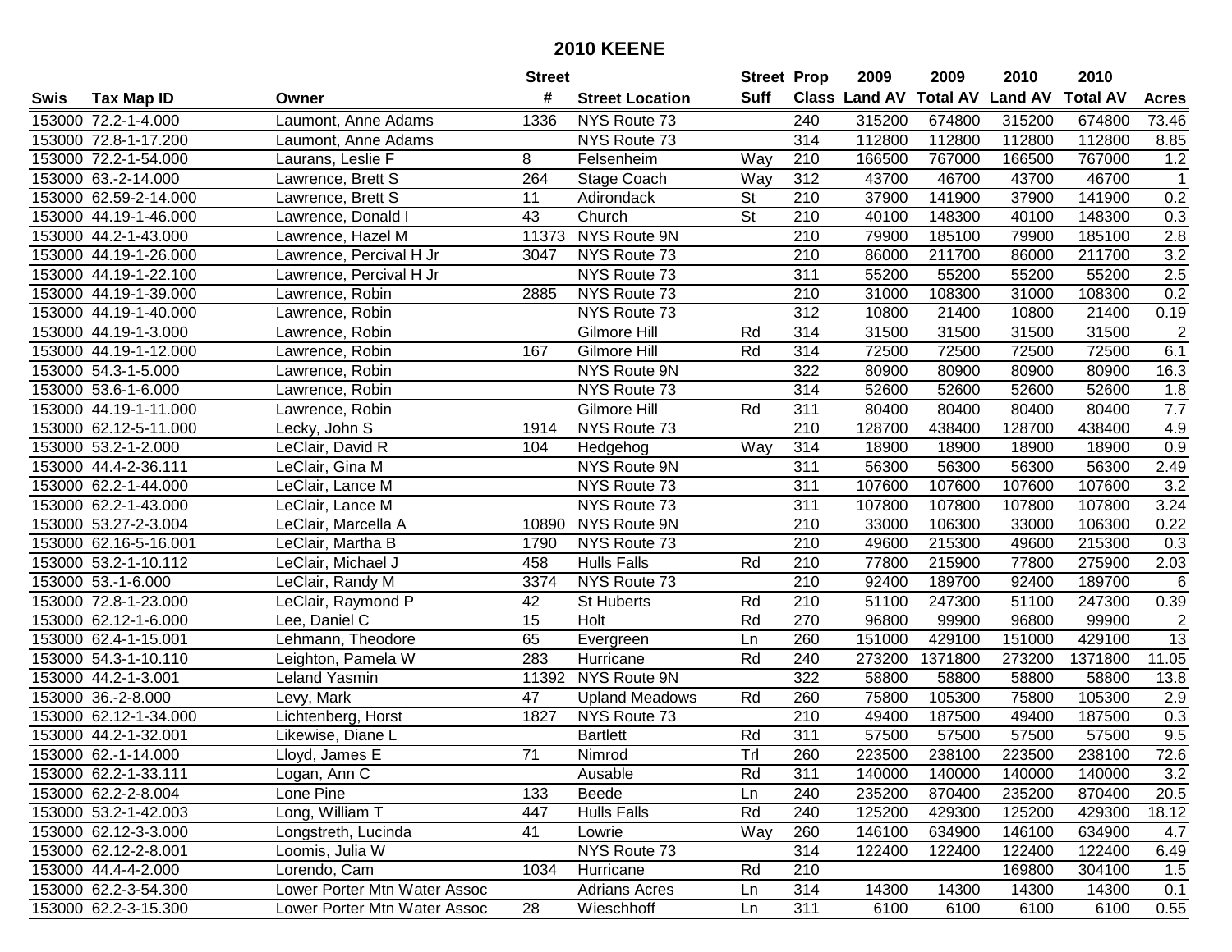# 2010 KEENE

| Swis | Tax Map ID | Owner | Street # | Street Location | Street Suff | Prop Class | 2009 Land AV | 2009 Total AV | 2010 Land AV | 2010 Total AV | Acres |
|---|---|---|---|---|---|---|---|---|---|---|---|
| 153000 | 72.2-1-4.000 | Laumont, Anne Adams | 1336 | NYS Route 73 | | 240 | 315200 | 674800 | 315200 | 674800 | 73.46 |
| 153000 | 72.8-1-17.200 | Laumont, Anne Adams | | NYS Route 73 | | 314 | 112800 | 112800 | 112800 | 112800 | 8.85 |
| 153000 | 72.2-1-54.000 | Laurans, Leslie F | 8 | Felsenheim | Way | 210 | 166500 | 767000 | 166500 | 767000 | 1.2 |
| 153000 | 63.-2-14.000 | Lawrence, Brett S | 264 | Stage Coach | Way | 312 | 43700 | 46700 | 43700 | 46700 | 1 |
| 153000 | 62.59-2-14.000 | Lawrence, Brett S | 11 | Adirondack | St | 210 | 37900 | 141900 | 37900 | 141900 | 0.2 |
| 153000 | 44.19-1-46.000 | Lawrence, Donald I | 43 | Church | St | 210 | 40100 | 148300 | 40100 | 148300 | 0.3 |
| 153000 | 44.2-1-43.000 | Lawrence, Hazel M | 11373 | NYS Route 9N | | 210 | 79900 | 185100 | 79900 | 185100 | 2.8 |
| 153000 | 44.19-1-26.000 | Lawrence, Percival H Jr | 3047 | NYS Route 73 | | 210 | 86000 | 211700 | 86000 | 211700 | 3.2 |
| 153000 | 44.19-1-22.100 | Lawrence, Percival H Jr | | NYS Route 73 | | 311 | 55200 | 55200 | 55200 | 55200 | 2.5 |
| 153000 | 44.19-1-39.000 | Lawrence, Robin | 2885 | NYS Route 73 | | 210 | 31000 | 108300 | 31000 | 108300 | 0.2 |
| 153000 | 44.19-1-40.000 | Lawrence, Robin | | NYS Route 73 | | 312 | 10800 | 21400 | 10800 | 21400 | 0.19 |
| 153000 | 44.19-1-3.000 | Lawrence, Robin | | Gilmore Hill | Rd | 314 | 31500 | 31500 | 31500 | 31500 | 2 |
| 153000 | 44.19-1-12.000 | Lawrence, Robin | 167 | Gilmore Hill | Rd | 314 | 72500 | 72500 | 72500 | 72500 | 6.1 |
| 153000 | 54.3-1-5.000 | Lawrence, Robin | | NYS Route 9N | | 322 | 80900 | 80900 | 80900 | 80900 | 16.3 |
| 153000 | 53.6-1-6.000 | Lawrence, Robin | | NYS Route 73 | | 314 | 52600 | 52600 | 52600 | 52600 | 1.8 |
| 153000 | 44.19-1-11.000 | Lawrence, Robin | | Gilmore Hill | Rd | 311 | 80400 | 80400 | 80400 | 80400 | 7.7 |
| 153000 | 62.12-5-11.000 | Lecky, John S | 1914 | NYS Route 73 | | 210 | 128700 | 438400 | 128700 | 438400 | 4.9 |
| 153000 | 53.2-1-2.000 | LeClair, David R | 104 | Hedgehog | Way | 314 | 18900 | 18900 | 18900 | 18900 | 0.9 |
| 153000 | 44.4-2-36.111 | LeClair, Gina M | | NYS Route 9N | | 311 | 56300 | 56300 | 56300 | 56300 | 2.49 |
| 153000 | 62.2-1-44.000 | LeClair, Lance M | | NYS Route 73 | | 311 | 107600 | 107600 | 107600 | 107600 | 3.2 |
| 153000 | 62.2-1-43.000 | LeClair, Lance M | | NYS Route 73 | | 311 | 107800 | 107800 | 107800 | 107800 | 3.24 |
| 153000 | 53.27-2-3.004 | LeClair, Marcella A | 10890 | NYS Route 9N | | 210 | 33000 | 106300 | 33000 | 106300 | 0.22 |
| 153000 | 62.16-5-16.001 | LeClair, Martha B | 1790 | NYS Route 73 | | 210 | 49600 | 215300 | 49600 | 215300 | 0.3 |
| 153000 | 53.2-1-10.112 | LeClair, Michael J | 458 | Hulls Falls | Rd | 210 | 77800 | 215900 | 77800 | 275900 | 2.03 |
| 153000 | 53.-1-6.000 | LeClair, Randy M | 3374 | NYS Route 73 | | 210 | 92400 | 189700 | 92400 | 189700 | 6 |
| 153000 | 72.8-1-23.000 | LeClair, Raymond P | 42 | St Huberts | Rd | 210 | 51100 | 247300 | 51100 | 247300 | 0.39 |
| 153000 | 62.12-1-6.000 | Lee, Daniel C | 15 | Holt | Rd | 270 | 96800 | 99900 | 96800 | 99900 | 2 |
| 153000 | 62.4-1-15.001 | Lehmann, Theodore | 65 | Evergreen | Ln | 260 | 151000 | 429100 | 151000 | 429100 | 13 |
| 153000 | 54.3-1-10.110 | Leighton, Pamela W | 283 | Hurricane | Rd | 240 | 273200 | 1371800 | 273200 | 1371800 | 11.05 |
| 153000 | 44.2-1-3.001 | Leland Yasmin | 11392 | NYS Route 9N | | 322 | 58800 | 58800 | 58800 | 58800 | 13.8 |
| 153000 | 36.-2-8.000 | Levy, Mark | 47 | Upland Meadows | Rd | 260 | 75800 | 105300 | 75800 | 105300 | 2.9 |
| 153000 | 62.12-1-34.000 | Lichtenberg, Horst | 1827 | NYS Route 73 | | 210 | 49400 | 187500 | 49400 | 187500 | 0.3 |
| 153000 | 44.2-1-32.001 | Likewise, Diane L | | Bartlett | Rd | 311 | 57500 | 57500 | 57500 | 57500 | 9.5 |
| 153000 | 62.-1-14.000 | Lloyd, James E | 71 | Nimrod | Trl | 260 | 223500 | 238100 | 223500 | 238100 | 72.6 |
| 153000 | 62.2-1-33.111 | Logan, Ann C | | Ausable | Rd | 311 | 140000 | 140000 | 140000 | 140000 | 3.2 |
| 153000 | 62.2-2-8.004 | Lone Pine | 133 | Beede | Ln | 240 | 235200 | 870400 | 235200 | 870400 | 20.5 |
| 153000 | 53.2-1-42.003 | Long, William T | 447 | Hulls Falls | Rd | 240 | 125200 | 429300 | 125200 | 429300 | 18.12 |
| 153000 | 62.12-3-3.000 | Longstreth, Lucinda | 41 | Lowrie | Way | 260 | 146100 | 634900 | 146100 | 634900 | 4.7 |
| 153000 | 62.12-2-8.001 | Loomis, Julia W | | NYS Route 73 | | 314 | 122400 | 122400 | 122400 | 122400 | 6.49 |
| 153000 | 44.4-4-2.000 | Lorendo, Cam | 1034 | Hurricane | Rd | 210 | | | 169800 | 304100 | 1.5 |
| 153000 | 62.2-3-54.300 | Lower Porter Mtn Water Assoc | | Adrians Acres | Ln | 314 | 14300 | 14300 | 14300 | 14300 | 0.1 |
| 153000 | 62.2-3-15.300 | Lower Porter Mtn Water Assoc | 28 | Wieschhoff | Ln | 311 | 6100 | 6100 | 6100 | 6100 | 0.55 |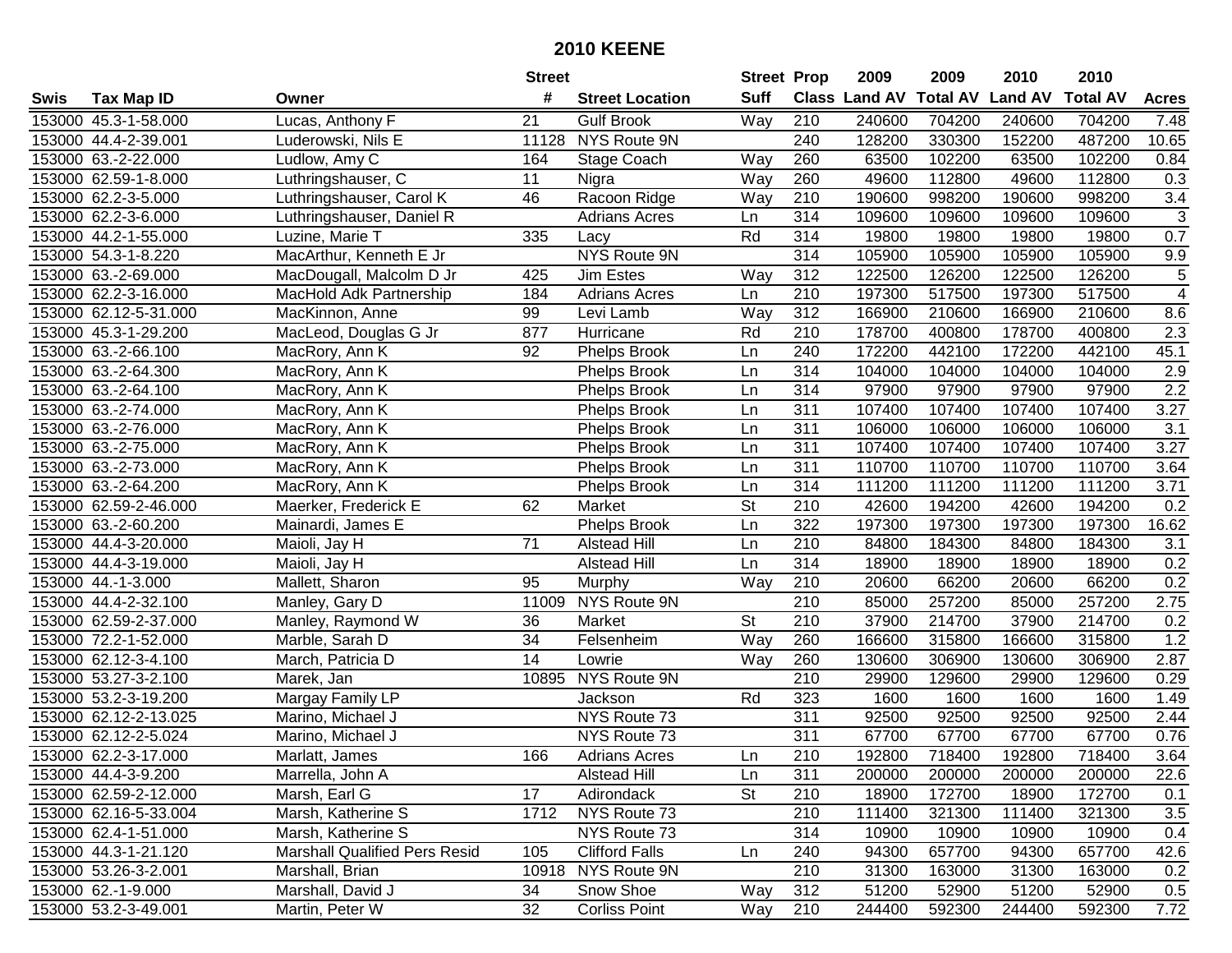# 2010 KEENE

| Swis | Tax Map ID | Owner | Street # | Street Location | Street Suff | Prop Class | 2009 Land AV | 2009 Total AV | 2010 Land AV | 2010 Total AV | Acres |
|---|---|---|---|---|---|---|---|---|---|---|---|
| 153000 | 45.3-1-58.000 | Lucas, Anthony F | 21 | Gulf Brook | Way | 210 | 240600 | 704200 | 240600 | 704200 | 7.48 |
| 153000 | 44.4-2-39.001 | Luderowski, Nils E | 11128 | NYS Route 9N | | 240 | 128200 | 330300 | 152200 | 487200 | 10.65 |
| 153000 | 63.-2-22.000 | Ludlow, Amy C | 164 | Stage Coach | Way | 260 | 63500 | 102200 | 63500 | 102200 | 0.84 |
| 153000 | 62.59-1-8.000 | Luthringshauser, C | 11 | Nigra | Way | 260 | 49600 | 112800 | 49600 | 112800 | 0.3 |
| 153000 | 62.2-3-5.000 | Luthringshauser, Carol K | 46 | Racoon Ridge | Way | 210 | 190600 | 998200 | 190600 | 998200 | 3.4 |
| 153000 | 62.2-3-6.000 | Luthringshauser, Daniel R | | Adrians Acres | Ln | 314 | 109600 | 109600 | 109600 | 109600 | 3 |
| 153000 | 44.2-1-55.000 | Luzine, Marie T | 335 | Lacy | Rd | 314 | 19800 | 19800 | 19800 | 19800 | 0.7 |
| 153000 | 54.3-1-8.220 | MacArthur, Kenneth E Jr | | NYS Route 9N | | 314 | 105900 | 105900 | 105900 | 105900 | 9.9 |
| 153000 | 63.-2-69.000 | MacDougall, Malcolm D Jr | 425 | Jim Estes | Way | 312 | 122500 | 126200 | 122500 | 126200 | 5 |
| 153000 | 62.2-3-16.000 | MacHold Adk Partnership | 184 | Adrians Acres | Ln | 210 | 197300 | 517500 | 197300 | 517500 | 4 |
| 153000 | 62.12-5-31.000 | MacKinnon, Anne | 99 | Levi Lamb | Way | 312 | 166900 | 210600 | 166900 | 210600 | 8.6 |
| 153000 | 45.3-1-29.200 | MacLeod, Douglas G Jr | 877 | Hurricane | Rd | 210 | 178700 | 400800 | 178700 | 400800 | 2.3 |
| 153000 | 63.-2-66.100 | MacRory, Ann K | 92 | Phelps Brook | Ln | 240 | 172200 | 442100 | 172200 | 442100 | 45.1 |
| 153000 | 63.-2-64.300 | MacRory, Ann K | | Phelps Brook | Ln | 314 | 104000 | 104000 | 104000 | 104000 | 2.9 |
| 153000 | 63.-2-64.100 | MacRory, Ann K | | Phelps Brook | Ln | 314 | 97900 | 97900 | 97900 | 97900 | 2.2 |
| 153000 | 63.-2-74.000 | MacRory, Ann K | | Phelps Brook | Ln | 311 | 107400 | 107400 | 107400 | 107400 | 3.27 |
| 153000 | 63.-2-76.000 | MacRory, Ann K | | Phelps Brook | Ln | 311 | 106000 | 106000 | 106000 | 106000 | 3.1 |
| 153000 | 63.-2-75.000 | MacRory, Ann K | | Phelps Brook | Ln | 311 | 107400 | 107400 | 107400 | 107400 | 3.27 |
| 153000 | 63.-2-73.000 | MacRory, Ann K | | Phelps Brook | Ln | 311 | 110700 | 110700 | 110700 | 110700 | 3.64 |
| 153000 | 63.-2-64.200 | MacRory, Ann K | | Phelps Brook | Ln | 314 | 111200 | 111200 | 111200 | 111200 | 3.71 |
| 153000 | 62.59-2-46.000 | Maerker, Frederick E | 62 | Market | St | 210 | 42600 | 194200 | 42600 | 194200 | 0.2 |
| 153000 | 63.-2-60.200 | Mainardi, James E | | Phelps Brook | Ln | 322 | 197300 | 197300 | 197300 | 197300 | 16.62 |
| 153000 | 44.4-3-20.000 | Maioli, Jay H | 71 | Alstead Hill | Ln | 210 | 84800 | 184300 | 84800 | 184300 | 3.1 |
| 153000 | 44.4-3-19.000 | Maioli, Jay H | | Alstead Hill | Ln | 314 | 18900 | 18900 | 18900 | 18900 | 0.2 |
| 153000 | 44.-1-3.000 | Mallett, Sharon | 95 | Murphy | Way | 210 | 20600 | 66200 | 20600 | 66200 | 0.2 |
| 153000 | 44.4-2-32.100 | Manley, Gary D | 11009 | NYS Route 9N | | 210 | 85000 | 257200 | 85000 | 257200 | 2.75 |
| 153000 | 62.59-2-37.000 | Manley, Raymond W | 36 | Market | St | 210 | 37900 | 214700 | 37900 | 214700 | 0.2 |
| 153000 | 72.2-1-52.000 | Marble, Sarah D | 34 | Felsenheim | Way | 260 | 166600 | 315800 | 166600 | 315800 | 1.2 |
| 153000 | 62.12-3-4.100 | March, Patricia D | 14 | Lowrie | Way | 260 | 130600 | 306900 | 130600 | 306900 | 2.87 |
| 153000 | 53.27-3-2.100 | Marek, Jan | 10895 | NYS Route 9N | | 210 | 29900 | 129600 | 29900 | 129600 | 0.29 |
| 153000 | 53.2-3-19.200 | Margay Family LP | | Jackson | Rd | 323 | 1600 | 1600 | 1600 | 1600 | 1.49 |
| 153000 | 62.12-2-13.025 | Marino, Michael J | | NYS Route 73 | | 311 | 92500 | 92500 | 92500 | 92500 | 2.44 |
| 153000 | 62.12-2-5.024 | Marino, Michael J | | NYS Route 73 | | 311 | 67700 | 67700 | 67700 | 67700 | 0.76 |
| 153000 | 62.2-3-17.000 | Marlatt, James | 166 | Adrians Acres | Ln | 210 | 192800 | 718400 | 192800 | 718400 | 3.64 |
| 153000 | 44.4-3-9.200 | Marrella, John A | | Alstead Hill | Ln | 311 | 200000 | 200000 | 200000 | 200000 | 22.6 |
| 153000 | 62.59-2-12.000 | Marsh, Earl G | 17 | Adirondack | St | 210 | 18900 | 172700 | 18900 | 172700 | 0.1 |
| 153000 | 62.16-5-33.004 | Marsh, Katherine S | 1712 | NYS Route 73 | | 210 | 111400 | 321300 | 111400 | 321300 | 3.5 |
| 153000 | 62.4-1-51.000 | Marsh, Katherine S | | NYS Route 73 | | 314 | 10900 | 10900 | 10900 | 10900 | 0.4 |
| 153000 | 44.3-1-21.120 | Marshall Qualified Pers Resid | 105 | Clifford Falls | Ln | 240 | 94300 | 657700 | 94300 | 657700 | 42.6 |
| 153000 | 53.26-3-2.001 | Marshall, Brian | 10918 | NYS Route 9N | | 210 | 31300 | 163000 | 31300 | 163000 | 0.2 |
| 153000 | 62.-1-9.000 | Marshall, David J | 34 | Snow Shoe | Way | 312 | 51200 | 52900 | 51200 | 52900 | 0.5 |
| 153000 | 53.2-3-49.001 | Martin, Peter W | 32 | Corliss Point | Way | 210 | 244400 | 592300 | 244400 | 592300 | 7.72 |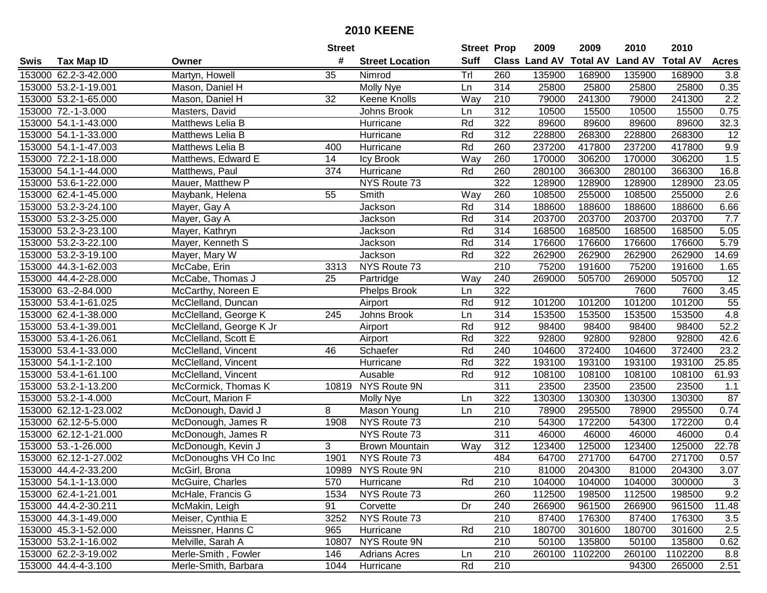# 2010 KEENE

| Swis | Tax Map ID | Owner | Street # | Street Location | Street Suff | Prop Class | 2009 Land AV | 2009 Total AV | 2010 Land AV | 2010 Total AV | Acres |
|---|---|---|---|---|---|---|---|---|---|---|---|
| 153000 | 62.2-3-42.000 | Martyn, Howell | 35 | Nimrod | Trl | 260 | 135900 | 168900 | 135900 | 168900 | 3.8 |
| 153000 | 53.2-1-19.001 | Mason, Daniel H | | Molly Nye | Ln | 314 | 25800 | 25800 | 25800 | 25800 | 0.35 |
| 153000 | 53.2-1-65.000 | Mason, Daniel H | 32 | Keene Knolls | Way | 210 | 79000 | 241300 | 79000 | 241300 | 2.2 |
| 153000 | 72.-1-3.000 | Masters, David | | Johns Brook | Ln | 312 | 10500 | 15500 | 10500 | 15500 | 0.75 |
| 153000 | 54.1-1-43.000 | Matthews Lelia B | | Hurricane | Rd | 322 | 89600 | 89600 | 89600 | 89600 | 32.3 |
| 153000 | 54.1-1-33.000 | Matthews Lelia B | | Hurricane | Rd | 312 | 228800 | 268300 | 228800 | 268300 | 12 |
| 153000 | 54.1-1-47.003 | Matthews Lelia B | 400 | Hurricane | Rd | 260 | 237200 | 417800 | 237200 | 417800 | 9.9 |
| 153000 | 72.2-1-18.000 | Matthews, Edward E | 14 | Icy Brook | Way | 260 | 170000 | 306200 | 170000 | 306200 | 1.5 |
| 153000 | 54.1-1-44.000 | Matthews, Paul | 374 | Hurricane | Rd | 260 | 280100 | 366300 | 280100 | 366300 | 16.8 |
| 153000 | 53.6-1-22.000 | Mauer, Matthew P | | NYS Route 73 | | 322 | 128900 | 128900 | 128900 | 128900 | 23.05 |
| 153000 | 62.4-1-45.000 | Maybank, Helena | 55 | Smith | Way | 260 | 108500 | 255000 | 108500 | 255000 | 2.6 |
| 153000 | 53.2-3-24.100 | Mayer, Gay A | | Jackson | Rd | 314 | 188600 | 188600 | 188600 | 188600 | 6.66 |
| 153000 | 53.2-3-25.000 | Mayer, Gay A | | Jackson | Rd | 314 | 203700 | 203700 | 203700 | 203700 | 7.7 |
| 153000 | 53.2-3-23.100 | Mayer, Kathryn | | Jackson | Rd | 314 | 168500 | 168500 | 168500 | 168500 | 5.05 |
| 153000 | 53.2-3-22.100 | Mayer, Kenneth S | | Jackson | Rd | 314 | 176600 | 176600 | 176600 | 176600 | 5.79 |
| 153000 | 53.2-3-19.100 | Mayer, Mary W | | Jackson | Rd | 322 | 262900 | 262900 | 262900 | 262900 | 14.69 |
| 153000 | 44.3-1-62.003 | McCabe, Erin | 3313 | NYS Route 73 | | 210 | 75200 | 191600 | 75200 | 191600 | 1.65 |
| 153000 | 44.4-2-28.000 | McCabe, Thomas J | 25 | Partridge | Way | 240 | 269000 | 505700 | 269000 | 505700 | 12 |
| 153000 | 63.-2-84.000 | McCarthy, Noreen E | | Phelps Brook | Ln | 322 | | | 7600 | 7600 | 3.45 |
| 153000 | 53.4-1-61.025 | McClelland, Duncan | | Airport | Rd | 912 | 101200 | 101200 | 101200 | 101200 | 55 |
| 153000 | 62.4-1-38.000 | McClelland, George K | 245 | Johns Brook | Ln | 314 | 153500 | 153500 | 153500 | 153500 | 4.8 |
| 153000 | 53.4-1-39.001 | McClelland, George K Jr | | Airport | Rd | 912 | 98400 | 98400 | 98400 | 98400 | 52.2 |
| 153000 | 53.4-1-26.061 | McClelland, Scott E | | Airport | Rd | 322 | 92800 | 92800 | 92800 | 92800 | 42.6 |
| 153000 | 53.4-1-33.000 | McClelland, Vincent | 46 | Schaefer | Rd | 240 | 104600 | 372400 | 104600 | 372400 | 23.2 |
| 153000 | 54.1-1-2.100 | McClelland, Vincent | | Hurricane | Rd | 322 | 193100 | 193100 | 193100 | 193100 | 25.85 |
| 153000 | 53.4-1-61.100 | McClelland, Vincent | | Ausable | Rd | 912 | 108100 | 108100 | 108100 | 108100 | 61.93 |
| 153000 | 53.2-1-13.200 | McCormick, Thomas K | 10819 | NYS Route 9N | | 311 | 23500 | 23500 | 23500 | 23500 | 1.1 |
| 153000 | 53.2-1-4.000 | McCourt, Marion F | | Molly Nye | Ln | 322 | 130300 | 130300 | 130300 | 130300 | 87 |
| 153000 | 62.12-1-23.002 | McDonough, David J | 8 | Mason Young | Ln | 210 | 78900 | 295500 | 78900 | 295500 | 0.74 |
| 153000 | 62.12-5-5.000 | McDonough, James R | 1908 | NYS Route 73 | | 210 | 54300 | 172200 | 54300 | 172200 | 0.4 |
| 153000 | 62.12-1-21.000 | McDonough, James R | | NYS Route 73 | | 311 | 46000 | 46000 | 46000 | 46000 | 0.4 |
| 153000 | 53.-1-26.000 | McDonough, Kevin J | 3 | Brown Mountain | Way | 312 | 123400 | 125000 | 123400 | 125000 | 22.78 |
| 153000 | 62.12-1-27.002 | McDonoughs VH Co Inc | 1901 | NYS Route 73 | | 484 | 64700 | 271700 | 64700 | 271700 | 0.57 |
| 153000 | 44.4-2-33.200 | McGirl, Brona | 10989 | NYS Route 9N | | 210 | 81000 | 204300 | 81000 | 204300 | 3.07 |
| 153000 | 54.1-1-13.000 | McGuire, Charles | 570 | Hurricane | Rd | 210 | 104000 | 104000 | 104000 | 300000 | 3 |
| 153000 | 62.4-1-21.001 | McHale, Francis G | 1534 | NYS Route 73 | | 260 | 112500 | 198500 | 112500 | 198500 | 9.2 |
| 153000 | 44.4-2-30.211 | McMakin, Leigh | 91 | Corvette | Dr | 240 | 266900 | 961500 | 266900 | 961500 | 11.48 |
| 153000 | 44.3-1-49.000 | Meiser, Cynthia E | 3252 | NYS Route 73 | | 210 | 87400 | 176300 | 87400 | 176300 | 3.5 |
| 153000 | 45.3-1-52.000 | Meissner, Hanns C | 965 | Hurricane | Rd | 210 | 180700 | 301600 | 180700 | 301600 | 2.5 |
| 153000 | 53.2-1-16.002 | Melville, Sarah A | 10807 | NYS Route 9N | | 210 | 50100 | 135800 | 50100 | 135800 | 0.62 |
| 153000 | 62.2-3-19.002 | Merle-Smith , Fowler | 146 | Adrians Acres | Ln | 210 | 260100 | 1102200 | 260100 | 1102200 | 8.8 |
| 153000 | 44.4-4-3.100 | Merle-Smith, Barbara | 1044 | Hurricane | Rd | 210 | | | 94300 | 265000 | 2.51 |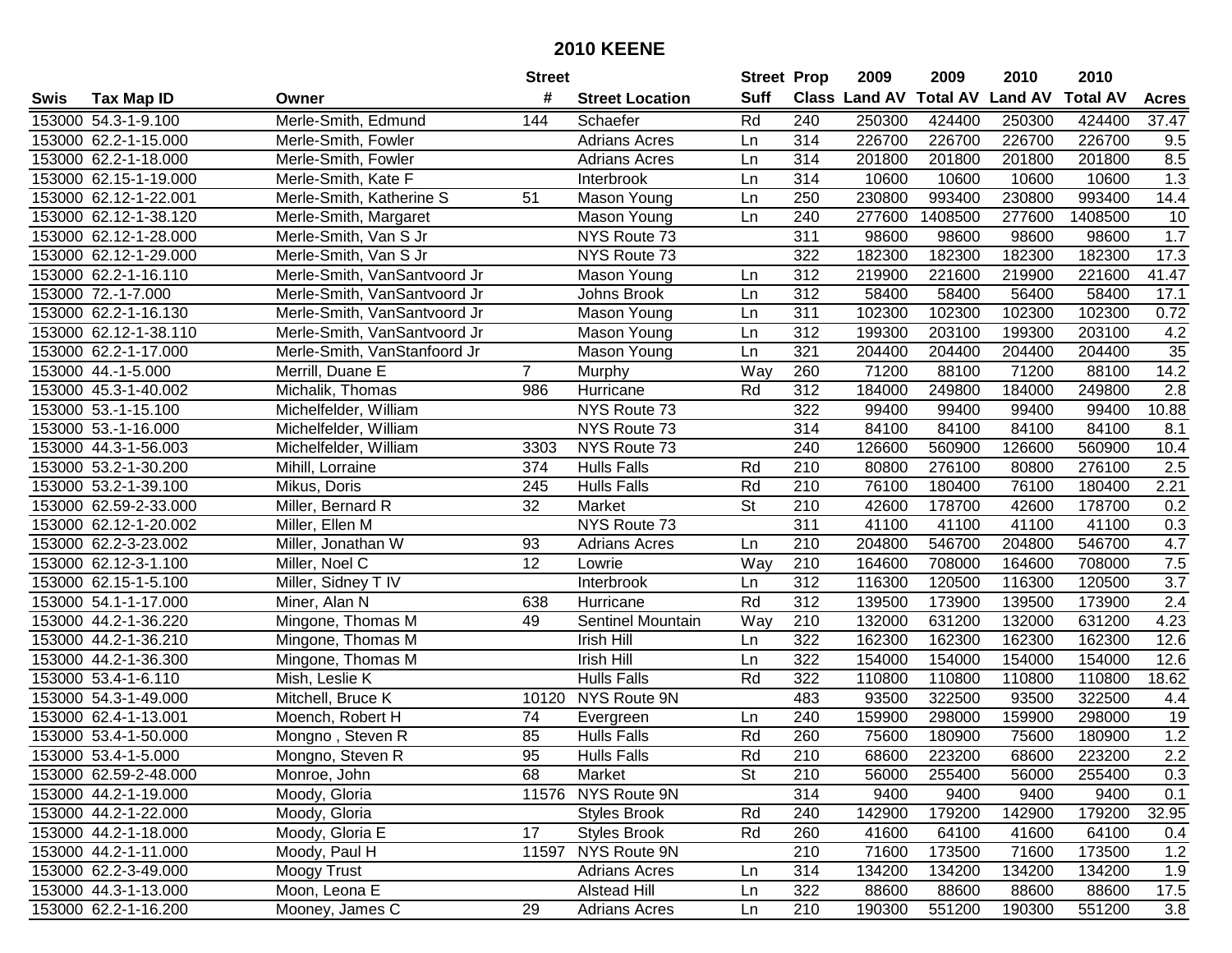# 2010 KEENE

| Swis | Tax Map ID | Owner | Street # | Street Location | Street Suff | Prop Class | 2009 Land AV | 2009 Total AV | 2010 Land AV | 2010 Total AV | Acres |
|---|---|---|---|---|---|---|---|---|---|---|---|
| 153000 | 54.3-1-9.100 | Merle-Smith, Edmund | 144 | Schaefer | Rd | 240 | 250300 | 424400 | 250300 | 424400 | 37.47 |
| 153000 | 62.2-1-15.000 | Merle-Smith, Fowler | | Adrians Acres | Ln | 314 | 226700 | 226700 | 226700 | 226700 | 9.5 |
| 153000 | 62.2-1-18.000 | Merle-Smith, Fowler | | Adrians Acres | Ln | 314 | 201800 | 201800 | 201800 | 201800 | 8.5 |
| 153000 | 62.15-1-19.000 | Merle-Smith, Kate F | | Interbrook | Ln | 314 | 10600 | 10600 | 10600 | 10600 | 1.3 |
| 153000 | 62.12-1-22.001 | Merle-Smith, Katherine S | 51 | Mason Young | Ln | 250 | 230800 | 993400 | 230800 | 993400 | 14.4 |
| 153000 | 62.12-1-38.120 | Merle-Smith, Margaret | | Mason Young | Ln | 240 | 277600 | 1408500 | 277600 | 1408500 | 10 |
| 153000 | 62.12-1-28.000 | Merle-Smith, Van S Jr | | NYS Route 73 | | 311 | 98600 | 98600 | 98600 | 98600 | 1.7 |
| 153000 | 62.12-1-29.000 | Merle-Smith, Van S Jr | | NYS Route 73 | | 322 | 182300 | 182300 | 182300 | 182300 | 17.3 |
| 153000 | 62.2-1-16.110 | Merle-Smith, VanSantvoord Jr | | Mason Young | Ln | 312 | 219900 | 221600 | 219900 | 221600 | 41.47 |
| 153000 | 72.-1-7.000 | Merle-Smith, VanSantvoord Jr | | Johns Brook | Ln | 312 | 58400 | 58400 | 56400 | 58400 | 17.1 |
| 153000 | 62.2-1-16.130 | Merle-Smith, VanSantvoord Jr | | Mason Young | Ln | 311 | 102300 | 102300 | 102300 | 102300 | 0.72 |
| 153000 | 62.12-1-38.110 | Merle-Smith, VanSantvoord Jr | | Mason Young | Ln | 312 | 199300 | 203100 | 199300 | 203100 | 4.2 |
| 153000 | 62.2-1-17.000 | Merle-Smith, VanStanford Jr | | Mason Young | Ln | 321 | 204400 | 204400 | 204400 | 204400 | 35 |
| 153000 | 44.-1-5.000 | Merrill, Duane E | 7 | Murphy | Way | 260 | 71200 | 88100 | 71200 | 88100 | 14.2 |
| 153000 | 45.3-1-40.002 | Michalik, Thomas | 986 | Hurricane | Rd | 312 | 184000 | 249800 | 184000 | 249800 | 2.8 |
| 153000 | 53.-1-15.100 | Michelfelder, William | | NYS Route 73 | | 322 | 99400 | 99400 | 99400 | 99400 | 10.88 |
| 153000 | 53.-1-16.000 | Michelfelder, William | | NYS Route 73 | | 314 | 84100 | 84100 | 84100 | 84100 | 8.1 |
| 153000 | 44.3-1-56.003 | Michelfelder, William | 3303 | NYS Route 73 | | 240 | 126600 | 560900 | 126600 | 560900 | 10.4 |
| 153000 | 53.2-1-30.200 | Mihill, Lorraine | 374 | Hulls Falls | Rd | 210 | 80800 | 276100 | 80800 | 276100 | 2.5 |
| 153000 | 53.2-1-39.100 | Mikus, Doris | 245 | Hulls Falls | Rd | 210 | 76100 | 180400 | 76100 | 180400 | 2.21 |
| 153000 | 62.59-2-33.000 | Miller, Bernard R | 32 | Market | St | 210 | 42600 | 178700 | 42600 | 178700 | 0.2 |
| 153000 | 62.12-1-20.002 | Miller, Ellen M | | NYS Route 73 | | 311 | 41100 | 41100 | 41100 | 41100 | 0.3 |
| 153000 | 62.2-3-23.002 | Miller, Jonathan W | 93 | Adrians Acres | Ln | 210 | 204800 | 546700 | 204800 | 546700 | 4.7 |
| 153000 | 62.12-3-1.100 | Miller, Noel C | 12 | Lowrie | Way | 210 | 164600 | 708000 | 164600 | 708000 | 7.5 |
| 153000 | 62.15-1-5.100 | Miller, Sidney T IV | | Interbrook | Ln | 312 | 116300 | 120500 | 116300 | 120500 | 3.7 |
| 153000 | 54.1-1-17.000 | Miner, Alan N | 638 | Hurricane | Rd | 312 | 139500 | 173900 | 139500 | 173900 | 2.4 |
| 153000 | 44.2-1-36.220 | Mingone, Thomas M | 49 | Sentinel Mountain | Way | 210 | 132000 | 631200 | 132000 | 631200 | 4.23 |
| 153000 | 44.2-1-36.210 | Mingone, Thomas M | | Irish Hill | Ln | 322 | 162300 | 162300 | 162300 | 162300 | 12.6 |
| 153000 | 44.2-1-36.300 | Mingone, Thomas M | | Irish Hill | Ln | 322 | 154000 | 154000 | 154000 | 154000 | 12.6 |
| 153000 | 53.4-1-6.110 | Mish, Leslie K | | Hulls Falls | Rd | 322 | 110800 | 110800 | 110800 | 110800 | 18.62 |
| 153000 | 54.3-1-49.000 | Mitchell, Bruce K | 10120 | NYS Route 9N | | 483 | 93500 | 322500 | 93500 | 322500 | 4.4 |
| 153000 | 62.4-1-13.001 | Moench, Robert H | 74 | Evergreen | Ln | 240 | 159900 | 298000 | 159900 | 298000 | 19 |
| 153000 | 53.4-1-50.000 | Mongno , Steven R | 85 | Hulls Falls | Rd | 260 | 75600 | 180900 | 75600 | 180900 | 1.2 |
| 153000 | 53.4-1-5.000 | Mongno, Steven R | 95 | Hulls Falls | Rd | 210 | 68600 | 223200 | 68600 | 223200 | 2.2 |
| 153000 | 62.59-2-48.000 | Monroe, John | 68 | Market | St | 210 | 56000 | 255400 | 56000 | 255400 | 0.3 |
| 153000 | 44.2-1-19.000 | Moody, Gloria | 11576 | NYS Route 9N | | 314 | 9400 | 9400 | 9400 | 9400 | 0.1 |
| 153000 | 44.2-1-22.000 | Moody, Gloria | | Styles Brook | Rd | 240 | 142900 | 179200 | 142900 | 179200 | 32.95 |
| 153000 | 44.2-1-18.000 | Moody, Gloria E | 17 | Styles Brook | Rd | 260 | 41600 | 64100 | 41600 | 64100 | 0.4 |
| 153000 | 44.2-1-11.000 | Moody, Paul H | 11597 | NYS Route 9N | | 210 | 71600 | 173500 | 71600 | 173500 | 1.2 |
| 153000 | 62.2-3-49.000 | Moogy Trust | | Adrians Acres | Ln | 314 | 134200 | 134200 | 134200 | 134200 | 1.9 |
| 153000 | 44.3-1-13.000 | Moon, Leona E | | Alstead Hill | Ln | 322 | 88600 | 88600 | 88600 | 88600 | 17.5 |
| 153000 | 62.2-1-16.200 | Mooney, James C | 29 | Adrians Acres | Ln | 210 | 190300 | 551200 | 190300 | 551200 | 3.8 |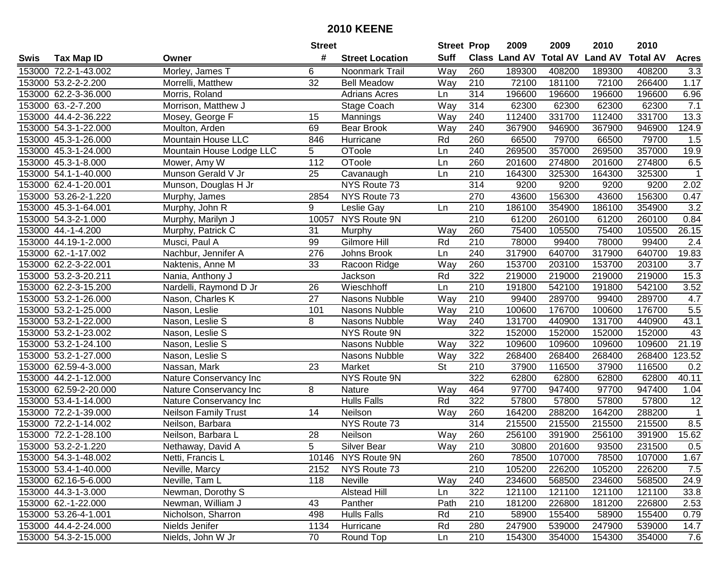## 2010 KEENE

| Swis | Tax Map ID | Owner | Street # | Street Location | Street Suff | Prop Class | 2009 Land AV | 2009 Total AV | 2010 Land AV | 2010 Total AV | Acres |
|---|---|---|---|---|---|---|---|---|---|---|---|
| 153000 | 72.2-1-43.002 | Morley, James T | 6 | Noonmark Trail | Way | 260 | 189300 | 408200 | 189300 | 408200 | 3.3 |
| 153000 | 53.2-2-2.200 | Morrelli, Matthew | 32 | Bell Meadow | Way | 210 | 72100 | 181100 | 72100 | 266400 | 1.17 |
| 153000 | 62.2-3-36.000 | Morris, Roland | | Adrians Acres | Ln | 314 | 196600 | 196600 | 196600 | 196600 | 6.96 |
| 153000 | 63.-2-7.200 | Morrison, Matthew J | | Stage Coach | Way | 314 | 62300 | 62300 | 62300 | 62300 | 7.1 |
| 153000 | 44.4-2-36.222 | Mosey, George F | 15 | Mannings | Way | 240 | 112400 | 331700 | 112400 | 331700 | 13.3 |
| 153000 | 54.3-1-22.000 | Moulton, Arden | 69 | Bear Brook | Way | 240 | 367900 | 946900 | 367900 | 946900 | 124.9 |
| 153000 | 45.3-1-26.000 | Mountain House LLC | 846 | Hurricane | Rd | 260 | 66500 | 79700 | 66500 | 79700 | 1.5 |
| 153000 | 45.3-1-24.000 | Mountain House Lodge LLC | 5 | OToole | Ln | 240 | 269500 | 357000 | 269500 | 357000 | 19.9 |
| 153000 | 45.3-1-8.000 | Mower, Amy W | 112 | OToole | Ln | 260 | 201600 | 274800 | 201600 | 274800 | 6.5 |
| 153000 | 54.1-1-40.000 | Munson Gerald V Jr | 25 | Cavanaugh | Ln | 210 | 164300 | 325300 | 164300 | 325300 | 1 |
| 153000 | 62.4-1-20.001 | Munson, Douglas H Jr | | NYS Route 73 | | 314 | 9200 | 9200 | 9200 | 9200 | 2.02 |
| 153000 | 53.26-2-1.220 | Murphy, James | 2854 | NYS Route 73 | | 270 | 43600 | 156300 | 43600 | 156300 | 0.47 |
| 153000 | 45.3-1-64.001 | Murphy, John R | 9 | Leslie Gay | Ln | 210 | 186100 | 354900 | 186100 | 354900 | 3.2 |
| 153000 | 54.3-2-1.000 | Murphy, Marilyn J | 10057 | NYS Route 9N | | 210 | 61200 | 260100 | 61200 | 260100 | 0.84 |
| 153000 | 44.-1-4.200 | Murphy, Patrick C | 31 | Murphy | Way | 260 | 75400 | 105500 | 75400 | 105500 | 26.15 |
| 153000 | 44.19-1-2.000 | Musci, Paul A | 99 | Gilmore Hill | Rd | 210 | 78000 | 99400 | 78000 | 99400 | 2.4 |
| 153000 | 62.-1-17.002 | Nachbur, Jennifer A | 276 | Johns Brook | Ln | 240 | 317900 | 640700 | 317900 | 640700 | 19.83 |
| 153000 | 62.2-3-22.001 | Naktenis, Anne M | 33 | Racoon Ridge | Way | 260 | 153700 | 203100 | 153700 | 203100 | 3.7 |
| 153000 | 53.2-3-20.211 | Nania, Anthony J | | Jackson | Rd | 322 | 219000 | 219000 | 219000 | 219000 | 15.3 |
| 153000 | 62.2-3-15.200 | Nardelli, Raymond D Jr | 26 | Wieschhoff | Ln | 210 | 191800 | 542100 | 191800 | 542100 | 3.52 |
| 153000 | 53.2-1-26.000 | Nason, Charles K | 27 | Nasons Nubble | Way | 210 | 99400 | 289700 | 99400 | 289700 | 4.7 |
| 153000 | 53.2-1-25.000 | Nason, Leslie | 101 | Nasons Nubble | Way | 210 | 100600 | 176700 | 100600 | 176700 | 5.5 |
| 153000 | 53.2-1-22.000 | Nason, Leslie S | 8 | Nasons Nubble | Way | 240 | 131700 | 440900 | 131700 | 440900 | 43.1 |
| 153000 | 53.2-1-23.002 | Nason, Leslie S | | NYS Route 9N | | 322 | 152000 | 152000 | 152000 | 152000 | 43 |
| 153000 | 53.2-1-24.100 | Nason, Leslie S | | Nasons Nubble | Way | 322 | 109600 | 109600 | 109600 | 109600 | 21.19 |
| 153000 | 53.2-1-27.000 | Nason, Leslie S | | Nasons Nubble | Way | 322 | 268400 | 268400 | 268400 | 268400 | 123.52 |
| 153000 | 62.59-4-3.000 | Nassan, Mark | 23 | Market | St | 210 | 37900 | 116500 | 37900 | 116500 | 0.2 |
| 153000 | 44.2-1-12.000 | Nature Conservancy Inc | | NYS Route 9N | | 322 | 62800 | 62800 | 62800 | 62800 | 40.11 |
| 153000 | 62.59-2-20.000 | Nature Conservancy Inc | 8 | Nature | Way | 464 | 97700 | 947400 | 97700 | 947400 | 1.04 |
| 153000 | 53.4-1-14.000 | Nature Conservancy Inc | | Hulls Falls | Rd | 322 | 57800 | 57800 | 57800 | 57800 | 12 |
| 153000 | 72.2-1-39.000 | Neilson Family Trust | 14 | Neilson | Way | 260 | 164200 | 288200 | 164200 | 288200 | 1 |
| 153000 | 72.2-1-14.002 | Neilson, Barbara | | NYS Route 73 | | 314 | 215500 | 215500 | 215500 | 215500 | 8.5 |
| 153000 | 72.2-1-28.100 | Neilson, Barbara L | 28 | Neilson | Way | 260 | 256100 | 391900 | 256100 | 391900 | 15.62 |
| 153000 | 53.2-2-1.220 | Nethaway, David A | 5 | Silver Bear | Way | 210 | 30800 | 201600 | 93500 | 231500 | 0.5 |
| 153000 | 54.3-1-48.002 | Netti, Francis L | 10146 | NYS Route 9N | | 260 | 78500 | 107000 | 78500 | 107000 | 1.67 |
| 153000 | 53.4-1-40.000 | Neville, Marcy | 2152 | NYS Route 73 | | 210 | 105200 | 226200 | 105200 | 226200 | 7.5 |
| 153000 | 62.16-5-6.000 | Neville, Tam L | 118 | Neville | Way | 240 | 234600 | 568500 | 234600 | 568500 | 24.9 |
| 153000 | 44.3-1-3.000 | Newman, Dorothy S | | Alstead Hill | Ln | 322 | 121100 | 121100 | 121100 | 121100 | 33.8 |
| 153000 | 62.-1-22.000 | Newman, William J | 43 | Panther | Path | 210 | 181200 | 226800 | 181200 | 226800 | 2.53 |
| 153000 | 53.26-4-1.001 | Nicholson, Sharron | 498 | Hulls Falls | Rd | 210 | 58900 | 155400 | 58900 | 155400 | 0.79 |
| 153000 | 44.4-2-24.000 | Nields Jenifer | 1134 | Hurricane | Rd | 280 | 247900 | 539000 | 247900 | 539000 | 14.7 |
| 153000 | 54.3-2-15.000 | Nields, John W Jr | 70 | Round Top | Ln | 210 | 154300 | 354000 | 154300 | 354000 | 7.6 |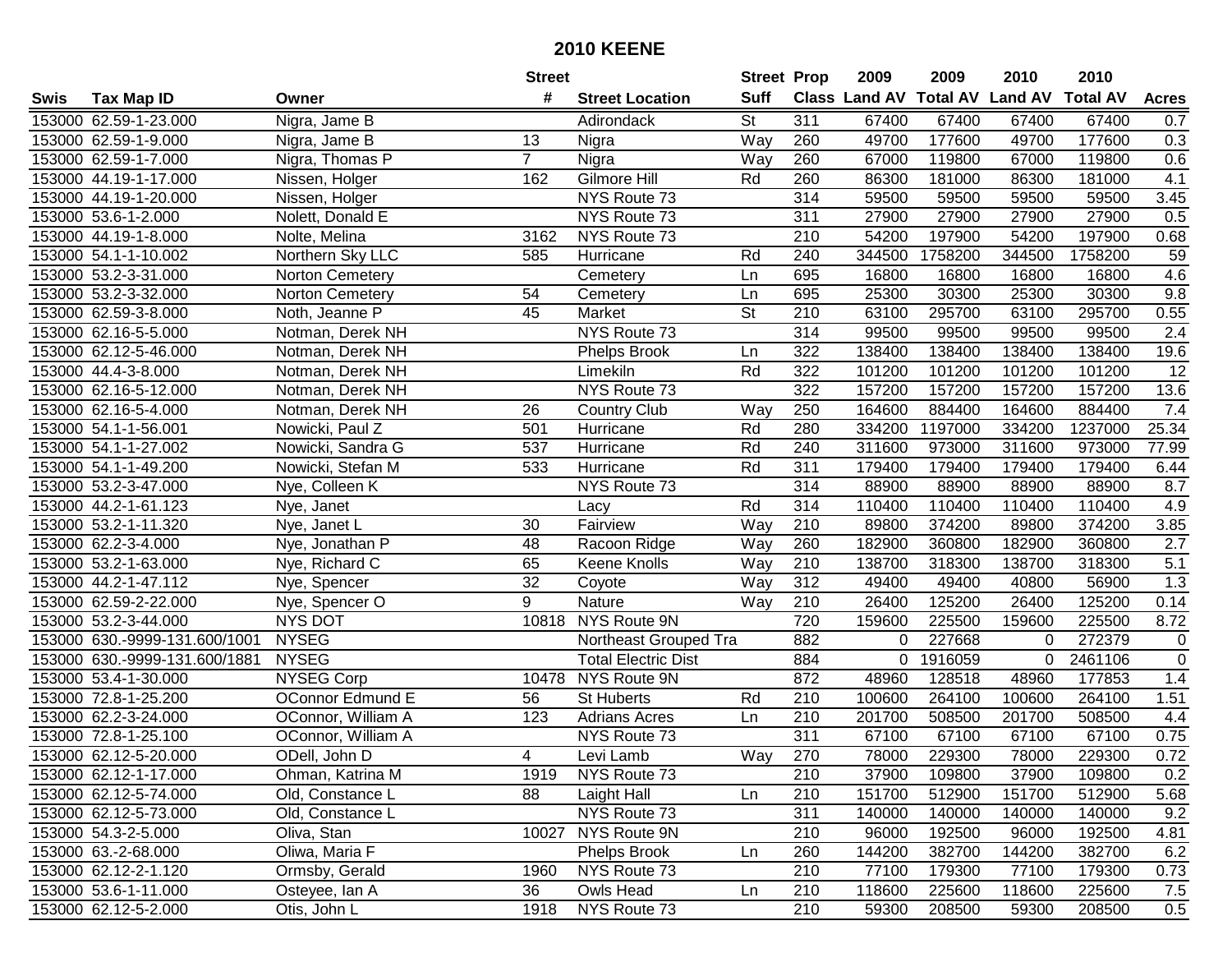# 2010 KEENE

| Swis | Tax Map ID | Owner | Street # | Street Location | Street Suff | Prop Class | 2009 Land AV | 2009 Total AV | 2010 Land AV | 2010 Total AV | Acres |
|---|---|---|---|---|---|---|---|---|---|---|---|
| 153000 | 62.59-1-23.000 | Nigra, Jame B | | Adirondack | St | 311 | 67400 | 67400 | 67400 | 67400 | 0.7 |
| 153000 | 62.59-1-9.000 | Nigra, Jame B | 13 | Nigra | Way | 260 | 49700 | 177600 | 49700 | 177600 | 0.3 |
| 153000 | 62.59-1-7.000 | Nigra, Thomas P | 7 | Nigra | Way | 260 | 67000 | 119800 | 67000 | 119800 | 0.6 |
| 153000 | 44.19-1-17.000 | Nissen, Holger | 162 | Gilmore Hill | Rd | 260 | 86300 | 181000 | 86300 | 181000 | 4.1 |
| 153000 | 44.19-1-20.000 | Nissen, Holger | | NYS Route 73 | | 314 | 59500 | 59500 | 59500 | 59500 | 3.45 |
| 153000 | 53.6-1-2.000 | Nolett, Donald E | | NYS Route 73 | | 311 | 27900 | 27900 | 27900 | 27900 | 0.5 |
| 153000 | 44.19-1-8.000 | Nolte, Melina | 3162 | NYS Route 73 | | 210 | 54200 | 197900 | 54200 | 197900 | 0.68 |
| 153000 | 54.1-1-10.002 | Northern Sky LLC | 585 | Hurricane | Rd | 240 | 344500 | 1758200 | 344500 | 1758200 | 59 |
| 153000 | 53.2-3-31.000 | Norton Cemetery | | Cemetery | Ln | 695 | 16800 | 16800 | 16800 | 16800 | 4.6 |
| 153000 | 53.2-3-32.000 | Norton Cemetery | 54 | Cemetery | Ln | 695 | 25300 | 30300 | 25300 | 30300 | 9.8 |
| 153000 | 62.59-3-8.000 | Noth, Jeanne P | 45 | Market | St | 210 | 63100 | 295700 | 63100 | 295700 | 0.55 |
| 153000 | 62.16-5-5.000 | Notman, Derek NH | | NYS Route 73 | | 314 | 99500 | 99500 | 99500 | 99500 | 2.4 |
| 153000 | 62.12-5-46.000 | Notman, Derek NH | | Phelps Brook | Ln | 322 | 138400 | 138400 | 138400 | 138400 | 19.6 |
| 153000 | 44.4-3-8.000 | Notman, Derek NH | | Limekiln | Rd | 322 | 101200 | 101200 | 101200 | 101200 | 12 |
| 153000 | 62.16-5-12.000 | Notman, Derek NH | | NYS Route 73 | | 322 | 157200 | 157200 | 157200 | 157200 | 13.6 |
| 153000 | 62.16-5-4.000 | Notman, Derek NH | 26 | Country Club | Way | 250 | 164600 | 884400 | 164600 | 884400 | 7.4 |
| 153000 | 54.1-1-56.001 | Nowicki, Paul Z | 501 | Hurricane | Rd | 280 | 334200 | 1197000 | 334200 | 1237000 | 25.34 |
| 153000 | 54.1-1-27.002 | Nowicki, Sandra G | 537 | Hurricane | Rd | 240 | 311600 | 973000 | 311600 | 973000 | 77.99 |
| 153000 | 54.1-1-49.200 | Nowicki, Stefan M | 533 | Hurricane | Rd | 311 | 179400 | 179400 | 179400 | 179400 | 6.44 |
| 153000 | 53.2-3-47.000 | Nye, Colleen K | | NYS Route 73 | | 314 | 88900 | 88900 | 88900 | 88900 | 8.7 |
| 153000 | 44.2-1-61.123 | Nye, Janet | | Lacy | Rd | 314 | 110400 | 110400 | 110400 | 110400 | 4.9 |
| 153000 | 53.2-1-11.320 | Nye, Janet L | 30 | Fairview | Way | 210 | 89800 | 374200 | 89800 | 374200 | 3.85 |
| 153000 | 62.2-3-4.000 | Nye, Jonathan P | 48 | Racoon Ridge | Way | 260 | 182900 | 360800 | 182900 | 360800 | 2.7 |
| 153000 | 53.2-1-63.000 | Nye, Richard C | 65 | Keene Knolls | Way | 210 | 138700 | 318300 | 138700 | 318300 | 5.1 |
| 153000 | 44.2-1-47.112 | Nye, Spencer | 32 | Coyote | Way | 312 | 49400 | 49400 | 40800 | 56900 | 1.3 |
| 153000 | 62.59-2-22.000 | Nye, Spencer O | 9 | Nature | Way | 210 | 26400 | 125200 | 26400 | 125200 | 0.14 |
| 153000 | 53.2-3-44.000 | NYS DOT | 10818 | NYS Route 9N | | 720 | 159600 | 225500 | 159600 | 225500 | 8.72 |
| 153000 | 630.-9999-131.600/1001 | NYSEG | | Northeast Grouped Tra | | 882 | 0 | 227668 | 0 | 272379 | 0 |
| 153000 | 630.-9999-131.600/1881 | NYSEG | | Total Electric Dist | | 884 | 0 | 1916059 | 0 | 2461106 | 0 |
| 153000 | 53.4-1-30.000 | NYSEG Corp | 10478 | NYS Route 9N | | 872 | 48960 | 128518 | 48960 | 177853 | 1.4 |
| 153000 | 72.8-1-25.200 | OConnor Edmund E | 56 | St Huberts | Rd | 210 | 100600 | 264100 | 100600 | 264100 | 1.51 |
| 153000 | 62.2-3-24.000 | OConnor, William A | 123 | Adrians Acres | Ln | 210 | 201700 | 508500 | 201700 | 508500 | 4.4 |
| 153000 | 72.8-1-25.100 | OConnor, William A | | NYS Route 73 | | 311 | 67100 | 67100 | 67100 | 67100 | 0.75 |
| 153000 | 62.12-5-20.000 | ODell, John D | 4 | Levi Lamb | Way | 270 | 78000 | 229300 | 78000 | 229300 | 0.72 |
| 153000 | 62.12-1-17.000 | Ohman, Katrina M | 1919 | NYS Route 73 | | 210 | 37900 | 109800 | 37900 | 109800 | 0.2 |
| 153000 | 62.12-5-74.000 | Old, Constance L | 88 | Laight Hall | Ln | 210 | 151700 | 512900 | 151700 | 512900 | 5.68 |
| 153000 | 62.12-5-73.000 | Old, Constance L | | NYS Route 73 | | 311 | 140000 | 140000 | 140000 | 140000 | 9.2 |
| 153000 | 54.3-2-5.000 | Oliva, Stan | 10027 | NYS Route 9N | | 210 | 96000 | 192500 | 96000 | 192500 | 4.81 |
| 153000 | 63.-2-68.000 | Oliwa, Maria F | | Phelps Brook | Ln | 260 | 144200 | 382700 | 144200 | 382700 | 6.2 |
| 153000 | 62.12-2-1.120 | Ormsby, Gerald | 1960 | NYS Route 73 | | 210 | 77100 | 179300 | 77100 | 179300 | 0.73 |
| 153000 | 53.6-1-11.000 | Osteyee, Ian A | 36 | Owls Head | Ln | 210 | 118600 | 225600 | 118600 | 225600 | 7.5 |
| 153000 | 62.12-5-2.000 | Otis, John L | 1918 | NYS Route 73 | | 210 | 59300 | 208500 | 59300 | 208500 | 0.5 |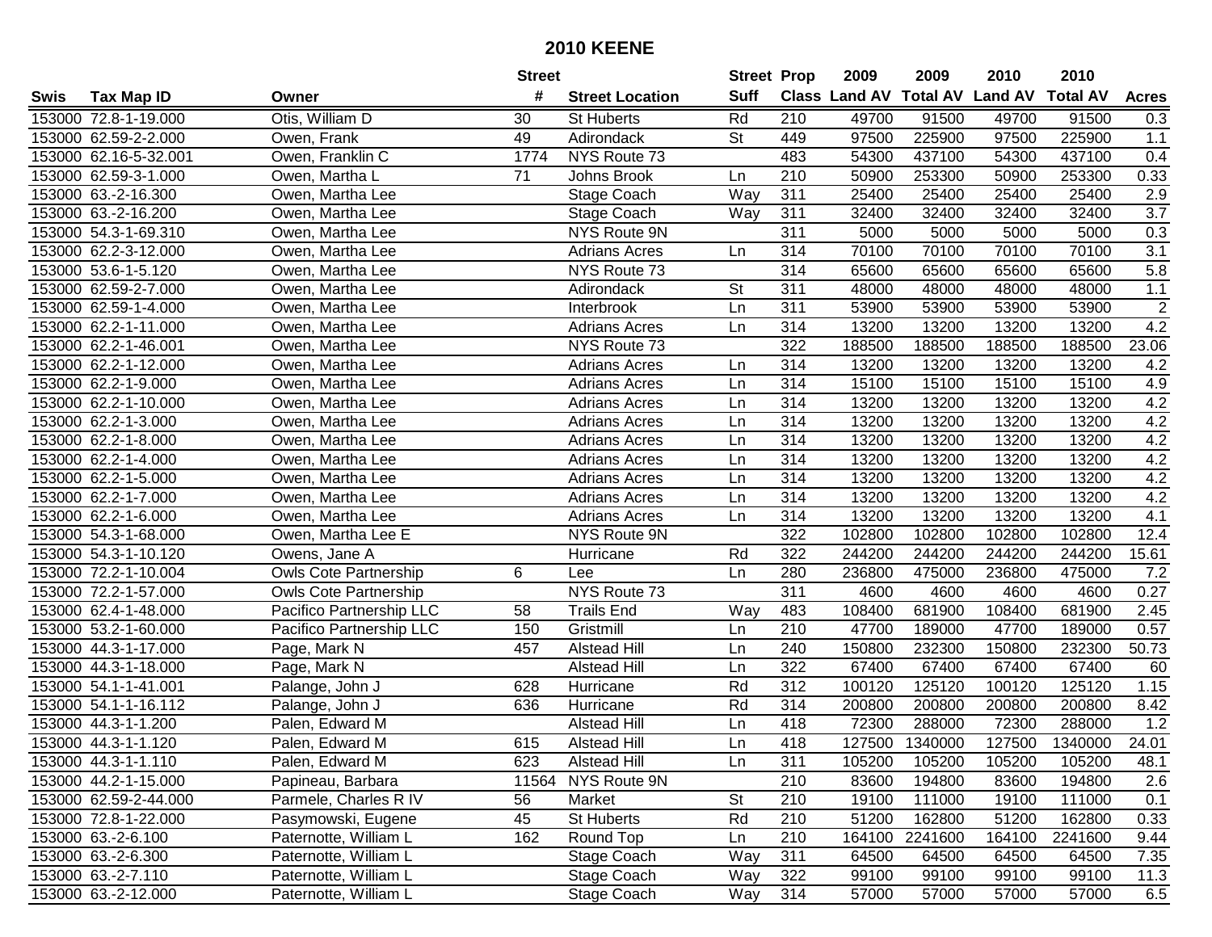## 2010 KEENE

| Swis | Tax Map ID | Owner | Street # | Street Location | Street Suff | Prop Class | 2009 Land AV | 2009 Total AV | 2010 Land AV | 2010 Total AV | Acres |
|---|---|---|---|---|---|---|---|---|---|---|---|
| 153000 | 72.8-1-19.000 | Otis, William D | 30 | St Huberts | Rd | 210 | 49700 | 91500 | 49700 | 91500 | 0.3 |
| 153000 | 62.59-2-2.000 | Owen, Frank | 49 | Adirondack | St | 449 | 97500 | 225900 | 97500 | 225900 | 1.1 |
| 153000 | 62.16-5-32.001 | Owen, Franklin C | 1774 | NYS Route 73 | | 483 | 54300 | 437100 | 54300 | 437100 | 0.4 |
| 153000 | 62.59-3-1.000 | Owen, Martha L | 71 | Johns Brook | Ln | 210 | 50900 | 253300 | 50900 | 253300 | 0.33 |
| 153000 | 63.-2-16.300 | Owen, Martha Lee | | Stage Coach | Way | 311 | 25400 | 25400 | 25400 | 25400 | 2.9 |
| 153000 | 63.-2-16.200 | Owen, Martha Lee | | Stage Coach | Way | 311 | 32400 | 32400 | 32400 | 32400 | 3.7 |
| 153000 | 54.3-1-69.310 | Owen, Martha Lee | | NYS Route 9N | | 311 | 5000 | 5000 | 5000 | 5000 | 0.3 |
| 153000 | 62.2-3-12.000 | Owen, Martha Lee | | Adrians Acres | Ln | 314 | 70100 | 70100 | 70100 | 70100 | 3.1 |
| 153000 | 53.6-1-5.120 | Owen, Martha Lee | | NYS Route 73 | | 314 | 65600 | 65600 | 65600 | 65600 | 5.8 |
| 153000 | 62.59-2-7.000 | Owen, Martha Lee | | Adirondack | St | 311 | 48000 | 48000 | 48000 | 48000 | 1.1 |
| 153000 | 62.59-1-4.000 | Owen, Martha Lee | | Interbrook | Ln | 311 | 53900 | 53900 | 53900 | 53900 | 2 |
| 153000 | 62.2-1-11.000 | Owen, Martha Lee | | Adrians Acres | Ln | 314 | 13200 | 13200 | 13200 | 13200 | 4.2 |
| 153000 | 62.2-1-46.001 | Owen, Martha Lee | | NYS Route 73 | | 322 | 188500 | 188500 | 188500 | 188500 | 23.06 |
| 153000 | 62.2-1-12.000 | Owen, Martha Lee | | Adrians Acres | Ln | 314 | 13200 | 13200 | 13200 | 13200 | 4.2 |
| 153000 | 62.2-1-9.000 | Owen, Martha Lee | | Adrians Acres | Ln | 314 | 15100 | 15100 | 15100 | 15100 | 4.9 |
| 153000 | 62.2-1-10.000 | Owen, Martha Lee | | Adrians Acres | Ln | 314 | 13200 | 13200 | 13200 | 13200 | 4.2 |
| 153000 | 62.2-1-3.000 | Owen, Martha Lee | | Adrians Acres | Ln | 314 | 13200 | 13200 | 13200 | 13200 | 4.2 |
| 153000 | 62.2-1-8.000 | Owen, Martha Lee | | Adrians Acres | Ln | 314 | 13200 | 13200 | 13200 | 13200 | 4.2 |
| 153000 | 62.2-1-4.000 | Owen, Martha Lee | | Adrians Acres | Ln | 314 | 13200 | 13200 | 13200 | 13200 | 4.2 |
| 153000 | 62.2-1-5.000 | Owen, Martha Lee | | Adrians Acres | Ln | 314 | 13200 | 13200 | 13200 | 13200 | 4.2 |
| 153000 | 62.2-1-7.000 | Owen, Martha Lee | | Adrians Acres | Ln | 314 | 13200 | 13200 | 13200 | 13200 | 4.2 |
| 153000 | 62.2-1-6.000 | Owen, Martha Lee | | Adrians Acres | Ln | 314 | 13200 | 13200 | 13200 | 13200 | 4.1 |
| 153000 | 54.3-1-68.000 | Owen, Martha Lee E | | NYS Route 9N | | 322 | 102800 | 102800 | 102800 | 102800 | 12.4 |
| 153000 | 54.3-1-10.120 | Owens, Jane A | | Hurricane | Rd | 322 | 244200 | 244200 | 244200 | 244200 | 15.61 |
| 153000 | 72.2-1-10.004 | Owls Cote Partnership | 6 | Lee | Ln | 280 | 236800 | 475000 | 236800 | 475000 | 7.2 |
| 153000 | 72.2-1-57.000 | Owls Cote Partnership | | NYS Route 73 | | 311 | 4600 | 4600 | 4600 | 4600 | 0.27 |
| 153000 | 62.4-1-48.000 | Pacifico Partnership LLC | 58 | Trails End | Way | 483 | 108400 | 681900 | 108400 | 681900 | 2.45 |
| 153000 | 53.2-1-60.000 | Pacifico Partnership LLC | 150 | Gristmill | Ln | 210 | 47700 | 189000 | 47700 | 189000 | 0.57 |
| 153000 | 44.3-1-17.000 | Page, Mark N | 457 | Alstead Hill | Ln | 240 | 150800 | 232300 | 150800 | 232300 | 50.73 |
| 153000 | 44.3-1-18.000 | Page, Mark N | | Alstead Hill | Ln | 322 | 67400 | 67400 | 67400 | 67400 | 60 |
| 153000 | 54.1-1-41.001 | Palange, John J | 628 | Hurricane | Rd | 312 | 100120 | 125120 | 100120 | 125120 | 1.15 |
| 153000 | 54.1-1-16.112 | Palange, John J | 636 | Hurricane | Rd | 314 | 200800 | 200800 | 200800 | 200800 | 8.42 |
| 153000 | 44.3-1-1.200 | Palen, Edward M | | Alstead Hill | Ln | 418 | 72300 | 288000 | 72300 | 288000 | 1.2 |
| 153000 | 44.3-1-1.120 | Palen, Edward M | 615 | Alstead Hill | Ln | 418 | 127500 | 1340000 | 127500 | 1340000 | 24.01 |
| 153000 | 44.3-1-1.110 | Palen, Edward M | 623 | Alstead Hill | Ln | 311 | 105200 | 105200 | 105200 | 105200 | 48.1 |
| 153000 | 44.2-1-15.000 | Papineau, Barbara | 11564 | NYS Route 9N | | 210 | 83600 | 194800 | 83600 | 194800 | 2.6 |
| 153000 | 62.59-2-44.000 | Parmele, Charles R IV | 56 | Market | St | 210 | 19100 | 111000 | 19100 | 111000 | 0.1 |
| 153000 | 72.8-1-22.000 | Pasymowski, Eugene | 45 | St Huberts | Rd | 210 | 51200 | 162800 | 51200 | 162800 | 0.33 |
| 153000 | 63.-2-6.100 | Paternotte, William L | 162 | Round Top | Ln | 210 | 164100 | 2241600 | 164100 | 2241600 | 9.44 |
| 153000 | 63.-2-6.300 | Paternotte, William L | | Stage Coach | Way | 311 | 64500 | 64500 | 64500 | 64500 | 7.35 |
| 153000 | 63.-2-7.110 | Paternotte, William L | | Stage Coach | Way | 322 | 99100 | 99100 | 99100 | 99100 | 11.3 |
| 153000 | 63.-2-12.000 | Paternotte, William L | | Stage Coach | Way | 314 | 57000 | 57000 | 57000 | 57000 | 6.5 |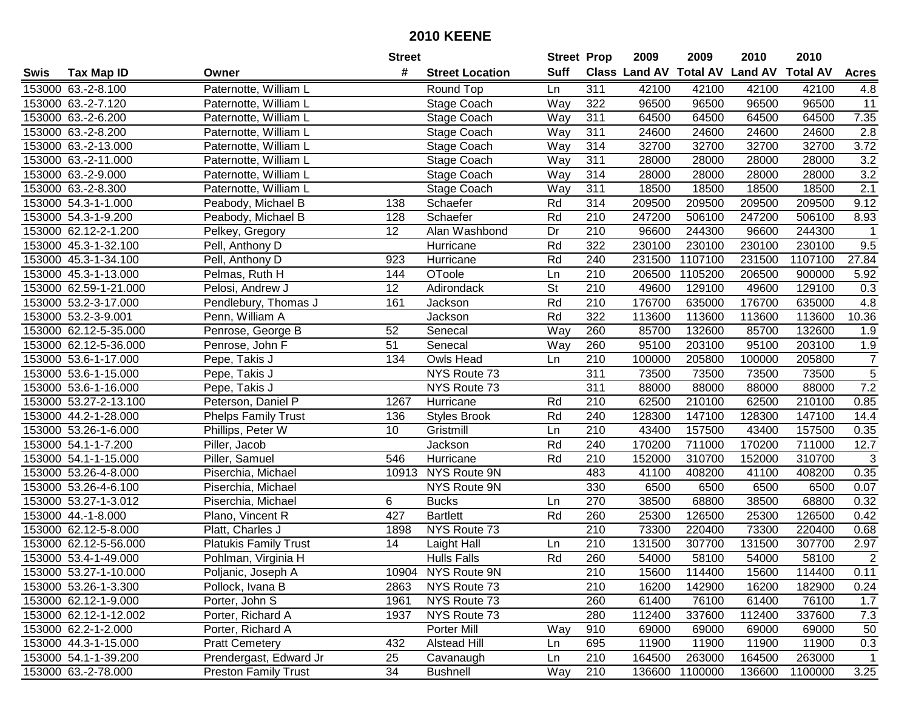# 2010 KEENE

| Swis | Tax Map ID | Owner | Street # | Street Location | Street Suff | Prop Class | 2009 Land AV | 2009 Total AV | 2010 Land AV | 2010 Total AV | Acres |
|---|---|---|---|---|---|---|---|---|---|---|---|
| 153000 | 63.-2-8.100 | Paternotte, William L | | Round Top | Ln | 311 | 42100 | 42100 | 42100 | 42100 | 4.8 |
| 153000 | 63.-2-7.120 | Paternotte, William L | | Stage Coach | Way | 322 | 96500 | 96500 | 96500 | 96500 | 11 |
| 153000 | 63.-2-6.200 | Paternotte, William L | | Stage Coach | Way | 311 | 64500 | 64500 | 64500 | 64500 | 7.35 |
| 153000 | 63.-2-8.200 | Paternotte, William L | | Stage Coach | Way | 311 | 24600 | 24600 | 24600 | 24600 | 2.8 |
| 153000 | 63.-2-13.000 | Paternotte, William L | | Stage Coach | Way | 314 | 32700 | 32700 | 32700 | 32700 | 3.72 |
| 153000 | 63.-2-11.000 | Paternotte, William L | | Stage Coach | Way | 311 | 28000 | 28000 | 28000 | 28000 | 3.2 |
| 153000 | 63.-2-9.000 | Paternotte, William L | | Stage Coach | Way | 314 | 28000 | 28000 | 28000 | 28000 | 3.2 |
| 153000 | 63.-2-8.300 | Paternotte, William L | | Stage Coach | Way | 311 | 18500 | 18500 | 18500 | 18500 | 2.1 |
| 153000 | 54.3-1-1.000 | Peabody, Michael B | 138 | Schaefer | Rd | 314 | 209500 | 209500 | 209500 | 209500 | 9.12 |
| 153000 | 54.3-1-9.200 | Peabody, Michael B | 128 | Schaefer | Rd | 210 | 247200 | 506100 | 247200 | 506100 | 8.93 |
| 153000 | 62.12-2-1.200 | Pelkey, Gregory | 12 | Alan Washbond | Dr | 210 | 96600 | 244300 | 96600 | 244300 | 1 |
| 153000 | 45.3-1-32.100 | Pell, Anthony D | | Hurricane | Rd | 322 | 230100 | 230100 | 230100 | 230100 | 9.5 |
| 153000 | 45.3-1-34.100 | Pell, Anthony D | 923 | Hurricane | Rd | 240 | 231500 | 1107100 | 231500 | 1107100 | 27.84 |
| 153000 | 45.3-1-13.000 | Pelmas, Ruth H | 144 | OToole | Ln | 210 | 206500 | 1105200 | 206500 | 900000 | 5.92 |
| 153000 | 62.59-1-21.000 | Pelosi, Andrew J | 12 | Adirondack | St | 210 | 49600 | 129100 | 49600 | 129100 | 0.3 |
| 153000 | 53.2-3-17.000 | Pendlebury, Thomas J | 161 | Jackson | Rd | 210 | 176700 | 635000 | 176700 | 635000 | 4.8 |
| 153000 | 53.2-3-9.001 | Penn, William A | | Jackson | Rd | 322 | 113600 | 113600 | 113600 | 113600 | 10.36 |
| 153000 | 62.12-5-35.000 | Penrose, George B | 52 | Senecal | Way | 260 | 85700 | 132600 | 85700 | 132600 | 1.9 |
| 153000 | 62.12-5-36.000 | Penrose, John F | 51 | Senecal | Way | 260 | 95100 | 203100 | 95100 | 203100 | 1.9 |
| 153000 | 53.6-1-17.000 | Pepe, Takis J | 134 | Owls Head | Ln | 210 | 100000 | 205800 | 100000 | 205800 | 7 |
| 153000 | 53.6-1-15.000 | Pepe, Takis J | | NYS Route 73 | | 311 | 73500 | 73500 | 73500 | 73500 | 5 |
| 153000 | 53.6-1-16.000 | Pepe, Takis J | | NYS Route 73 | | 311 | 88000 | 88000 | 88000 | 88000 | 7.2 |
| 153000 | 53.27-2-13.100 | Peterson, Daniel P | 1267 | Hurricane | Rd | 210 | 62500 | 210100 | 62500 | 210100 | 0.85 |
| 153000 | 44.2-1-28.000 | Phelps Family Trust | 136 | Styles Brook | Rd | 240 | 128300 | 147100 | 128300 | 147100 | 14.4 |
| 153000 | 53.26-1-6.000 | Phillips, Peter W | 10 | Gristmill | Ln | 210 | 43400 | 157500 | 43400 | 157500 | 0.35 |
| 153000 | 54.1-1-7.200 | Piller, Jacob | | Jackson | Rd | 240 | 170200 | 711000 | 170200 | 711000 | 12.7 |
| 153000 | 54.1-1-15.000 | Piller, Samuel | 546 | Hurricane | Rd | 210 | 152000 | 310700 | 152000 | 310700 | 3 |
| 153000 | 53.26-4-8.000 | Piserchia, Michael | 10913 | NYS Route 9N | | 483 | 41100 | 408200 | 41100 | 408200 | 0.35 |
| 153000 | 53.26-4-6.100 | Piserchia, Michael | | NYS Route 9N | | 330 | 6500 | 6500 | 6500 | 6500 | 0.07 |
| 153000 | 53.27-1-3.012 | Piserchia, Michael | 6 | Bucks | Ln | 270 | 38500 | 68800 | 38500 | 68800 | 0.32 |
| 153000 | 44.-1-8.000 | Plano, Vincent R | 427 | Bartlett | Rd | 260 | 25300 | 126500 | 25300 | 126500 | 0.42 |
| 153000 | 62.12-5-8.000 | Platt, Charles J | 1898 | NYS Route 73 | | 210 | 73300 | 220400 | 73300 | 220400 | 0.68 |
| 153000 | 62.12-5-56.000 | Platukis Family Trust | 14 | Laight Hall | Ln | 210 | 131500 | 307700 | 131500 | 307700 | 2.97 |
| 153000 | 53.4-1-49.000 | Pohlman, Virginia H | | Hulls Falls | Rd | 260 | 54000 | 58100 | 54000 | 58100 | 2 |
| 153000 | 53.27-1-10.000 | Poljanic, Joseph A | 10904 | NYS Route 9N | | 210 | 15600 | 114400 | 15600 | 114400 | 0.11 |
| 153000 | 53.26-1-3.300 | Pollock, Ivana B | 2863 | NYS Route 73 | | 210 | 16200 | 142900 | 16200 | 182900 | 0.24 |
| 153000 | 62.12-1-9.000 | Porter, John S | 1961 | NYS Route 73 | | 260 | 61400 | 76100 | 61400 | 76100 | 1.7 |
| 153000 | 62.12-1-12.002 | Porter, Richard A | 1937 | NYS Route 73 | | 280 | 112400 | 337600 | 112400 | 337600 | 7.3 |
| 153000 | 62.2-1-2.000 | Porter, Richard A | | Porter Mill | Way | 910 | 69000 | 69000 | 69000 | 69000 | 50 |
| 153000 | 44.3-1-15.000 | Pratt Cemetery | 432 | Alstead Hill | Ln | 695 | 11900 | 11900 | 11900 | 11900 | 0.3 |
| 153000 | 54.1-1-39.200 | Prendergast, Edward Jr | 25 | Cavanaugh | Ln | 210 | 164500 | 263000 | 164500 | 263000 | 1 |
| 153000 | 63.-2-78.000 | Preston Family Trust | 34 | Bushnell | Way | 210 | 136600 | 1100000 | 136600 | 1100000 | 3.25 |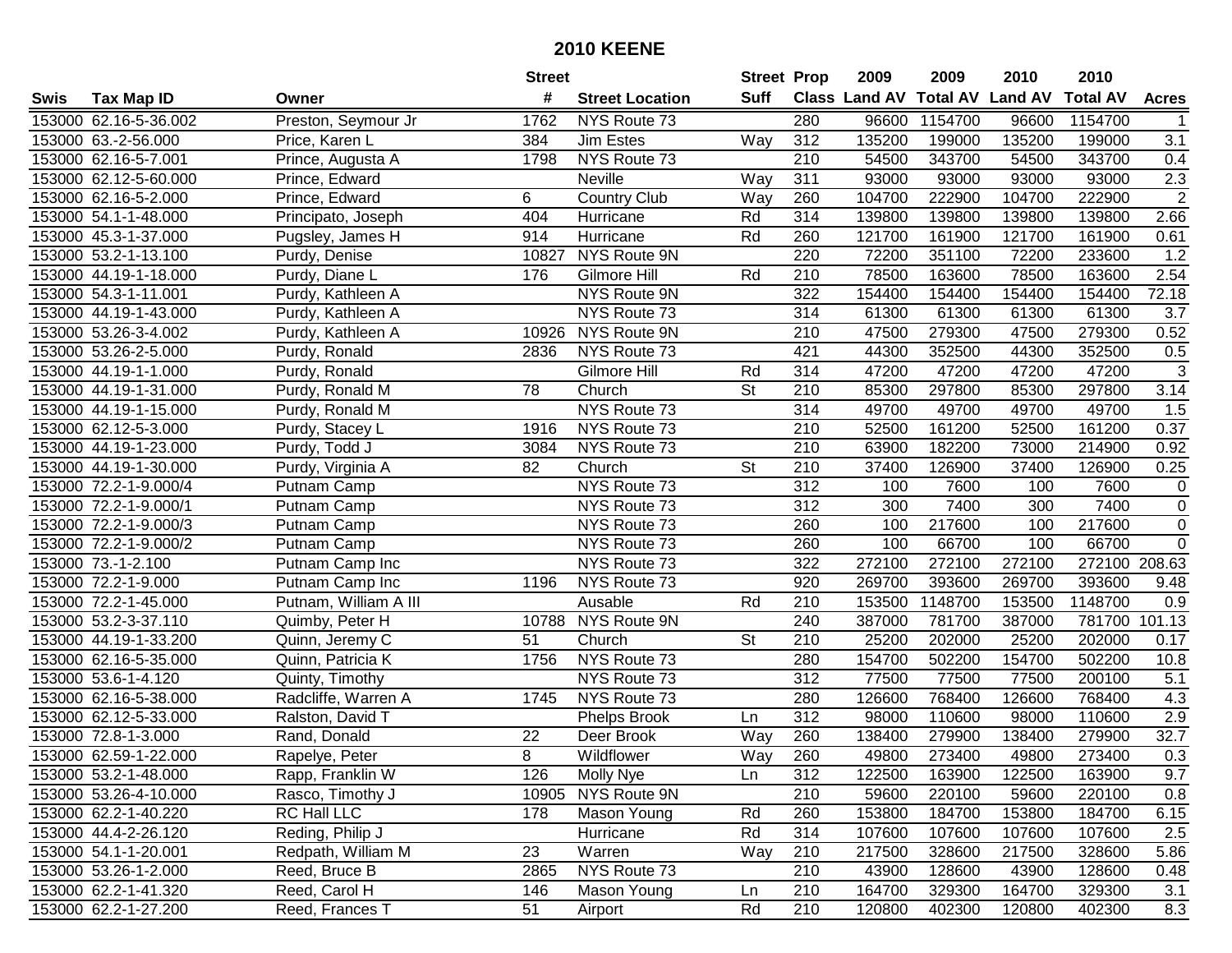# 2010 KEENE

| Swis | Tax Map ID | Owner | Street # | Street Location | Street Suff | Prop Class | 2009 Land AV | 2009 Total AV | 2010 Land AV | 2010 Total AV | Acres |
|---|---|---|---|---|---|---|---|---|---|---|---|
| 153000 | 62.16-5-36.002 | Preston, Seymour Jr | 1762 | NYS Route 73 | | 280 | 96600 | 1154700 | 96600 | 1154700 | 1 |
| 153000 | 63.-2-56.000 | Price, Karen L | 384 | Jim Estes | Way | 312 | 135200 | 199000 | 135200 | 199000 | 3.1 |
| 153000 | 62.16-5-7.001 | Prince, Augusta A | 1798 | NYS Route 73 | | 210 | 54500 | 343700 | 54500 | 343700 | 0.4 |
| 153000 | 62.12-5-60.000 | Prince, Edward | | Neville | Way | 311 | 93000 | 93000 | 93000 | 93000 | 2.3 |
| 153000 | 62.16-5-2.000 | Prince, Edward | 6 | Country Club | Way | 260 | 104700 | 222900 | 104700 | 222900 | 2 |
| 153000 | 54.1-1-48.000 | Principato, Joseph | 404 | Hurricane | Rd | 314 | 139800 | 139800 | 139800 | 139800 | 2.66 |
| 153000 | 45.3-1-37.000 | Pugsley, James H | 914 | Hurricane | Rd | 260 | 121700 | 161900 | 121700 | 161900 | 0.61 |
| 153000 | 53.2-1-13.100 | Purdy, Denise | 10827 | NYS Route 9N | | 220 | 72200 | 351100 | 72200 | 233600 | 1.2 |
| 153000 | 44.19-1-18.000 | Purdy, Diane L | 176 | Gilmore Hill | Rd | 210 | 78500 | 163600 | 78500 | 163600 | 2.54 |
| 153000 | 54.3-1-11.001 | Purdy, Kathleen A | | NYS Route 9N | | 322 | 154400 | 154400 | 154400 | 154400 | 72.18 |
| 153000 | 44.19-1-43.000 | Purdy, Kathleen A | | NYS Route 73 | | 314 | 61300 | 61300 | 61300 | 61300 | 3.7 |
| 153000 | 53.26-3-4.002 | Purdy, Kathleen A | 10926 | NYS Route 9N | | 210 | 47500 | 279300 | 47500 | 279300 | 0.52 |
| 153000 | 53.26-2-5.000 | Purdy, Ronald | 2836 | NYS Route 73 | | 421 | 44300 | 352500 | 44300 | 352500 | 0.5 |
| 153000 | 44.19-1-1.000 | Purdy, Ronald | | Gilmore Hill | Rd | 314 | 47200 | 47200 | 47200 | 47200 | 3 |
| 153000 | 44.19-1-31.000 | Purdy, Ronald M | 78 | Church | St | 210 | 85300 | 297800 | 85300 | 297800 | 3.14 |
| 153000 | 44.19-1-15.000 | Purdy, Ronald M | | NYS Route 73 | | 314 | 49700 | 49700 | 49700 | 49700 | 1.5 |
| 153000 | 62.12-5-3.000 | Purdy, Stacey L | 1916 | NYS Route 73 | | 210 | 52500 | 161200 | 52500 | 161200 | 0.37 |
| 153000 | 44.19-1-23.000 | Purdy, Todd J | 3084 | NYS Route 73 | | 210 | 63900 | 182200 | 73000 | 214900 | 0.92 |
| 153000 | 44.19-1-30.000 | Purdy, Virginia A | 82 | Church | St | 210 | 37400 | 126900 | 37400 | 126900 | 0.25 |
| 153000 | 72.2-1-9.000/4 | Putnam Camp | | NYS Route 73 | | 312 | 100 | 7600 | 100 | 7600 | 0 |
| 153000 | 72.2-1-9.000/1 | Putnam Camp | | NYS Route 73 | | 312 | 300 | 7400 | 300 | 7400 | 0 |
| 153000 | 72.2-1-9.000/3 | Putnam Camp | | NYS Route 73 | | 260 | 100 | 217600 | 100 | 217600 | 0 |
| 153000 | 72.2-1-9.000/2 | Putnam Camp | | NYS Route 73 | | 260 | 100 | 66700 | 100 | 66700 | 0 |
| 153000 | 73.-1-2.100 | Putnam Camp Inc | | NYS Route 73 | | 322 | 272100 | 272100 | 272100 | 272100 | 208.63 |
| 153000 | 72.2-1-9.000 | Putnam Camp Inc | 1196 | NYS Route 73 | | 920 | 269700 | 393600 | 269700 | 393600 | 9.48 |
| 153000 | 72.2-1-45.000 | Putnam, William A III | | Ausable | Rd | 210 | 153500 | 1148700 | 153500 | 1148700 | 0.9 |
| 153000 | 53.2-3-37.110 | Quimby, Peter H | 10788 | NYS Route 9N | | 240 | 387000 | 781700 | 387000 | 781700 | 101.13 |
| 153000 | 44.19-1-33.200 | Quinn, Jeremy C | 51 | Church | St | 210 | 25200 | 202000 | 25200 | 202000 | 0.17 |
| 153000 | 62.16-5-35.000 | Quinn, Patricia K | 1756 | NYS Route 73 | | 280 | 154700 | 502200 | 154700 | 502200 | 10.8 |
| 153000 | 53.6-1-4.120 | Quinty, Timothy | | NYS Route 73 | | 312 | 77500 | 77500 | 77500 | 200100 | 5.1 |
| 153000 | 62.16-5-38.000 | Radcliffe, Warren A | 1745 | NYS Route 73 | | 280 | 126600 | 768400 | 126600 | 768400 | 4.3 |
| 153000 | 62.12-5-33.000 | Ralston, David T | | Phelps Brook | Ln | 312 | 98000 | 110600 | 98000 | 110600 | 2.9 |
| 153000 | 72.8-1-3.000 | Rand, Donald | 22 | Deer Brook | Way | 260 | 138400 | 279900 | 138400 | 279900 | 32.7 |
| 153000 | 62.59-1-22.000 | Rapelye, Peter | 8 | Wildflower | Way | 260 | 49800 | 273400 | 49800 | 273400 | 0.3 |
| 153000 | 53.2-1-48.000 | Rapp, Franklin W | 126 | Molly Nye | Ln | 312 | 122500 | 163900 | 122500 | 163900 | 9.7 |
| 153000 | 53.26-4-10.000 | Rasco, Timothy J | 10905 | NYS Route 9N | | 210 | 59600 | 220100 | 59600 | 220100 | 0.8 |
| 153000 | 62.2-1-40.220 | RC Hall LLC | 178 | Mason Young | Rd | 260 | 153800 | 184700 | 153800 | 184700 | 6.15 |
| 153000 | 44.4-2-26.120 | Reding, Philip J | | Hurricane | Rd | 314 | 107600 | 107600 | 107600 | 107600 | 2.5 |
| 153000 | 54.1-1-20.001 | Redpath, William M | 23 | Warren | Way | 210 | 217500 | 328600 | 217500 | 328600 | 5.86 |
| 153000 | 53.26-1-2.000 | Reed, Bruce B | 2865 | NYS Route 73 | | 210 | 43900 | 128600 | 43900 | 128600 | 0.48 |
| 153000 | 62.2-1-41.320 | Reed, Carol H | 146 | Mason Young | Ln | 210 | 164700 | 329300 | 164700 | 329300 | 3.1 |
| 153000 | 62.2-1-27.200 | Reed, Frances T | 51 | Airport | Rd | 210 | 120800 | 402300 | 120800 | 402300 | 8.3 |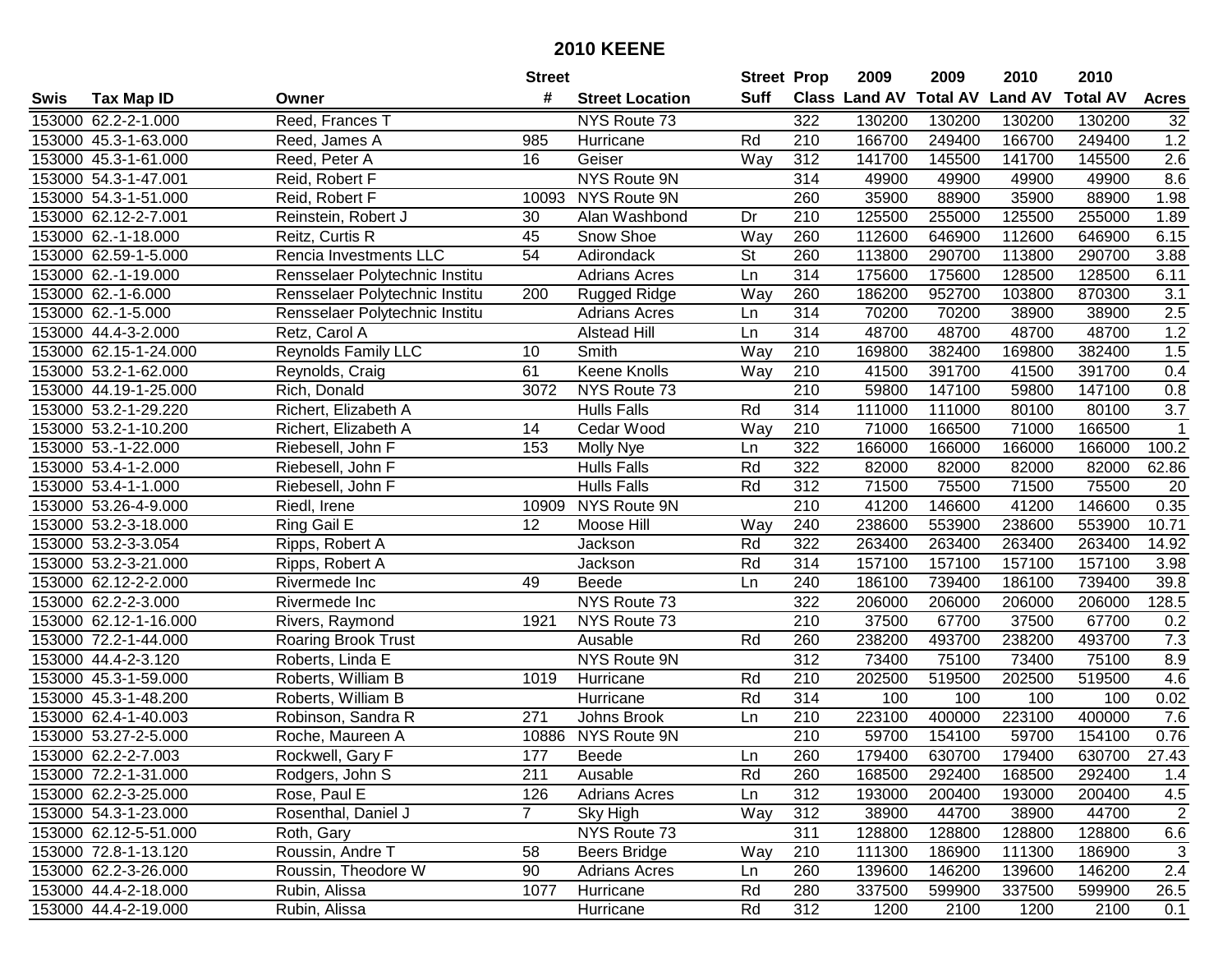# 2010 KEENE

| Swis | Tax Map ID | Owner | Street # | Street Location | Street Suff | Prop Class | 2009 Land AV | 2009 Total AV | 2010 Land AV | 2010 Total AV | Acres |
|---|---|---|---|---|---|---|---|---|---|---|---|
| 153000 | 62.2-2-1.000 | Reed, Frances T | | NYS Route 73 | | 322 | 130200 | 130200 | 130200 | 130200 | 32 |
| 153000 | 45.3-1-63.000 | Reed, James A | 985 | Hurricane | Rd | 210 | 166700 | 249400 | 166700 | 249400 | 1.2 |
| 153000 | 45.3-1-61.000 | Reed, Peter A | 16 | Geiser | Way | 312 | 141700 | 145500 | 141700 | 145500 | 2.6 |
| 153000 | 54.3-1-47.001 | Reid, Robert F | | NYS Route 9N | | 314 | 49900 | 49900 | 49900 | 49900 | 8.6 |
| 153000 | 54.3-1-51.000 | Reid, Robert F | 10093 | NYS Route 9N | | 260 | 35900 | 88900 | 35900 | 88900 | 1.98 |
| 153000 | 62.12-2-7.001 | Reinstein, Robert J | 30 | Alan Washbond | Dr | 210 | 125500 | 255000 | 125500 | 255000 | 1.89 |
| 153000 | 62.-1-18.000 | Reitz, Curtis R | 45 | Snow Shoe | Way | 260 | 112600 | 646900 | 112600 | 646900 | 6.15 |
| 153000 | 62.59-1-5.000 | Rencia Investments LLC | 54 | Adirondack | St | 260 | 113800 | 290700 | 113800 | 290700 | 3.88 |
| 153000 | 62.-1-19.000 | Rensselaer Polytechnic Institu | | Adrians Acres | Ln | 314 | 175600 | 175600 | 128500 | 128500 | 6.11 |
| 153000 | 62.-1-6.000 | Rensselaer Polytechnic Institu | 200 | Rugged Ridge | Way | 260 | 186200 | 952700 | 103800 | 870300 | 3.1 |
| 153000 | 62.-1-5.000 | Rensselaer Polytechnic Institu | | Adrians Acres | Ln | 314 | 70200 | 70200 | 38900 | 38900 | 2.5 |
| 153000 | 44.4-3-2.000 | Retz, Carol A | | Alstead Hill | Ln | 314 | 48700 | 48700 | 48700 | 48700 | 1.2 |
| 153000 | 62.15-1-24.000 | Reynolds Family LLC | 10 | Smith | Way | 210 | 169800 | 382400 | 169800 | 382400 | 1.5 |
| 153000 | 53.2-1-62.000 | Reynolds, Craig | 61 | Keene Knolls | Way | 210 | 41500 | 391700 | 41500 | 391700 | 0.4 |
| 153000 | 44.19-1-25.000 | Rich, Donald | 3072 | NYS Route 73 | | 210 | 59800 | 147100 | 59800 | 147100 | 0.8 |
| 153000 | 53.2-1-29.220 | Richert, Elizabeth A | | Hulls Falls | Rd | 314 | 111000 | 111000 | 80100 | 80100 | 3.7 |
| 153000 | 53.2-1-10.200 | Richert, Elizabeth A | 14 | Cedar Wood | Way | 210 | 71000 | 166500 | 71000 | 166500 | 1 |
| 153000 | 53.-1-22.000 | Riebesell, John F | 153 | Molly Nye | Ln | 322 | 166000 | 166000 | 166000 | 166000 | 100.2 |
| 153000 | 53.4-1-2.000 | Riebesell, John F | | Hulls Falls | Rd | 322 | 82000 | 82000 | 82000 | 82000 | 62.86 |
| 153000 | 53.4-1-1.000 | Riebesell, John F | | Hulls Falls | Rd | 312 | 71500 | 75500 | 71500 | 75500 | 20 |
| 153000 | 53.26-4-9.000 | Riedl, Irene | 10909 | NYS Route 9N | | 210 | 41200 | 146600 | 41200 | 146600 | 0.35 |
| 153000 | 53.2-3-18.000 | Ring Gail E | 12 | Moose Hill | Way | 240 | 238600 | 553900 | 238600 | 553900 | 10.71 |
| 153000 | 53.2-3-3.054 | Ripps, Robert A | | Jackson | Rd | 322 | 263400 | 263400 | 263400 | 263400 | 14.92 |
| 153000 | 53.2-3-21.000 | Ripps, Robert A | | Jackson | Rd | 314 | 157100 | 157100 | 157100 | 157100 | 3.98 |
| 153000 | 62.12-2-2.000 | Rivermede Inc | 49 | Beede | Ln | 240 | 186100 | 739400 | 186100 | 739400 | 39.8 |
| 153000 | 62.2-2-3.000 | Rivermede Inc | | NYS Route 73 | | 322 | 206000 | 206000 | 206000 | 206000 | 128.5 |
| 153000 | 62.12-1-16.000 | Rivers, Raymond | 1921 | NYS Route 73 | | 210 | 37500 | 67700 | 37500 | 67700 | 0.2 |
| 153000 | 72.2-1-44.000 | Roaring Brook Trust | | Ausable | Rd | 260 | 238200 | 493700 | 238200 | 493700 | 7.3 |
| 153000 | 44.4-2-3.120 | Roberts, Linda E | | NYS Route 9N | | 312 | 73400 | 75100 | 73400 | 75100 | 8.9 |
| 153000 | 45.3-1-59.000 | Roberts, William B | 1019 | Hurricane | Rd | 210 | 202500 | 519500 | 202500 | 519500 | 4.6 |
| 153000 | 45.3-1-48.200 | Roberts, William B | | Hurricane | Rd | 314 | 100 | 100 | 100 | 100 | 0.02 |
| 153000 | 62.4-1-40.003 | Robinson, Sandra R | 271 | Johns Brook | Ln | 210 | 223100 | 400000 | 223100 | 400000 | 7.6 |
| 153000 | 53.27-2-5.000 | Roche, Maureen A | 10886 | NYS Route 9N | | 210 | 59700 | 154100 | 59700 | 154100 | 0.76 |
| 153000 | 62.2-2-7.003 | Rockwell, Gary F | 177 | Beede | Ln | 260 | 179400 | 630700 | 179400 | 630700 | 27.43 |
| 153000 | 72.2-1-31.000 | Rodgers, John S | 211 | Ausable | Rd | 260 | 168500 | 292400 | 168500 | 292400 | 1.4 |
| 153000 | 62.2-3-25.000 | Rose, Paul E | 126 | Adrians Acres | Ln | 312 | 193000 | 200400 | 193000 | 200400 | 4.5 |
| 153000 | 54.3-1-23.000 | Rosenthal, Daniel J | 7 | Sky High | Way | 312 | 38900 | 44700 | 38900 | 44700 | 2 |
| 153000 | 62.12-5-51.000 | Roth, Gary | | NYS Route 73 | | 311 | 128800 | 128800 | 128800 | 128800 | 6.6 |
| 153000 | 72.8-1-13.120 | Roussin, Andre T | 58 | Beers Bridge | Way | 210 | 111300 | 186900 | 111300 | 186900 | 3 |
| 153000 | 62.2-3-26.000 | Roussin, Theodore W | 90 | Adrians Acres | Ln | 260 | 139600 | 146200 | 139600 | 146200 | 2.4 |
| 153000 | 44.4-2-18.000 | Rubin, Alissa | 1077 | Hurricane | Rd | 280 | 337500 | 599900 | 337500 | 599900 | 26.5 |
| 153000 | 44.4-2-19.000 | Rubin, Alissa | | Hurricane | Rd | 312 | 1200 | 2100 | 1200 | 2100 | 0.1 |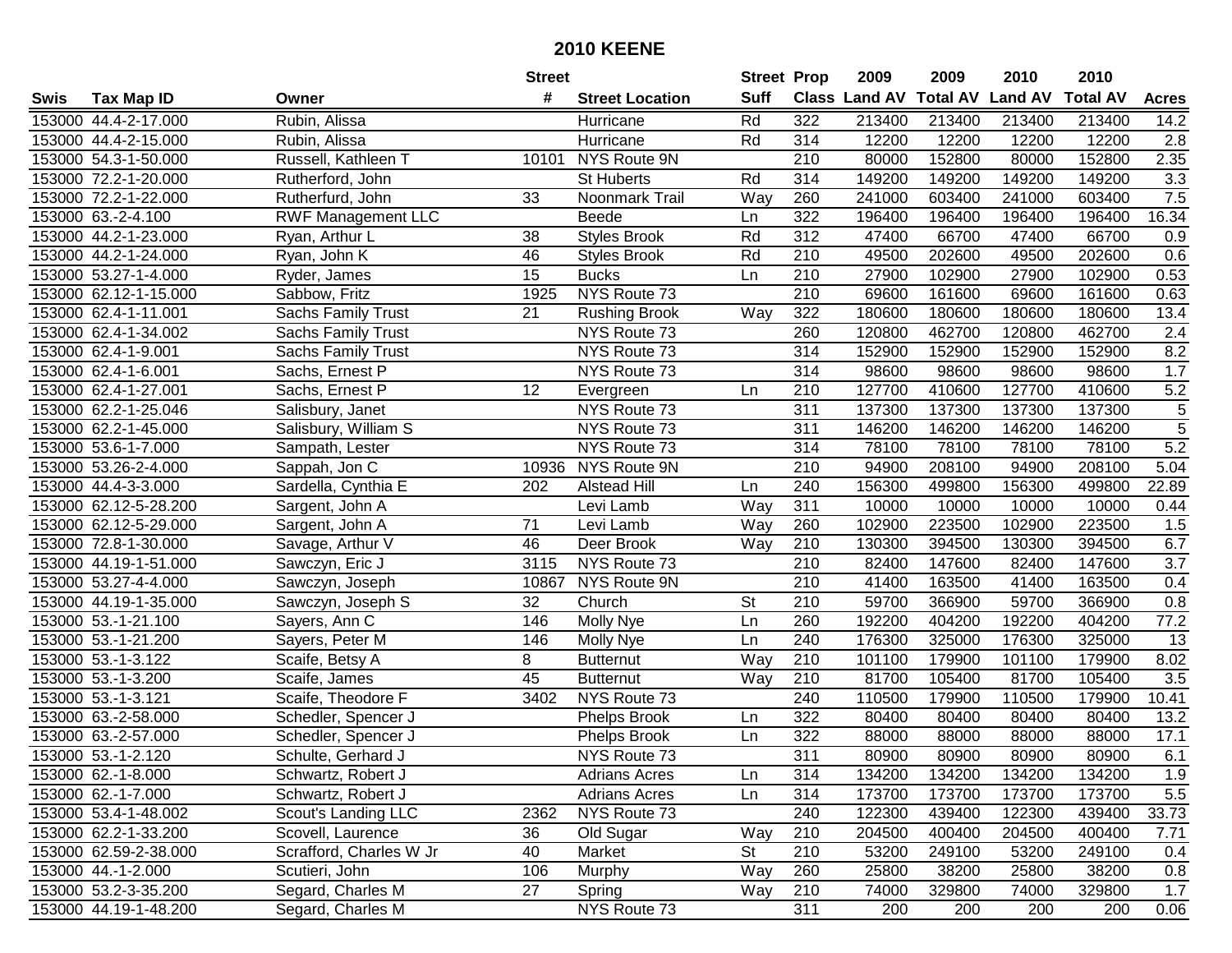# 2010 KEENE

| Swis | Tax Map ID | Owner | Street # | Street Location | Street Suff | Prop Class | 2009 Land AV | 2009 Total AV | 2010 Land AV | 2010 Total AV | Acres |
|---|---|---|---|---|---|---|---|---|---|---|---|
| 153000 | 44.4-2-17.000 | Rubin, Alissa | | Hurricane | Rd | 322 | 213400 | 213400 | 213400 | 213400 | 14.2 |
| 153000 | 44.4-2-15.000 | Rubin, Alissa | | Hurricane | Rd | 314 | 12200 | 12200 | 12200 | 12200 | 2.8 |
| 153000 | 54.3-1-50.000 | Russell, Kathleen T | 10101 | NYS Route 9N | | 210 | 80000 | 152800 | 80000 | 152800 | 2.35 |
| 153000 | 72.2-1-20.000 | Rutherford, John | | St Huberts | Rd | 314 | 149200 | 149200 | 149200 | 149200 | 3.3 |
| 153000 | 72.2-1-22.000 | Rutherfurd, John | 33 | Noonmark Trail | Way | 260 | 241000 | 603400 | 241000 | 603400 | 7.5 |
| 153000 | 63.-2-4.100 | RWF Management LLC | | Beede | Ln | 322 | 196400 | 196400 | 196400 | 196400 | 16.34 |
| 153000 | 44.2-1-23.000 | Ryan, Arthur L | 38 | Styles Brook | Rd | 312 | 47400 | 66700 | 47400 | 66700 | 0.9 |
| 153000 | 44.2-1-24.000 | Ryan, John K | 46 | Styles Brook | Rd | 210 | 49500 | 202600 | 49500 | 202600 | 0.6 |
| 153000 | 53.27-1-4.000 | Ryder, James | 15 | Bucks | Ln | 210 | 27900 | 102900 | 27900 | 102900 | 0.53 |
| 153000 | 62.12-1-15.000 | Sabbow, Fritz | 1925 | NYS Route 73 | | 210 | 69600 | 161600 | 69600 | 161600 | 0.63 |
| 153000 | 62.4-1-11.001 | Sachs Family Trust | 21 | Rushing Brook | Way | 322 | 180600 | 180600 | 180600 | 180600 | 13.4 |
| 153000 | 62.4-1-34.002 | Sachs Family Trust | | NYS Route 73 | | 260 | 120800 | 462700 | 120800 | 462700 | 2.4 |
| 153000 | 62.4-1-9.001 | Sachs Family Trust | | NYS Route 73 | | 314 | 152900 | 152900 | 152900 | 152900 | 8.2 |
| 153000 | 62.4-1-6.001 | Sachs, Ernest P | | NYS Route 73 | | 314 | 98600 | 98600 | 98600 | 98600 | 1.7 |
| 153000 | 62.4-1-27.001 | Sachs, Ernest P | 12 | Evergreen | Ln | 210 | 127700 | 410600 | 127700 | 410600 | 5.2 |
| 153000 | 62.2-1-25.046 | Salisbury, Janet | | NYS Route 73 | | 311 | 137300 | 137300 | 137300 | 137300 | 5 |
| 153000 | 62.2-1-45.000 | Salisbury, William S | | NYS Route 73 | | 311 | 146200 | 146200 | 146200 | 146200 | 5 |
| 153000 | 53.6-1-7.000 | Sampath, Lester | | NYS Route 73 | | 314 | 78100 | 78100 | 78100 | 78100 | 5.2 |
| 153000 | 53.26-2-4.000 | Sappah, Jon C | 10936 | NYS Route 9N | | 210 | 94900 | 208100 | 94900 | 208100 | 5.04 |
| 153000 | 44.4-3-3.000 | Sardella, Cynthia E | 202 | Alstead Hill | Ln | 240 | 156300 | 499800 | 156300 | 499800 | 22.89 |
| 153000 | 62.12-5-28.200 | Sargent, John A | | Levi Lamb | Way | 311 | 10000 | 10000 | 10000 | 10000 | 0.44 |
| 153000 | 62.12-5-29.000 | Sargent, John A | 71 | Levi Lamb | Way | 260 | 102900 | 223500 | 102900 | 223500 | 1.5 |
| 153000 | 72.8-1-30.000 | Savage, Arthur V | 46 | Deer Brook | Way | 210 | 130300 | 394500 | 130300 | 394500 | 6.7 |
| 153000 | 44.19-1-51.000 | Sawczyn, Eric J | 3115 | NYS Route 73 | | 210 | 82400 | 147600 | 82400 | 147600 | 3.7 |
| 153000 | 53.27-4-4.000 | Sawczyn, Joseph | 10867 | NYS Route 9N | | 210 | 41400 | 163500 | 41400 | 163500 | 0.4 |
| 153000 | 44.19-1-35.000 | Sawczyn, Joseph S | 32 | Church | St | 210 | 59700 | 366900 | 59700 | 366900 | 0.8 |
| 153000 | 53.-1-21.100 | Sayers, Ann C | 146 | Molly Nye | Ln | 260 | 192200 | 404200 | 192200 | 404200 | 77.2 |
| 153000 | 53.-1-21.200 | Sayers, Peter M | 146 | Molly Nye | Ln | 240 | 176300 | 325000 | 176300 | 325000 | 13 |
| 153000 | 53.-1-3.122 | Scaife, Betsy A | 8 | Butternut | Way | 210 | 101100 | 179900 | 101100 | 179900 | 8.02 |
| 153000 | 53.-1-3.200 | Scaife, James | 45 | Butternut | Way | 210 | 81700 | 105400 | 81700 | 105400 | 3.5 |
| 153000 | 53.-1-3.121 | Scaife, Theodore F | 3402 | NYS Route 73 | | 240 | 110500 | 179900 | 110500 | 179900 | 10.41 |
| 153000 | 63.-2-58.000 | Schedler, Spencer J | | Phelps Brook | Ln | 322 | 80400 | 80400 | 80400 | 80400 | 13.2 |
| 153000 | 63.-2-57.000 | Schedler, Spencer J | | Phelps Brook | Ln | 322 | 88000 | 88000 | 88000 | 88000 | 17.1 |
| 153000 | 53.-1-2.120 | Schulte, Gerhard J | | NYS Route 73 | | 311 | 80900 | 80900 | 80900 | 80900 | 6.1 |
| 153000 | 62.-1-8.000 | Schwartz, Robert J | | Adrians Acres | Ln | 314 | 134200 | 134200 | 134200 | 134200 | 1.9 |
| 153000 | 62.-1-7.000 | Schwartz, Robert J | | Adrians Acres | Ln | 314 | 173700 | 173700 | 173700 | 173700 | 5.5 |
| 153000 | 53.4-1-48.002 | Scout's Landing LLC | 2362 | NYS Route 73 | | 240 | 122300 | 439400 | 122300 | 439400 | 33.73 |
| 153000 | 62.2-1-33.200 | Scovell, Laurence | 36 | Old Sugar | Way | 210 | 204500 | 400400 | 204500 | 400400 | 7.71 |
| 153000 | 62.59-2-38.000 | Scrafford, Charles W Jr | 40 | Market | St | 210 | 53200 | 249100 | 53200 | 249100 | 0.4 |
| 153000 | 44.-1-2.000 | Scutieri, John | 106 | Murphy | Way | 260 | 25800 | 38200 | 25800 | 38200 | 0.8 |
| 153000 | 53.2-3-35.200 | Segard, Charles M | 27 | Spring | Way | 210 | 74000 | 329800 | 74000 | 329800 | 1.7 |
| 153000 | 44.19-1-48.200 | Segard, Charles M | | NYS Route 73 | | 311 | 200 | 200 | 200 | 200 | 0.06 |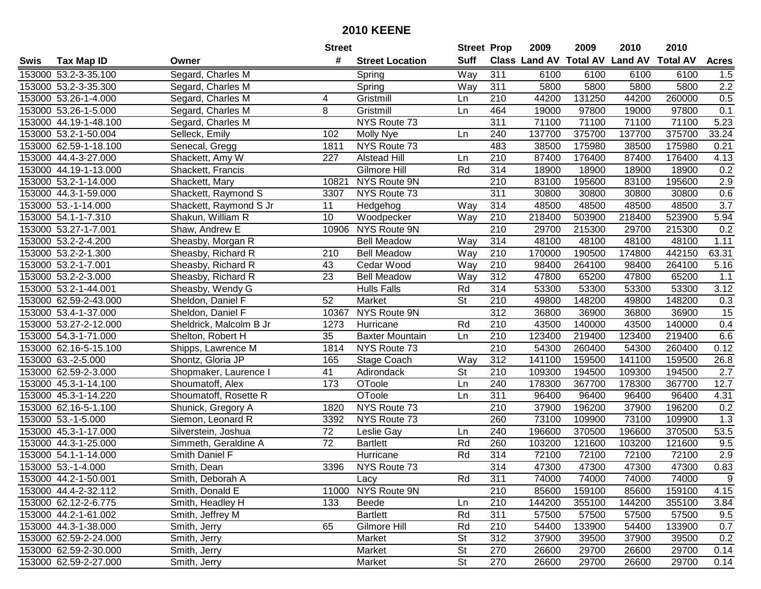# 2010 KEENE

| Swis | Tax Map ID | Owner | Street # | Street Location | Street Suff | Prop Class | 2009 Land AV | 2009 Total AV | 2010 Land AV | 2010 Total AV | Acres |
|---|---|---|---|---|---|---|---|---|---|---|---|
| 153000 | 53.2-3-35.100 | Segard, Charles M | | Spring | Way | 311 | 6100 | 6100 | 6100 | 6100 | 1.5 |
| 153000 | 53.2-3-35.300 | Segard, Charles M | | Spring | Way | 311 | 5800 | 5800 | 5800 | 5800 | 2.2 |
| 153000 | 53.26-1-4.000 | Segard, Charles M | 4 | Gristmill | Ln | 210 | 44200 | 131250 | 44200 | 260000 | 0.5 |
| 153000 | 53.26-1-5.000 | Segard, Charles M | 8 | Gristmill | Ln | 464 | 19000 | 97800 | 19000 | 97800 | 0.1 |
| 153000 | 44.19-1-48.100 | Segard, Charles M | | NYS Route 73 | | 311 | 71100 | 71100 | 71100 | 71100 | 5.23 |
| 153000 | 53.2-1-50.004 | Selleck, Emily | 102 | Molly Nye | Ln | 240 | 137700 | 375700 | 137700 | 375700 | 33.24 |
| 153000 | 62.59-1-18.100 | Senecal, Gregg | 1811 | NYS Route 73 | | 483 | 38500 | 175980 | 38500 | 175980 | 0.21 |
| 153000 | 44.4-3-27.000 | Shackett, Amy W | 227 | Alstead Hill | Ln | 210 | 87400 | 176400 | 87400 | 176400 | 4.13 |
| 153000 | 44.19-1-13.000 | Shackett, Francis | | Gilmore Hill | Rd | 314 | 18900 | 18900 | 18900 | 18900 | 0.2 |
| 153000 | 53.2-1-14.000 | Shackett, Mary | 10821 | NYS Route 9N | | 210 | 83100 | 195600 | 83100 | 195600 | 2.9 |
| 153000 | 44.3-1-59.000 | Shackett, Raymond S | 3307 | NYS Route 73 | | 311 | 30800 | 30800 | 30800 | 30800 | 0.6 |
| 153000 | 53.-1-14.000 | Shackett, Raymond S Jr | 11 | Hedgehog | Way | 314 | 48500 | 48500 | 48500 | 48500 | 3.7 |
| 153000 | 54.1-1-7.310 | Shakun, William R | 10 | Woodpecker | Way | 210 | 218400 | 503900 | 218400 | 523900 | 5.94 |
| 153000 | 53.27-1-7.001 | Shaw, Andrew E | 10906 | NYS Route 9N | | 210 | 29700 | 215300 | 29700 | 215300 | 0.2 |
| 153000 | 53.2-2-4.200 | Sheasby, Morgan R | | Bell Meadow | Way | 314 | 48100 | 48100 | 48100 | 48100 | 1.11 |
| 153000 | 53.2-2-1.300 | Sheasby, Richard R | 210 | Bell Meadow | Way | 210 | 170000 | 190500 | 174800 | 442150 | 63.31 |
| 153000 | 53.2-1-7.001 | Sheasby, Richard R | 43 | Cedar Wood | Way | 210 | 98400 | 264100 | 98400 | 264100 | 5.16 |
| 153000 | 53.2-2-3.000 | Sheasby, Richard R | 23 | Bell Meadow | Way | 312 | 47800 | 65200 | 47800 | 65200 | 1.1 |
| 153000 | 53.2-1-44.001 | Sheasby, Wendy G | | Hulls Falls | Rd | 314 | 53300 | 53300 | 53300 | 53300 | 3.12 |
| 153000 | 62.59-2-43.000 | Sheldon, Daniel F | 52 | Market | St | 210 | 49800 | 148200 | 49800 | 148200 | 0.3 |
| 153000 | 53.4-1-37.000 | Sheldon, Daniel F | 10367 | NYS Route 9N | | 312 | 36800 | 36900 | 36800 | 36900 | 15 |
| 153000 | 53.27-2-12.000 | Sheldrick, Malcolm B Jr | 1273 | Hurricane | Rd | 210 | 43500 | 140000 | 43500 | 140000 | 0.4 |
| 153000 | 54.3-1-71.000 | Shelton, Robert H | 35 | Baxter Mountain | Ln | 210 | 123400 | 219400 | 123400 | 219400 | 6.6 |
| 153000 | 62.16-5-15.100 | Shipps, Lawrence M | 1814 | NYS Route 73 | | 210 | 54300 | 260400 | 54300 | 260400 | 0.12 |
| 153000 | 63.-2-5.000 | Shontz, Gloria JP | 165 | Stage Coach | Way | 312 | 141100 | 159500 | 141100 | 159500 | 26.8 |
| 153000 | 62.59-2-3.000 | Shopmaker, Laurence I | 41 | Adirondack | St | 210 | 109300 | 194500 | 109300 | 194500 | 2.7 |
| 153000 | 45.3-1-14.100 | Shoumatoff, Alex | 173 | OToole | Ln | 240 | 178300 | 367700 | 178300 | 367700 | 12.7 |
| 153000 | 45.3-1-14.220 | Shoumatoff, Rosette R | | OToole | Ln | 311 | 96400 | 96400 | 96400 | 96400 | 4.31 |
| 153000 | 62.16-5-1.100 | Shunick, Gregory A | 1820 | NYS Route 73 | | 210 | 37900 | 196200 | 37900 | 196200 | 0.2 |
| 153000 | 53.-1-5.000 | Siemon, Leonard R | 3392 | NYS Route 73 | | 260 | 73100 | 109900 | 73100 | 109900 | 1.3 |
| 153000 | 45.3-1-17.000 | Silverstein, Joshua | 72 | Leslie Gay | Ln | 240 | 196600 | 370500 | 196600 | 370500 | 53.5 |
| 153000 | 44.3-1-25.000 | Simmeth, Geraldine A | 72 | Bartlett | Rd | 260 | 103200 | 121600 | 103200 | 121600 | 9.5 |
| 153000 | 54.1-1-14.000 | Smith Daniel F | | Hurricane | Rd | 314 | 72100 | 72100 | 72100 | 72100 | 2.9 |
| 153000 | 53.-1-4.000 | Smith, Dean | 3396 | NYS Route 73 | | 314 | 47300 | 47300 | 47300 | 47300 | 0.83 |
| 153000 | 44.2-1-50.001 | Smith, Deborah A | | Lacy | Rd | 311 | 74000 | 74000 | 74000 | 74000 | 9 |
| 153000 | 44.4-2-32.112 | Smith, Donald E | 11000 | NYS Route 9N | | 210 | 85600 | 159100 | 85600 | 159100 | 4.15 |
| 153000 | 62.12-2-6.775 | Smith, Headley H | 133 | Beede | Ln | 210 | 144200 | 355100 | 144200 | 355100 | 3.84 |
| 153000 | 44.2-1-61.002 | Smith, Jeffrey M | | Bartlett | Rd | 311 | 57500 | 57500 | 57500 | 57500 | 9.5 |
| 153000 | 44.3-1-38.000 | Smith, Jerry | 65 | Gilmore Hill | Rd | 210 | 54400 | 133900 | 54400 | 133900 | 0.7 |
| 153000 | 62.59-2-24.000 | Smith, Jerry | | Market | St | 312 | 37900 | 39500 | 37900 | 39500 | 0.2 |
| 153000 | 62.59-2-30.000 | Smith, Jerry | | Market | St | 270 | 26600 | 29700 | 26600 | 29700 | 0.14 |
| 153000 | 62.59-2-27.000 | Smith, Jerry | | Market | St | 270 | 26600 | 29700 | 26600 | 29700 | 0.14 |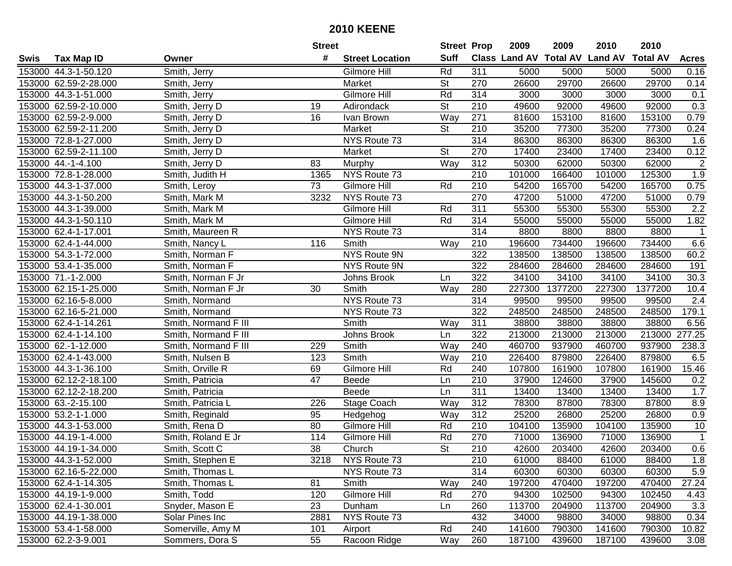# 2010 KEENE

| Swis | Tax Map ID | Owner | Street # | Street Location | Street Suff | Prop Class | 2009 Land AV | 2009 Total AV | 2010 Land AV | 2010 Total AV | Acres |
|---|---|---|---|---|---|---|---|---|---|---|---|
| 153000 | 44.3-1-50.120 | Smith, Jerry | | Gilmore Hill | Rd | 311 | 5000 | 5000 | 5000 | 5000 | 0.16 |
| 153000 | 62.59-2-28.000 | Smith, Jerry | | Market | St | 270 | 26600 | 29700 | 26600 | 29700 | 0.14 |
| 153000 | 44.3-1-51.000 | Smith, Jerry | | Gilmore Hill | Rd | 314 | 3000 | 3000 | 3000 | 3000 | 0.1 |
| 153000 | 62.59-2-10.000 | Smith, Jerry D | 19 | Adirondack | St | 210 | 49600 | 92000 | 49600 | 92000 | 0.3 |
| 153000 | 62.59-2-9.000 | Smith, Jerry D | 16 | Ivan Brown | Way | 271 | 81600 | 153100 | 81600 | 153100 | 0.79 |
| 153000 | 62.59-2-11.200 | Smith, Jerry D | | Market | St | 210 | 35200 | 77300 | 35200 | 77300 | 0.24 |
| 153000 | 72.8-1-27.000 | Smith, Jerry D | | NYS Route 73 | | 314 | 86300 | 86300 | 86300 | 86300 | 1.6 |
| 153000 | 62.59-2-11.100 | Smith, Jerry D | | Market | St | 270 | 17400 | 23400 | 17400 | 23400 | 0.12 |
| 153000 | 44.-1-4.100 | Smith, Jerry D | 83 | Murphy | Way | 312 | 50300 | 62000 | 50300 | 62000 | 2 |
| 153000 | 72.8-1-28.000 | Smith, Judith H | 1365 | NYS Route 73 | | 210 | 101000 | 166400 | 101000 | 125300 | 1.9 |
| 153000 | 44.3-1-37.000 | Smith, Leroy | 73 | Gilmore Hill | Rd | 210 | 54200 | 165700 | 54200 | 165700 | 0.75 |
| 153000 | 44.3-1-50.200 | Smith, Mark M | 3232 | NYS Route 73 | | 270 | 47200 | 51000 | 47200 | 51000 | 0.79 |
| 153000 | 44.3-1-39.000 | Smith, Mark M | | Gilmore Hill | Rd | 311 | 55300 | 55300 | 55300 | 55300 | 2.2 |
| 153000 | 44.3-1-50.110 | Smith, Mark M | | Gilmore Hill | Rd | 314 | 55000 | 55000 | 55000 | 55000 | 1.82 |
| 153000 | 62.4-1-17.001 | Smith, Maureen R | | NYS Route 73 | | 314 | 8800 | 8800 | 8800 | 8800 | 1 |
| 153000 | 62.4-1-44.000 | Smith, Nancy L | 116 | Smith | Way | 210 | 196600 | 734400 | 196600 | 734400 | 6.6 |
| 153000 | 54.3-1-72.000 | Smith, Norman F | | NYS Route 9N | | 322 | 138500 | 138500 | 138500 | 138500 | 60.2 |
| 153000 | 53.4-1-35.000 | Smith, Norman F | | NYS Route 9N | | 322 | 284600 | 284600 | 284600 | 284600 | 191 |
| 153000 | 71.-1-2.000 | Smith, Norman F Jr | | Johns Brook | Ln | 322 | 34100 | 34100 | 34100 | 34100 | 30.3 |
| 153000 | 62.15-1-25.000 | Smith, Norman F Jr | 30 | Smith | Way | 280 | 227300 | 1377200 | 227300 | 1377200 | 10.4 |
| 153000 | 62.16-5-8.000 | Smith, Normand | | NYS Route 73 | | 314 | 99500 | 99500 | 99500 | 99500 | 2.4 |
| 153000 | 62.16-5-21.000 | Smith, Normand | | NYS Route 73 | | 322 | 248500 | 248500 | 248500 | 248500 | 179.1 |
| 153000 | 62.4-1-14.261 | Smith, Normand F III | | Smith | Way | 311 | 38800 | 38800 | 38800 | 38800 | 6.56 |
| 153000 | 62.4-1-14.100 | Smith, Normand F III | | Johns Brook | Ln | 322 | 213000 | 213000 | 213000 | 213000 | 277.25 |
| 153000 | 62.-1-12.000 | Smith, Normand F III | 229 | Smith | Way | 240 | 460700 | 937900 | 460700 | 937900 | 238.3 |
| 153000 | 62.4-1-43.000 | Smith, Nulsen B | 123 | Smith | Way | 210 | 226400 | 879800 | 226400 | 879800 | 6.5 |
| 153000 | 44.3-1-36.100 | Smith, Orville R | 69 | Gilmore Hill | Rd | 240 | 107800 | 161900 | 107800 | 161900 | 15.46 |
| 153000 | 62.12-2-18.100 | Smith, Patricia | 47 | Beede | Ln | 210 | 37900 | 124600 | 37900 | 145600 | 0.2 |
| 153000 | 62.12-2-18.200 | Smith, Patricia | | Beede | Ln | 311 | 13400 | 13400 | 13400 | 13400 | 1.7 |
| 153000 | 63.-2-15.100 | Smith, Patricia L | 226 | Stage Coach | Way | 312 | 78300 | 87800 | 78300 | 87800 | 8.9 |
| 153000 | 53.2-1-1.000 | Smith, Reginald | 95 | Hedgehog | Way | 312 | 25200 | 26800 | 25200 | 26800 | 0.9 |
| 153000 | 44.3-1-53.000 | Smith, Rena D | 80 | Gilmore Hill | Rd | 210 | 104100 | 135900 | 104100 | 135900 | 10 |
| 153000 | 44.19-1-4.000 | Smith, Roland E Jr | 114 | Gilmore Hill | Rd | 270 | 71000 | 136900 | 71000 | 136900 | 1 |
| 153000 | 44.19-1-34.000 | Smith, Scott C | 38 | Church | St | 210 | 42600 | 203400 | 42600 | 203400 | 0.6 |
| 153000 | 44.3-1-52.000 | Smith, Stephen E | 3218 | NYS Route 73 | | 210 | 61000 | 88400 | 61000 | 88400 | 1.8 |
| 153000 | 62.16-5-22.000 | Smith, Thomas L | | NYS Route 73 | | 314 | 60300 | 60300 | 60300 | 60300 | 5.9 |
| 153000 | 62.4-1-14.305 | Smith, Thomas L | 81 | Smith | Way | 240 | 197200 | 470400 | 197200 | 470400 | 27.24 |
| 153000 | 44.19-1-9.000 | Smith, Todd | 120 | Gilmore Hill | Rd | 270 | 94300 | 102500 | 94300 | 102450 | 4.43 |
| 153000 | 62.4-1-30.001 | Snyder, Mason E | 23 | Dunham | Ln | 260 | 113700 | 204900 | 113700 | 204900 | 3.3 |
| 153000 | 44.19-1-38.000 | Solar Pines Inc | 2881 | NYS Route 73 | | 432 | 34000 | 98800 | 34000 | 98800 | 0.34 |
| 153000 | 53.4-1-58.000 | Somerville, Amy M | 101 | Airport | Rd | 240 | 141600 | 790300 | 141600 | 790300 | 10.82 |
| 153000 | 62.2-3-9.001 | Sommers, Dora S | 55 | Racoon Ridge | Way | 260 | 187100 | 439600 | 187100 | 439600 | 3.08 |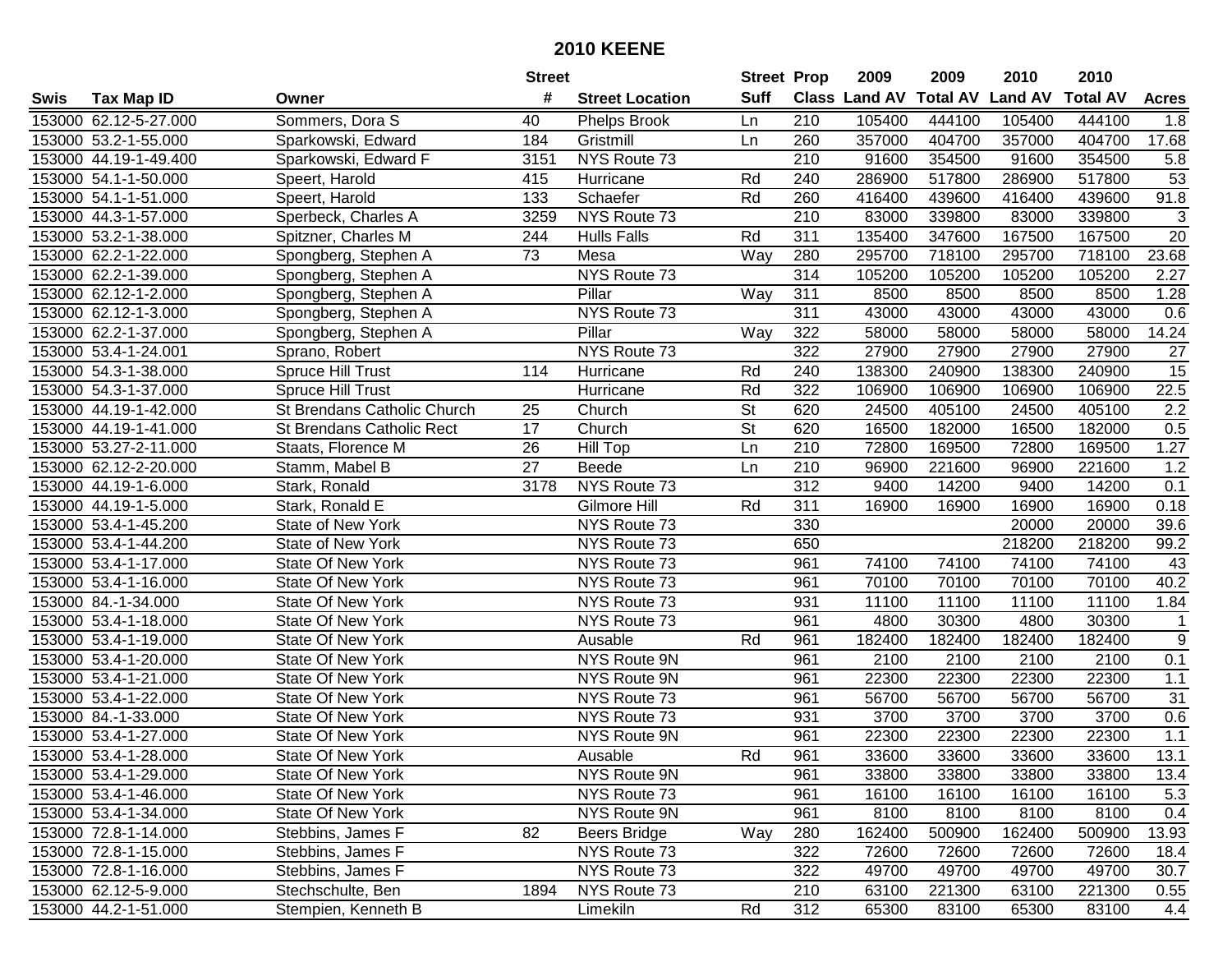# 2010 KEENE

| Swis | Tax Map ID | Owner | Street # | Street Location | Street Suff | Prop Class | 2009 Land AV | 2009 Total AV | 2010 Land AV | 2010 Total AV | Acres |
|---|---|---|---|---|---|---|---|---|---|---|---|
| 153000 | 62.12-5-27.000 | Sommers, Dora S | 40 | Phelps Brook | Ln | 210 | 105400 | 444100 | 105400 | 444100 | 1.8 |
| 153000 | 53.2-1-55.000 | Sparkowski, Edward | 184 | Gristmill | Ln | 260 | 357000 | 404700 | 357000 | 404700 | 17.68 |
| 153000 | 44.19-1-49.400 | Sparkowski, Edward F | 3151 | NYS Route 73 | | 210 | 91600 | 354500 | 91600 | 354500 | 5.8 |
| 153000 | 54.1-1-50.000 | Speert, Harold | 415 | Hurricane | Rd | 240 | 286900 | 517800 | 286900 | 517800 | 53 |
| 153000 | 54.1-1-51.000 | Speert, Harold | 133 | Schaefer | Rd | 260 | 416400 | 439600 | 416400 | 439600 | 91.8 |
| 153000 | 44.3-1-57.000 | Sperbeck, Charles A | 3259 | NYS Route 73 | | 210 | 83000 | 339800 | 83000 | 339800 | 3 |
| 153000 | 53.2-1-38.000 | Spitzner, Charles M | 244 | Hulls Falls | Rd | 311 | 135400 | 347600 | 167500 | 167500 | 20 |
| 153000 | 62.2-1-22.000 | Spongberg, Stephen A | 73 | Mesa | Way | 280 | 295700 | 718100 | 295700 | 718100 | 23.68 |
| 153000 | 62.2-1-39.000 | Spongberg, Stephen A | | NYS Route 73 | | 314 | 105200 | 105200 | 105200 | 105200 | 2.27 |
| 153000 | 62.12-1-2.000 | Spongberg, Stephen A | | Pillar | Way | 311 | 8500 | 8500 | 8500 | 8500 | 1.28 |
| 153000 | 62.12-1-3.000 | Spongberg, Stephen A | | NYS Route 73 | | 311 | 43000 | 43000 | 43000 | 43000 | 0.6 |
| 153000 | 62.2-1-37.000 | Spongberg, Stephen A | | Pillar | Way | 322 | 58000 | 58000 | 58000 | 58000 | 14.24 |
| 153000 | 53.4-1-24.001 | Sprano, Robert | | NYS Route 73 | | 322 | 27900 | 27900 | 27900 | 27900 | 27 |
| 153000 | 54.3-1-38.000 | Spruce Hill Trust | 114 | Hurricane | Rd | 240 | 138300 | 240900 | 138300 | 240900 | 15 |
| 153000 | 54.3-1-37.000 | Spruce Hill Trust | | Hurricane | Rd | 322 | 106900 | 106900 | 106900 | 106900 | 22.5 |
| 153000 | 44.19-1-42.000 | St Brendans Catholic Church | 25 | Church | St | 620 | 24500 | 405100 | 24500 | 405100 | 2.2 |
| 153000 | 44.19-1-41.000 | St Brendans Catholic Rect | 17 | Church | St | 620 | 16500 | 182000 | 16500 | 182000 | 0.5 |
| 153000 | 53.27-2-11.000 | Staats, Florence M | 26 | Hill Top | Ln | 210 | 72800 | 169500 | 72800 | 169500 | 1.27 |
| 153000 | 62.12-2-20.000 | Stamm, Mabel B | 27 | Beede | Ln | 210 | 96900 | 221600 | 96900 | 221600 | 1.2 |
| 153000 | 44.19-1-6.000 | Stark, Ronald | 3178 | NYS Route 73 | | 312 | 9400 | 14200 | 9400 | 14200 | 0.1 |
| 153000 | 44.19-1-5.000 | Stark, Ronald E | | Gilmore Hill | Rd | 311 | 16900 | 16900 | 16900 | 16900 | 0.18 |
| 153000 | 53.4-1-45.200 | State of New York | | NYS Route 73 | | 330 | | | 20000 | 20000 | 39.6 |
| 153000 | 53.4-1-44.200 | State of New York | | NYS Route 73 | | 650 | | | 218200 | 218200 | 99.2 |
| 153000 | 53.4-1-17.000 | State Of New York | | NYS Route 73 | | 961 | 74100 | 74100 | 74100 | 74100 | 43 |
| 153000 | 53.4-1-16.000 | State Of New York | | NYS Route 73 | | 961 | 70100 | 70100 | 70100 | 70100 | 40.2 |
| 153000 | 84.-1-34.000 | State Of New York | | NYS Route 73 | | 931 | 11100 | 11100 | 11100 | 11100 | 1.84 |
| 153000 | 53.4-1-18.000 | State Of New York | | NYS Route 73 | | 961 | 4800 | 30300 | 4800 | 30300 | 1 |
| 153000 | 53.4-1-19.000 | State Of New York | | Ausable | Rd | 961 | 182400 | 182400 | 182400 | 182400 | 9 |
| 153000 | 53.4-1-20.000 | State Of New York | | NYS Route 9N | | 961 | 2100 | 2100 | 2100 | 2100 | 0.1 |
| 153000 | 53.4-1-21.000 | State Of New York | | NYS Route 9N | | 961 | 22300 | 22300 | 22300 | 22300 | 1.1 |
| 153000 | 53.4-1-22.000 | State Of New York | | NYS Route 73 | | 961 | 56700 | 56700 | 56700 | 56700 | 31 |
| 153000 | 84.-1-33.000 | State Of New York | | NYS Route 73 | | 931 | 3700 | 3700 | 3700 | 3700 | 0.6 |
| 153000 | 53.4-1-27.000 | State Of New York | | NYS Route 9N | | 961 | 22300 | 22300 | 22300 | 22300 | 1.1 |
| 153000 | 53.4-1-28.000 | State Of New York | | Ausable | Rd | 961 | 33600 | 33600 | 33600 | 33600 | 13.1 |
| 153000 | 53.4-1-29.000 | State Of New York | | NYS Route 9N | | 961 | 33800 | 33800 | 33800 | 33800 | 13.4 |
| 153000 | 53.4-1-46.000 | State Of New York | | NYS Route 73 | | 961 | 16100 | 16100 | 16100 | 16100 | 5.3 |
| 153000 | 53.4-1-34.000 | State Of New York | | NYS Route 9N | | 961 | 8100 | 8100 | 8100 | 8100 | 0.4 |
| 153000 | 72.8-1-14.000 | Stebbins, James F | 82 | Beers Bridge | Way | 280 | 162400 | 500900 | 162400 | 500900 | 13.93 |
| 153000 | 72.8-1-15.000 | Stebbins, James F | | NYS Route 73 | | 322 | 72600 | 72600 | 72600 | 72600 | 18.4 |
| 153000 | 72.8-1-16.000 | Stebbins, James F | | NYS Route 73 | | 322 | 49700 | 49700 | 49700 | 49700 | 30.7 |
| 153000 | 62.12-5-9.000 | Stechschulte, Ben | 1894 | NYS Route 73 | | 210 | 63100 | 221300 | 63100 | 221300 | 0.55 |
| 153000 | 44.2-1-51.000 | Stempien, Kenneth B | | Limekiln | Rd | 312 | 65300 | 83100 | 65300 | 83100 | 4.4 |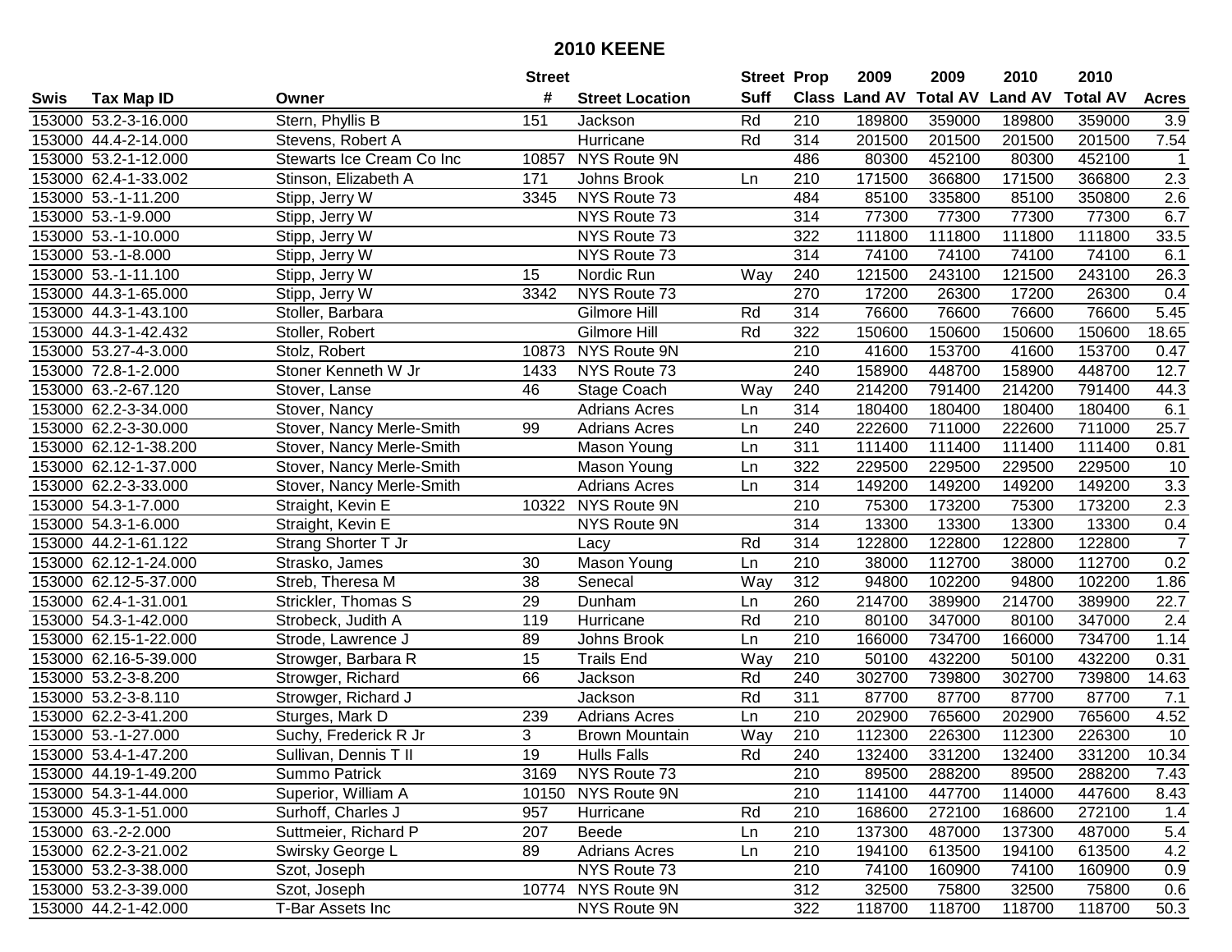# 2010 KEENE

| Swis | Tax Map ID | Owner | Street # | Street Location | Street Suff | Prop Class | 2009 Land AV | 2009 Total AV | 2010 Land AV | 2010 Total AV | Acres |
|---|---|---|---|---|---|---|---|---|---|---|---|
| 153000 | 53.2-3-16.000 | Stern, Phyllis B | 151 | Jackson | Rd | 210 | 189800 | 359000 | 189800 | 359000 | 3.9 |
| 153000 | 44.4-2-14.000 | Stevens, Robert A | | Hurricane | Rd | 314 | 201500 | 201500 | 201500 | 201500 | 7.54 |
| 153000 | 53.2-1-12.000 | Stewarts Ice Cream Co Inc | 10857 | NYS Route 9N | | 486 | 80300 | 452100 | 80300 | 452100 | 1 |
| 153000 | 62.4-1-33.002 | Stinson, Elizabeth A | 171 | Johns Brook | Ln | 210 | 171500 | 366800 | 171500 | 366800 | 2.3 |
| 153000 | 53.-1-11.200 | Stipp, Jerry W | 3345 | NYS Route 73 | | 484 | 85100 | 335800 | 85100 | 350800 | 2.6 |
| 153000 | 53.-1-9.000 | Stipp, Jerry W | | NYS Route 73 | | 314 | 77300 | 77300 | 77300 | 77300 | 6.7 |
| 153000 | 53.-1-10.000 | Stipp, Jerry W | | NYS Route 73 | | 322 | 111800 | 111800 | 111800 | 111800 | 33.5 |
| 153000 | 53.-1-8.000 | Stipp, Jerry W | | NYS Route 73 | | 314 | 74100 | 74100 | 74100 | 74100 | 6.1 |
| 153000 | 53.-1-11.100 | Stipp, Jerry W | 15 | Nordic Run | Way | 240 | 121500 | 243100 | 121500 | 243100 | 26.3 |
| 153000 | 44.3-1-65.000 | Stipp, Jerry W | 3342 | NYS Route 73 | | 270 | 17200 | 26300 | 17200 | 26300 | 0.4 |
| 153000 | 44.3-1-43.100 | Stoller, Barbara | | Gilmore Hill | Rd | 314 | 76600 | 76600 | 76600 | 76600 | 5.45 |
| 153000 | 44.3-1-42.432 | Stoller, Robert | | Gilmore Hill | Rd | 322 | 150600 | 150600 | 150600 | 150600 | 18.65 |
| 153000 | 53.27-4-3.000 | Stolz, Robert | 10873 | NYS Route 9N | | 210 | 41600 | 153700 | 41600 | 153700 | 0.47 |
| 153000 | 72.8-1-2.000 | Stoner Kenneth W Jr | 1433 | NYS Route 73 | | 240 | 158900 | 448700 | 158900 | 448700 | 12.7 |
| 153000 | 63.-2-67.120 | Stover, Lanse | 46 | Stage Coach | Way | 240 | 214200 | 791400 | 214200 | 791400 | 44.3 |
| 153000 | 62.2-3-34.000 | Stover, Nancy | | Adrians Acres | Ln | 314 | 180400 | 180400 | 180400 | 180400 | 6.1 |
| 153000 | 62.2-3-30.000 | Stover, Nancy Merle-Smith | 99 | Adrians Acres | Ln | 240 | 222600 | 711000 | 222600 | 711000 | 25.7 |
| 153000 | 62.12-1-38.200 | Stover, Nancy Merle-Smith | | Mason Young | Ln | 311 | 111400 | 111400 | 111400 | 111400 | 0.81 |
| 153000 | 62.12-1-37.000 | Stover, Nancy Merle-Smith | | Mason Young | Ln | 322 | 229500 | 229500 | 229500 | 229500 | 10 |
| 153000 | 62.2-3-33.000 | Stover, Nancy Merle-Smith | | Adrians Acres | Ln | 314 | 149200 | 149200 | 149200 | 149200 | 3.3 |
| 153000 | 54.3-1-7.000 | Straight, Kevin E | 10322 | NYS Route 9N | | 210 | 75300 | 173200 | 75300 | 173200 | 2.3 |
| 153000 | 54.3-1-6.000 | Straight, Kevin E | | NYS Route 9N | | 314 | 13300 | 13300 | 13300 | 13300 | 0.4 |
| 153000 | 44.2-1-61.122 | Strang Shorter T Jr | | Lacy | Rd | 314 | 122800 | 122800 | 122800 | 122800 | 7 |
| 153000 | 62.12-1-24.000 | Strasko, James | 30 | Mason Young | Ln | 210 | 38000 | 112700 | 38000 | 112700 | 0.2 |
| 153000 | 62.12-5-37.000 | Streb, Theresa M | 38 | Senecal | Way | 312 | 94800 | 102200 | 94800 | 102200 | 1.86 |
| 153000 | 62.4-1-31.001 | Strickler, Thomas S | 29 | Dunham | Ln | 260 | 214700 | 389900 | 214700 | 389900 | 22.7 |
| 153000 | 54.3-1-42.000 | Strobeck, Judith A | 119 | Hurricane | Rd | 210 | 80100 | 347000 | 80100 | 347000 | 2.4 |
| 153000 | 62.15-1-22.000 | Strode, Lawrence J | 89 | Johns Brook | Ln | 210 | 166000 | 734700 | 166000 | 734700 | 1.14 |
| 153000 | 62.16-5-39.000 | Strowger, Barbara R | 15 | Trails End | Way | 210 | 50100 | 432200 | 50100 | 432200 | 0.31 |
| 153000 | 53.2-3-8.200 | Strowger, Richard | 66 | Jackson | Rd | 240 | 302700 | 739800 | 302700 | 739800 | 14.63 |
| 153000 | 53.2-3-8.110 | Strowger, Richard J | | Jackson | Rd | 311 | 87700 | 87700 | 87700 | 87700 | 7.1 |
| 153000 | 62.2-3-41.200 | Sturges, Mark D | 239 | Adrians Acres | Ln | 210 | 202900 | 765600 | 202900 | 765600 | 4.52 |
| 153000 | 53.-1-27.000 | Suchy, Frederick R Jr | 3 | Brown Mountain | Way | 210 | 112300 | 226300 | 112300 | 226300 | 10 |
| 153000 | 53.4-1-47.200 | Sullivan, Dennis T II | 19 | Hulls Falls | Rd | 240 | 132400 | 331200 | 132400 | 331200 | 10.34 |
| 153000 | 44.19-1-49.200 | Summo Patrick | 3169 | NYS Route 73 | | 210 | 89500 | 288200 | 89500 | 288200 | 7.43 |
| 153000 | 54.3-1-44.000 | Superior, William A | 10150 | NYS Route 9N | | 210 | 114100 | 447700 | 114000 | 447600 | 8.43 |
| 153000 | 45.3-1-51.000 | Surhoff, Charles J | 957 | Hurricane | Rd | 210 | 168600 | 272100 | 168600 | 272100 | 1.4 |
| 153000 | 63.-2-2.000 | Suttmeier, Richard P | 207 | Beede | Ln | 210 | 137300 | 487000 | 137300 | 487000 | 5.4 |
| 153000 | 62.2-3-21.002 | Swirsky George L | 89 | Adrians Acres | Ln | 210 | 194100 | 613500 | 194100 | 613500 | 4.2 |
| 153000 | 53.2-3-38.000 | Szot, Joseph | | NYS Route 73 | | 210 | 74100 | 160900 | 74100 | 160900 | 0.9 |
| 153000 | 53.2-3-39.000 | Szot, Joseph | 10774 | NYS Route 9N | | 312 | 32500 | 75800 | 32500 | 75800 | 0.6 |
| 153000 | 44.2-1-42.000 | T-Bar Assets Inc | | NYS Route 9N | | 322 | 118700 | 118700 | 118700 | 118700 | 50.3 |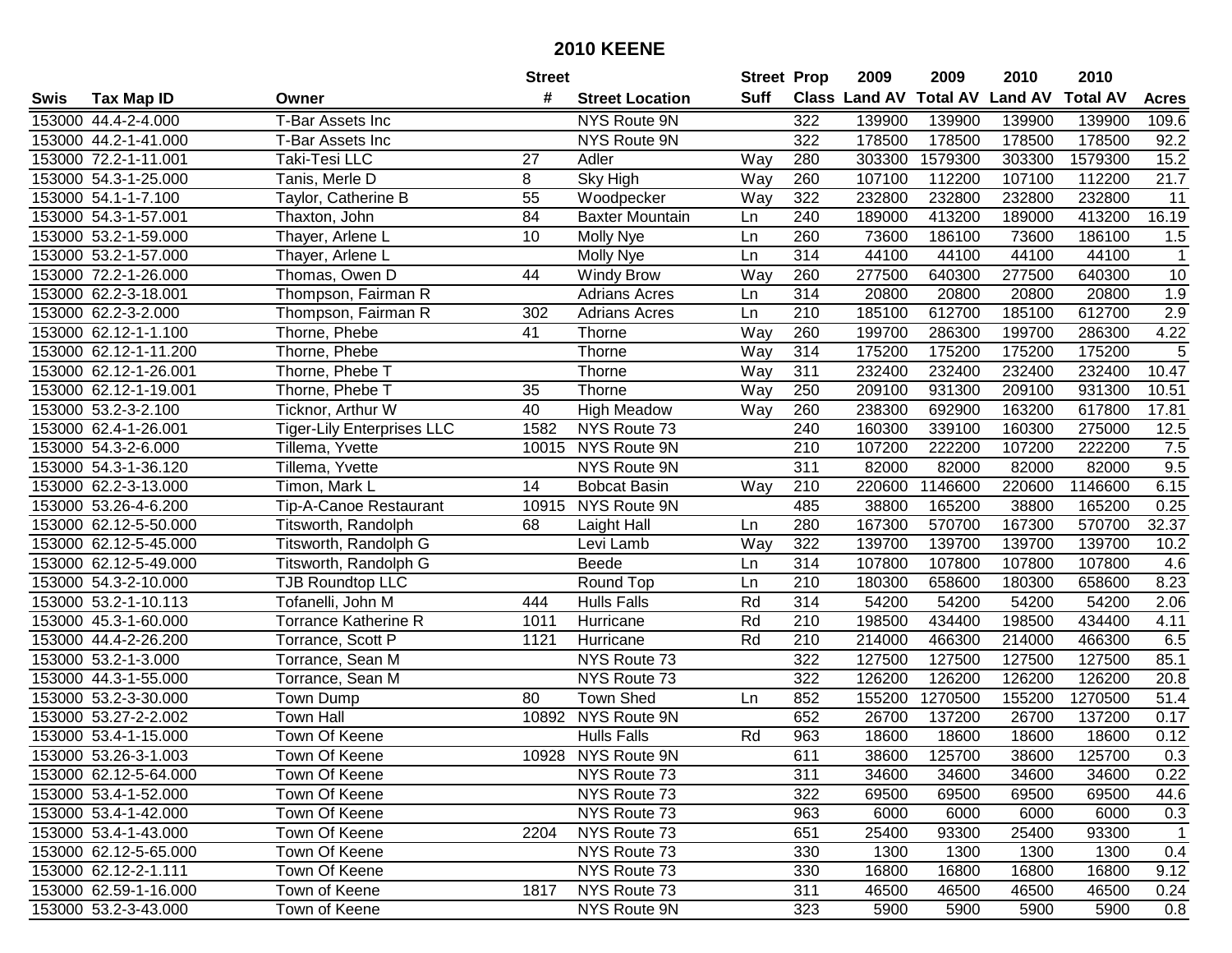# 2010 KEENE

| Swis | Tax Map ID | Owner | Street # | Street Location | Street Suff | Prop Class | 2009 Land AV | 2009 Total AV | 2010 Land AV | 2010 Total AV | Acres |
|---|---|---|---|---|---|---|---|---|---|---|---|
| 153000 | 44.4-2-4.000 | T-Bar Assets Inc | | NYS Route 9N | | 322 | 139900 | 139900 | 139900 | 139900 | 109.6 |
| 153000 | 44.2-1-41.000 | T-Bar Assets Inc | | NYS Route 9N | | 322 | 178500 | 178500 | 178500 | 178500 | 92.2 |
| 153000 | 72.2-1-11.001 | Taki-Tesi LLC | 27 | Adler | Way | 280 | 303300 | 1579300 | 303300 | 1579300 | 15.2 |
| 153000 | 54.3-1-25.000 | Tanis, Merle D | 8 | Sky High | Way | 260 | 107100 | 112200 | 107100 | 112200 | 21.7 |
| 153000 | 54.1-1-7.100 | Taylor, Catherine B | 55 | Woodpecker | Way | 322 | 232800 | 232800 | 232800 | 232800 | 11 |
| 153000 | 54.3-1-57.001 | Thaxton, John | 84 | Baxter Mountain | Ln | 240 | 189000 | 413200 | 189000 | 413200 | 16.19 |
| 153000 | 53.2-1-59.000 | Thayer, Arlene L | 10 | Molly Nye | Ln | 260 | 73600 | 186100 | 73600 | 186100 | 1.5 |
| 153000 | 53.2-1-57.000 | Thayer, Arlene L | | Molly Nye | Ln | 314 | 44100 | 44100 | 44100 | 44100 | 1 |
| 153000 | 72.2-1-26.000 | Thomas, Owen D | 44 | Windy Brow | Way | 260 | 277500 | 640300 | 277500 | 640300 | 10 |
| 153000 | 62.2-3-18.001 | Thompson, Fairman R | | Adrians Acres | Ln | 314 | 20800 | 20800 | 20800 | 20800 | 1.9 |
| 153000 | 62.2-3-2.000 | Thompson, Fairman R | 302 | Adrians Acres | Ln | 210 | 185100 | 612700 | 185100 | 612700 | 2.9 |
| 153000 | 62.12-1-1.100 | Thorne, Phebe | 41 | Thorne | Way | 260 | 199700 | 286300 | 199700 | 286300 | 4.22 |
| 153000 | 62.12-1-11.200 | Thorne, Phebe | | Thorne | Way | 314 | 175200 | 175200 | 175200 | 175200 | 5 |
| 153000 | 62.12-1-26.001 | Thorne, Phebe T | | Thorne | Way | 311 | 232400 | 232400 | 232400 | 232400 | 10.47 |
| 153000 | 62.12-1-19.001 | Thorne, Phebe T | 35 | Thorne | Way | 250 | 209100 | 931300 | 209100 | 931300 | 10.51 |
| 153000 | 53.2-3-2.100 | Ticknor, Arthur W | 40 | High Meadow | Way | 260 | 238300 | 692900 | 163200 | 617800 | 17.81 |
| 153000 | 62.4-1-26.001 | Tiger-Lily Enterprises LLC | 1582 | NYS Route 73 | | 240 | 160300 | 339100 | 160300 | 275000 | 12.5 |
| 153000 | 54.3-2-6.000 | Tillema, Yvette | 10015 | NYS Route 9N | | 210 | 107200 | 222200 | 107200 | 222200 | 7.5 |
| 153000 | 54.3-1-36.120 | Tillema, Yvette | | NYS Route 9N | | 311 | 82000 | 82000 | 82000 | 82000 | 9.5 |
| 153000 | 62.2-3-13.000 | Timon, Mark L | 14 | Bobcat Basin | Way | 210 | 220600 | 1146600 | 220600 | 1146600 | 6.15 |
| 153000 | 53.26-4-6.200 | Tip-A-Canoe Restaurant | 10915 | NYS Route 9N | | 485 | 38800 | 165200 | 38800 | 165200 | 0.25 |
| 153000 | 62.12-5-50.000 | Titsworth, Randolph | 68 | Laight Hall | Ln | 280 | 167300 | 570700 | 167300 | 570700 | 32.37 |
| 153000 | 62.12-5-45.000 | Titsworth, Randolph G | | Levi Lamb | Way | 322 | 139700 | 139700 | 139700 | 139700 | 10.2 |
| 153000 | 62.12-5-49.000 | Titsworth, Randolph G | | Beede | Ln | 314 | 107800 | 107800 | 107800 | 107800 | 4.6 |
| 153000 | 54.3-2-10.000 | TJB Roundtop LLC | | Round Top | Ln | 210 | 180300 | 658600 | 180300 | 658600 | 8.23 |
| 153000 | 53.2-1-10.113 | Tofanelli, John M | 444 | Hulls Falls | Rd | 314 | 54200 | 54200 | 54200 | 54200 | 2.06 |
| 153000 | 45.3-1-60.000 | Torrance Katherine R | 1011 | Hurricane | Rd | 210 | 198500 | 434400 | 198500 | 434400 | 4.11 |
| 153000 | 44.4-2-26.200 | Torrance, Scott P | 1121 | Hurricane | Rd | 210 | 214000 | 466300 | 214000 | 466300 | 6.5 |
| 153000 | 53.2-1-3.000 | Torrance, Sean M | | NYS Route 73 | | 322 | 127500 | 127500 | 127500 | 127500 | 85.1 |
| 153000 | 44.3-1-55.000 | Torrance, Sean M | | NYS Route 73 | | 322 | 126200 | 126200 | 126200 | 126200 | 20.8 |
| 153000 | 53.2-3-30.000 | Town Dump | 80 | Town Shed | Ln | 852 | 155200 | 1270500 | 155200 | 1270500 | 51.4 |
| 153000 | 53.27-2-2.002 | Town Hall | 10892 | NYS Route 9N | | 652 | 26700 | 137200 | 26700 | 137200 | 0.17 |
| 153000 | 53.4-1-15.000 | Town Of Keene | | Hulls Falls | Rd | 963 | 18600 | 18600 | 18600 | 18600 | 0.12 |
| 153000 | 53.26-3-1.003 | Town Of Keene | 10928 | NYS Route 9N | | 611 | 38600 | 125700 | 38600 | 125700 | 0.3 |
| 153000 | 62.12-5-64.000 | Town Of Keene | | NYS Route 73 | | 311 | 34600 | 34600 | 34600 | 34600 | 0.22 |
| 153000 | 53.4-1-52.000 | Town Of Keene | | NYS Route 73 | | 322 | 69500 | 69500 | 69500 | 69500 | 44.6 |
| 153000 | 53.4-1-42.000 | Town Of Keene | | NYS Route 73 | | 963 | 6000 | 6000 | 6000 | 6000 | 0.3 |
| 153000 | 53.4-1-43.000 | Town Of Keene | 2204 | NYS Route 73 | | 651 | 25400 | 93300 | 25400 | 93300 | 1 |
| 153000 | 62.12-5-65.000 | Town Of Keene | | NYS Route 73 | | 330 | 1300 | 1300 | 1300 | 1300 | 0.4 |
| 153000 | 62.12-2-1.111 | Town Of Keene | | NYS Route 73 | | 330 | 16800 | 16800 | 16800 | 16800 | 9.12 |
| 153000 | 62.59-1-16.000 | Town of Keene | 1817 | NYS Route 73 | | 311 | 46500 | 46500 | 46500 | 46500 | 0.24 |
| 153000 | 53.2-3-43.000 | Town of Keene | | NYS Route 9N | | 323 | 5900 | 5900 | 5900 | 5900 | 0.8 |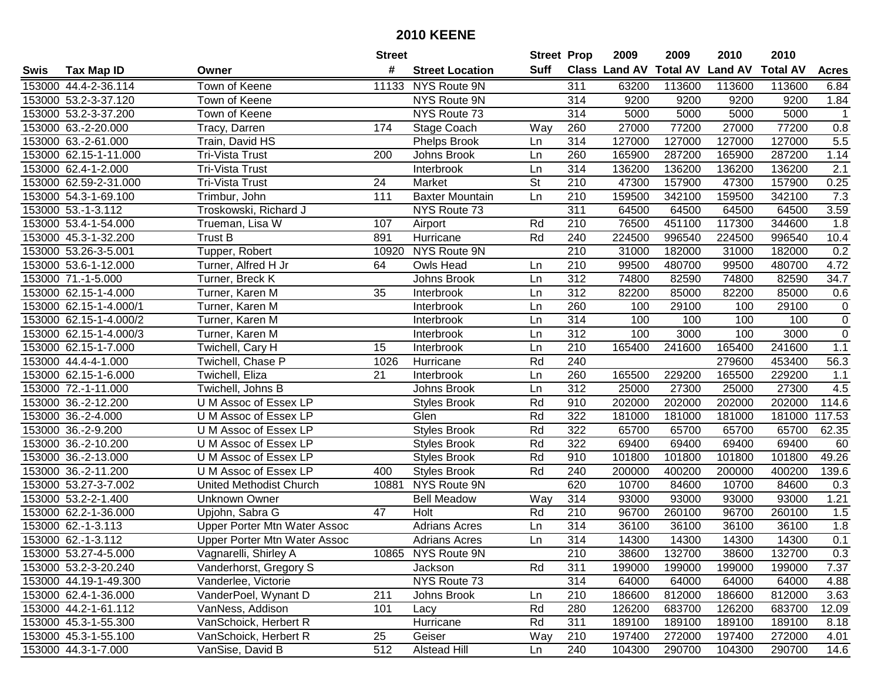# 2010 KEENE

| Swis | Tax Map ID | Owner | Street # | Street Location | Street Suff | Prop Class | 2009 Land AV | 2009 Total AV | 2010 Land AV | 2010 Total AV | Acres |
|---|---|---|---|---|---|---|---|---|---|---|---|
| 153000 | 44.4-2-36.114 | Town of Keene | 11133 | NYS Route 9N | | 311 | 63200 | 113600 | 113600 | 113600 | 6.84 |
| 153000 | 53.2-3-37.120 | Town of Keene | | NYS Route 9N | | 314 | 9200 | 9200 | 9200 | 9200 | 1.84 |
| 153000 | 53.2-3-37.200 | Town of Keene | | NYS Route 73 | | 314 | 5000 | 5000 | 5000 | 5000 | 1 |
| 153000 | 63.-2-20.000 | Tracy, Darren | 174 | Stage Coach | Way | 260 | 27000 | 77200 | 27000 | 77200 | 0.8 |
| 153000 | 63.-2-61.000 | Train, David HS | | Phelps Brook | Ln | 314 | 127000 | 127000 | 127000 | 127000 | 5.5 |
| 153000 | 62.15-1-11.000 | Tri-Vista Trust | 200 | Johns Brook | Ln | 260 | 165900 | 287200 | 165900 | 287200 | 1.14 |
| 153000 | 62.4-1-2.000 | Tri-Vista Trust | | Interbrook | Ln | 314 | 136200 | 136200 | 136200 | 136200 | 2.1 |
| 153000 | 62.59-2-31.000 | Tri-Vista Trust | 24 | Market | St | 210 | 47300 | 157900 | 47300 | 157900 | 0.25 |
| 153000 | 54.3-1-69.100 | Trimbur, John | 111 | Baxter Mountain | Ln | 210 | 159500 | 342100 | 159500 | 342100 | 7.3 |
| 153000 | 53.-1-3.112 | Troskowski, Richard J | | NYS Route 73 | | 311 | 64500 | 64500 | 64500 | 64500 | 3.59 |
| 153000 | 53.4-1-54.000 | Trueman, Lisa W | 107 | Airport | Rd | 210 | 76500 | 451100 | 117300 | 344600 | 1.8 |
| 153000 | 45.3-1-32.200 | Trust B | 891 | Hurricane | Rd | 240 | 224500 | 996540 | 224500 | 996540 | 10.4 |
| 153000 | 53.26-3-5.001 | Tupper, Robert | 10920 | NYS Route 9N | | 210 | 31000 | 182000 | 31000 | 182000 | 0.2 |
| 153000 | 53.6-1-12.000 | Turner, Alfred H Jr | 64 | Owls Head | Ln | 210 | 99500 | 480700 | 99500 | 480700 | 4.72 |
| 153000 | 71.-1-5.000 | Turner, Breck K | | Johns Brook | Ln | 312 | 74800 | 82590 | 74800 | 82590 | 34.7 |
| 153000 | 62.15-1-4.000 | Turner, Karen M | 35 | Interbrook | Ln | 312 | 82200 | 85000 | 82200 | 85000 | 0.6 |
| 153000 | 62.15-1-4.000/1 | Turner, Karen M | | Interbrook | Ln | 260 | 100 | 29100 | 100 | 29100 | 0 |
| 153000 | 62.15-1-4.000/2 | Turner, Karen M | | Interbrook | Ln | 314 | 100 | 100 | 100 | 100 | 0 |
| 153000 | 62.15-1-4.000/3 | Turner, Karen M | | Interbrook | Ln | 312 | 100 | 3000 | 100 | 3000 | 0 |
| 153000 | 62.15-1-7.000 | Twichell, Cary H | 15 | Interbrook | Ln | 210 | 165400 | 241600 | 165400 | 241600 | 1.1 |
| 153000 | 44.4-4-1.000 | Twichell, Chase P | 1026 | Hurricane | Rd | 240 | | | 279600 | 453400 | 56.3 |
| 153000 | 62.15-1-6.000 | Twichell, Eliza | 21 | Interbrook | Ln | 260 | 165500 | 229200 | 165500 | 229200 | 1.1 |
| 153000 | 72.-1-11.000 | Twichell, Johns B | | Johns Brook | Ln | 312 | 25000 | 27300 | 25000 | 27300 | 4.5 |
| 153000 | 36.-2-12.200 | U M Assoc of Essex LP | | Styles Brook | Rd | 910 | 202000 | 202000 | 202000 | 202000 | 114.6 |
| 153000 | 36.-2-4.000 | U M Assoc of Essex LP | | Glen | Rd | 322 | 181000 | 181000 | 181000 | 181000 | 117.53 |
| 153000 | 36.-2-9.200 | U M Assoc of Essex LP | | Styles Brook | Rd | 322 | 65700 | 65700 | 65700 | 65700 | 62.35 |
| 153000 | 36.-2-10.200 | U M Assoc of Essex LP | | Styles Brook | Rd | 322 | 69400 | 69400 | 69400 | 69400 | 60 |
| 153000 | 36.-2-13.000 | U M Assoc of Essex LP | | Styles Brook | Rd | 910 | 101800 | 101800 | 101800 | 101800 | 49.26 |
| 153000 | 36.-2-11.200 | U M Assoc of Essex LP | 400 | Styles Brook | Rd | 240 | 200000 | 400200 | 200000 | 400200 | 139.6 |
| 153000 | 53.27-3-7.002 | United Methodist Church | 10881 | NYS Route 9N | | 620 | 10700 | 84600 | 10700 | 84600 | 0.3 |
| 153000 | 53.2-2-1.400 | Unknown Owner | | Bell Meadow | Way | 314 | 93000 | 93000 | 93000 | 93000 | 1.21 |
| 153000 | 62.2-1-36.000 | Upjohn, Sabra G | 47 | Holt | Rd | 210 | 96700 | 260100 | 96700 | 260100 | 1.5 |
| 153000 | 62.-1-3.113 | Upper Porter Mtn Water Assoc | | Adrians Acres | Ln | 314 | 36100 | 36100 | 36100 | 36100 | 1.8 |
| 153000 | 62.-1-3.112 | Upper Porter Mtn Water Assoc | | Adrians Acres | Ln | 314 | 14300 | 14300 | 14300 | 14300 | 0.1 |
| 153000 | 53.27-4-5.000 | Vagnarelli, Shirley A | 10865 | NYS Route 9N | | 210 | 38600 | 132700 | 38600 | 132700 | 0.3 |
| 153000 | 53.2-3-20.240 | Vanderhorst, Gregory S | | Jackson | Rd | 311 | 199000 | 199000 | 199000 | 199000 | 7.37 |
| 153000 | 44.19-1-49.300 | Vanderlee, Victorie | | NYS Route 73 | | 314 | 64000 | 64000 | 64000 | 64000 | 4.88 |
| 153000 | 62.4-1-36.000 | VanderPoel, Wynant D | 211 | Johns Brook | Ln | 210 | 186600 | 812000 | 186600 | 812000 | 3.63 |
| 153000 | 44.2-1-61.112 | VanNess, Addison | 101 | Lacy | Rd | 280 | 126200 | 683700 | 126200 | 683700 | 12.09 |
| 153000 | 45.3-1-55.300 | VanSchoick, Herbert R | | Hurricane | Rd | 311 | 189100 | 189100 | 189100 | 189100 | 8.18 |
| 153000 | 45.3-1-55.100 | VanSchoick, Herbert R | 25 | Geiser | Way | 210 | 197400 | 272000 | 197400 | 272000 | 4.01 |
| 153000 | 44.3-1-7.000 | VanSise, David B | 512 | Alstead Hill | Ln | 240 | 104300 | 290700 | 104300 | 290700 | 14.6 |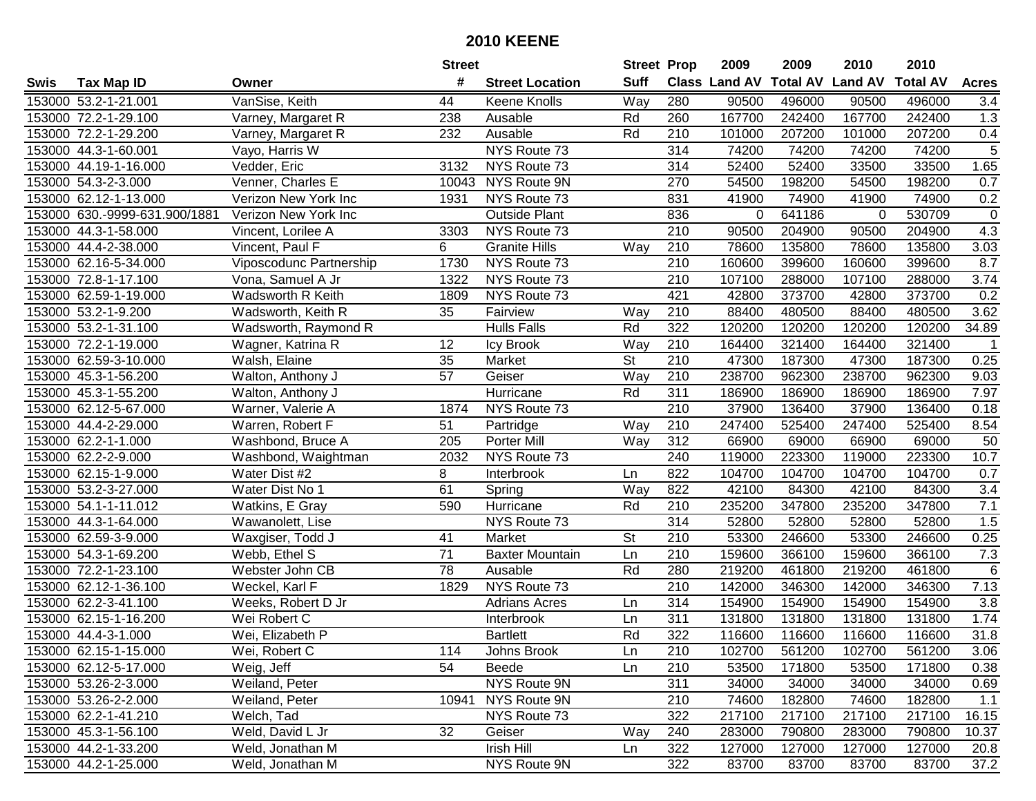# 2010 KEENE

| Swis | Tax Map ID | Owner | Street # | Street Location | Street Suff | Prop Class | 2009 Land AV | 2009 Total AV | 2010 Land AV | 2010 Total AV | Acres |
|---|---|---|---|---|---|---|---|---|---|---|---|
| 153000 | 53.2-1-21.001 | VanSise, Keith | 44 | Keene Knolls | Way | 280 | 90500 | 496000 | 90500 | 496000 | 3.4 |
| 153000 | 72.2-1-29.100 | Varney, Margaret R | 238 | Ausable | Rd | 260 | 167700 | 242400 | 167700 | 242400 | 1.3 |
| 153000 | 72.2-1-29.200 | Varney, Margaret R | 232 | Ausable | Rd | 210 | 101000 | 207200 | 101000 | 207200 | 0.4 |
| 153000 | 44.3-1-60.001 | Vayo, Harris W | | NYS Route 73 | | 314 | 74200 | 74200 | 74200 | 74200 | 5 |
| 153000 | 44.19-1-16.000 | Vedder, Eric | 3132 | NYS Route 73 | | 314 | 52400 | 52400 | 33500 | 33500 | 1.65 |
| 153000 | 54.3-2-3.000 | Venner, Charles E | 10043 | NYS Route 9N | | 270 | 54500 | 198200 | 54500 | 198200 | 0.7 |
| 153000 | 62.12-1-13.000 | Verizon New York Inc | 1931 | NYS Route 73 | | 831 | 41900 | 74900 | 41900 | 74900 | 0.2 |
| 153000 | 630.-9999-631.900/1881 | Verizon New York Inc | | Outside Plant | | 836 | 0 | 641186 | 0 | 530709 | 0 |
| 153000 | 44.3-1-58.000 | Vincent, Lorilee A | 3303 | NYS Route 73 | | 210 | 90500 | 204900 | 90500 | 204900 | 4.3 |
| 153000 | 44.4-2-38.000 | Vincent, Paul F | 6 | Granite Hills | Way | 210 | 78600 | 135800 | 78600 | 135800 | 3.03 |
| 153000 | 62.16-5-34.000 | Viposcodunc Partnership | 1730 | NYS Route 73 | | 210 | 160600 | 399600 | 160600 | 399600 | 8.7 |
| 153000 | 72.8-1-17.100 | Vona, Samuel A Jr | 1322 | NYS Route 73 | | 210 | 107100 | 288000 | 107100 | 288000 | 3.74 |
| 153000 | 62.59-1-19.000 | Wadsworth R Keith | 1809 | NYS Route 73 | | 421 | 42800 | 373700 | 42800 | 373700 | 0.2 |
| 153000 | 53.2-1-9.200 | Wadsworth, Keith R | 35 | Fairview | Way | 210 | 88400 | 480500 | 88400 | 480500 | 3.62 |
| 153000 | 53.2-1-31.100 | Wadsworth, Raymond R | | Hulls Falls | Rd | 322 | 120200 | 120200 | 120200 | 120200 | 34.89 |
| 153000 | 72.2-1-19.000 | Wagner, Katrina R | 12 | Icy Brook | Way | 210 | 164400 | 321400 | 164400 | 321400 | 1 |
| 153000 | 62.59-3-10.000 | Walsh, Elaine | 35 | Market | St | 210 | 47300 | 187300 | 47300 | 187300 | 0.25 |
| 153000 | 45.3-1-56.200 | Walton, Anthony J | 57 | Geiser | Way | 210 | 238700 | 962300 | 238700 | 962300 | 9.03 |
| 153000 | 45.3-1-55.200 | Walton, Anthony J | | Hurricane | Rd | 311 | 186900 | 186900 | 186900 | 186900 | 7.97 |
| 153000 | 62.12-5-67.000 | Warner, Valerie A | 1874 | NYS Route 73 | | 210 | 37900 | 136400 | 37900 | 136400 | 0.18 |
| 153000 | 44.4-2-29.000 | Warren, Robert F | 51 | Partridge | Way | 210 | 247400 | 525400 | 247400 | 525400 | 8.54 |
| 153000 | 62.2-1-1.000 | Washbond, Bruce A | 205 | Porter Mill | Way | 312 | 66900 | 69000 | 66900 | 69000 | 50 |
| 153000 | 62.2-2-9.000 | Washbond, Waightman | 2032 | NYS Route 73 | | 240 | 119000 | 223300 | 119000 | 223300 | 10.7 |
| 153000 | 62.15-1-9.000 | Water Dist #2 | 8 | Interbrook | Ln | 822 | 104700 | 104700 | 104700 | 104700 | 0.7 |
| 153000 | 53.2-3-27.000 | Water Dist No 1 | 61 | Spring | Way | 822 | 42100 | 84300 | 42100 | 84300 | 3.4 |
| 153000 | 54.1-1-11.012 | Watkins, E Gray | 590 | Hurricane | Rd | 210 | 235200 | 347800 | 235200 | 347800 | 7.1 |
| 153000 | 44.3-1-64.000 | Wawanolett, Lise | | NYS Route 73 | | 314 | 52800 | 52800 | 52800 | 52800 | 1.5 |
| 153000 | 62.59-3-9.000 | Waxgiser, Todd J | 41 | Market | St | 210 | 53300 | 246600 | 53300 | 246600 | 0.25 |
| 153000 | 54.3-1-69.200 | Webb, Ethel S | 71 | Baxter Mountain | Ln | 210 | 159600 | 366100 | 159600 | 366100 | 7.3 |
| 153000 | 72.2-1-23.100 | Webster John CB | 78 | Ausable | Rd | 280 | 219200 | 461800 | 219200 | 461800 | 6 |
| 153000 | 62.12-1-36.100 | Weckel, Karl F | 1829 | NYS Route 73 | | 210 | 142000 | 346300 | 142000 | 346300 | 7.13 |
| 153000 | 62.2-3-41.100 | Weeks, Robert D Jr | | Adrians Acres | Ln | 314 | 154900 | 154900 | 154900 | 154900 | 3.8 |
| 153000 | 62.15-1-16.200 | Wei Robert C | | Interbrook | Ln | 311 | 131800 | 131800 | 131800 | 131800 | 1.74 |
| 153000 | 44.4-3-1.000 | Wei, Elizabeth P | | Bartlett | Rd | 322 | 116600 | 116600 | 116600 | 116600 | 31.8 |
| 153000 | 62.15-1-15.000 | Wei, Robert C | 114 | Johns Brook | Ln | 210 | 102700 | 561200 | 102700 | 561200 | 3.06 |
| 153000 | 62.12-5-17.000 | Weig, Jeff | 54 | Beede | Ln | 210 | 53500 | 171800 | 53500 | 171800 | 0.38 |
| 153000 | 53.26-2-3.000 | Weiland, Peter | | NYS Route 9N | | 311 | 34000 | 34000 | 34000 | 34000 | 0.69 |
| 153000 | 53.26-2-2.000 | Weiland, Peter | 10941 | NYS Route 9N | | 210 | 74600 | 182800 | 74600 | 182800 | 1.1 |
| 153000 | 62.2-1-41.210 | Welch, Tad | | NYS Route 73 | | 322 | 217100 | 217100 | 217100 | 217100 | 16.15 |
| 153000 | 45.3-1-56.100 | Weld, David L Jr | 32 | Geiser | Way | 240 | 283000 | 790800 | 283000 | 790800 | 10.37 |
| 153000 | 44.2-1-33.200 | Weld, Jonathan M | | Irish Hill | Ln | 322 | 127000 | 127000 | 127000 | 127000 | 20.8 |
| 153000 | 44.2-1-25.000 | Weld, Jonathan M | | NYS Route 9N | | 322 | 83700 | 83700 | 83700 | 83700 | 37.2 |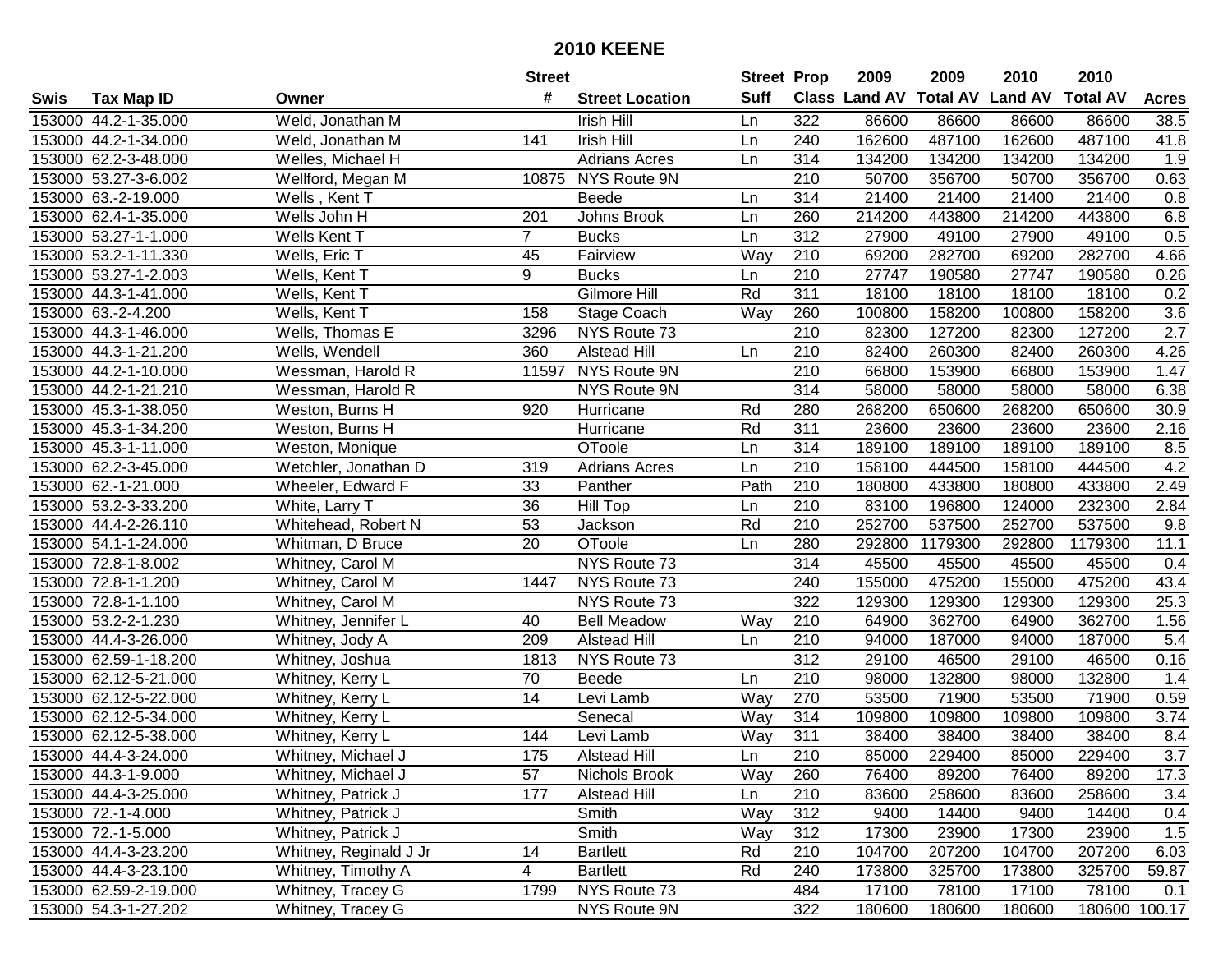# 2010 KEENE

| Swis | Tax Map ID | Owner | Street # | Street Location | Street Suff | Prop Class | 2009 Land AV | 2009 Total AV | 2010 Land AV | 2010 Total AV | Acres |
|---|---|---|---|---|---|---|---|---|---|---|---|
| 153000 | 44.2-1-35.000 | Weld, Jonathan M | | Irish Hill | Ln | 322 | 86600 | 86600 | 86600 | 86600 | 38.5 |
| 153000 | 44.2-1-34.000 | Weld, Jonathan M | 141 | Irish Hill | Ln | 240 | 162600 | 487100 | 162600 | 487100 | 41.8 |
| 153000 | 62.2-3-48.000 | Welles, Michael H | | Adrians Acres | Ln | 314 | 134200 | 134200 | 134200 | 134200 | 1.9 |
| 153000 | 53.27-3-6.002 | Wellford, Megan M | 10875 | NYS Route 9N | | 210 | 50700 | 356700 | 50700 | 356700 | 0.63 |
| 153000 | 63.-2-19.000 | Wells , Kent T | | Beede | Ln | 314 | 21400 | 21400 | 21400 | 21400 | 0.8 |
| 153000 | 62.4-1-35.000 | Wells John H | 201 | Johns Brook | Ln | 260 | 214200 | 443800 | 214200 | 443800 | 6.8 |
| 153000 | 53.27-1-1.000 | Wells Kent T | 7 | Bucks | Ln | 312 | 27900 | 49100 | 27900 | 49100 | 0.5 |
| 153000 | 53.2-1-11.330 | Wells, Eric T | 45 | Fairview | Way | 210 | 69200 | 282700 | 69200 | 282700 | 4.66 |
| 153000 | 53.27-1-2.003 | Wells, Kent T | 9 | Bucks | Ln | 210 | 27747 | 190580 | 27747 | 190580 | 0.26 |
| 153000 | 44.3-1-41.000 | Wells, Kent T | | Gilmore Hill | Rd | 311 | 18100 | 18100 | 18100 | 18100 | 0.2 |
| 153000 | 63.-2-4.200 | Wells, Kent T | 158 | Stage Coach | Way | 260 | 100800 | 158200 | 100800 | 158200 | 3.6 |
| 153000 | 44.3-1-46.000 | Wells, Thomas E | 3296 | NYS Route 73 | | 210 | 82300 | 127200 | 82300 | 127200 | 2.7 |
| 153000 | 44.3-1-21.200 | Wells, Wendell | 360 | Alstead Hill | Ln | 210 | 82400 | 260300 | 82400 | 260300 | 4.26 |
| 153000 | 44.2-1-10.000 | Wessman, Harold R | 11597 | NYS Route 9N | | 210 | 66800 | 153900 | 66800 | 153900 | 1.47 |
| 153000 | 44.2-1-21.210 | Wessman, Harold R | | NYS Route 9N | | 314 | 58000 | 58000 | 58000 | 58000 | 6.38 |
| 153000 | 45.3-1-38.050 | Weston, Burns H | 920 | Hurricane | Rd | 280 | 268200 | 650600 | 268200 | 650600 | 30.9 |
| 153000 | 45.3-1-34.200 | Weston, Burns H | | Hurricane | Rd | 311 | 23600 | 23600 | 23600 | 23600 | 2.16 |
| 153000 | 45.3-1-11.000 | Weston, Monique | | OToole | Ln | 314 | 189100 | 189100 | 189100 | 189100 | 8.5 |
| 153000 | 62.2-3-45.000 | Wetchler, Jonathan D | 319 | Adrians Acres | Ln | 210 | 158100 | 444500 | 158100 | 444500 | 4.2 |
| 153000 | 62.-1-21.000 | Wheeler, Edward F | 33 | Panther | Path | 210 | 180800 | 433800 | 180800 | 433800 | 2.49 |
| 153000 | 53.2-3-33.200 | White, Larry T | 36 | Hill Top | Ln | 210 | 83100 | 196800 | 124000 | 232300 | 2.84 |
| 153000 | 44.4-2-26.110 | Whitehead, Robert N | 53 | Jackson | Rd | 210 | 252700 | 537500 | 252700 | 537500 | 9.8 |
| 153000 | 54.1-1-24.000 | Whitman, D Bruce | 20 | OToole | Ln | 280 | 292800 | 1179300 | 292800 | 1179300 | 11.1 |
| 153000 | 72.8-1-8.002 | Whitney, Carol M | | NYS Route 73 | | 314 | 45500 | 45500 | 45500 | 45500 | 0.4 |
| 153000 | 72.8-1-1.200 | Whitney, Carol M | 1447 | NYS Route 73 | | 240 | 155000 | 475200 | 155000 | 475200 | 43.4 |
| 153000 | 72.8-1-1.100 | Whitney, Carol M | | NYS Route 73 | | 322 | 129300 | 129300 | 129300 | 129300 | 25.3 |
| 153000 | 53.2-2-1.230 | Whitney, Jennifer L | 40 | Bell Meadow | Way | 210 | 64900 | 362700 | 64900 | 362700 | 1.56 |
| 153000 | 44.4-3-26.000 | Whitney, Jody A | 209 | Alstead Hill | Ln | 210 | 94000 | 187000 | 94000 | 187000 | 5.4 |
| 153000 | 62.59-1-18.200 | Whitney, Joshua | 1813 | NYS Route 73 | | 312 | 29100 | 46500 | 29100 | 46500 | 0.16 |
| 153000 | 62.12-5-21.000 | Whitney, Kerry L | 70 | Beede | Ln | 210 | 98000 | 132800 | 98000 | 132800 | 1.4 |
| 153000 | 62.12-5-22.000 | Whitney, Kerry L | 14 | Levi Lamb | Way | 270 | 53500 | 71900 | 53500 | 71900 | 0.59 |
| 153000 | 62.12-5-34.000 | Whitney, Kerry L | | Senecal | Way | 314 | 109800 | 109800 | 109800 | 109800 | 3.74 |
| 153000 | 62.12-5-38.000 | Whitney, Kerry L | 144 | Levi Lamb | Way | 311 | 38400 | 38400 | 38400 | 38400 | 8.4 |
| 153000 | 44.4-3-24.000 | Whitney, Michael J | 175 | Alstead Hill | Ln | 210 | 85000 | 229400 | 85000 | 229400 | 3.7 |
| 153000 | 44.3-1-9.000 | Whitney, Michael J | 57 | Nichols Brook | Way | 260 | 76400 | 89200 | 76400 | 89200 | 17.3 |
| 153000 | 44.4-3-25.000 | Whitney, Patrick J | 177 | Alstead Hill | Ln | 210 | 83600 | 258600 | 83600 | 258600 | 3.4 |
| 153000 | 72.-1-4.000 | Whitney, Patrick J | | Smith | Way | 312 | 9400 | 14400 | 9400 | 14400 | 0.4 |
| 153000 | 72.-1-5.000 | Whitney, Patrick J | | Smith | Way | 312 | 17300 | 23900 | 17300 | 23900 | 1.5 |
| 153000 | 44.4-3-23.200 | Whitney, Reginald J Jr | 14 | Bartlett | Rd | 210 | 104700 | 207200 | 104700 | 207200 | 6.03 |
| 153000 | 44.4-3-23.100 | Whitney, Timothy A | 4 | Bartlett | Rd | 240 | 173800 | 325700 | 173800 | 325700 | 59.87 |
| 153000 | 62.59-2-19.000 | Whitney, Tracey G | 1799 | NYS Route 73 | | 484 | 17100 | 78100 | 17100 | 78100 | 0.1 |
| 153000 | 54.3-1-27.202 | Whitney, Tracey G | | NYS Route 9N | | 322 | 180600 | 180600 | 180600 | 180600 | 100.17 |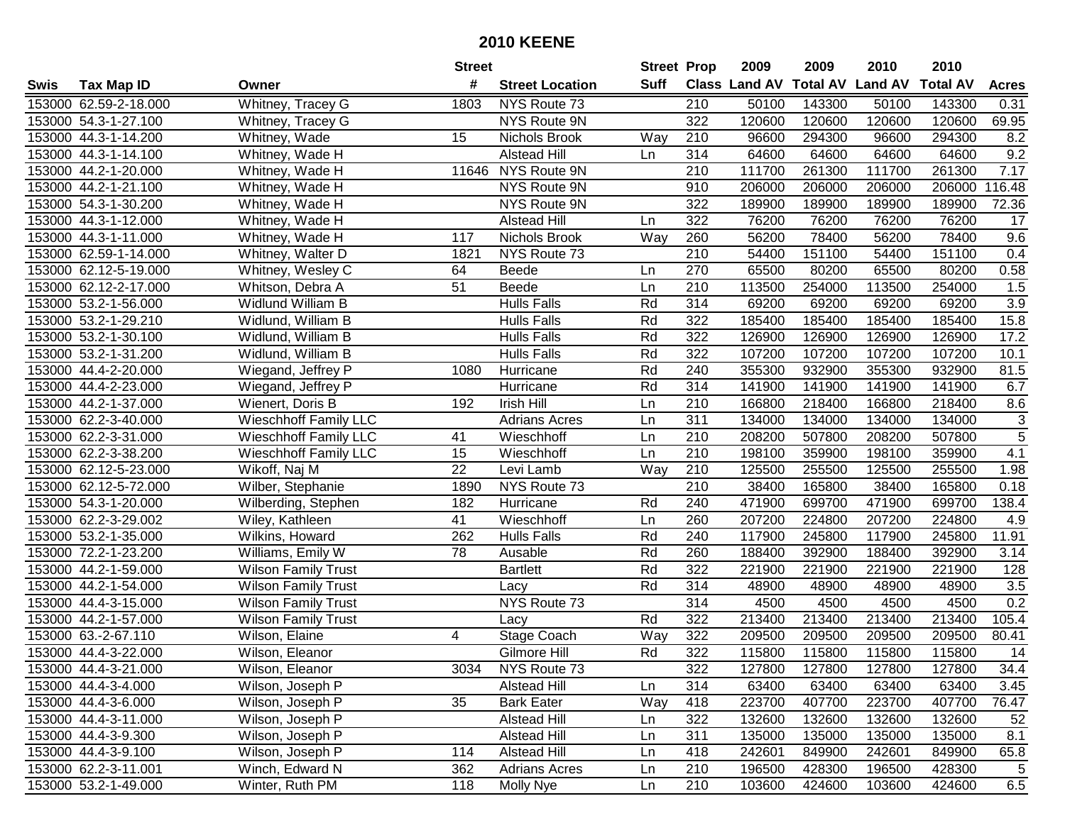# 2010 KEENE

| Swis | Tax Map ID | Owner | Street # | Street Location | Street Suff | Prop Class | 2009 Land AV | 2009 Total AV | 2010 Land AV | 2010 Total AV | Acres |
|---|---|---|---|---|---|---|---|---|---|---|---|
| 153000 | 62.59-2-18.000 | Whitney, Tracey G | 1803 | NYS Route 73 | | 210 | 50100 | 143300 | 50100 | 143300 | 0.31 |
| 153000 | 54.3-1-27.100 | Whitney, Tracey G | | NYS Route 9N | | 322 | 120600 | 120600 | 120600 | 120600 | 69.95 |
| 153000 | 44.3-1-14.200 | Whitney, Wade | 15 | Nichols Brook | Way | 210 | 96600 | 294300 | 96600 | 294300 | 8.2 |
| 153000 | 44.3-1-14.100 | Whitney, Wade H | | Alstead Hill | Ln | 314 | 64600 | 64600 | 64600 | 64600 | 9.2 |
| 153000 | 44.2-1-20.000 | Whitney, Wade H | 11646 | NYS Route 9N | | 210 | 111700 | 261300 | 111700 | 261300 | 7.17 |
| 153000 | 44.2-1-21.100 | Whitney, Wade H | | NYS Route 9N | | 910 | 206000 | 206000 | 206000 | 206000 | 116.48 |
| 153000 | 54.3-1-30.200 | Whitney, Wade H | | NYS Route 9N | | 322 | 189900 | 189900 | 189900 | 189900 | 72.36 |
| 153000 | 44.3-1-12.000 | Whitney, Wade H | | Alstead Hill | Ln | 322 | 76200 | 76200 | 76200 | 76200 | 17 |
| 153000 | 44.3-1-11.000 | Whitney, Wade H | 117 | Nichols Brook | Way | 260 | 56200 | 78400 | 56200 | 78400 | 9.6 |
| 153000 | 62.59-1-14.000 | Whitney, Walter D | 1821 | NYS Route 73 | | 210 | 54400 | 151100 | 54400 | 151100 | 0.4 |
| 153000 | 62.12-5-19.000 | Whitney, Wesley C | 64 | Beede | Ln | 270 | 65500 | 80200 | 65500 | 80200 | 0.58 |
| 153000 | 62.12-2-17.000 | Whitson, Debra A | 51 | Beede | Ln | 210 | 113500 | 254000 | 113500 | 254000 | 1.5 |
| 153000 | 53.2-1-56.000 | Widlund William B | | Hulls Falls | Rd | 314 | 69200 | 69200 | 69200 | 69200 | 3.9 |
| 153000 | 53.2-1-29.210 | Widlund, William B | | Hulls Falls | Rd | 322 | 185400 | 185400 | 185400 | 185400 | 15.8 |
| 153000 | 53.2-1-30.100 | Widlund, William B | | Hulls Falls | Rd | 322 | 126900 | 126900 | 126900 | 126900 | 17.2 |
| 153000 | 53.2-1-31.200 | Widlund, William B | | Hulls Falls | Rd | 322 | 107200 | 107200 | 107200 | 107200 | 10.1 |
| 153000 | 44.4-2-20.000 | Wiegand, Jeffrey P | 1080 | Hurricane | Rd | 240 | 355300 | 932900 | 355300 | 932900 | 81.5 |
| 153000 | 44.4-2-23.000 | Wiegand, Jeffrey P | | Hurricane | Rd | 314 | 141900 | 141900 | 141900 | 141900 | 6.7 |
| 153000 | 44.2-1-37.000 | Wienert, Doris B | 192 | Irish Hill | Ln | 210 | 166800 | 218400 | 166800 | 218400 | 8.6 |
| 153000 | 62.2-3-40.000 | Wieschhoff Family LLC | | Adrians Acres | Ln | 311 | 134000 | 134000 | 134000 | 134000 | 3 |
| 153000 | 62.2-3-31.000 | Wieschhoff Family LLC | 41 | Wieschhoff | Ln | 210 | 208200 | 507800 | 208200 | 507800 | 5 |
| 153000 | 62.2-3-38.200 | Wieschhoff Family LLC | 15 | Wieschhoff | Ln | 210 | 198100 | 359900 | 198100 | 359900 | 4.1 |
| 153000 | 62.12-5-23.000 | Wikoff, Naj M | 22 | Levi Lamb | Way | 210 | 125500 | 255500 | 125500 | 255500 | 1.98 |
| 153000 | 62.12-5-72.000 | Wilber, Stephanie | 1890 | NYS Route 73 | | 210 | 38400 | 165800 | 38400 | 165800 | 0.18 |
| 153000 | 54.3-1-20.000 | Wilberding, Stephen | 182 | Hurricane | Rd | 240 | 471900 | 699700 | 471900 | 699700 | 138.4 |
| 153000 | 62.2-3-29.002 | Wiley, Kathleen | 41 | Wieschhoff | Ln | 260 | 207200 | 224800 | 207200 | 224800 | 4.9 |
| 153000 | 53.2-1-35.000 | Wilkins, Howard | 262 | Hulls Falls | Rd | 240 | 117900 | 245800 | 117900 | 245800 | 11.91 |
| 153000 | 72.2-1-23.200 | Williams, Emily W | 78 | Ausable | Rd | 260 | 188400 | 392900 | 188400 | 392900 | 3.14 |
| 153000 | 44.2-1-59.000 | Wilson Family Trust | | Bartlett | Rd | 322 | 221900 | 221900 | 221900 | 221900 | 128 |
| 153000 | 44.2-1-54.000 | Wilson Family Trust | | Lacy | Rd | 314 | 48900 | 48900 | 48900 | 48900 | 3.5 |
| 153000 | 44.4-3-15.000 | Wilson Family Trust | | NYS Route 73 | | 314 | 4500 | 4500 | 4500 | 4500 | 0.2 |
| 153000 | 44.2-1-57.000 | Wilson Family Trust | | Lacy | Rd | 322 | 213400 | 213400 | 213400 | 213400 | 105.4 |
| 153000 | 63.-2-67.110 | Wilson, Elaine | 4 | Stage Coach | Way | 322 | 209500 | 209500 | 209500 | 209500 | 80.41 |
| 153000 | 44.4-3-22.000 | Wilson, Eleanor | | Gilmore Hill | Rd | 322 | 115800 | 115800 | 115800 | 115800 | 14 |
| 153000 | 44.4-3-21.000 | Wilson, Eleanor | 3034 | NYS Route 73 | | 322 | 127800 | 127800 | 127800 | 127800 | 34.4 |
| 153000 | 44.4-3-4.000 | Wilson, Joseph P | | Alstead Hill | Ln | 314 | 63400 | 63400 | 63400 | 63400 | 3.45 |
| 153000 | 44.4-3-6.000 | Wilson, Joseph P | 35 | Bark Eater | Way | 418 | 223700 | 407700 | 223700 | 407700 | 76.47 |
| 153000 | 44.4-3-11.000 | Wilson, Joseph P | | Alstead Hill | Ln | 322 | 132600 | 132600 | 132600 | 132600 | 52 |
| 153000 | 44.4-3-9.300 | Wilson, Joseph P | | Alstead Hill | Ln | 311 | 135000 | 135000 | 135000 | 135000 | 8.1 |
| 153000 | 44.4-3-9.100 | Wilson, Joseph P | 114 | Alstead Hill | Ln | 418 | 242601 | 849900 | 242601 | 849900 | 65.8 |
| 153000 | 62.2-3-11.001 | Winch, Edward N | 362 | Adrians Acres | Ln | 210 | 196500 | 428300 | 196500 | 428300 | 5 |
| 153000 | 53.2-1-49.000 | Winter, Ruth PM | 118 | Molly Nye | Ln | 210 | 103600 | 424600 | 103600 | 424600 | 6.5 |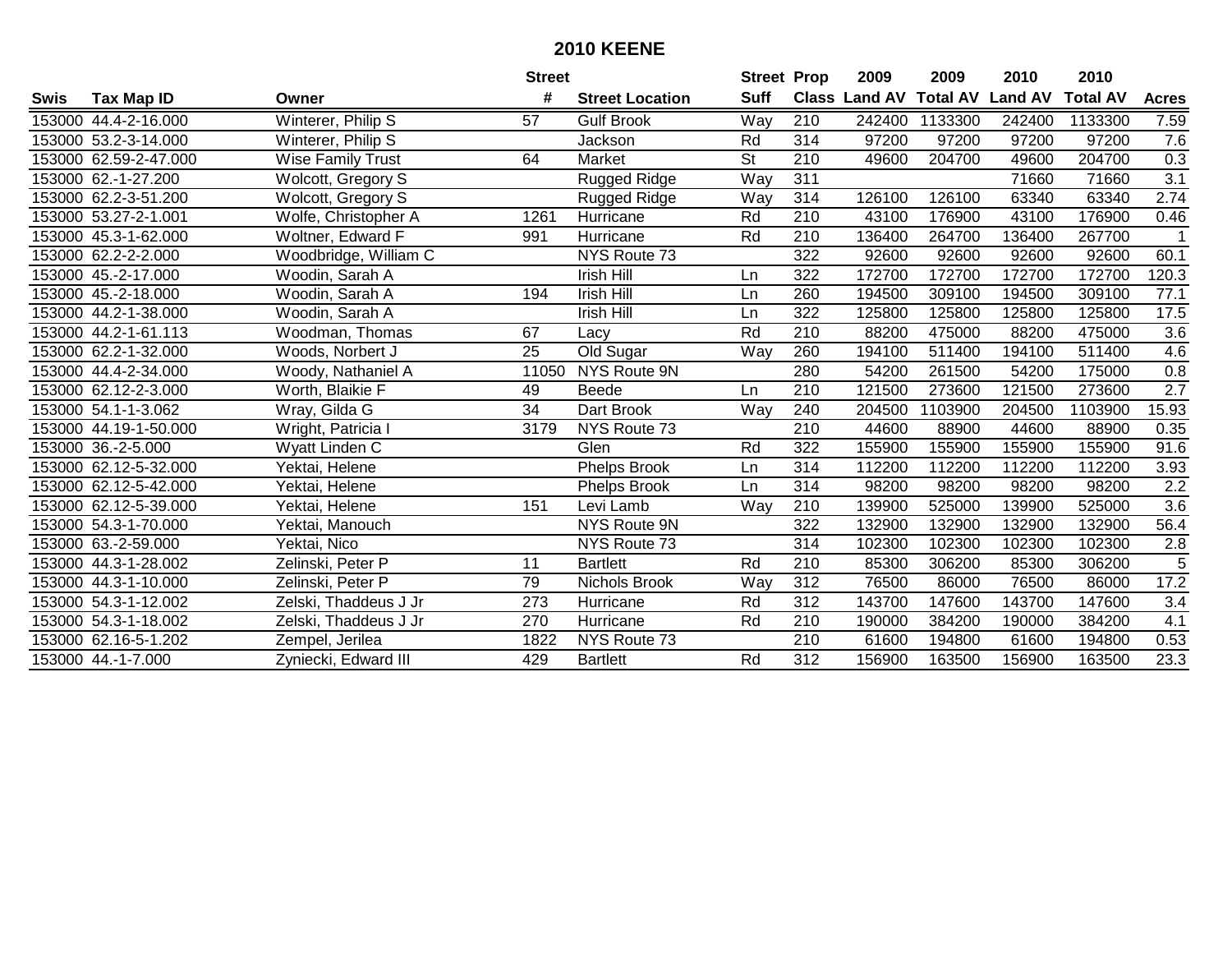# 2010 KEENE

| Swis | Tax Map ID | Owner | Street # | Street Location | Street Suff | Prop Class | 2009 Land AV | 2009 Total AV | 2010 Land AV | 2010 Total AV | Acres |
|---|---|---|---|---|---|---|---|---|---|---|---|
| 153000 | 44.4-2-16.000 | Winterer, Philip S | 57 | Gulf Brook | Way | 210 | 242400 | 1133300 | 242400 | 1133300 | 7.59 |
| 153000 | 53.2-3-14.000 | Winterer, Philip S | | Jackson | Rd | 314 | 97200 | 97200 | 97200 | 97200 | 7.6 |
| 153000 | 62.59-2-47.000 | Wise Family Trust | 64 | Market | St | 210 | 49600 | 204700 | 49600 | 204700 | 0.3 |
| 153000 | 62.-1-27.200 | Wolcott, Gregory S | | Rugged Ridge | Way | 311 | | | 71660 | 71660 | 3.1 |
| 153000 | 62.2-3-51.200 | Wolcott, Gregory S | | Rugged Ridge | Way | 314 | 126100 | 126100 | 63340 | 63340 | 2.74 |
| 153000 | 53.27-2-1.001 | Wolfe, Christopher A | 1261 | Hurricane | Rd | 210 | 43100 | 176900 | 43100 | 176900 | 0.46 |
| 153000 | 45.3-1-62.000 | Woltner, Edward F | 991 | Hurricane | Rd | 210 | 136400 | 264700 | 136400 | 267700 | 1 |
| 153000 | 62.2-2-2.000 | Woodbridge, William C | | NYS Route 73 | | 322 | 92600 | 92600 | 92600 | 92600 | 60.1 |
| 153000 | 45.-2-17.000 | Woodin, Sarah A | | Irish Hill | Ln | 322 | 172700 | 172700 | 172700 | 172700 | 120.3 |
| 153000 | 45.-2-18.000 | Woodin, Sarah A | 194 | Irish Hill | Ln | 260 | 194500 | 309100 | 194500 | 309100 | 77.1 |
| 153000 | 44.2-1-38.000 | Woodin, Sarah A | | Irish Hill | Ln | 322 | 125800 | 125800 | 125800 | 125800 | 17.5 |
| 153000 | 44.2-1-61.113 | Woodman, Thomas | 67 | Lacy | Rd | 210 | 88200 | 475000 | 88200 | 475000 | 3.6 |
| 153000 | 62.2-1-32.000 | Woods, Norbert J | 25 | Old Sugar | Way | 260 | 194100 | 511400 | 194100 | 511400 | 4.6 |
| 153000 | 44.4-2-34.000 | Woody, Nathaniel A | 11050 | NYS Route 9N | | 280 | 54200 | 261500 | 54200 | 175000 | 0.8 |
| 153000 | 62.12-2-3.000 | Worth, Blaikie F | 49 | Beede | Ln | 210 | 121500 | 273600 | 121500 | 273600 | 2.7 |
| 153000 | 54.1-1-3.062 | Wray, Gilda G | 34 | Dart Brook | Way | 240 | 204500 | 1103900 | 204500 | 1103900 | 15.93 |
| 153000 | 44.19-1-50.000 | Wright, Patricia I | 3179 | NYS Route 73 | | 210 | 44600 | 88900 | 44600 | 88900 | 0.35 |
| 153000 | 36.-2-5.000 | Wyatt Linden C | | Glen | Rd | 322 | 155900 | 155900 | 155900 | 155900 | 91.6 |
| 153000 | 62.12-5-32.000 | Yektai, Helene | | Phelps Brook | Ln | 314 | 112200 | 112200 | 112200 | 112200 | 3.93 |
| 153000 | 62.12-5-42.000 | Yektai, Helene | | Phelps Brook | Ln | 314 | 98200 | 98200 | 98200 | 98200 | 2.2 |
| 153000 | 62.12-5-39.000 | Yektai, Helene | 151 | Levi Lamb | Way | 210 | 139900 | 525000 | 139900 | 525000 | 3.6 |
| 153000 | 54.3-1-70.000 | Yektai, Manouch | | NYS Route 9N | | 322 | 132900 | 132900 | 132900 | 132900 | 56.4 |
| 153000 | 63.-2-59.000 | Yektai, Nico | | NYS Route 73 | | 314 | 102300 | 102300 | 102300 | 102300 | 2.8 |
| 153000 | 44.3-1-28.002 | Zelinski, Peter P | 11 | Bartlett | Rd | 210 | 85300 | 306200 | 85300 | 306200 | 5 |
| 153000 | 44.3-1-10.000 | Zelinski, Peter P | 79 | Nichols Brook | Way | 312 | 76500 | 86000 | 76500 | 86000 | 17.2 |
| 153000 | 54.3-1-12.002 | Zelski, Thaddeus J Jr | 273 | Hurricane | Rd | 312 | 143700 | 147600 | 143700 | 147600 | 3.4 |
| 153000 | 54.3-1-18.002 | Zelski, Thaddeus J Jr | 270 | Hurricane | Rd | 210 | 190000 | 384200 | 190000 | 384200 | 4.1 |
| 153000 | 62.16-5-1.202 | Zempel, Jerilea | 1822 | NYS Route 73 | | 210 | 61600 | 194800 | 61600 | 194800 | 0.53 |
| 153000 | 44.-1-7.000 | Zyniecki, Edward III | 429 | Bartlett | Rd | 312 | 156900 | 163500 | 156900 | 163500 | 23.3 |